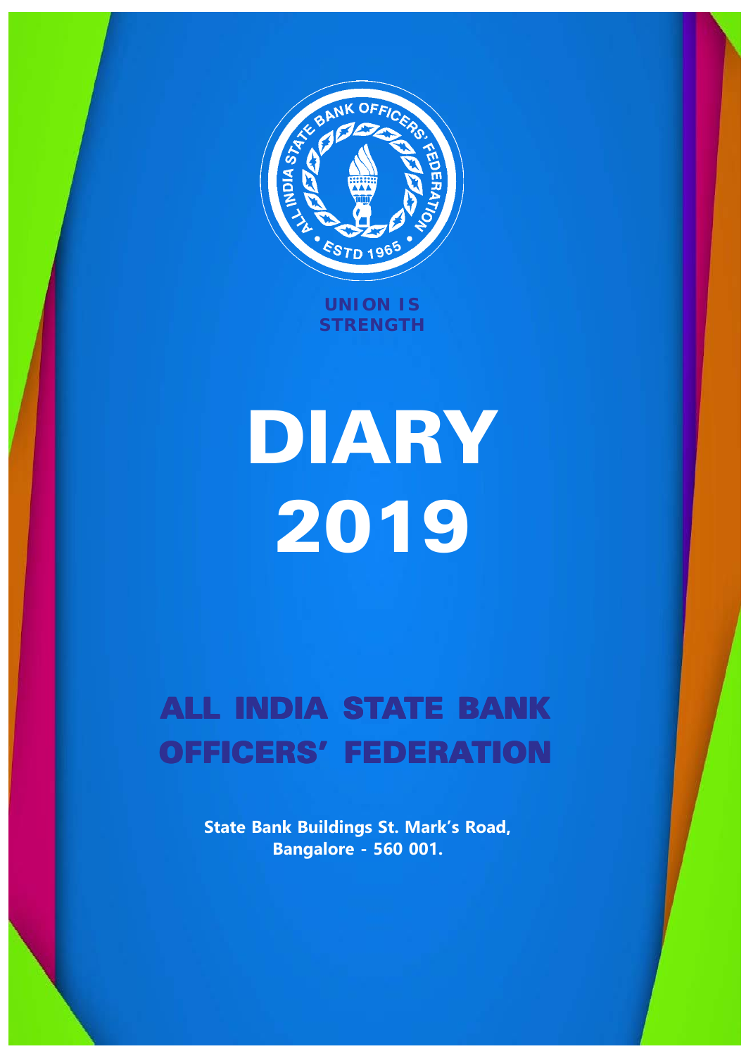UNION IS STRENGTH

# DIARY 2019

## ALL INDIA STATE BANK OFFICERS' FEDERATION

**State Bank Buildings St. Mark's Road, Bangalore - 560 001.**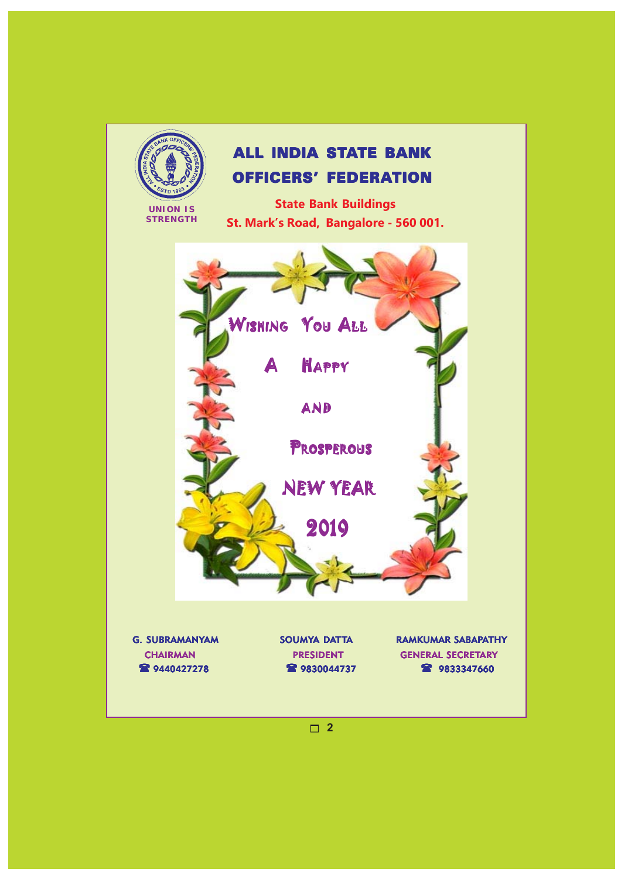UNION IS STRENGTH

# ALL INDIA STATE BANK OFFICERS' FEDERATION

**State Bank Buildings**
**St. Mark's Road, Bangalore - 560 001.**

WISHING YOU ALL

A HAPPY

AND

PROSPEROUS

NEW YEAR

2019

| G. SUBRAMANYAM | SOUMYA DATTA | RAMKUMAR SABAPATHY |
|---|---|---|
| CHAIRMAN | PRESIDENT | GENERAL SECRETARY |
| ☎ 9440427278 | ☎ 9830044737 | ☎ 9833347660 |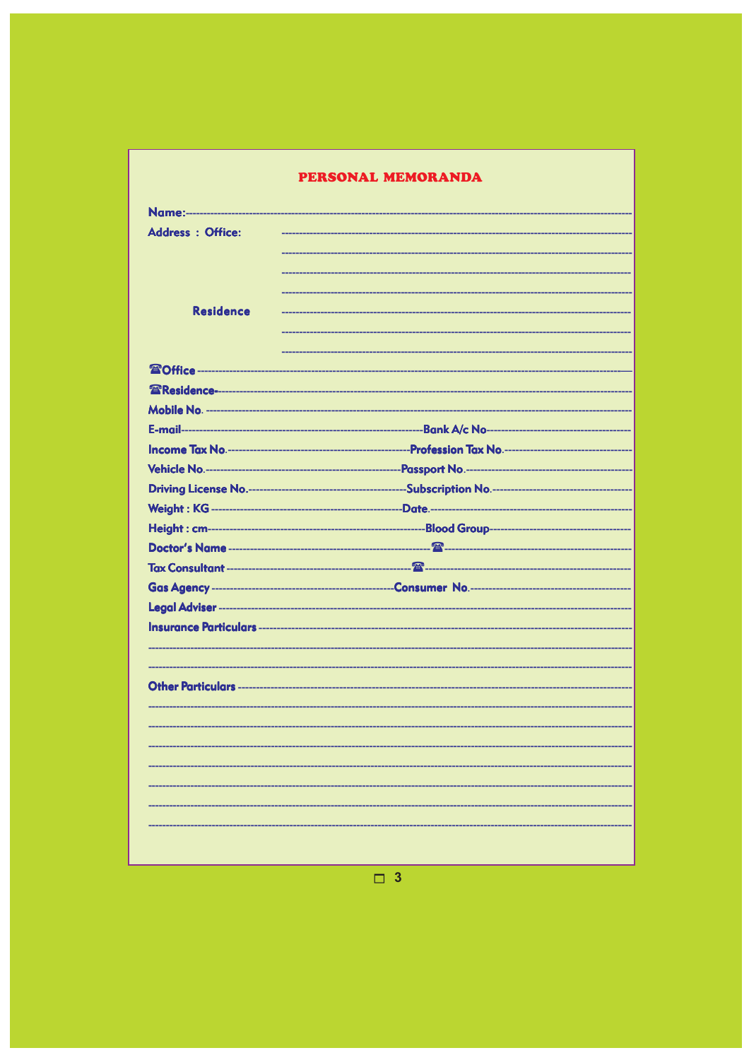# PERSONAL MEMORANDA

**Name:**------------------------------------------------------------------------------------------------

**Address : Office:** ------------------------------------------------------------------------------------------------

------------------------------------------------------------------------------------------------

------------------------------------------------------------------------------------------------

------------------------------------------------------------------------------------------------

**Residence** ------------------------------------------------------------------------------------------------

------------------------------------------------------------------------------------------------

------------------------------------------------------------------------------------------------

**☎Office** ------------------------------------------------------------------------------------------------

**☎Residence**------------------------------------------------------------------------------------------------

**Mobile No.** ------------------------------------------------------------------------------------------------

**E-mail**------------------------------------------------**Bank A/c No**------------------------------------------------

**Income Tax No.**------------------------------------------------**Profession Tax No.**------------------------------------------------

**Vehicle No.**------------------------------------------------**Passport No.**------------------------------------------------

**Driving License No.**------------------------------------------------**Subscription No.**------------------------------------------------

**Weight : KG** ------------------------------------------------**Date.**------------------------------------------------

**Height : cm**------------------------------------------------**Blood Group**------------------------------------------------

**Doctor's Name** ------------------------------------------------☎------------------------------------------------

**Tax Consultant** ------------------------------------------------☎------------------------------------------------

**Gas Agency** ------------------------------------------------**Consumer No.**------------------------------------------------

**Legal Adviser** ------------------------------------------------------------------------------------------------

**Insurance Particulars** ------------------------------------------------------------------------------------------------

------------------------------------------------------------------------------------------------

------------------------------------------------------------------------------------------------

**Other Particulars** ------------------------------------------------------------------------------------------------

------------------------------------------------------------------------------------------------

------------------------------------------------------------------------------------------------

------------------------------------------------------------------------------------------------

------------------------------------------------------------------------------------------------

------------------------------------------------------------------------------------------------

------------------------------------------------------------------------------------------------

------------------------------------------------------------------------------------------------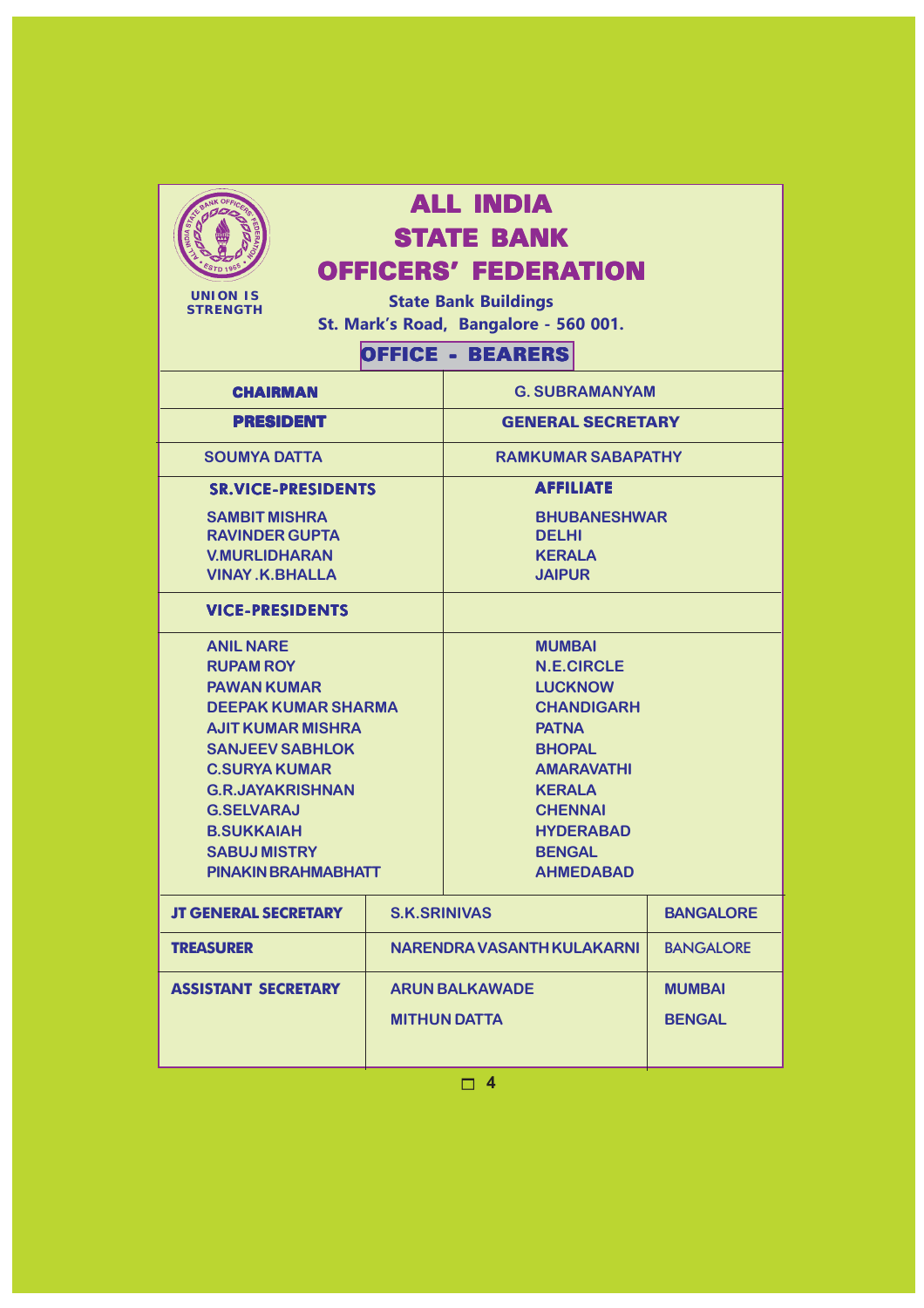UNION IS STRENGTH

# ALL INDIA STATE BANK OFFICERS' FEDERATION

**State Bank Buildings**
**St. Mark's Road, Bangalore - 560 001.**

## OFFICE - BEARERS

| | |
|---|---|
| **CHAIRMAN** | **G. SUBRAMANYAM** |
| **PRESIDENT** | **GENERAL SECRETARY** |
| SOUMYA DATTA | RAMKUMAR SABAPATHY |
| **SR.VICE-PRESIDENTS** | **AFFILIATE** |
| SAMBIT MISHRA | BHUBANESHWAR |
| RAVINDER GUPTA | DELHI |
| V.MURLIDHARAN | KERALA |
| VINAY .K.BHALLA | JAIPUR |
| **VICE-PRESIDENTS** | |
| ANIL NARE | MUMBAI |
| RUPAM ROY | N.E.CIRCLE |
| PAWAN KUMAR | LUCKNOW |
| DEEPAK KUMAR SHARMA | CHANDIGARH |
| AJIT KUMAR MISHRA | PATNA |
| SANJEEV SABHLOK | BHOPAL |
| C.SURYA KUMAR | AMARAVATHI |
| G.R.JAYAKRISHNAN | KERALA |
| G.SELVARAJ | CHENNAI |
| B.SUKKAIAH | HYDERABAD |
| SABUJ MISTRY | BENGAL |
| PINAKIN BRAHMABHATT | AHMEDABAD |

| | | |
|---|---|---|
| **JT GENERAL SECRETARY** | S.K.SRINIVAS | BANGALORE |
| **TREASURER** | NARENDRA VASANTH KULAKARNI | BANGALORE |
| **ASSISTANT SECRETARY** | ARUN BALKAWADE | MUMBAI |
| | MITHUN DATTA | BENGAL |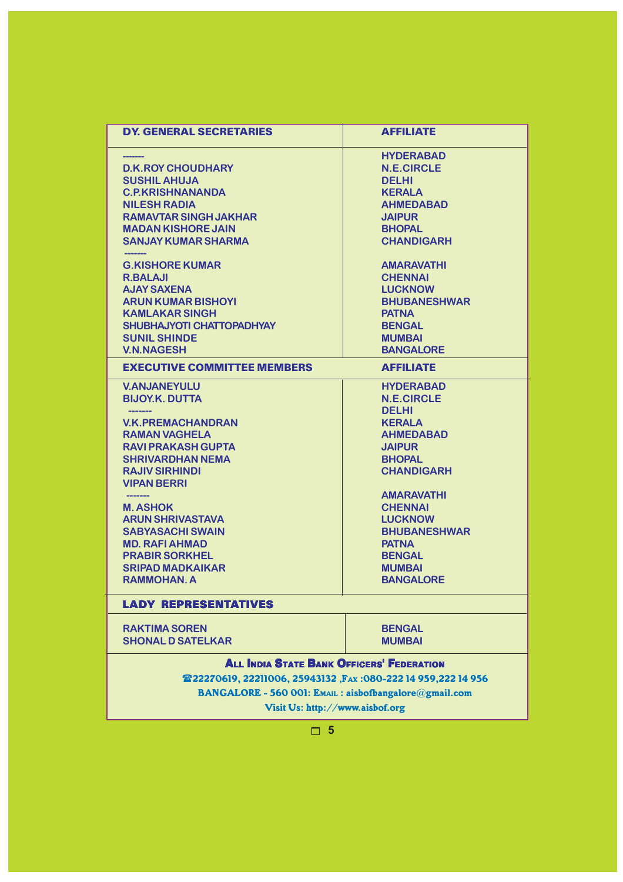| DY. GENERAL SECRETARIES | AFFILIATE |
| --- | --- |
| ------- | HYDERABAD |
| D.K.ROY CHOUDHARY | N.E.CIRCLE |
| SUSHIL AHUJA | DELHI |
| C.P.KRISHNANANDA | KERALA |
| NILESH RADIA | AHMEDABAD |
| RAMAVTAR SINGH JAKHAR | JAIPUR |
| MADAN KISHORE JAIN | BHOPAL |
| SANJAY KUMAR SHARMA | CHANDIGARH |
| ------- | |
| G.KISHORE KUMAR | AMARAVATHI |
| R.BALAJI | CHENNAI |
| AJAY SAXENA | LUCKNOW |
| ARUN KUMAR BISHOYI | BHUBANESHWAR |
| KAMLAKAR SINGH | PATNA |
| SHUBHAJYOTI CHATTOPADHYAY | BENGAL |
| SUNIL SHINDE | MUMBAI |
| V.N.NAGESH | BANGALORE |

| EXECUTIVE COMMITTEE MEMBERS | AFFILIATE |
| --- | --- |
| V.ANJANEYULU | HYDERABAD |
| BIJOY.K. DUTTA | N.E.CIRCLE |
| ------- | DELHI |
| V.K.PREMACHANDRAN | KERALA |
| RAMAN VAGHELA | AHMEDABAD |
| RAVI PRAKASH GUPTA | JAIPUR |
| SHRIVARDHAN NEMA | BHOPAL |
| RAJIV SIRHINDI | CHANDIGARH |
| VIPAN BERRI | |
| ------- | AMARAVATHI |
| M. ASHOK | CHENNAI |
| ARUN SHRIVASTAVA | LUCKNOW |
| SABYASACHI SWAIN | BHUBANESHWAR |
| MD. RAFI AHMAD | PATNA |
| PRABIR SORKHEL | BENGAL |
| SRIPAD MADKAIKAR | MUMBAI |
| RAMMOHAN. A | BANGALORE |

| LADY REPRESENTATIVES | |
| --- | --- |
| RAKTIMA SOREN | BENGAL |
| SHONAL D SATELKAR | MUMBAI |

**ALL INDIA STATE BANK OFFICERS' FEDERATION**

☎22270619, 22211006, 25943132 ,FAX :080-222 14 959,222 14 956

BANGALORE - 560 001: EMAIL : aisbofbangalore@gmail.com

Visit Us: http://www.aisbof.org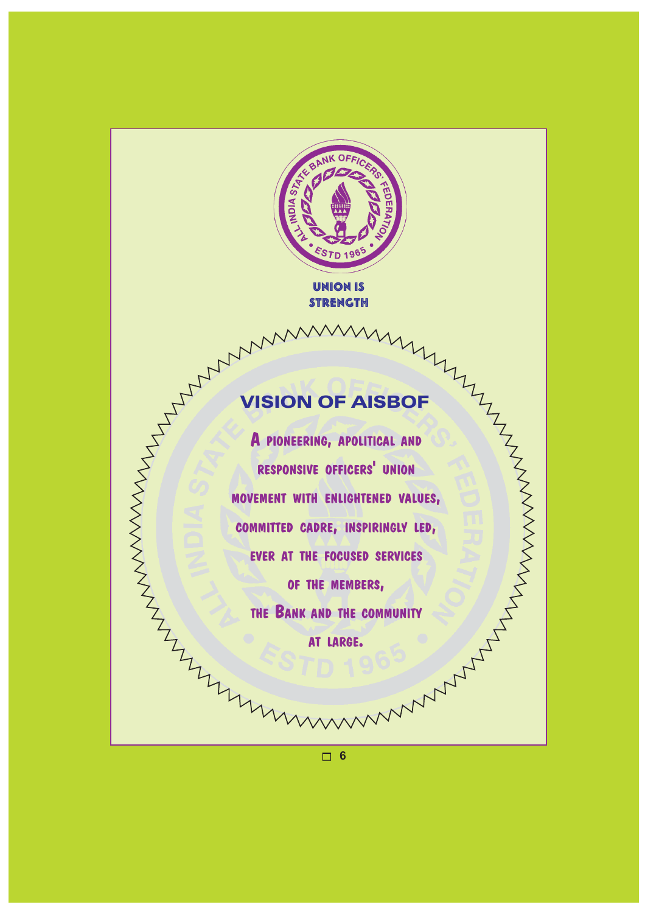UNION IS STRENGTH

## VISION OF AISBOF

A PIONEERING, APOLITICAL AND RESPONSIVE OFFICERS' UNION MOVEMENT WITH ENLIGHTENED VALUES, COMMITTED CADRE, INSPIRINGLY LED, EVER AT THE FOCUSED SERVICES OF THE MEMBERS, THE BANK AND THE COMMUNITY AT LARGE.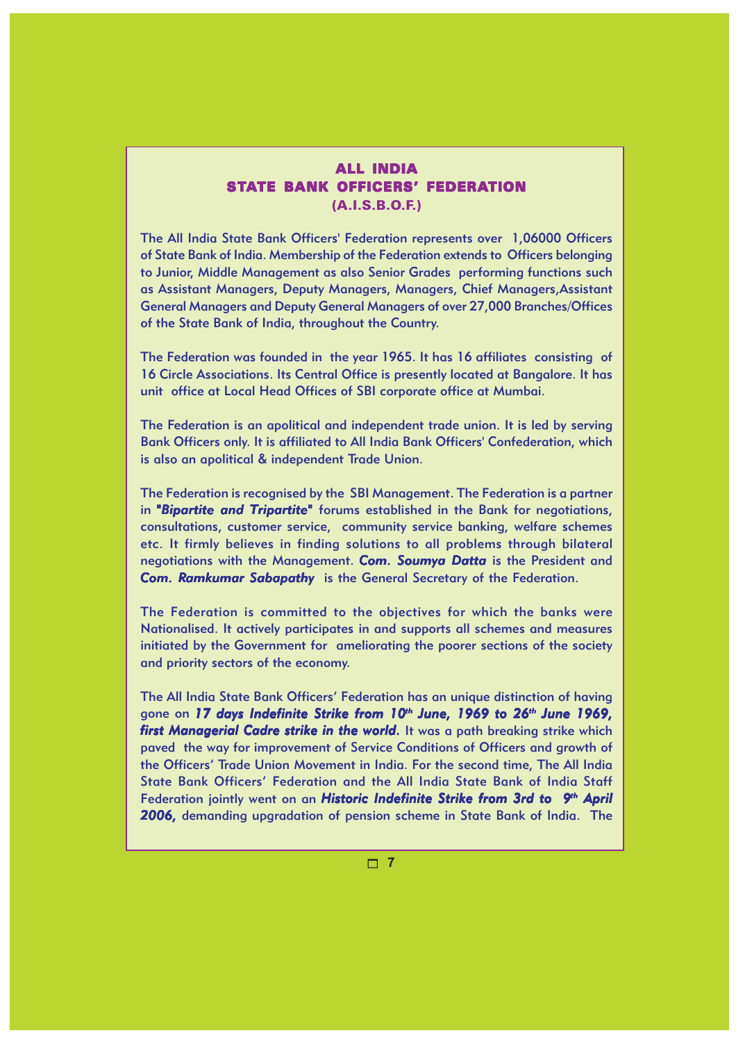# ALL INDIA
# STATE BANK OFFICERS' FEDERATION
## (A.I.S.B.O.F.)

The All India State Bank Officers' Federation represents over 1,06000 Officers of State Bank of India. Membership of the Federation extends to Officers belonging to Junior, Middle Management as also Senior Grades performing functions such as Assistant Managers, Deputy Managers, Managers, Chief Managers,Assistant General Managers and Deputy General Managers of over 27,000 Branches/Offices of the State Bank of India, throughout the Country.

The Federation was founded in the year 1965. It has 16 affiliates consisting of 16 Circle Associations. Its Central Office is presently located at Bangalore. It has unit office at Local Head Offices of SBI corporate office at Mumbai.

The Federation is an apolitical and independent trade union. It is led by serving Bank Officers only. It is affiliated to All India Bank Officers' Confederation, which is also an apolitical & independent Trade Union.

The Federation is recognised by the SBI Management. The Federation is a partner in ***"Bipartite and Tripartite"*** forums established in the Bank for negotiations, consultations, customer service, community service banking, welfare schemes etc. It firmly believes in finding solutions to all problems through bilateral negotiations with the Management. ***Com. Soumya Datta*** is the President and ***Com. Ramkumar Sabapathy*** is the General Secretary of the Federation.

The Federation is committed to the objectives for which the banks were Nationalised. It actively participates in and supports all schemes and measures initiated by the Government for ameliorating the poorer sections of the society and priority sectors of the economy.

The All India State Bank Officers' Federation has an unique distinction of having gone on ***17 days Indefinite Strike from 10th June, 1969 to 26th June 1969, first Managerial Cadre strike in the world.*** It was a path breaking strike which paved the way for improvement of Service Conditions of Officers and growth of the Officers' Trade Union Movement in India. For the second time, The All India State Bank Officers' Federation and the All India State Bank of India Staff Federation jointly went on an ***Historic Indefinite Strike from 3rd to 9th April 2006,*** demanding upgradation of pension scheme in State Bank of India. The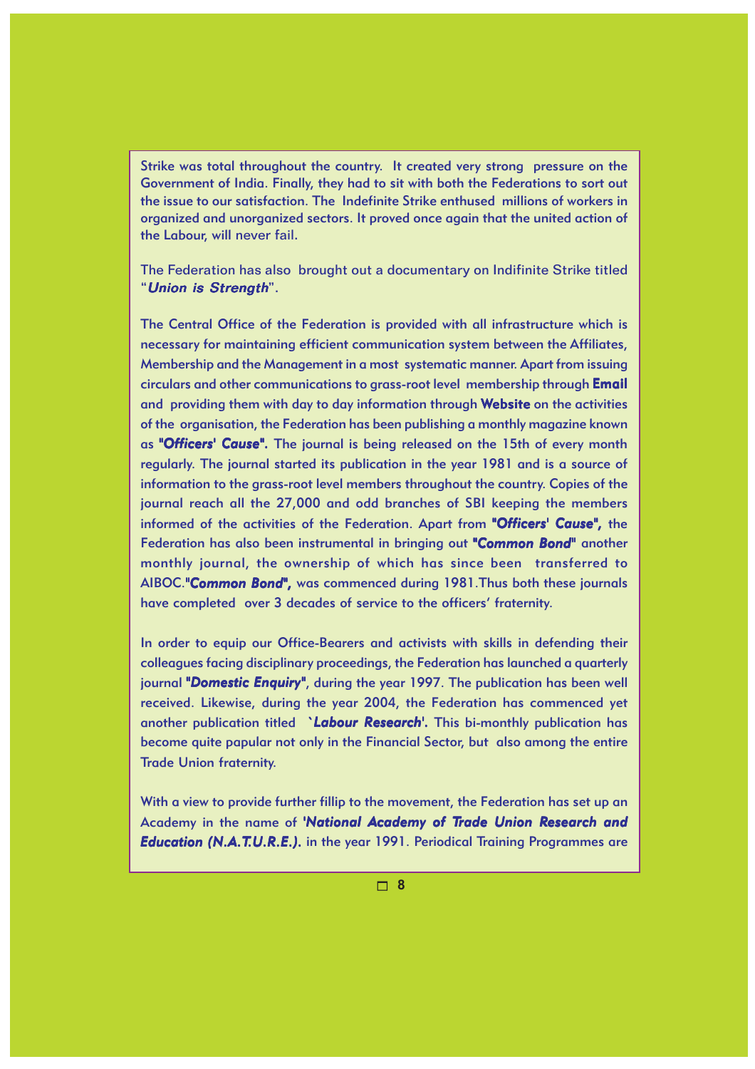Strike was total throughout the country. It created very strong pressure on the Government of India. Finally, they had to sit with both the Federations to sort out the issue to our satisfaction. The Indefinite Strike enthused millions of workers in organized and unorganized sectors. It proved once again that the united action of the Labour, will never fail.

The Federation has also brought out a documentary on Indifinite Strike titled "***Union is Strength***".

The Central Office of the Federation is provided with all infrastructure which is necessary for maintaining efficient communication system between the Affiliates, Membership and the Management in a most systematic manner. Apart from issuing circulars and other communications to grass-root level membership through **Email** and providing them with day to day information through **Website** on the activities of the organisation, the Federation has been publishing a monthly magazine known as ***"Officers' Cause".*** The journal is being released on the 15th of every month regularly. The journal started its publication in the year 1981 and is a source of information to the grass-root level members throughout the country. Copies of the journal reach all the 27,000 and odd branches of SBI keeping the members informed of the activities of the Federation. Apart from ***"Officers' Cause",*** the Federation has also been instrumental in bringing out ***"Common Bond"*** another monthly journal, the ownership of which has since been transferred to AIBOC.***"Common Bond",*** was commenced during 1981.Thus both these journals have completed over 3 decades of service to the officers' fraternity.

In order to equip our Office-Bearers and activists with skills in defending their colleagues facing disciplinary proceedings, the Federation has launched a quarterly journal ***"Domestic Enquiry"***, during the year 1997. The publication has been well received. Likewise, during the year 2004, the Federation has commenced yet another publication titled ***`Labour Research'.*** This bi-monthly publication has become quite papular not only in the Financial Sector, but also among the entire Trade Union fraternity.

With a view to provide further fillip to the movement, the Federation has set up an Academy in the name of ***'National Academy of Trade Union Research and Education (N.A.T.U.R.E.).*** in the year 1991. Periodical Training Programmes are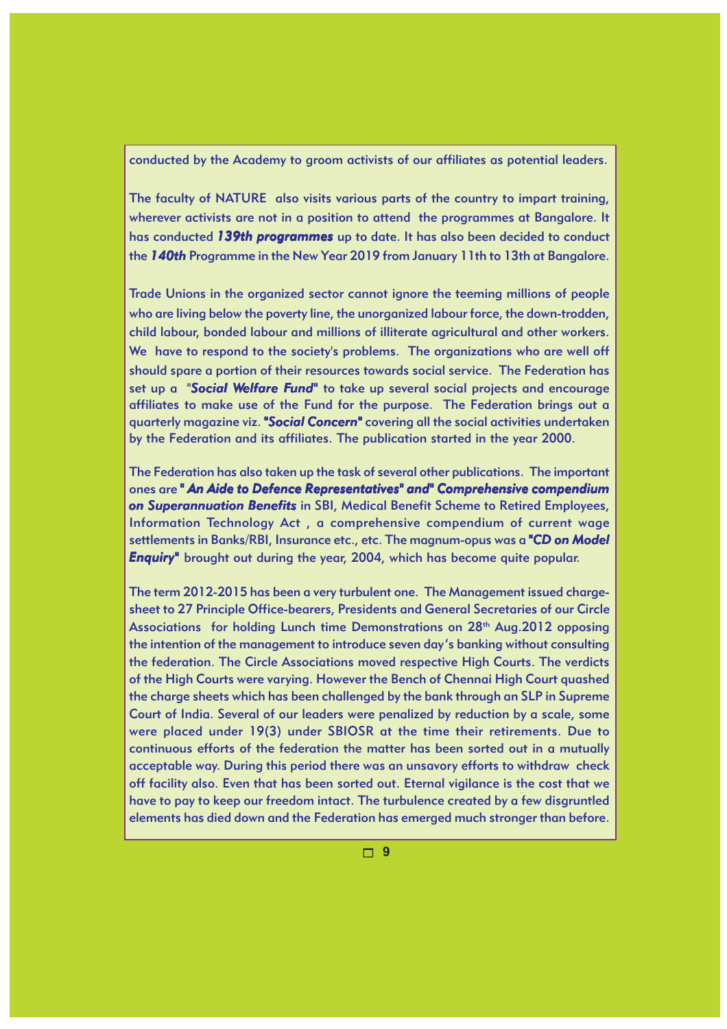conducted by the Academy to groom activists of our affiliates as potential leaders.

The faculty of NATURE also visits various parts of the country to impart training, wherever activists are not in a position to attend the programmes at Bangalore. It has conducted ***139th programmes*** up to date. It has also been decided to conduct the ***140th*** Programme in the New Year 2019 from January 11th to 13th at Bangalore.

Trade Unions in the organized sector cannot ignore the teeming millions of people who are living below the poverty line, the unorganized labour force, the down-trodden, child labour, bonded labour and millions of illiterate agricultural and other workers. We have to respond to the society's problems. The organizations who are well off should spare a portion of their resources towards social service. The Federation has set up a "***Social Welfare Fund***" to take up several social projects and encourage affiliates to make use of the Fund for the purpose. The Federation brings out a quarterly magazine viz. ***"Social Concern"*** covering all the social activities undertaken by the Federation and its affiliates. The publication started in the year 2000.

The Federation has also taken up the task of several other publications. The important ones are ***" An Aide to Defence Representatives" and" Comprehensive compendium on Superannuation Benefits*** in SBI, Medical Benefit Scheme to Retired Employees, Information Technology Act , a comprehensive compendium of current wage settlements in Banks/RBI, Insurance etc., etc. The magnum-opus was a ***"CD on Model Enquiry"*** brought out during the year, 2004, which has become quite popular.

The term 2012-2015 has been a very turbulent one. The Management issued charge-sheet to 27 Principle Office-bearers, Presidents and General Secretaries of our Circle Associations for holding Lunch time Demonstrations on 28th Aug.2012 opposing the intention of the management to introduce seven day's banking without consulting the federation. The Circle Associations moved respective High Courts. The verdicts of the High Courts were varying. However the Bench of Chennai High Court quashed the charge sheets which has been challenged by the bank through an SLP in Supreme Court of India. Several of our leaders were penalized by reduction by a scale, some were placed under 19(3) under SBIOSR at the time their retirements. Due to continuous efforts of the federation the matter has been sorted out in a mutually acceptable way. During this period there was an unsavory efforts to withdraw check off facility also. Even that has been sorted out. Eternal vigilance is the cost that we have to pay to keep our freedom intact. The turbulence created by a few disgruntled elements has died down and the Federation has emerged much stronger than before.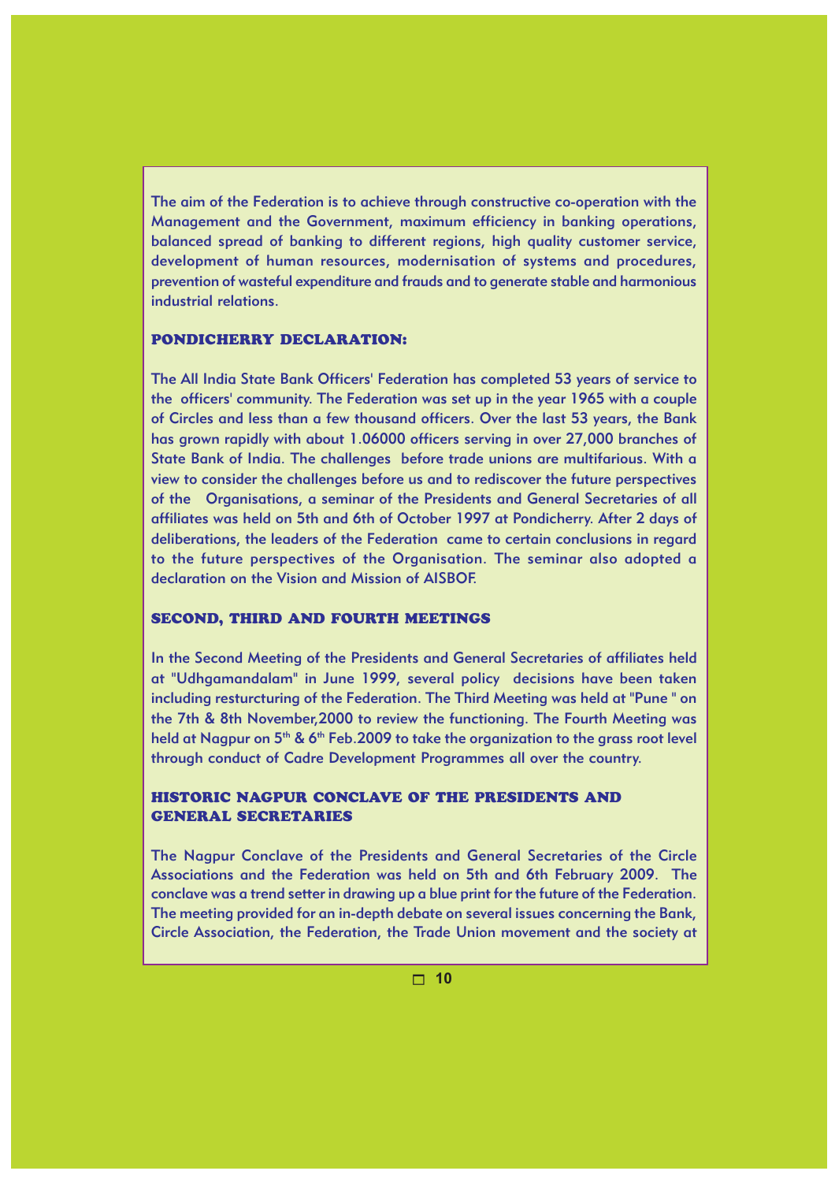The aim of the Federation is to achieve through constructive co-operation with the Management and the Government, maximum efficiency in banking operations, balanced spread of banking to different regions, high quality customer service, development of human resources, modernisation of systems and procedures, prevention of wasteful expenditure and frauds and to generate stable and harmonious industrial relations.

## PONDICHERRY DECLARATION:

The All India State Bank Officers' Federation has completed 53 years of service to the officers' community. The Federation was set up in the year 1965 with a couple of Circles and less than a few thousand officers. Over the last 53 years, the Bank has grown rapidly with about 1.06000 officers serving in over 27,000 branches of State Bank of India. The challenges before trade unions are multifarious. With a view to consider the challenges before us and to rediscover the future perspectives of the Organisations, a seminar of the Presidents and General Secretaries of all affiliates was held on 5th and 6th of October 1997 at Pondicherry. After 2 days of deliberations, the leaders of the Federation came to certain conclusions in regard to the future perspectives of the Organisation. The seminar also adopted a declaration on the Vision and Mission of AISBOF.

## SECOND, THIRD AND FOURTH MEETINGS

In the Second Meeting of the Presidents and General Secretaries of affiliates held at "Udhgamandalam" in June 1999, several policy decisions have been taken including resturcturing of the Federation. The Third Meeting was held at "Pune " on the 7th & 8th November,2000 to review the functioning. The Fourth Meeting was held at Nagpur on 5th & 6th Feb.2009 to take the organization to the grass root level through conduct of Cadre Development Programmes all over the country.

## HISTORIC NAGPUR CONCLAVE OF THE PRESIDENTS AND GENERAL SECRETARIES

The Nagpur Conclave of the Presidents and General Secretaries of the Circle Associations and the Federation was held on 5th and 6th February 2009. The conclave was a trend setter in drawing up a blue print for the future of the Federation. The meeting provided for an in-depth debate on several issues concerning the Bank, Circle Association, the Federation, the Trade Union movement and the society at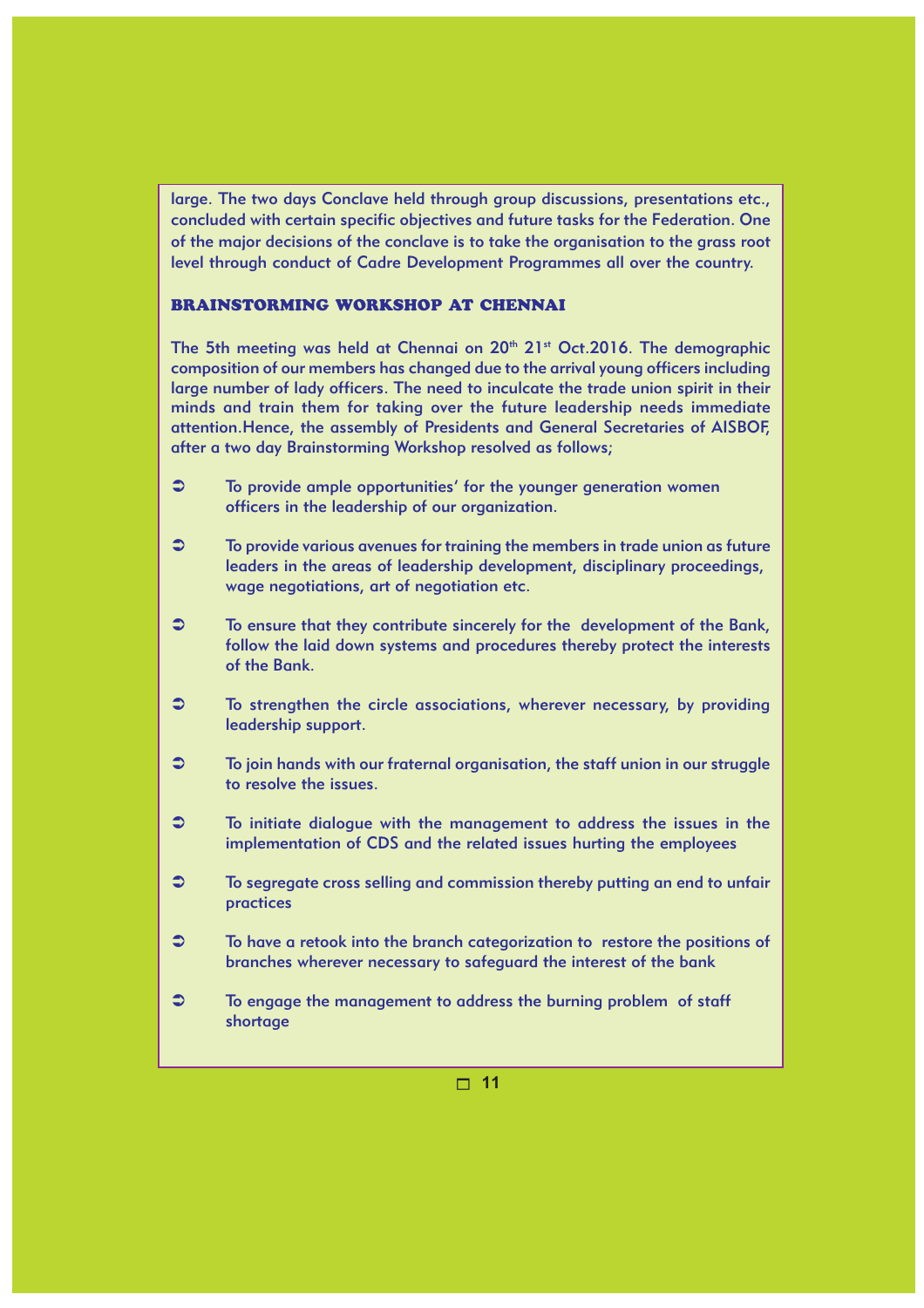large. The two days Conclave held through group discussions, presentations etc., concluded with certain specific objectives and future tasks for the Federation. One of the major decisions of the conclave is to take the organisation to the grass root level through conduct of Cadre Development Programmes all over the country.

## BRAINSTORMING WORKSHOP AT CHENNAI

The 5th meeting was held at Chennai on 20th 21st Oct.2016. The demographic composition of our members has changed due to the arrival young officers including large number of lady officers. The need to inculcate the trade union spirit in their minds and train them for taking over the future leadership needs immediate attention.Hence, the assembly of Presidents and General Secretaries of AISBOF, after a two day Brainstorming Workshop resolved as follows;

- To provide ample opportunities' for the younger generation women officers in the leadership of our organization.
- To provide various avenues for training the members in trade union as future leaders in the areas of leadership development, disciplinary proceedings, wage negotiations, art of negotiation etc.
- To ensure that they contribute sincerely for the development of the Bank, follow the laid down systems and procedures thereby protect the interests of the Bank.
- To strengthen the circle associations, wherever necessary, by providing leadership support.
- To join hands with our fraternal organisation, the staff union in our struggle to resolve the issues.
- To initiate dialogue with the management to address the issues in the implementation of CDS and the related issues hurting the employees
- To segregate cross selling and commission thereby putting an end to unfair practices
- To have a retook into the branch categorization to restore the positions of branches wherever necessary to safeguard the interest of the bank
- To engage the management to address the burning problem of staff shortage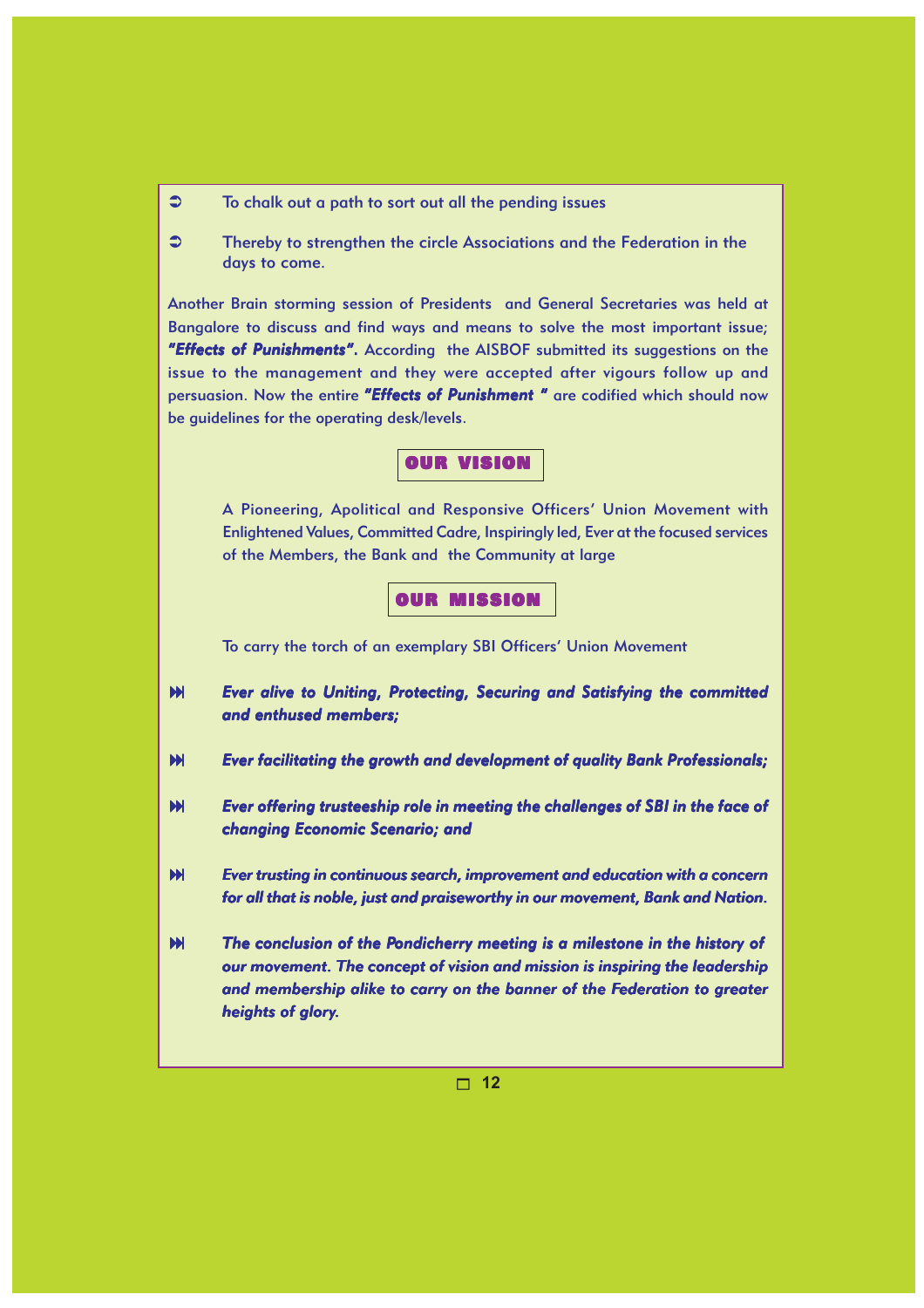- To chalk out a path to sort out all the pending issues
- Thereby to strengthen the circle Associations and the Federation in the days to come.

Another Brain storming session of Presidents and General Secretaries was held at Bangalore to discuss and find ways and means to solve the most important issue; ***"Effects of Punishments".*** According the AISBOF submitted its suggestions on the issue to the management and they were accepted after vigours follow up and persuasion. Now the entire ***"Effects of Punishment "*** are codified which should now be guidelines for the operating desk/levels.

## OUR VISION

A Pioneering, Apolitical and Responsive Officers' Union Movement with Enlightened Values, Committed Cadre, Inspiringly led, Ever at the focused services of the Members, the Bank and the Community at large

## OUR MISSION

To carry the torch of an exemplary SBI Officers' Union Movement

- ***Ever alive to Uniting, Protecting, Securing and Satisfying the committed and enthused members;***
- ***Ever facilitating the growth and development of quality Bank Professionals;***
- ***Ever offering trusteeship role in meeting the challenges of SBI in the face of changing Economic Scenario; and***
- ***Ever trusting in continuous search, improvement and education with a concern for all that is noble, just and praiseworthy in our movement, Bank and Nation.***
- ***The conclusion of the Pondicherry meeting is a milestone in the history of our movement. The concept of vision and mission is inspiring the leadership and membership alike to carry on the banner of the Federation to greater heights of glory.***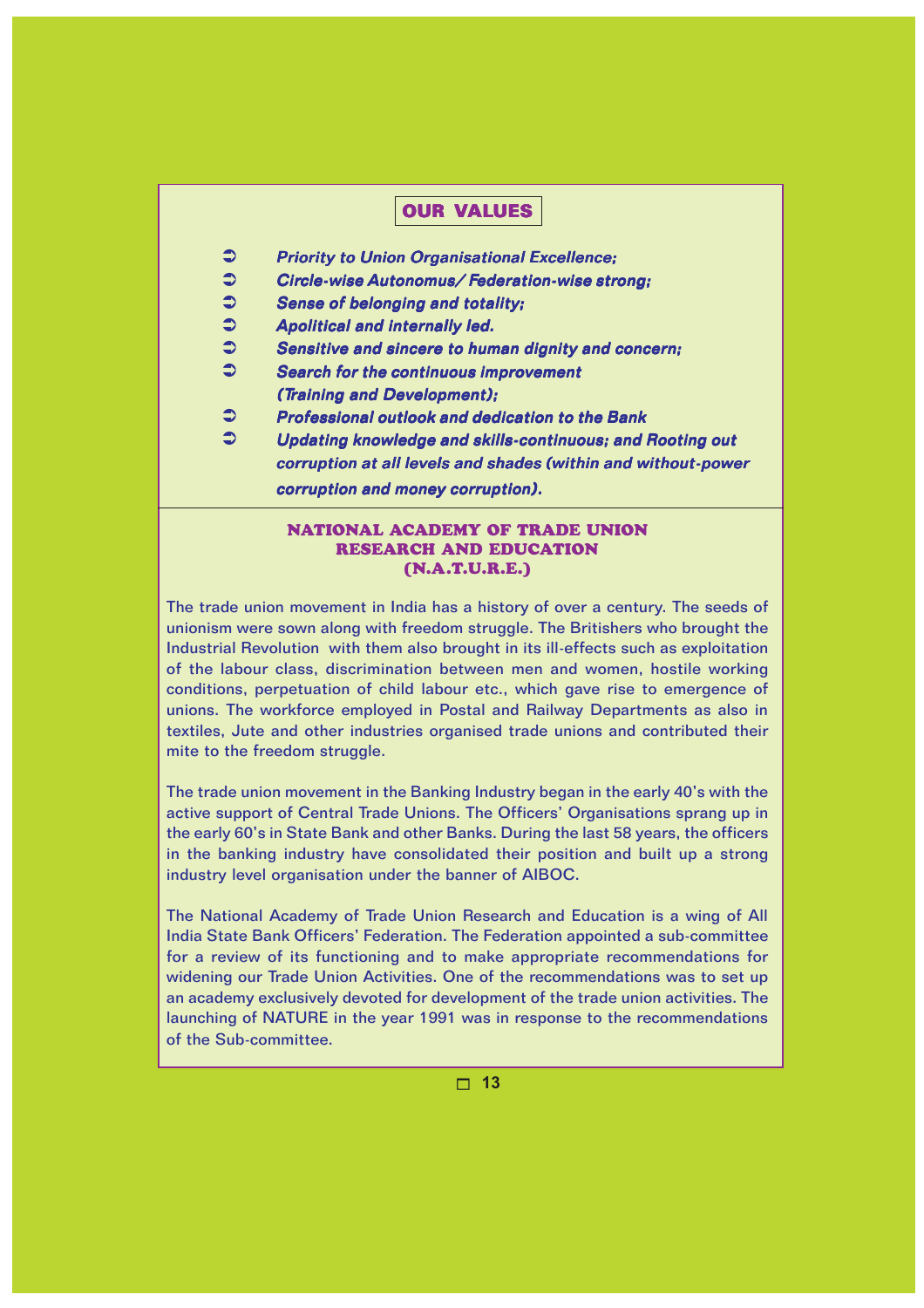## OUR VALUES

- *Priority to Union Organisational Excellence;*
- *Circle-wise Autonomus/ Federation-wise strong;*
- *Sense of belonging and totality;*
- *Apolitical and internally led.*
- *Sensitive and sincere to human dignity and concern;*
- *Search for the continuous improvement (Training and Development);*
- *Professional outlook and dedication to the Bank*
- *Updating knowledge and skills-continuous; and Rooting out corruption at all levels and shades (within and without-power corruption and money corruption).*

## NATIONAL ACADEMY OF TRADE UNION RESEARCH AND EDUCATION (N.A.T.U.R.E.)

The trade union movement in India has a history of over a century. The seeds of unionism were sown along with freedom struggle. The Britishers who brought the Industrial Revolution with them also brought in its ill-effects such as exploitation of the labour class, discrimination between men and women, hostile working conditions, perpetuation of child labour etc., which gave rise to emergence of unions. The workforce employed in Postal and Railway Departments as also in textiles, Jute and other industries organised trade unions and contributed their mite to the freedom struggle.

The trade union movement in the Banking Industry began in the early 40's with the active support of Central Trade Unions. The Officers' Organisations sprang up in the early 60's in State Bank and other Banks. During the last 58 years, the officers in the banking industry have consolidated their position and built up a strong industry level organisation under the banner of AIBOC.

The National Academy of Trade Union Research and Education is a wing of All India State Bank Officers' Federation. The Federation appointed a sub-committee for a review of its functioning and to make appropriate recommendations for widening our Trade Union Activities. One of the recommendations was to set up an academy exclusively devoted for development of the trade union activities. The launching of NATURE in the year 1991 was in response to the recommendations of the Sub-committee.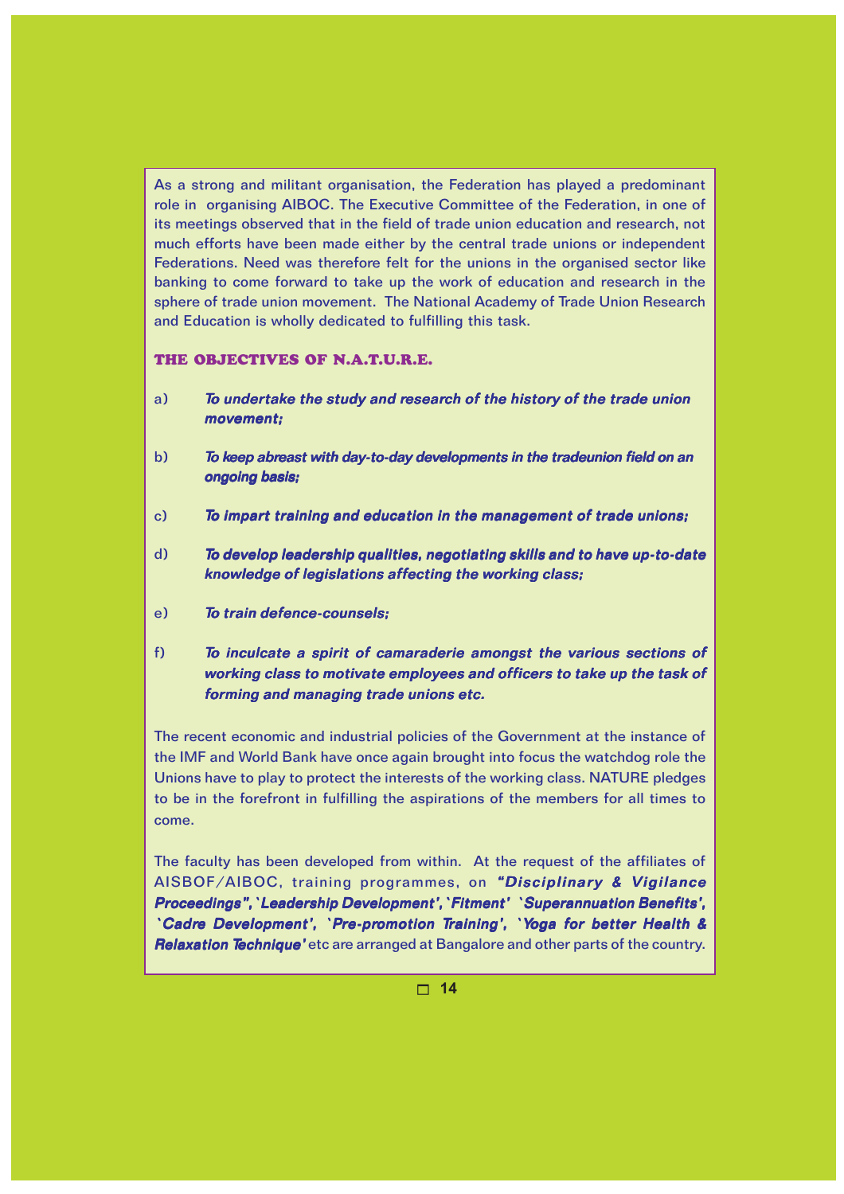As a strong and militant organisation, the Federation has played a predominant role in organising AIBOC. The Executive Committee of the Federation, in one of its meetings observed that in the field of trade union education and research, not much efforts have been made either by the central trade unions or independent Federations. Need was therefore felt for the unions in the organised sector like banking to come forward to take up the work of education and research in the sphere of trade union movement. The National Academy of Trade Union Research and Education is wholly dedicated to fulfilling this task.

## THE OBJECTIVES OF N.A.T.U.R.E.

a) ***To undertake the study and research of the history of the trade union movement;***

b) ***To keep abreast with day-to-day developments in the tradeunion field on an ongoing basis;***

c) ***To impart training and education in the management of trade unions;***

d) ***To develop leadership qualities, negotiating skills and to have up-to-date knowledge of legislations affecting the working class;***

e) ***To train defence-counsels;***

f) ***To inculcate a spirit of camaraderie amongst the various sections of working class to motivate employees and officers to take up the task of forming and managing trade unions etc.***

The recent economic and industrial policies of the Government at the instance of the IMF and World Bank have once again brought into focus the watchdog role the Unions have to play to protect the interests of the working class. NATURE pledges to be in the forefront in fulfilling the aspirations of the members for all times to come.

The faculty has been developed from within. At the request of the affiliates of AISBOF/AIBOC, training programmes, on ***"Disciplinary & Vigilance Proceedings", `Leadership Development', `Fitment' `Superannuation Benefits', `Cadre Development', `Pre-promotion Training', `Yoga for better Health & Relaxation Technique'*** etc are arranged at Bangalore and other parts of the country.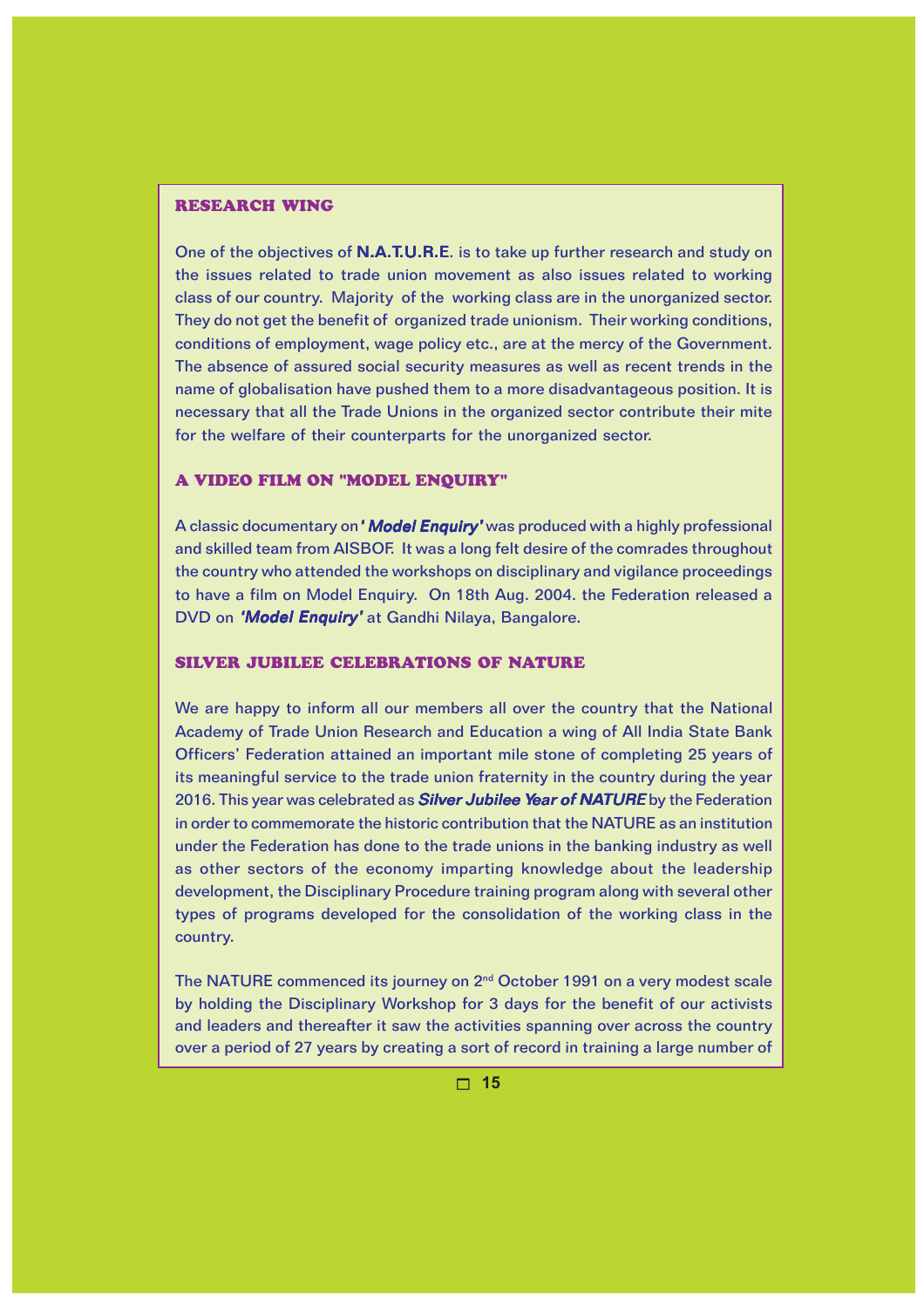## RESEARCH WING

One of the objectives of **N.A.T.U.R.E**. is to take up further research and study on the issues related to trade union movement as also issues related to working class of our country. Majority of the working class are in the unorganized sector. They do not get the benefit of organized trade unionism. Their working conditions, conditions of employment, wage policy etc., are at the mercy of the Government. The absence of assured social security measures as well as recent trends in the name of globalisation have pushed them to a more disadvantageous position. It is necessary that all the Trade Unions in the organized sector contribute their mite for the welfare of their counterparts for the unorganized sector.

## A VIDEO FILM ON "MODEL ENQUIRY"

A classic documentary on ***' Model Enquiry'*** was produced with a highly professional and skilled team from AISBOF. It was a long felt desire of the comrades throughout the country who attended the workshops on disciplinary and vigilance proceedings to have a film on Model Enquiry. On 18th Aug. 2004. the Federation released a DVD on ***'Model Enquiry'*** at Gandhi Nilaya, Bangalore.

## SILVER JUBILEE CELEBRATIONS OF NATURE

We are happy to inform all our members all over the country that the National Academy of Trade Union Research and Education a wing of All India State Bank Officers' Federation attained an important mile stone of completing 25 years of its meaningful service to the trade union fraternity in the country during the year 2016. This year was celebrated as ***Silver Jubilee Year of NATURE*** by the Federation in order to commemorate the historic contribution that the NATURE as an institution under the Federation has done to the trade unions in the banking industry as well as other sectors of the economy imparting knowledge about the leadership development, the Disciplinary Procedure training program along with several other types of programs developed for the consolidation of the working class in the country.

The NATURE commenced its journey on 2nd October 1991 on a very modest scale by holding the Disciplinary Workshop for 3 days for the benefit of our activists and leaders and thereafter it saw the activities spanning over across the country over a period of 27 years by creating a sort of record in training a large number of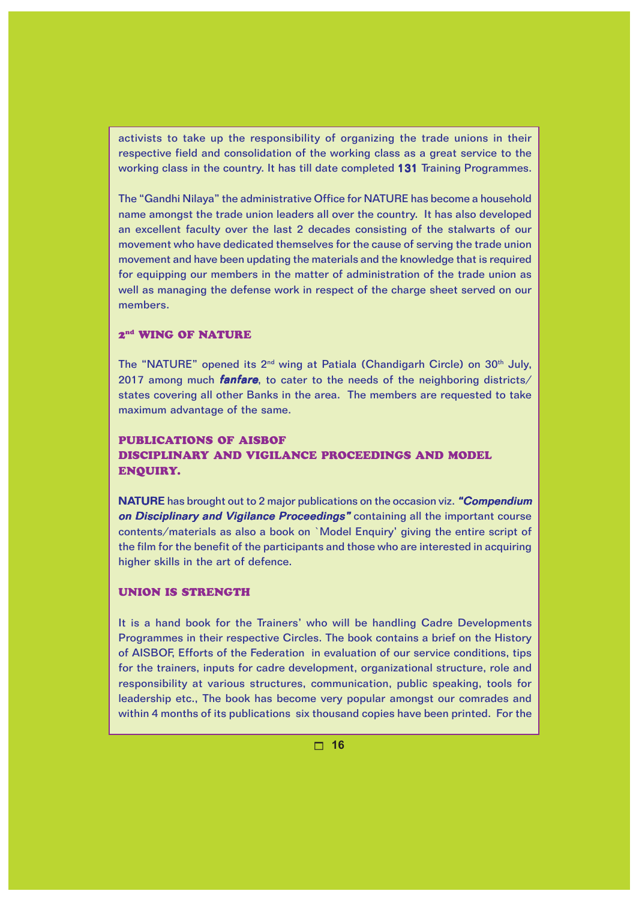activists to take up the responsibility of organizing the trade unions in their respective field and consolidation of the working class as a great service to the working class in the country. It has till date completed **131** Training Programmes.

The "Gandhi Nilaya" the administrative Office for NATURE has become a household name amongst the trade union leaders all over the country. It has also developed an excellent faculty over the last 2 decades consisting of the stalwarts of our movement who have dedicated themselves for the cause of serving the trade union movement and have been updating the materials and the knowledge that is required for equipping our members in the matter of administration of the trade union as well as managing the defense work in respect of the charge sheet served on our members.

## 2nd WING OF NATURE

The "NATURE" opened its 2nd wing at Patiala (Chandigarh Circle) on 30th July, 2017 among much ***fanfare***, to cater to the needs of the neighboring districts/ states covering all other Banks in the area. The members are requested to take maximum advantage of the same.

## PUBLICATIONS OF AISBOF

## DISCIPLINARY AND VIGILANCE PROCEEDINGS AND MODEL ENQUIRY.

**NATURE** has brought out to 2 major publications on the occasion viz. ***"Compendium on Disciplinary and Vigilance Proceedings"*** containing all the important course contents/materials as also a book on `Model Enquiry' giving the entire script of the film for the benefit of the participants and those who are interested in acquiring higher skills in the art of defence.

## UNION IS STRENGTH

It is a hand book for the Trainers' who will be handling Cadre Developments Programmes in their respective Circles. The book contains a brief on the History of AISBOF, Efforts of the Federation in evaluation of our service conditions, tips for the trainers, inputs for cadre development, organizational structure, role and responsibility at various structures, communication, public speaking, tools for leadership etc., The book has become very popular amongst our comrades and within 4 months of its publications six thousand copies have been printed. For the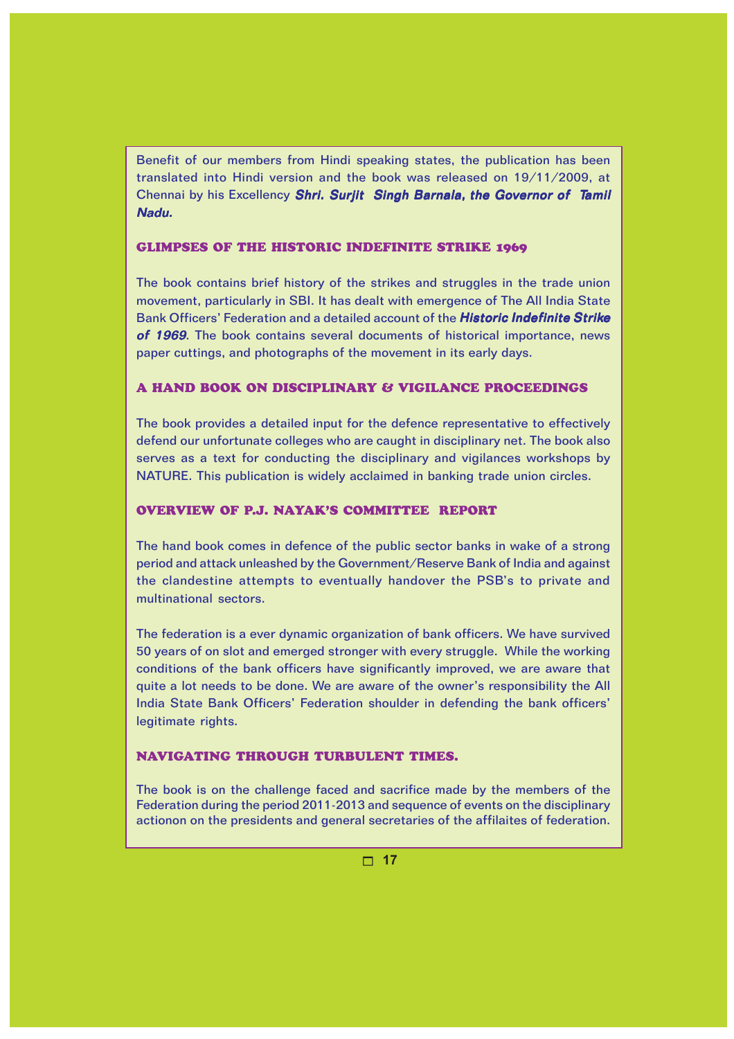Benefit of our members from Hindi speaking states, the publication has been translated into Hindi version and the book was released on 19/11/2009, at Chennai by his Excellency ***Shri. Surjit Singh Barnala, the Governor of Tamil Nadu.***

## GLIMPSES OF THE HISTORIC INDEFINITE STRIKE 1969

The book contains brief history of the strikes and struggles in the trade union movement, particularly in SBI. It has dealt with emergence of The All India State Bank Officers' Federation and a detailed account of the ***Historic Indefinite Strike of 1969***. The book contains several documents of historical importance, news paper cuttings, and photographs of the movement in its early days.

## A HAND BOOK ON DISCIPLINARY & VIGILANCE PROCEEDINGS

The book provides a detailed input for the defence representative to effectively defend our unfortunate colleges who are caught in disciplinary net. The book also serves as a text for conducting the disciplinary and vigilances workshops by NATURE. This publication is widely acclaimed in banking trade union circles.

## OVERVIEW OF P.J. NAYAK'S COMMITTEE REPORT

The hand book comes in defence of the public sector banks in wake of a strong period and attack unleashed by the Government/Reserve Bank of India and against the clandestine attempts to eventually handover the PSB's to private and multinational sectors.

The federation is a ever dynamic organization of bank officers. We have survived 50 years of on slot and emerged stronger with every struggle. While the working conditions of the bank officers have significantly improved, we are aware that quite a lot needs to be done. We are aware of the owner's responsibility the All India State Bank Officers' Federation shoulder in defending the bank officers' legitimate rights.

## NAVIGATING THROUGH TURBULENT TIMES.

The book is on the challenge faced and sacrifice made by the members of the Federation during the period 2011-2013 and sequence of events on the disciplinary actionon on the presidents and general secretaries of the affilaites of federation.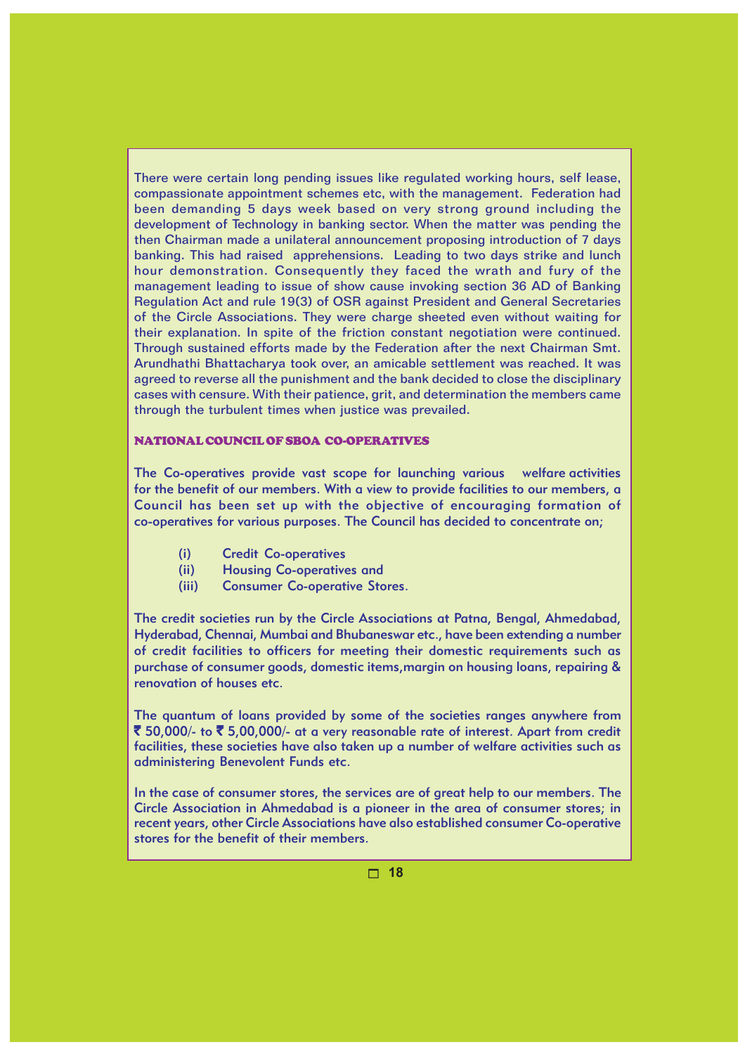There were certain long pending issues like regulated working hours, self lease, compassionate appointment schemes etc, with the management. Federation had been demanding 5 days week based on very strong ground including the development of Technology in banking sector. When the matter was pending the then Chairman made a unilateral announcement proposing introduction of 7 days banking. This had raised apprehensions. Leading to two days strike and lunch hour demonstration. Consequently they faced the wrath and fury of the management leading to issue of show cause invoking section 36 AD of Banking Regulation Act and rule 19(3) of OSR against President and General Secretaries of the Circle Associations. They were charge sheeted even without waiting for their explanation. In spite of the friction constant negotiation were continued. Through sustained efforts made by the Federation after the next Chairman Smt. Arundhathi Bhattacharya took over, an amicable settlement was reached. It was agreed to reverse all the punishment and the bank decided to close the disciplinary cases with censure. With their patience, grit, and determination the members came through the turbulent times when justice was prevailed.

## NATIONAL COUNCIL OF SBOA CO-OPERATIVES

**The Co-operatives provide vast scope for launching various welfare activities for the benefit of our members. With a view to provide facilities to our members, a Council has been set up with the objective of encouraging formation of co-operatives for various purposes. The Council has decided to concentrate on;**

- **(i) Credit Co-operatives**
- **(ii) Housing Co-operatives and**
- **(iii) Consumer Co-operative Stores.**

**The credit societies run by the Circle Associations at Patna, Bengal, Ahmedabad, Hyderabad, Chennai, Mumbai and Bhubaneswar etc., have been extending a number of credit facilities to officers for meeting their domestic requirements such as purchase of consumer goods, domestic items,margin on housing loans, repairing & renovation of houses etc.**

**The quantum of loans provided by some of the societies ranges anywhere from ₹ 50,000/- to ₹ 5,00,000/- at a very reasonable rate of interest. Apart from credit facilities, these societies have also taken up a number of welfare activities such as administering Benevolent Funds etc.**

**In the case of consumer stores, the services are of great help to our members. The Circle Association in Ahmedabad is a pioneer in the area of consumer stores; in recent years, other Circle Associations have also established consumer Co-operative stores for the benefit of their members.**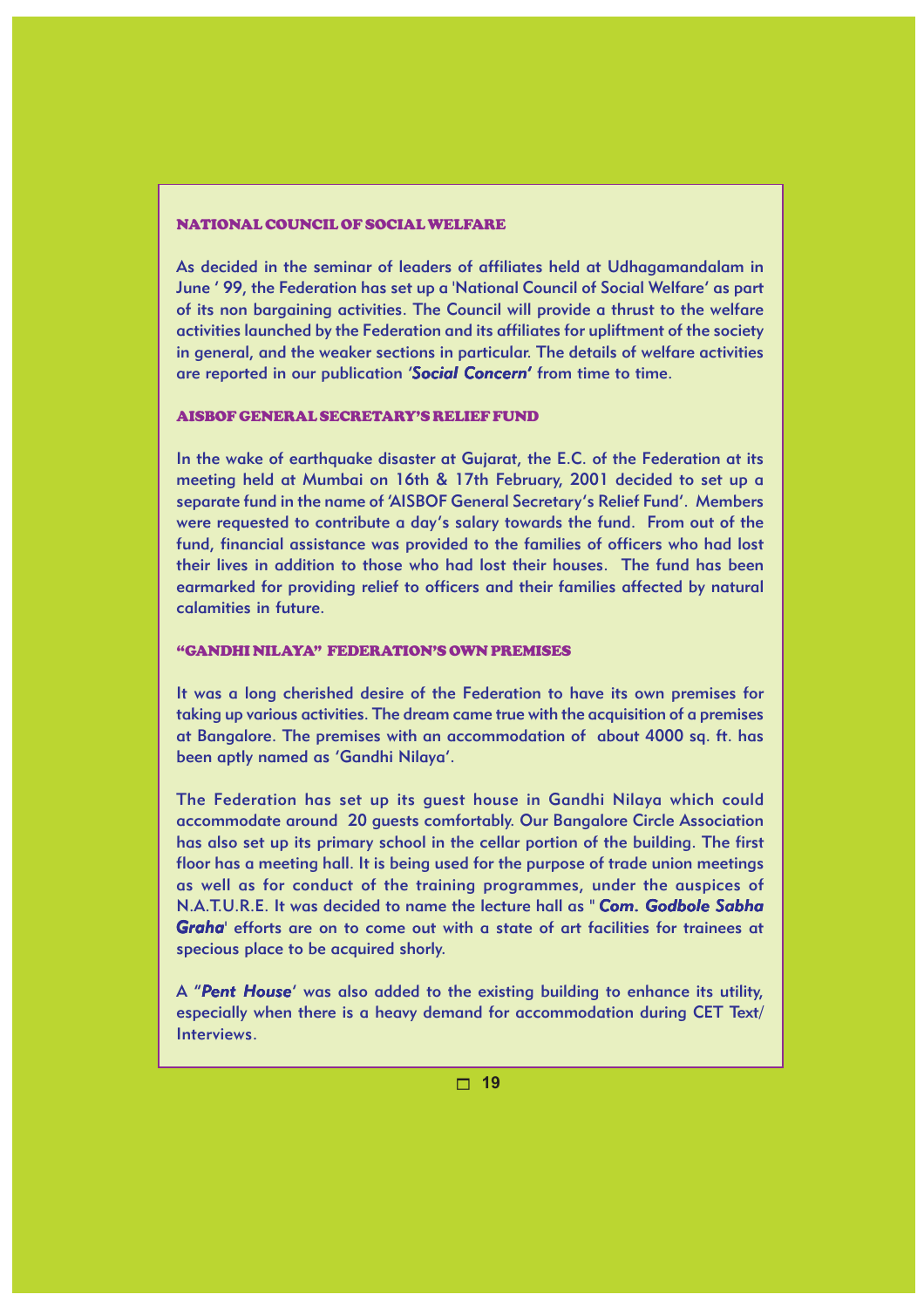## NATIONAL COUNCIL OF SOCIAL WELFARE

As decided in the seminar of leaders of affiliates held at Udhagamandalam in June ' 99, the Federation has set up a 'National Council of Social Welfare' as part of its non bargaining activities. The Council will provide a thrust to the welfare activities launched by the Federation and its affiliates for upliftment of the society in general, and the weaker sections in particular. The details of welfare activities are reported in our publication ***'Social Concern'*** from time to time.

## AISBOF GENERAL SECRETARY'S RELIEF FUND

In the wake of earthquake disaster at Gujarat, the E.C. of the Federation at its meeting held at Mumbai on 16th & 17th February, 2001 decided to set up a separate fund in the name of 'AISBOF General Secretary's Relief Fund'. Members were requested to contribute a day's salary towards the fund. From out of the fund, financial assistance was provided to the families of officers who had lost their lives in addition to those who had lost their houses. The fund has been earmarked for providing relief to officers and their families affected by natural calamities in future.

## "GANDHI NILAYA" FEDERATION'S OWN PREMISES

It was a long cherished desire of the Federation to have its own premises for taking up various activities. The dream came true with the acquisition of a premises at Bangalore. The premises with an accommodation of about 4000 sq. ft. has been aptly named as 'Gandhi Nilaya'.

The Federation has set up its guest house in Gandhi Nilaya which could accommodate around 20 guests comfortably. Our Bangalore Circle Association has also set up its primary school in the cellar portion of the building. The first floor has a meeting hall. It is being used for the purpose of trade union meetings as well as for conduct of the training programmes, under the auspices of N.A.T.U.R.E. It was decided to name the lecture hall as " ***Com. Godbole Sabha Graha***' efforts are on to come out with a state of art facilities for trainees at specious place to be acquired shorly.

A "***Pent House***' was also added to the existing building to enhance its utility, especially when there is a heavy demand for accommodation during CET Text/ Interviews.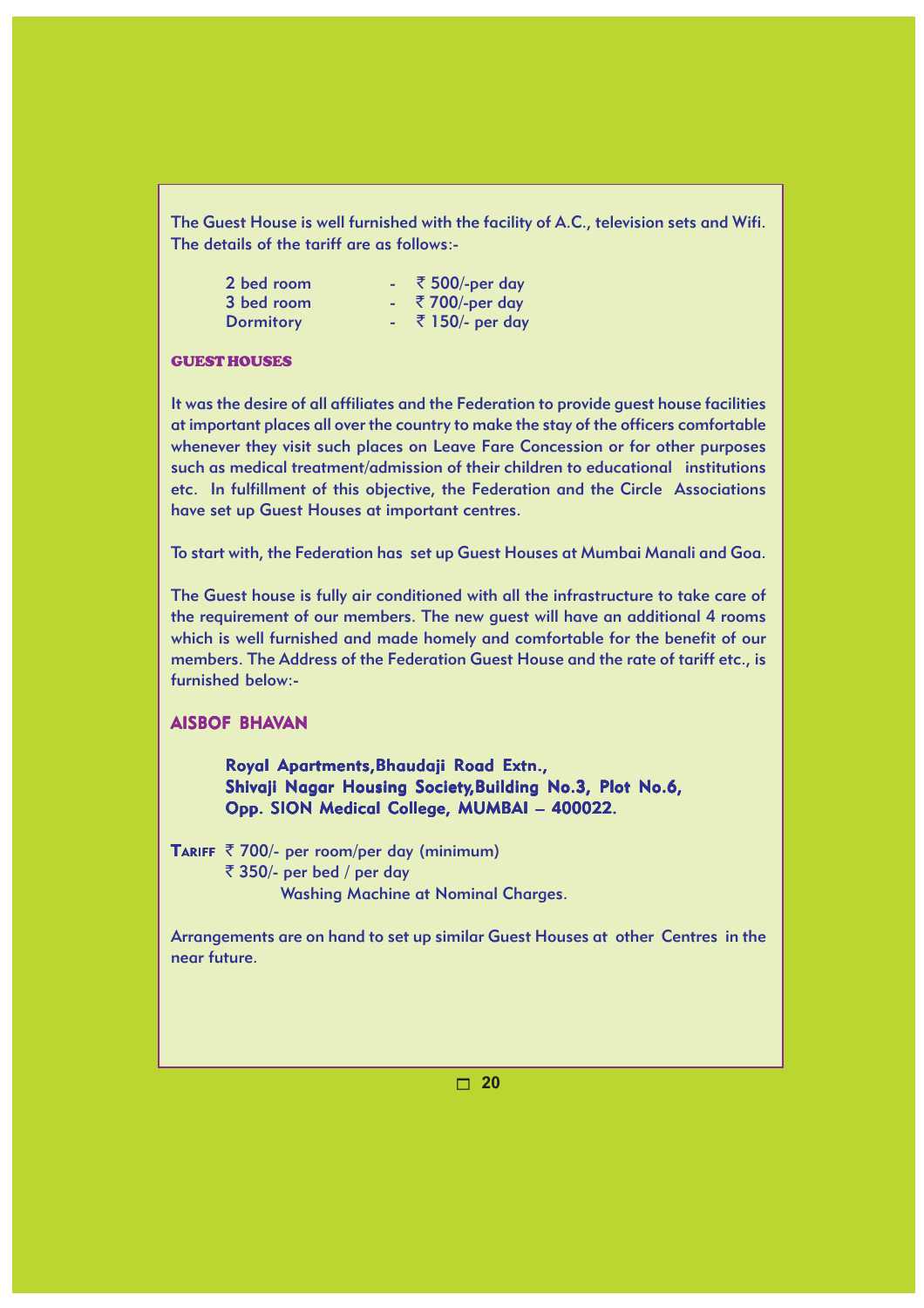The Guest House is well furnished with the facility of A.C., television sets and Wifi. The details of the tariff are as follows:-

| | | |
|---|---|---|
| 2 bed room | - | ₹ 500/-per day |
| 3 bed room | - | ₹ 700/-per day |
| Dormitory | - | ₹ 150/- per day |

## GUEST HOUSES

It was the desire of all affiliates and the Federation to provide guest house facilities at important places all over the country to make the stay of the officers comfortable whenever they visit such places on Leave Fare Concession or for other purposes such as medical treatment/admission of their children to educational institutions etc. In fulfillment of this objective, the Federation and the Circle Associations have set up Guest Houses at important centres.

To start with, the Federation has set up Guest Houses at Mumbai Manali and Goa.

The Guest house is fully air conditioned with all the infrastructure to take care of the requirement of our members. The new guest will have an additional 4 rooms which is well furnished and made homely and comfortable for the benefit of our members. The Address of the Federation Guest House and the rate of tariff etc., is furnished below:-

## AISBOF BHAVAN

**Royal Apartments,Bhaudaji Road Extn.,**
**Shivaji Nagar Housing Society,Building No.3, Plot No.6,**
**Opp. SION Medical College, MUMBAI – 400022.**

**TARIFF** ₹ 700/- per room/per day (minimum)
₹ 350/- per bed / per day
Washing Machine at Nominal Charges.

Arrangements are on hand to set up similar Guest Houses at other Centres in the near future.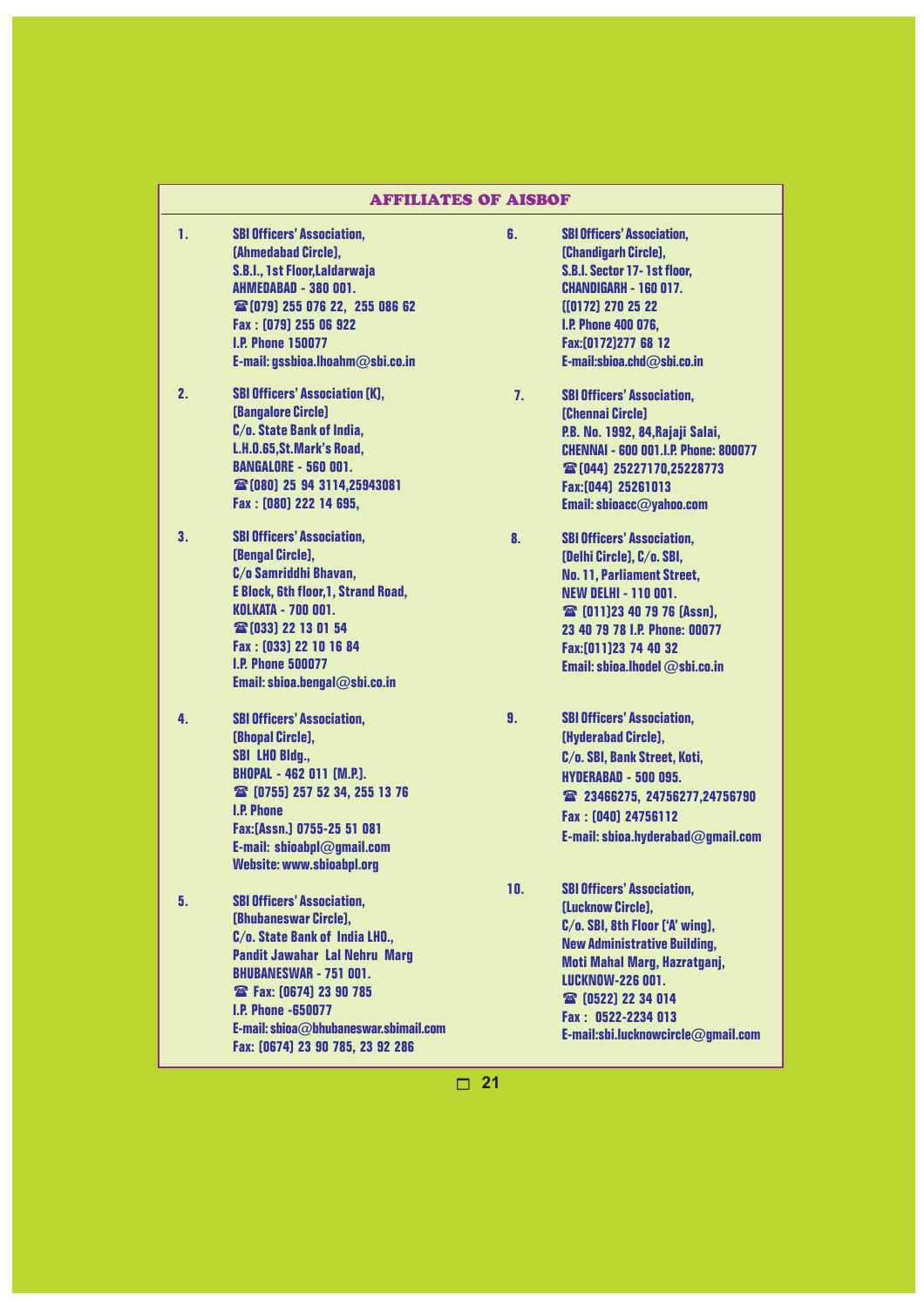## AFFILIATES OF AISBOF

1. **SBI Officers' Association,**
   (Ahmedabad Circle),
   S.B.I., 1st Floor,Laldarwaja
   AHMEDABAD - 380 001.
   ☎ (079) 255 076 22, 255 086 62
   Fax : (079) 255 06 922
   I.P. Phone 150077
   E-mail: gssbioa.lhoahm@sbi.co.in

2. **SBI Officers' Association (K),**
   (Bangalore Circle)
   C/o. State Bank of India,
   L.H.O.65,St.Mark's Road,
   BANGALORE - 560 001.
   ☎ (080) 25 94 3114,25943081
   Fax : (080) 222 14 695,

3. **SBI Officers' Association,**
   (Bengal Circle),
   C/o Samriddhi Bhavan,
   E Block, 6th floor,1, Strand Road,
   KOLKATA - 700 001.
   ☎ (033) 22 13 01 54
   Fax : (033) 22 10 16 84
   I.P. Phone 500077
   Email: sbioa.bengal@sbi.co.in

4. **SBI Officers' Association,**
   (Bhopal Circle),
   SBI LHO Bldg.,
   BHOPAL - 462 011 (M.P.).
   ☎ (0755) 257 52 34, 255 13 76
   I.P. Phone
   Fax:(Assn.) 0755-25 51 081
   E-mail: sbioabpl@gmail.com
   Website: www.sbioabpl.org

5. **SBI Officers' Association,**
   (Bhubaneswar Circle),
   C/o. State Bank of India LHO.,
   Pandit Jawahar Lal Nehru Marg
   BHUBANESWAR - 751 001.
   ☎ Fax: (0674) 23 90 785
   I.P. Phone -650077
   E-mail: sbioa@bhubaneswar.sbimail.com
   Fax: (0674) 23 90 785, 23 92 286

6. **SBI Officers' Association,**
   (Chandigarh Circle),
   S.B.I. Sector 17- 1st floor,
   CHANDIGARH - 160 017.
   ((0172) 270 25 22
   I.P. Phone 400 076,
   Fax:(0172)277 68 12
   E-mail:sbioa.chd@sbi.co.in

7. **SBI Officers' Association,**
   (Chennai Circle)
   P.B. No. 1992, 84,Rajaji Salai,
   CHENNAI - 600 001.I.P. Phone: 800077
   ☎ (044) 25227170,25228773
   Fax:(044) 25261013
   Email: sbioacc@yahoo.com

8. **SBI Officers' Association,**
   (Delhi Circle), C/o. SBI,
   No. 11, Parliament Street,
   NEW DELHI - 110 001.
   ☎ (011)23 40 79 76 (Assn),
   23 40 79 78 I.P. Phone: 00077
   Fax:(011)23 74 40 32
   Email: sbioa.lhodel @sbi.co.in

9. **SBI Officers' Association,**
   (Hyderabad Circle),
   C/o. SBI, Bank Street, Koti,
   HYDERABAD - 500 095.
   ☎ 23466275, 24756277,24756790
   Fax : (040) 24756112
   E-mail: sbioa.hyderabad@gmail.com

10. **SBI Officers' Association,**
    (Lucknow Circle),
    C/o. SBI, 8th Floor ('A' wing),
    New Administrative Building,
    Moti Mahal Marg, Hazratganj,
    LUCKNOW-226 001.
    ☎ (0522) 22 34 014
    Fax : 0522-2234 013
    E-mail:sbi.lucknowcircle@gmail.com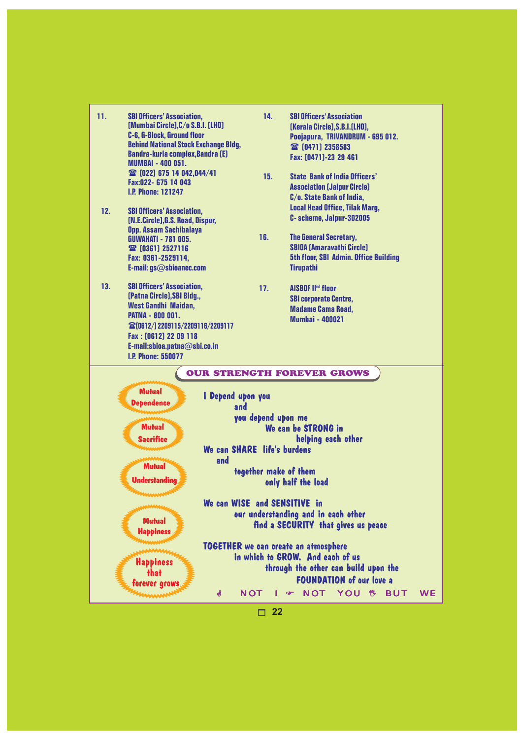11. **SBI Officers' Association,**
    **(Mumbai Circle),C/o S.B.I. (LHO)**
    **C-6, G-Block, Ground floor**
    **Behind National Stock Exchange Bldg,**
    **Bandra-kurla complex,Bandra (E)**
    **MUMBAI - 400 051.**
    **☎ (022) 675 14 042,044/41**
    **Fax:022- 675 14 043**
    **I.P. Phone: 121247**

12. **SBI Officers' Association,**
    **(N.E.Circle),G.S. Road, Dispur,**
    **Opp. Assam Sachibalaya**
    **GUWAHATI - 781 005.**
    **☎ (0361) 2527116**
    **Fax: 0361-2529114,**
    **E-mail: gs@sbioanec.com**

13. **SBI Officers' Association,**
    **(Patna Circle),SBI Bldg.,**
    **West Gandhi Maidan,**
    **PATNA - 800 001.**
    **☎(0612/) 2209115/2209116/2209117**
    **Fax : (0612) 22 09 118**
    **E-mail:sbioa.patna@sbi.co.in**
    **I.P. Phone: 550077**

14. **SBI Officers' Association**
    **(Kerala Circle),S.B.I.(LHO),**
    **Poojapura, TRIVANDRUM - 695 012.**
    **☎ (0471) 2358583**
    **Fax: (0471)-23 29 461**

15. **State Bank of India Officers'**
    **Association (Jaipur Circle)**
    **C/o. State Bank of India,**
    **Local Head Office, Tilak Marg,**
    **C- scheme, Jaipur-302005**

16. **The General Secretary,**
    **SBIOA (Amaravathi Circle)**
    **5th floor, SBI Admin. Office Building**
    **Tirupathi**

17. **AISBOF II[nd] floor**
    **SBI corporate Centre,**
    **Madame Cama Road,**
    **Mumbai - 400021**

## OUR STRENGTH FOREVER GROWS

**Mutual Dependence**

**Mutual Sacrifice**

**Mutual Understanding**

**Mutual Happiness**

**Happiness that forever grows**

I Depend upon you
and
you depend upon me
We can be **STRONG** in
helping each other
We can **SHARE** life's burdens
and
together make of them
only half the load

We can **WISE** and **SENSITIVE** in
our understanding and in each other
find a **SECURITY** that gives us peace

**TOGETHER** we can create an atmosphere
in which to **GROW**. And each of us
through the other can build upon the
**FOUNDATION** of our love a

NOT I NOT YOU BUT WE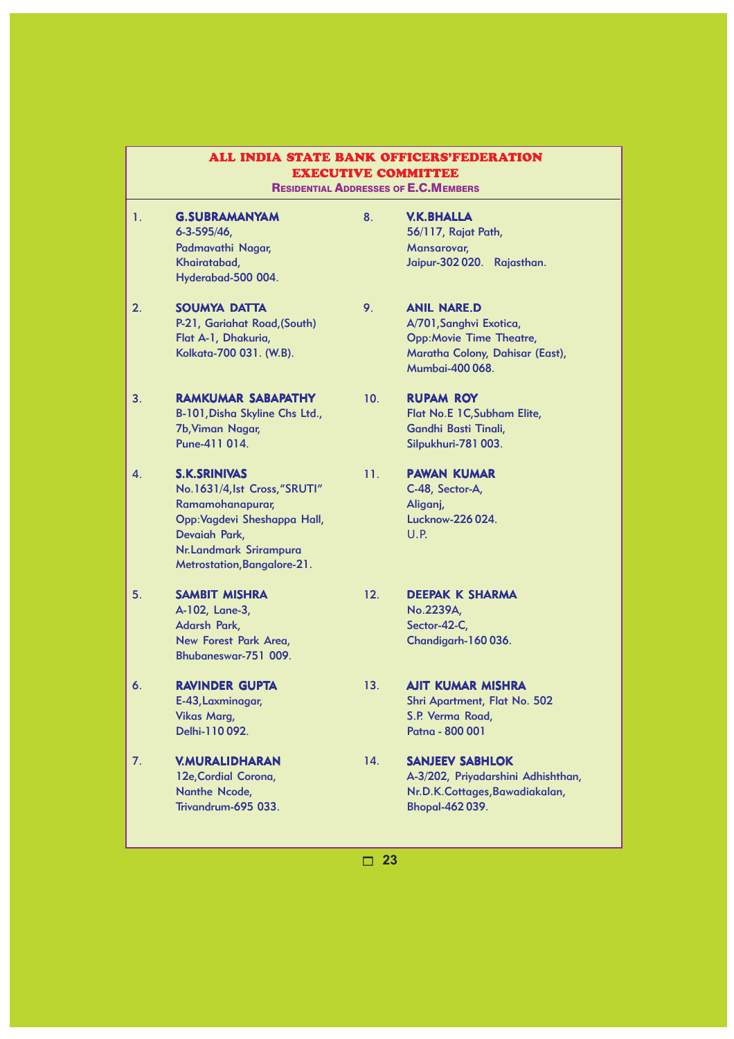# ALL INDIA STATE BANK OFFICERS'FEDERATION

## EXECUTIVE COMMITTEE

### RESIDENTIAL ADDRESSES OF E.C.MEMBERS

1. **G.SUBRAMANYAM**
   6-3-595/46,
   Padmavathi Nagar,
   Khairatabad,
   Hyderabad-500 004.

2. **SOUMYA DATTA**
   P-21, Gariahat Road,(South)
   Flat A-1, Dhakuria,
   Kolkata-700 031. (W.B).

3. **RAMKUMAR SABAPATHY**
   B-101,Disha Skyline Chs Ltd.,
   7b,Viman Nagar,
   Pune-411 014.

4. **S.K.SRINIVAS**
   No.1631/4,Ist Cross,"SRUTI"
   Ramamohanapurar,
   Opp:Vagdevi Sheshappa Hall,
   Devaiah Park,
   Nr.Landmark Srirampura
   Metrostation,Bangalore-21.

5. **SAMBIT MISHRA**
   A-102, Lane-3,
   Adarsh Park,
   New Forest Park Area,
   Bhubaneswar-751 009.

6. **RAVINDER GUPTA**
   E-43,Laxminagar,
   Vikas Marg,
   Delhi-110 092.

7. **V.MURALIDHARAN**
   12e,Cordial Corona,
   Nanthe Ncode,
   Trivandrum-695 033.

8. **V.K.BHALLA**
   56/117, Rajat Path,
   Mansarovar,
   Jaipur-302 020. Rajasthan.

9. **ANIL NARE.D**
   A/701,Sanghvi Exotica,
   Opp:Movie Time Theatre,
   Maratha Colony, Dahisar (East),
   Mumbai-400 068.

10. **RUPAM ROY**
    Flat No.E 1C,Subham Elite,
    Gandhi Basti Tinali,
    Silpukhuri-781 003.

11. **PAWAN KUMAR**
    C-48, Sector-A,
    Aliganj,
    Lucknow-226 024.
    U.P.

12. **DEEPAK K SHARMA**
    No.2239A,
    Sector-42-C,
    Chandigarh-160 036.

13. **AJIT KUMAR MISHRA**
    Shri Apartment, Flat No. 502
    S.P. Verma Road,
    Patna - 800 001

14. **SANJEEV SABHLOK**
    A-3/202, Priyadarshini Adhishthan,
    Nr.D.K.Cottages,Bawadiakalan,
    Bhopal-462 039.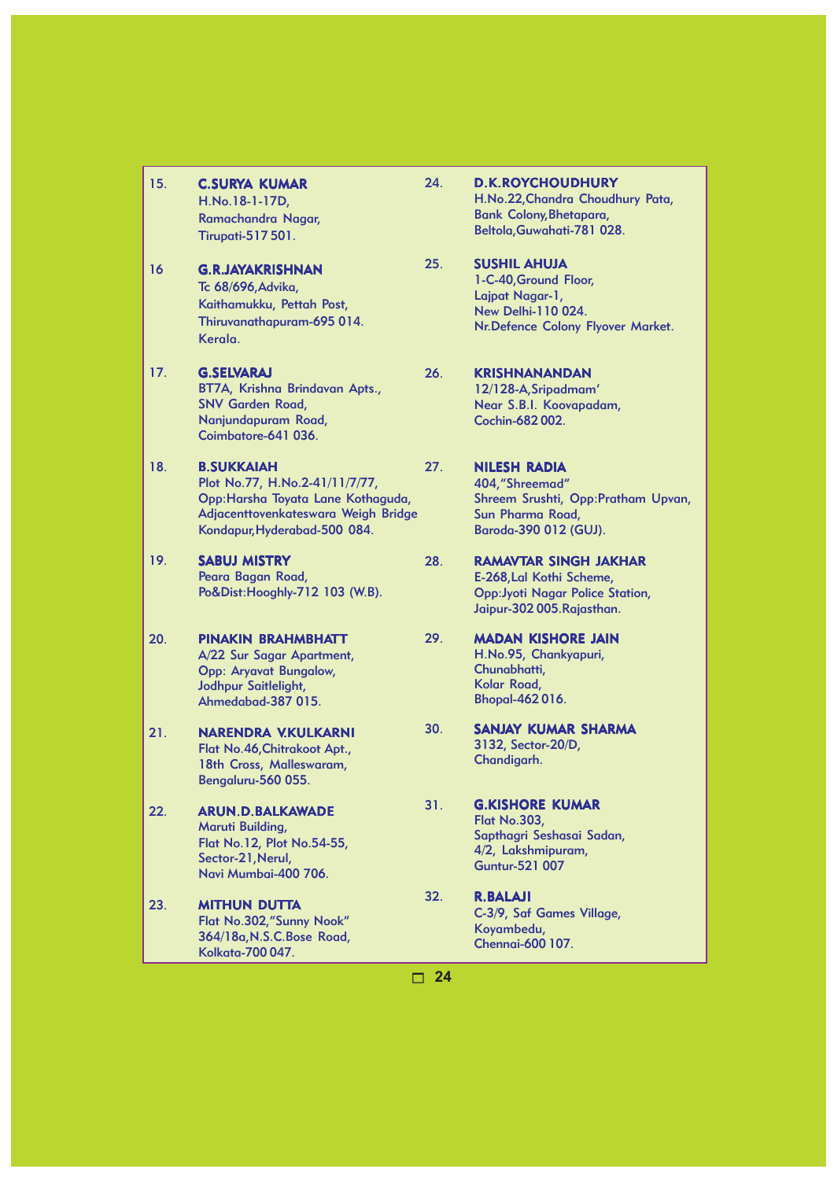15. **C.SURYA KUMAR**
H.No.18-1-17D,
Ramachandra Nagar,
Tirupati-517 501.

16 **G.R.JAYAKRISHNAN**
Tc 68/696,Advika,
Kaithamukku, Pettah Post,
Thiruvanathapuram-695 014.
Kerala.

17. **G.SELVARAJ**
BT7A, Krishna Brindavan Apts.,
SNV Garden Road,
Nanjundapuram Road,
Coimbatore-641 036.

18. **B.SUKKAIAH**
Plot No.77, H.No.2-41/11/7/77,
Opp:Harsha Toyata Lane Kothaguda,
Adjacenttovenkateswara Weigh Bridge
Kondapur,Hyderabad-500 084.

19. **SABUJ MISTRY**
Peara Bagan Road,
Po&Dist:Hooghly-712 103 (W.B).

20. **PINAKIN BRAHMBHATT**
A/22 Sur Sagar Apartment,
Opp: Aryavat Bungalow,
Jodhpur Saitlelight,
Ahmedabad-387 015.

21. **NARENDRA V.KULKARNI**
Flat No.46,Chitrakoot Apt.,
18th Cross, Malleswaram,
Bengaluru-560 055.

22. **ARUN.D.BALKAWADE**
Maruti Building,
Flat No.12, Plot No.54-55,
Sector-21,Nerul,
Navi Mumbai-400 706.

23. **MITHUN DUTTA**
Flat No.302,"Sunny Nook"
364/18a,N.S.C.Bose Road,
Kolkata-700 047.

24. **D.K.ROYCHOUDHURY**
H.No.22,Chandra Choudhury Pata,
Bank Colony,Bhetapara,
Beltola,Guwahati-781 028.

25. **SUSHIL AHUJA**
1-C-40,Ground Floor,
Lajpat Nagar-1,
New Delhi-110 024.
Nr.Defence Colony Flyover Market.

26. **KRISHNANANDAN**
12/128-A,Sripadmam'
Near S.B.I. Koovapadam,
Cochin-682 002.

27. **NILESH RADIA**
404,"Shreemad"
Shreem Srushti, Opp:Pratham Upvan,
Sun Pharma Road,
Baroda-390 012 (GUJ).

28. **RAMAVTAR SINGH JAKHAR**
E-268,Lal Kothi Scheme,
Opp:Jyoti Nagar Police Station,
Jaipur-302 005.Rajasthan.

29. **MADAN KISHORE JAIN**
H.No.95, Chankyapuri,
Chunabhatti,
Kolar Road,
Bhopal-462 016.

30. **SANJAY KUMAR SHARMA**
3132, Sector-20/D,
Chandigarh.

31. **G.KISHORE KUMAR**
Flat No.303,
Sapthagri Seshasai Sadan,
4/2, Lakshmipuram,
Guntur-521 007

32. **R.BALAJI**
C-3/9, Saf Games Village,
Koyambedu,
Chennai-600 107.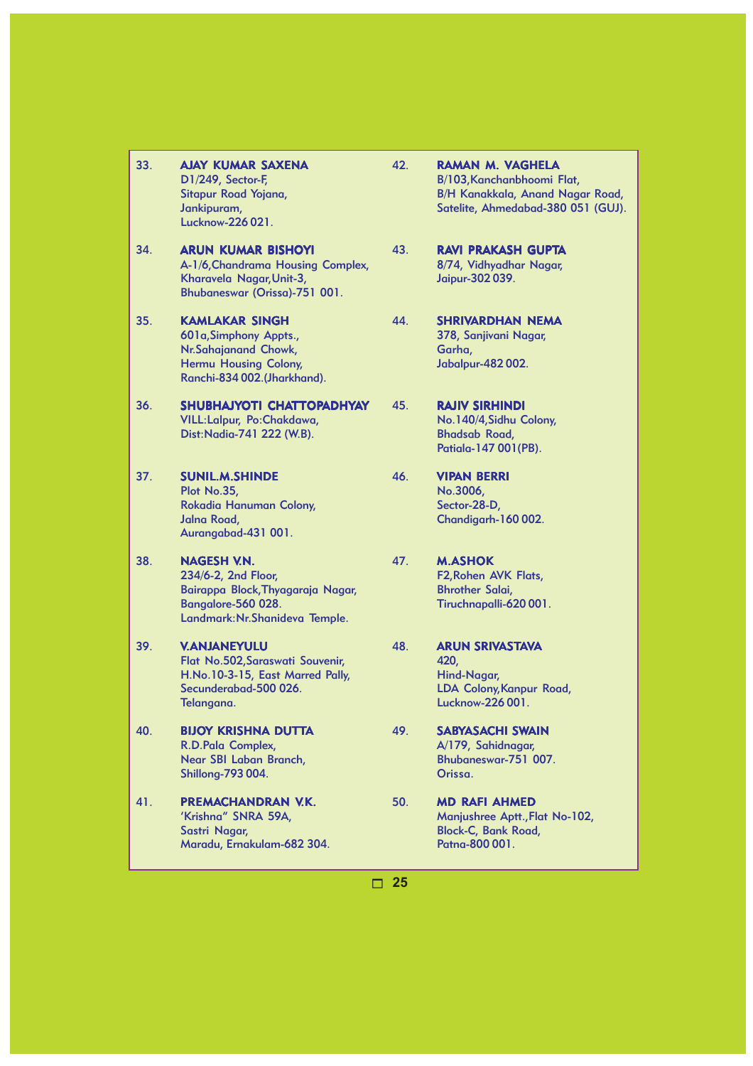33. **AJAY KUMAR SAXENA**
D1/249, Sector-F,
Sitapur Road Yojana,
Jankipuram,
Lucknow-226 021.

34. **ARUN KUMAR BISHOYI**
A-1/6,Chandrama Housing Complex,
Kharavela Nagar,Unit-3,
Bhubaneswar (Orissa)-751 001.

35. **KAMLAKAR SINGH**
601a,Simphony Appts.,
Nr.Sahajanand Chowk,
Hermu Housing Colony,
Ranchi-834 002.(Jharkhand).

36. **SHUBHAJYOTI CHATTOPADHYAY**
VILL:Lalpur, Po:Chakdawa,
Dist:Nadia-741 222 (W.B).

37. **SUNIL.M.SHINDE**
Plot No.35,
Rokadia Hanuman Colony,
Jalna Road,
Aurangabad-431 001.

38. **NAGESH V.N.**
234/6-2, 2nd Floor,
Bairappa Block,Thyagaraja Nagar,
Bangalore-560 028.
Landmark:Nr.Shanideva Temple.

39. **V.ANJANEYULU**
Flat No.502,Saraswati Souvenir,
H.No.10-3-15, East Marred Pally,
Secunderabad-500 026.
Telangana.

40. **BIJOY KRISHNA DUTTA**
R.D.Pala Complex,
Near SBI Laban Branch,
Shillong-793 004.

41. **PREMACHANDRAN V.K.**
'Krishna" SNRA 59A,
Sastri Nagar,
Maradu, Ernakulam-682 304.

42. **RAMAN M. VAGHELA**
B/103,Kanchanbhoomi Flat,
B/H Kanakkala, Anand Nagar Road,
Satelite, Ahmedabad-380 051 (GUJ).

43. **RAVI PRAKASH GUPTA**
8/74, Vidhyadhar Nagar,
Jaipur-302 039.

44. **SHRIVARDHAN NEMA**
378, Sanjivani Nagar,
Garha,
Jabalpur-482 002.

45. **RAJIV SIRHINDI**
No.140/4,Sidhu Colony,
Bhadsab Road,
Patiala-147 001(PB).

46. **VIPAN BERRI**
No.3006,
Sector-28-D,
Chandigarh-160 002.

47. **M.ASHOK**
F2,Rohen AVK Flats,
Bhrother Salai,
Tiruchnapalli-620 001.

48. **ARUN SRIVASTAVA**
420,
Hind-Nagar,
LDA Colony,Kanpur Road,
Lucknow-226 001.

49. **SABYASACHI SWAIN**
A/179, Sahidnagar,
Bhubaneswar-751 007.
Orissa.

50. **MD RAFI AHMED**
Manjushree Aptt.,Flat No-102,
Block-C, Bank Road,
Patna-800 001.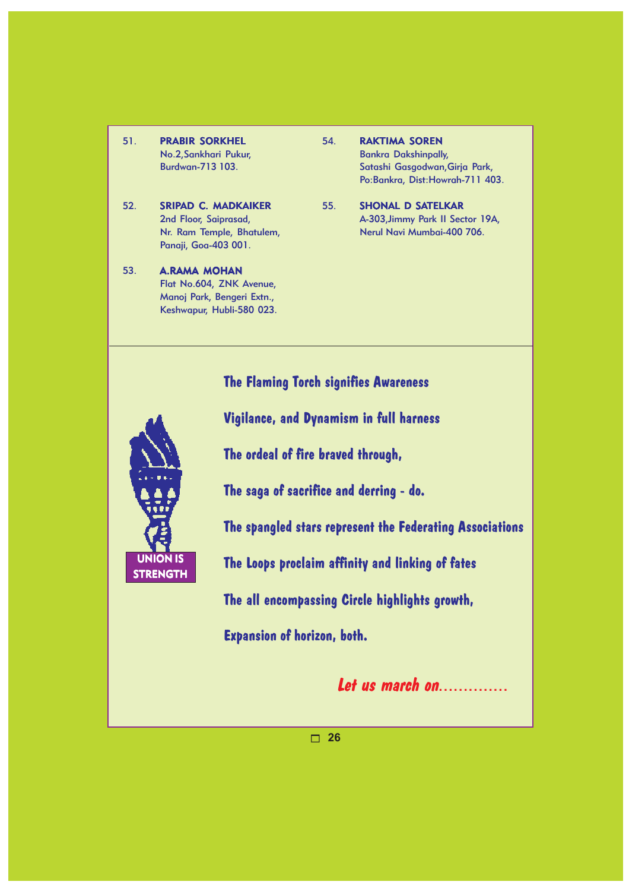51. **PRABIR SORKHEL**
No.2,Sankhari Pukur,
Burdwan-713 103.

52. **SRIPAD C. MADKAIKER**
2nd Floor, Saiprasad,
Nr. Ram Temple, Bhatulem,
Panaji, Goa-403 001.

53. **A.RAMA MOHAN**
Flat No.604, ZNK Avenue,
Manoj Park, Bengeri Extn.,
Keshwapur, Hubli-580 023.

54. **RAKTIMA SOREN**
Bankra Dakshinpally,
Satashi Gasgodwan,Girja Park,
Po:Bankra, Dist:Howrah-711 403.

55. **SHONAL D SATELKAR**
A-303,Jimmy Park II Sector 19A,
Nerul Navi Mumbai-400 706.

---

UNION IS STRENGTH

**The Flaming Torch signifies Awareness**

**Vigilance, and Dynamism in full harness**

**The ordeal of fire braved through,**

**The saga of sacrifice and derring - do.**

**The spangled stars represent the Federating Associations**

**The Loops proclaim affinity and linking of fates**

**The all encompassing Circle highlights growth,**

**Expansion of horizon, both.**

***Let us march on..............***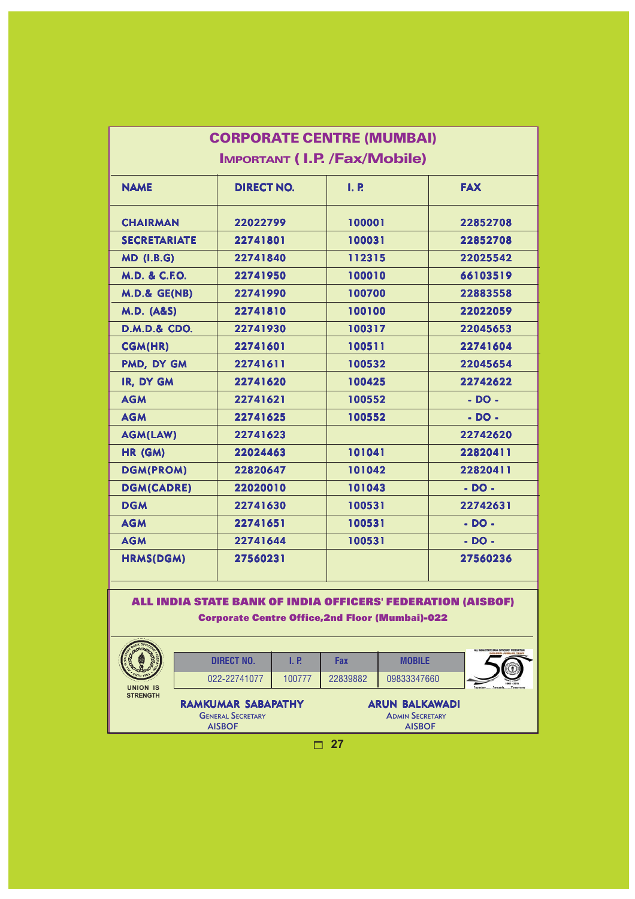# CORPORATE CENTRE (MUMBAI)

## IMPORTANT ( I.P. /Fax/Mobile)

| NAME | DIRECT NO. | I. P. | FAX |
|---|---|---|---|
| CHAIRMAN | 22022799 | 100001 | 22852708 |
| SECRETARIATE | 22741801 | 100031 | 22852708 |
| MD (I.B.G) | 22741840 | 112315 | 22025542 |
| M.D. & C.F.O. | 22741950 | 100010 | 66103519 |
| M.D.& GE(NB) | 22741990 | 100700 | 22883558 |
| M.D. (A&S) | 22741810 | 100100 | 22022059 |
| D.M.D.& CDO. | 22741930 | 100317 | 22045653 |
| CGM(HR) | 22741601 | 100511 | 22741604 |
| PMD, DY GM | 22741611 | 100532 | 22045654 |
| IR, DY GM | 22741620 | 100425 | 22742622 |
| AGM | 22741621 | 100552 | - DO - |
| AGM | 22741625 | 100552 | - DO - |
| AGM(LAW) | 22741623 | | 22742620 |
| HR (GM) | 22024463 | 101041 | 22820411 |
| DGM(PROM) | 22820647 | 101042 | 22820411 |
| DGM(CADRE) | 22020010 | 101043 | - DO - |
| DGM | 22741630 | 100531 | 22742631 |
| AGM | 22741651 | 100531 | - DO - |
| AGM | 22741644 | 100531 | - DO - |
| HRMS(DGM) | 27560231 | | 27560236 |

**ALL INDIA STATE BANK OF INDIA OFFICERS' FEDERATION (AISBOF)**

**Corporate Centre Office,2nd Floor (Mumbai)-022**

UNION IS STRENGTH

| DIRECT NO. | I. P. | Fax | MOBILE |
|---|---|---|---|
| 022-22741077 | 100777 | 22839882 | 09833347660 |

**RAMKUMAR SABAPATHY**
General Secretary
AISBOF

**ARUN BALKAWADI**
Admin Secretary
AISBOF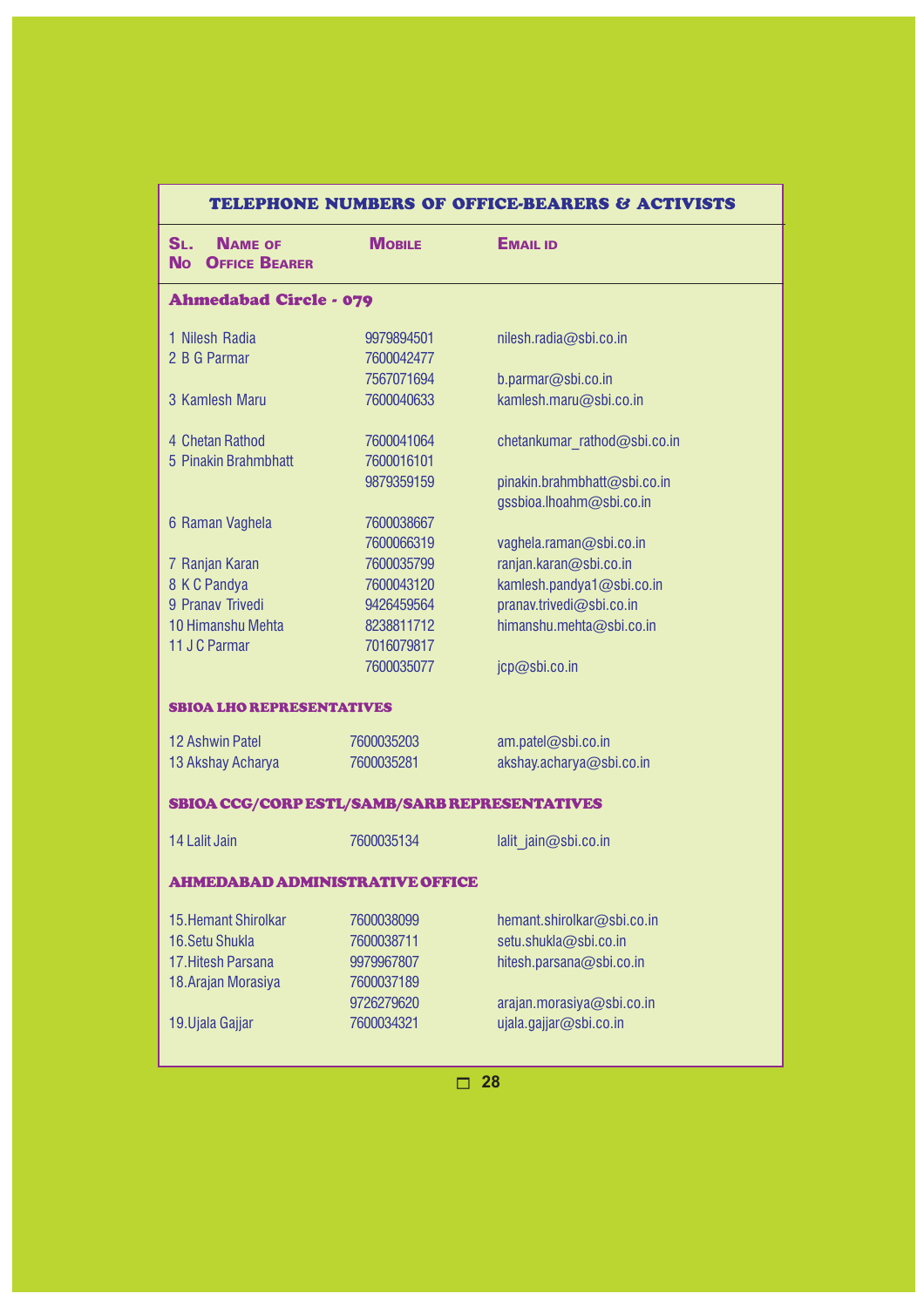## TELEPHONE NUMBERS OF OFFICE-BEARERS & ACTIVISTS

| Sl. No | Name of Office Bearer | Mobile | Email id |
|---|---|---|---|
| **Ahmedabad Circle - 079** | | | |
| 1 | Nilesh Radia | 9979894501 | nilesh.radia@sbi.co.in |
| 2 | B G Parmar | 7600042477 | |
| | | 7567071694 | b.parmar@sbi.co.in |
| 3 | Kamlesh Maru | 7600040633 | kamlesh.maru@sbi.co.in |
| 4 | Chetan Rathod | 7600041064 | chetankumar_rathod@sbi.co.in |
| 5 | Pinakin Brahmbhatt | 7600016101 | |
| | | 9879359159 | pinakin.brahmbhatt@sbi.co.in |
| | | | gssbioa.lhoahm@sbi.co.in |
| 6 | Raman Vaghela | 7600038667 | |
| | | 7600066319 | vaghela.raman@sbi.co.in |
| 7 | Ranjan Karan | 7600035799 | ranjan.karan@sbi.co.in |
| 8 | K C Pandya | 7600043120 | kamlesh.pandya1@sbi.co.in |
| 9 | Pranav Trivedi | 9426459564 | pranav.trivedi@sbi.co.in |
| 10 | Himanshu Mehta | 8238811712 | himanshu.mehta@sbi.co.in |
| 11 | J C Parmar | 7016079817 | |
| | | 7600035077 | jcp@sbi.co.in |
| **SBIOA LHO REPRESENTATIVES** | | | |
| 12 | Ashwin Patel | 7600035203 | am.patel@sbi.co.in |
| 13 | Akshay Acharya | 7600035281 | akshay.acharya@sbi.co.in |
| **SBIOA CCG/CORP ESTL/SAMB/SARB REPRESENTATIVES** | | | |
| 14 | Lalit Jain | 7600035134 | lalit_jain@sbi.co.in |
| **AHMEDABAD ADMINISTRATIVE OFFICE** | | | |
| 15. | Hemant Shirolkar | 7600038099 | hemant.shirolkar@sbi.co.in |
| 16. | Setu Shukla | 7600038711 | setu.shukla@sbi.co.in |
| 17. | Hitesh Parsana | 9979967807 | hitesh.parsana@sbi.co.in |
| 18. | Arajan Morasiya | 7600037189 | |
| | | 9726279620 | arajan.morasiya@sbi.co.in |
| 19. | Ujala Gajjar | 7600034321 | ujala.gajjar@sbi.co.in |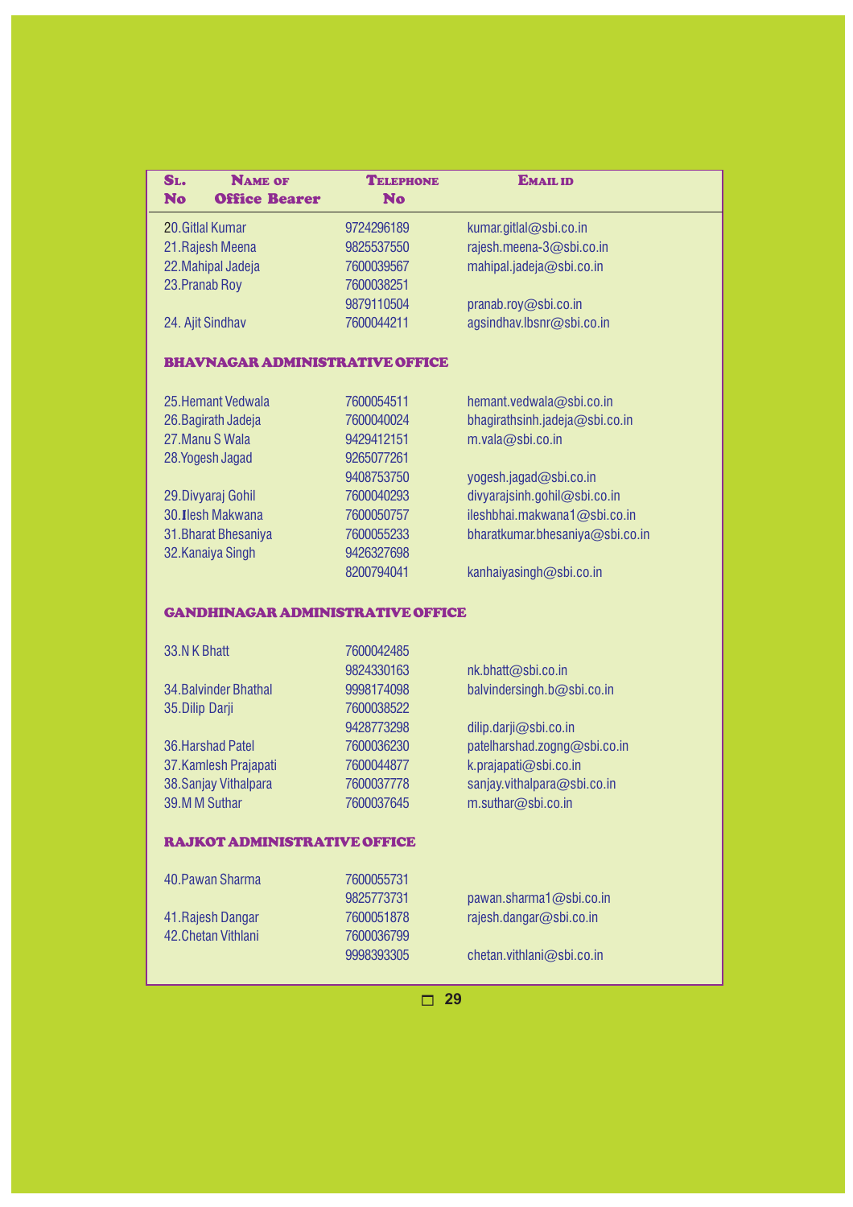| Sl. No | Name of Office Bearer | Telephone No | Email ID |
|---|---|---|---|
| 20. | Gitlal Kumar | 9724296189 | kumar.gitlal@sbi.co.in |
| 21. | Rajesh Meena | 9825537550 | rajesh.meena-3@sbi.co.in |
| 22. | Mahipal Jadeja | 7600039567 | mahipal.jadeja@sbi.co.in |
| 23. | Pranab Roy | 7600038251<br>9879110504 | pranab.roy@sbi.co.in |
| 24. | Ajit Sindhav | 7600044211 | agsindhav.lbsnr@sbi.co.in |
| | **BHAVNAGAR ADMINISTRATIVE OFFICE** | | |
| 25. | Hemant Vedwala | 7600054511 | hemant.vedwala@sbi.co.in |
| 26. | Bagirath Jadeja | 7600040024 | bhagirathsinh.jadeja@sbi.co.in |
| 27. | Manu S Wala | 9429412151 | m.vala@sbi.co.in |
| 28. | Yogesh Jagad | 9265077261<br>9408753750 | yogesh.jagad@sbi.co.in |
| 29. | Divyaraj Gohil | 7600040293 | divyarajsinh.gohil@sbi.co.in |
| 30. | Ilesh Makwana | 7600050757 | ileshbhai.makwana1@sbi.co.in |
| 31. | Bharat Bhesaniya | 7600055233 | bharatkumar.bhesaniya@sbi.co.in |
| 32. | Kanaiya Singh | 9426327698<br>8200794041 | kanhaiyasingh@sbi.co.in |
| | **GANDHINAGAR ADMINISTRATIVE OFFICE** | | |
| 33. | N K Bhatt | 7600042485<br>9824330163 | nk.bhatt@sbi.co.in |
| 34. | Balvinder Bhathal | 9998174098 | balvindersingh.b@sbi.co.in |
| 35. | Dilip Darji | 7600038522<br>9428773298 | dilip.darji@sbi.co.in |
| 36. | Harshad Patel | 7600036230 | patelharshad.zogng@sbi.co.in |
| 37. | Kamlesh Prajapati | 7600044877 | k.prajapati@sbi.co.in |
| 38. | Sanjay Vithalpara | 7600037778 | sanjay.vithalpara@sbi.co.in |
| 39. | M M Suthar | 7600037645 | m.suthar@sbi.co.in |
| | **RAJKOT ADMINISTRATIVE OFFICE** | | |
| 40. | Pawan Sharma | 7600055731<br>9825773731 | pawan.sharma1@sbi.co.in |
| 41. | Rajesh Dangar | 7600051878 | rajesh.dangar@sbi.co.in |
| 42. | Chetan Vithlani | 7600036799<br>9998393305 | chetan.vithlani@sbi.co.in |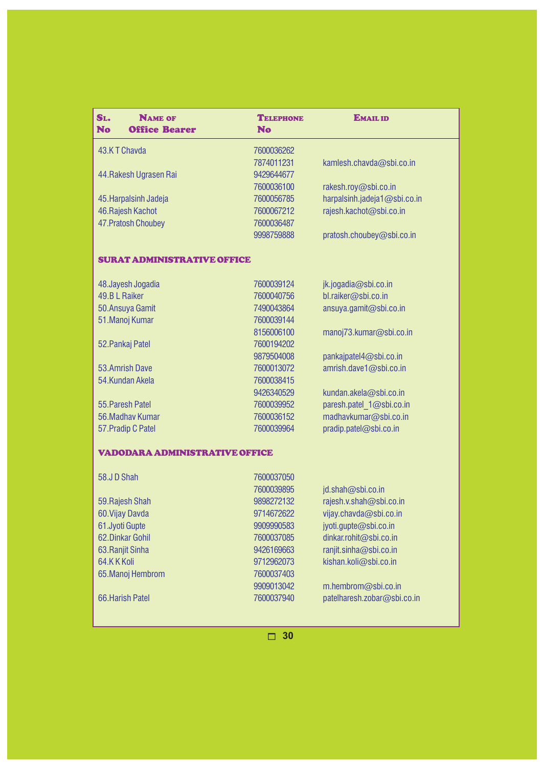| Sl. No | Name of Office Bearer | Telephone No | Email ID |
|---|---|---|---|
| 43. | K T Chavda | 7600036262 | |
| | | 7874011231 | kamlesh.chavda@sbi.co.in |
| 44. | Rakesh Ugrasen Rai | 9429644677 | |
| | | 7600036100 | rakesh.roy@sbi.co.in |
| 45. | Harpalsinh Jadeja | 7600056785 | harpalsinh.jadeja1@sbi.co.in |
| 46. | Rajesh Kachot | 7600067212 | rajesh.kachot@sbi.co.in |
| 47. | Pratosh Choubey | 7600036487 | |
| | | 9998759888 | pratosh.choubey@sbi.co.in |
| | **SURAT ADMINISTRATIVE OFFICE** | | |
| 48. | Jayesh Jogadia | 7600039124 | jk.jogadia@sbi.co.in |
| 49. | B L Raiker | 7600040756 | bl.raiker@sbi.co.in |
| 50. | Ansuya Gamit | 7490043864 | ansuya.gamit@sbi.co.in |
| 51. | Manoj Kumar | 7600039144 | |
| | | 8156006100 | manoj73.kumar@sbi.co.in |
| 52. | Pankaj Patel | 7600194202 | |
| | | 9879504008 | pankajpatel4@sbi.co.in |
| 53. | Amrish Dave | 7600013072 | amrish.dave1@sbi.co.in |
| 54. | Kundan Akela | 7600038415 | |
| | | 9426340529 | kundan.akela@sbi.co.in |
| 55. | Paresh Patel | 7600039952 | paresh.patel_1@sbi.co.in |
| 56. | Madhav Kumar | 7600036152 | madhavkumar@sbi.co.in |
| 57. | Pradip C Patel | 7600039964 | pradip.patel@sbi.co.in |
| | **VADODARA ADMINISTRATIVE OFFICE** | | |
| 58. | J D Shah | 7600037050 | |
| | | 7600039895 | jd.shah@sbi.co.in |
| 59. | Rajesh Shah | 9898272132 | rajesh.v.shah@sbi.co.in |
| 60. | Vijay Davda | 9714672622 | vijay.chavda@sbi.co.in |
| 61. | Jyoti Gupte | 9909990583 | jyoti.gupte@sbi.co.in |
| 62. | Dinkar Gohil | 7600037085 | dinkar.rohit@sbi.co.in |
| 63. | Ranjit Sinha | 9426169663 | ranjit.sinha@sbi.co.in |
| 64. | K K Koli | 9712962073 | kishan.koli@sbi.co.in |
| 65. | Manoj Hembrom | 7600037403 | |
| | | 9909013042 | m.hembrom@sbi.co.in |
| 66. | Harish Patel | 7600037940 | patelharesh.zobar@sbi.co.in |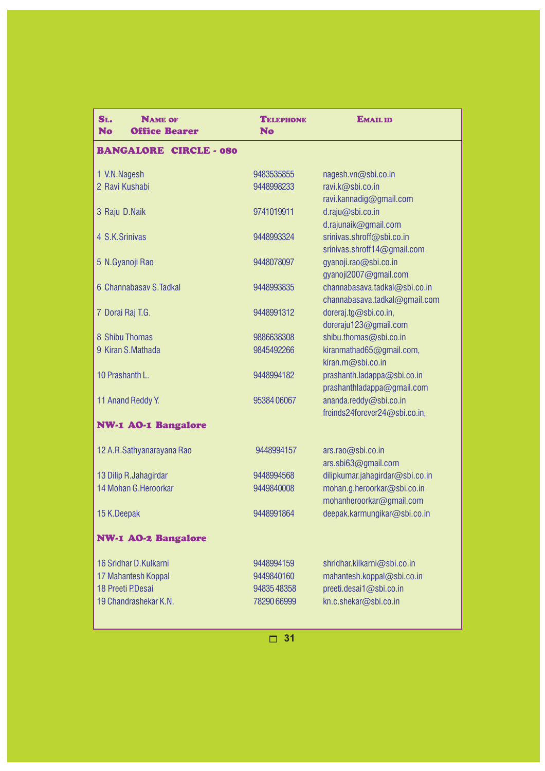| Sl. No | Name of Office Bearer | Telephone No | Email id |
|---|---|---|---|
| **BANGALORE CIRCLE - 080** | | | |
| 1 | V.N.Nagesh | 9483535855 | nagesh.vn@sbi.co.in |
| 2 | Ravi Kushabi | 9448998233 | ravi.k@sbi.co.in<br>ravi.kannadig@gmail.com |
| 3 | Raju D.Naik | 9741019911 | d.raju@sbi.co.in<br>d.rajunaik@gmail.com |
| 4 | S.K.Srinivas | 9448993324 | srinivas.shroff@sbi.co.in<br>srinivas.shroff14@gmail.com |
| 5 | N.Gyanoji Rao | 9448078097 | gyanoji.rao@sbi.co.in<br>gyanoji2007@gmail.com |
| 6 | Channabasav S.Tadkal | 9448993835 | channabasava.tadkal@sbi.co.in<br>channabasava.tadkal@gmail.com |
| 7 | Dorai Raj T.G. | 9448991312 | doreraj.tg@sbi.co.in,<br>doreraju123@gmail.com |
| 8 | Shibu Thomas | 9886638308 | shibu.thomas@sbi.co.in |
| 9 | Kiran S.Mathada | 9845492266 | kiranmathad65@gmail.com,<br>kiran.m@sbi.co.in |
| 10 | Prashanth L. | 9448994182 | prashanth.ladappa@sbi.co.in<br>prashanthladappa@gmail.com |
| 11 | Anand Reddy Y. | 95384 06067 | ananda.reddy@sbi.co.in<br>freinds24forever24@sbi.co.in, |
| **NW-1 AO-1 Bangalore** | | | |
| 12 | A.R.Sathyanarayana Rao | 9448994157 | ars.rao@sbi.co.in<br>ars.sbi63@gmail.com |
| 13 | Dilip R.Jahagirdar | 9448994568 | dilipkumar.jahagirdar@sbi.co.in |
| 14 | Mohan G.Heroorkar | 9449840008 | mohan.g.heroorkar@sbi.co.in<br>mohanheroorkar@gmail.com |
| 15 | K.Deepak | 9448991864 | deepak.karmungikar@sbi.co.in |
| **NW-1 AO-2 Bangalore** | | | |
| 16 | Sridhar D.Kulkarni | 9448994159 | shridhar.kilkarni@sbi.co.in |
| 17 | Mahantesh Koppal | 9449840160 | mahantesh.koppal@sbi.co.in |
| 18 | Preeti P.Desai | 94835 48358 | preeti.desai1@sbi.co.in |
| 19 | Chandrashekar K.N. | 78290 66999 | kn.c.shekar@sbi.co.in |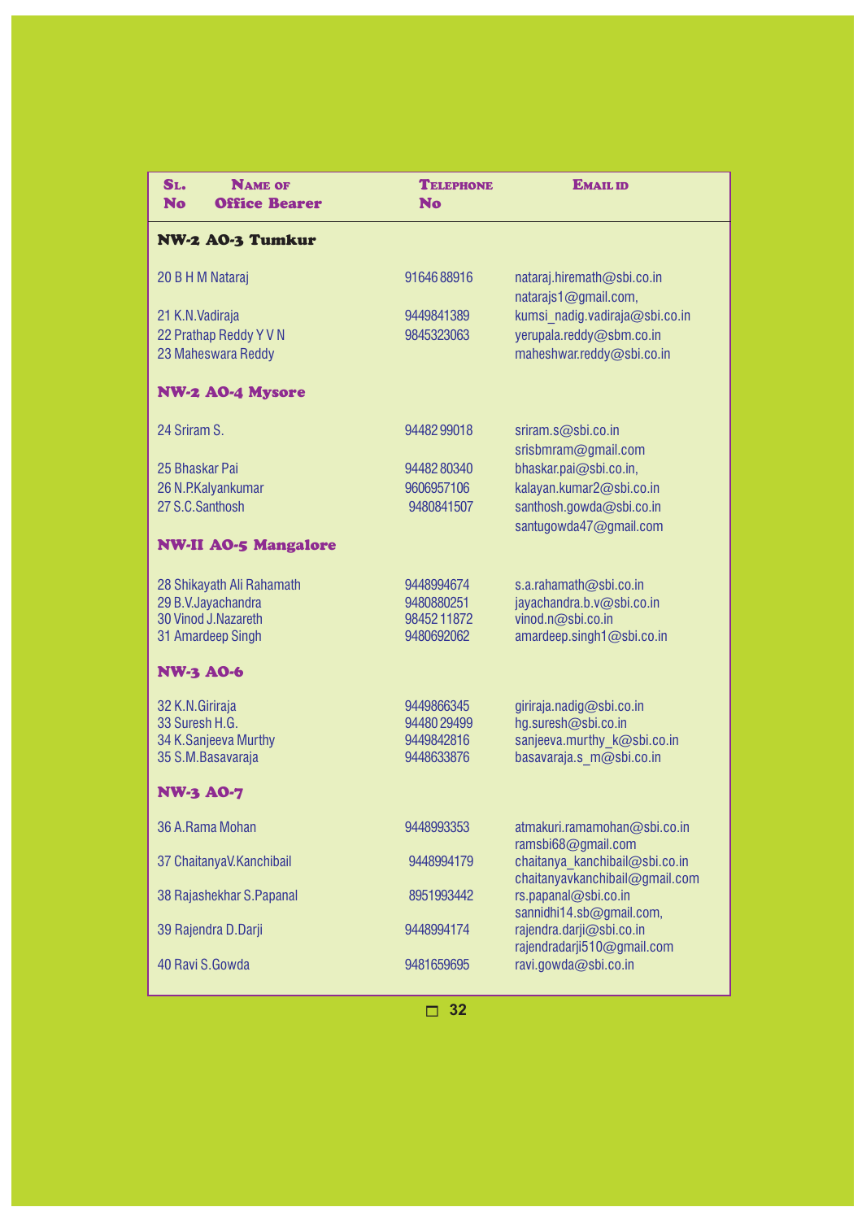| Sl. No | Name of Office Bearer | Telephone No | Email ID |
|---|---|---|---|
| **NW-2 AO-3 Tumkur** | | | |
| 20 | B H M Nataraj | 91646 88916 | nataraj.hiremath@sbi.co.in<br>natarajs1@gmail.com, |
| 21 | K.N.Vadiraja | 9449841389 | kumsi_nadig.vadiraja@sbi.co.in |
| 22 | Prathap Reddy Y V N | 9845323063 | yerupala.reddy@sbm.co.in |
| 23 | Maheswara Reddy | | maheshwar.reddy@sbi.co.in |
| **NW-2 AO-4 Mysore** | | | |
| 24 | Sriram S. | 94482 99018 | sriram.s@sbi.co.in<br>srisbmram@gmail.com |
| 25 | Bhaskar Pai | 94482 80340 | bhaskar.pai@sbi.co.in, |
| 26 | N.P.Kalyankumar | 9606957106 | kalayan.kumar2@sbi.co.in |
| 27 | S.C.Santhosh | 9480841507 | santhosh.gowda@sbi.co.in<br>santugowda47@gmail.com |
| **NW-II AO-5 Mangalore** | | | |
| 28 | Shikayath Ali Rahamath | 9448994674 | s.a.rahamath@sbi.co.in |
| 29 | B.V.Jayachandra | 9480880251 | jayachandra.b.v@sbi.co.in |
| 30 | Vinod J.Nazareth | 98452 11872 | vinod.n@sbi.co.in |
| 31 | Amardeep Singh | 9480692062 | amardeep.singh1@sbi.co.in |
| **NW-3 AO-6** | | | |
| 32 | K.N.Giriraja | 9449866345 | giriraja.nadig@sbi.co.in |
| 33 | Suresh H.G. | 94480 29499 | hg.suresh@sbi.co.in |
| 34 | K.Sanjeeva Murthy | 9449842816 | sanjeeva.murthy_k@sbi.co.in |
| 35 | S.M.Basavaraja | 9448633876 | basavaraja.s_m@sbi.co.in |
| **NW-3 AO-7** | | | |
| 36 | A.Rama Mohan | 9448993353 | atmakuri.ramamohan@sbi.co.in<br>ramsbi68@gmail.com |
| 37 | ChaitanyaV.Kanchibail | 9448994179 | chaitanya_kanchibail@sbi.co.in<br>chaitanyavkanchibail@gmail.com |
| 38 | Rajashekhar S.Papanal | 8951993442 | rs.papanal@sbi.co.in<br>sannidhi14.sb@gmail.com, |
| 39 | Rajendra D.Darji | 9448994174 | rajendra.darji@sbi.co.in<br>rajendradarji510@gmail.com |
| 40 | Ravi S.Gowda | 9481659695 | ravi.gowda@sbi.co.in |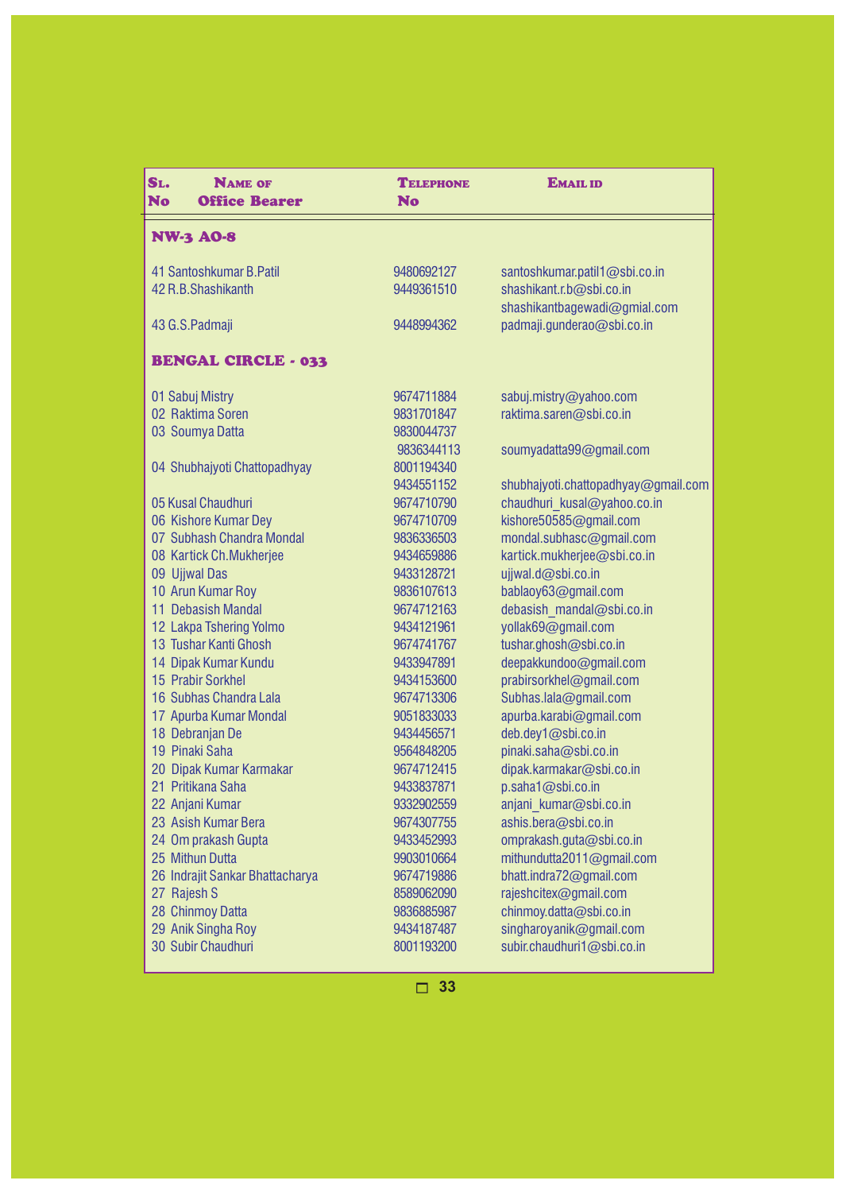| Sl. No | Name of Office Bearer | Telephone No | Email ID |
|---|---|---|---|
| **NW-3 AO-8** | | | |
| 41 | Santoshkumar B.Patil | 9480692127 | santoshkumar.patil1@sbi.co.in |
| 42 | R.B.Shashikanth | 9449361510 | shashikant.r.b@sbi.co.in<br>shashikantbagewadi@gmial.com |
| 43 | G.S.Padmaji | 9448994362 | padmaji.gunderao@sbi.co.in |
| **BENGAL CIRCLE - 033** | | | |
| 01 | Sabuj Mistry | 9674711884 | sabuj.mistry@yahoo.com |
| 02 | Raktima Soren | 9831701847 | raktima.saren@sbi.co.in |
| 03 | Soumya Datta | 9830044737<br>9836344113 | soumyadatta99@gmail.com |
| 04 | Shubhajyoti Chattopadhyay | 8001194340<br>9434551152 | shubhajyoti.chattopadhyay@gmail.com |
| 05 | Kusal Chaudhuri | 9674710790 | chaudhuri_kusal@yahoo.co.in |
| 06 | Kishore Kumar Dey | 9674710709 | kishore50585@gmail.com |
| 07 | Subhash Chandra Mondal | 9836336503 | mondal.subhasc@gmail.com |
| 08 | Kartick Ch.Mukherjee | 9434659886 | kartick.mukherjee@sbi.co.in |
| 09 | Ujjwal Das | 9433128721 | ujjwal.d@sbi.co.in |
| 10 | Arun Kumar Roy | 9836107613 | bablaoy63@gmail.com |
| 11 | Debasish Mandal | 9674712163 | debasish_mandal@sbi.co.in |
| 12 | Lakpa Tshering Yolmo | 9434121961 | yollak69@gmail.com |
| 13 | Tushar Kanti Ghosh | 9674741767 | tushar.ghosh@sbi.co.in |
| 14 | Dipak Kumar Kundu | 9433947891 | deepakkundoo@gmail.com |
| 15 | Prabir Sorkhel | 9434153600 | prabirsorkhel@gmail.com |
| 16 | Subhas Chandra Lala | 9674713306 | Subhas.lala@gmail.com |
| 17 | Apurba Kumar Mondal | 9051833033 | apurba.karabi@gmail.com |
| 18 | Debranjan De | 9434456571 | deb.dey1@sbi.co.in |
| 19 | Pinaki Saha | 9564848205 | pinaki.saha@sbi.co.in |
| 20 | Dipak Kumar Karmakar | 9674712415 | dipak.karmakar@sbi.co.in |
| 21 | Pritikana Saha | 9433837871 | p.saha1@sbi.co.in |
| 22 | Anjani Kumar | 9332902559 | anjani_kumar@sbi.co.in |
| 23 | Asish Kumar Bera | 9674307755 | ashis.bera@sbi.co.in |
| 24 | Om prakash Gupta | 9433452993 | omprakash.guta@sbi.co.in |
| 25 | Mithun Dutta | 9903010664 | mithundutta2011@gmail.com |
| 26 | Indrajit Sankar Bhattacharya | 9674719886 | bhatt.indra72@gmail.com |
| 27 | Rajesh S | 8589062090 | rajeshcitex@gmail.com |
| 28 | Chinmoy Datta | 9836885987 | chinmoy.datta@sbi.co.in |
| 29 | Anik Singha Roy | 9434187487 | singharoyanik@gmail.com |
| 30 | Subir Chaudhuri | 8001193200 | subir.chaudhuri1@sbi.co.in |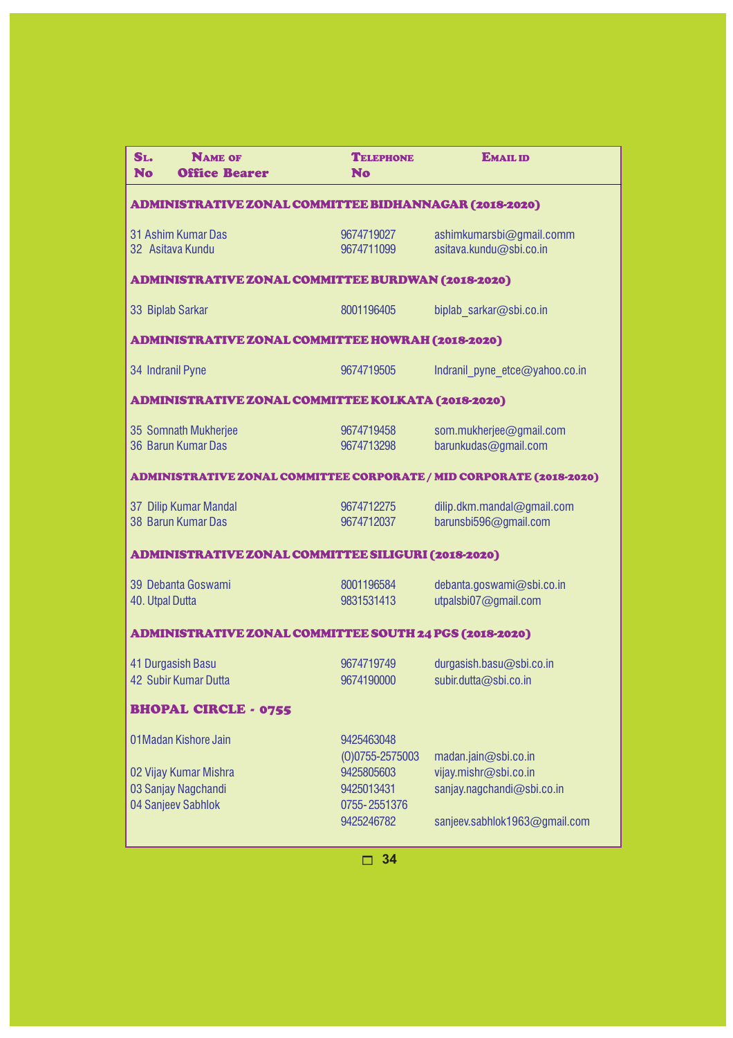| Sl. No | Name of Office Bearer | Telephone No | Email id |
|---|---|---|---|
| **ADMINISTRATIVE ZONAL COMMITTEE BIDHANNAGAR (2018-2020)** | | | |
| 31 | Ashim Kumar Das | 9674719027 | ashimkumarsbi@gmail.comm |
| 32 | Asitava Kundu | 9674711099 | asitava.kundu@sbi.co.in |
| **ADMINISTRATIVE ZONAL COMMITTEE BURDWAN (2018-2020)** | | | |
| 33 | Biplab Sarkar | 8001196405 | biplab_sarkar@sbi.co.in |
| **ADMINISTRATIVE ZONAL COMMITTEE HOWRAH (2018-2020)** | | | |
| 34 | Indranil Pyne | 9674719505 | Indranil_pyne_etce@yahoo.co.in |
| **ADMINISTRATIVE ZONAL COMMITTEE KOLKATA (2018-2020)** | | | |
| 35 | Somnath Mukherjee | 9674719458 | som.mukherjee@gmail.com |
| 36 | Barun Kumar Das | 9674713298 | barunkudas@gmail.com |
| **ADMINISTRATIVE ZONAL COMMITTEE CORPORATE / MID CORPORATE (2018-2020)** | | | |
| 37 | Dilip Kumar Mandal | 9674712275 | dilip.dkm.mandal@gmail.com |
| 38 | Barun Kumar Das | 9674712037 | barunsbi596@gmail.com |
| **ADMINISTRATIVE ZONAL COMMITTEE SILIGURI (2018-2020)** | | | |
| 39 | Debanta Goswami | 8001196584 | debanta.goswami@sbi.co.in |
| 40. | Utpal Dutta | 9831531413 | utpalsbi07@gmail.com |
| **ADMINISTRATIVE ZONAL COMMITTEE SOUTH 24 PGS (2018-2020)** | | | |
| 41 | Durgasish Basu | 9674719749 | durgasish.basu@sbi.co.in |
| 42 | Subir Kumar Dutta | 9674190000 | subir.dutta@sbi.co.in |
| **BHOPAL CIRCLE - 0755** | | | |
| 01 | Madan Kishore Jain | 9425463048<br>(0)0755-2575003 | madan.jain@sbi.co.in |
| 02 | Vijay Kumar Mishra | 9425805603 | vijay.mishr@sbi.co.in |
| 03 | Sanjay Nagchandi | 9425013431 | sanjay.nagchandi@sbi.co.in |
| 04 | Sanjeev Sabhlok | 0755- 2551376<br>9425246782 | sanjeev.sabhlok1963@gmail.com |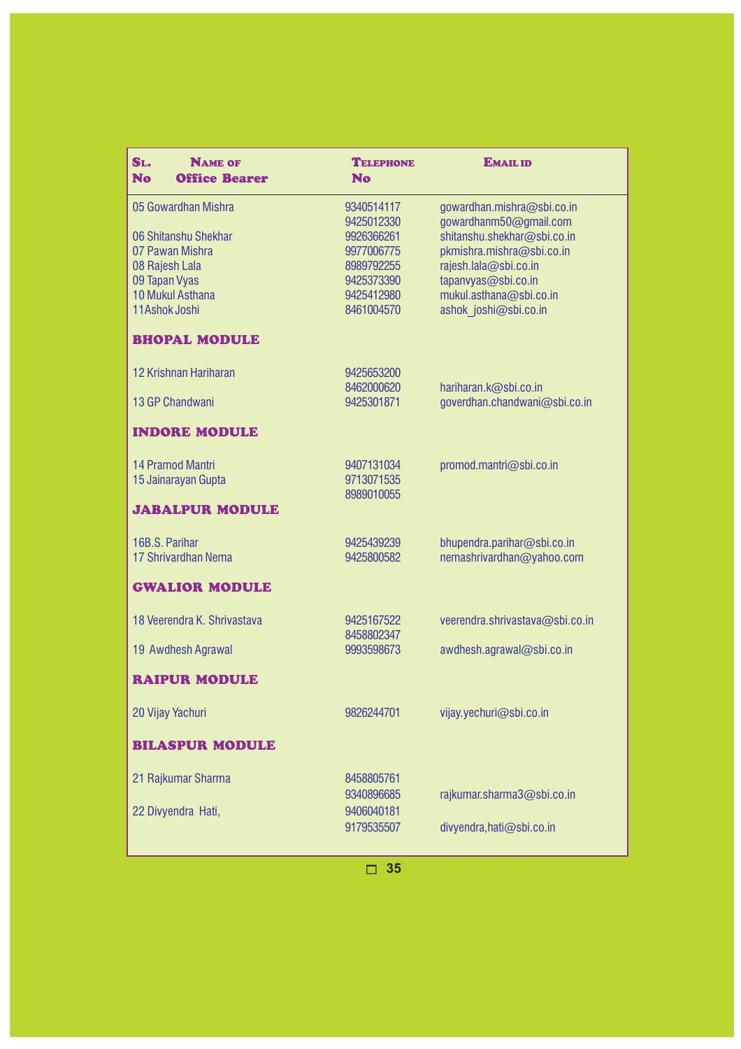| Sl. No | Name of Office Bearer | Telephone No | Email id |
|---|---|---|---|
| 05 | Gowardhan Mishra | 9340514117 | gowardhan.mishra@sbi.co.in |
| | | 9425012330 | gowardhanm50@gmail.com |
| 06 | Shitanshu Shekhar | 9926366261 | shitanshu.shekhar@sbi.co.in |
| 07 | Pawan Mishra | 9977006775 | pkmishra.mishra@sbi.co.in |
| 08 | Rajesh Lala | 8989792255 | rajesh.lala@sbi.co.in |
| 09 | Tapan Vyas | 9425373390 | tapanvyas@sbi.co.in |
| 10 | Mukul Asthana | 9425412980 | mukul.asthana@sbi.co.in |
| 11 | Ashok Joshi | 8461004570 | ashok_joshi@sbi.co.in |
| | **BHOPAL MODULE** | | |
| 12 | Krishnan Hariharan | 9425653200 | |
| | | 8462000620 | hariharan.k@sbi.co.in |
| 13 | GP Chandwani | 9425301871 | goverdhan.chandwani@sbi.co.in |
| | **INDORE MODULE** | | |
| 14 | Pramod Mantri | 9407131034 | promod.mantri@sbi.co.in |
| 15 | Jainarayan Gupta | 9713071535 | |
| | | 8989010055 | |
| | **JABALPUR MODULE** | | |
| 16 | B.S. Parihar | 9425439239 | bhupendra.parihar@sbi.co.in |
| 17 | Shrivardhan Nema | 9425800582 | nemashrivardhan@yahoo.com |
| | **GWALIOR MODULE** | | |
| 18 | Veerendra K. Shrivastava | 9425167522 | veerendra.shrivastava@sbi.co.in |
| | | 8458802347 | |
| 19 | Awdhesh Agrawal | 9993598673 | awdhesh.agrawal@sbi.co.in |
| | **RAIPUR MODULE** | | |
| 20 | Vijay Yachuri | 9826244701 | vijay.yechuri@sbi.co.in |
| | **BILASPUR MODULE** | | |
| 21 | Rajkumar Sharma | 8458805761 | |
| | | 9340896685 | rajkumar.sharma3@sbi.co.in |
| 22 | Divyendra Hati, | 9406040181 | |
| | | 9179535507 | divyendra,hati@sbi.co.in |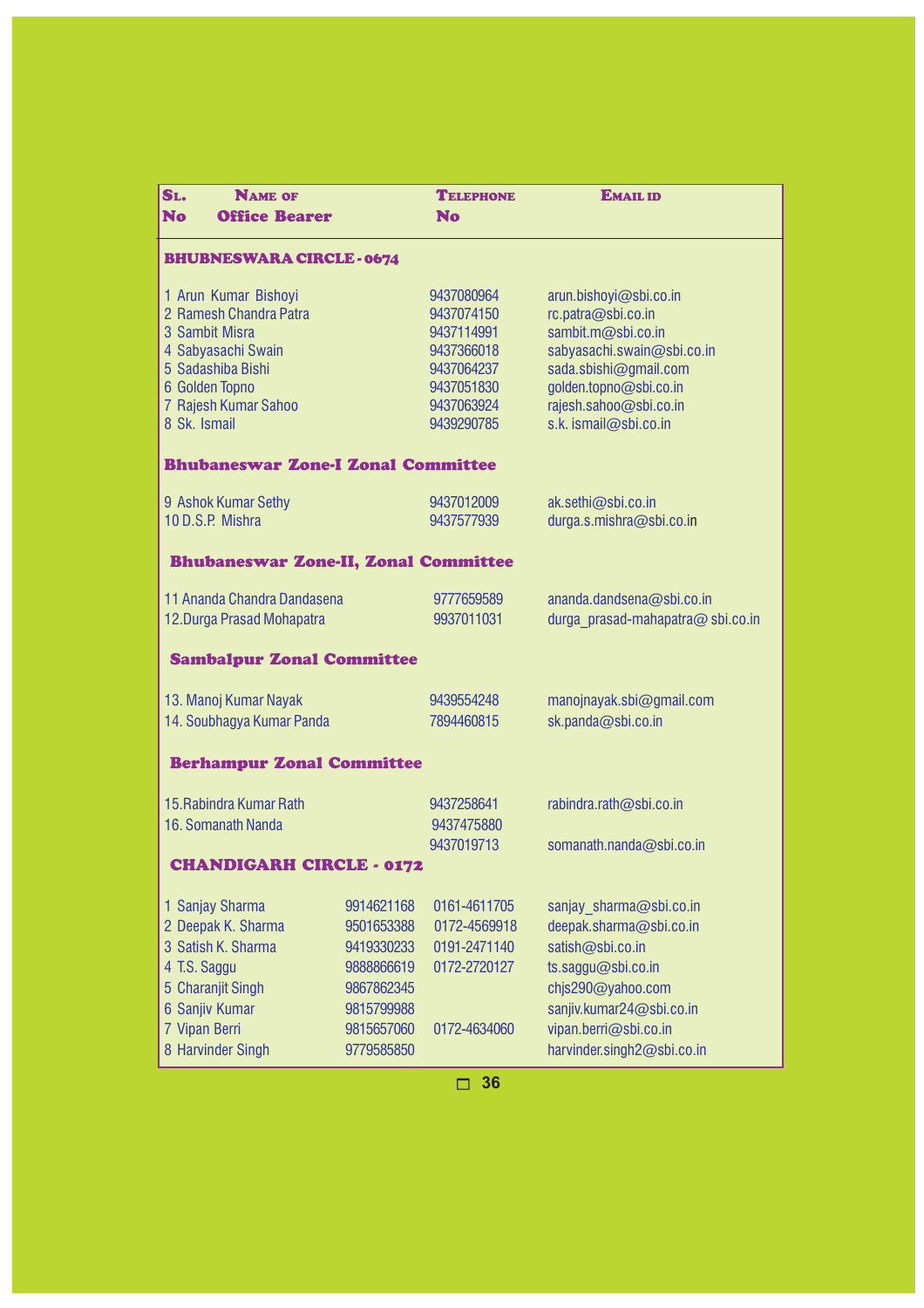| Sl. No | Name of Office Bearer | Telephone No | Email id |
|---|---|---|---|
| **BHUBNESWARA CIRCLE - 0674** | | | |
| 1 | Arun Kumar Bishoyi | 9437080964 | arun.bishoyi@sbi.co.in |
| 2 | Ramesh Chandra Patra | 9437074150 | rc.patra@sbi.co.in |
| 3 | Sambit Misra | 9437114991 | sambit.m@sbi.co.in |
| 4 | Sabyasachi Swain | 9437366018 | sabyasachi.swain@sbi.co.in |
| 5 | Sadashiba Bishi | 9437064237 | sada.sbishi@gmail.com |
| 6 | Golden Topno | 9437051830 | golden.topno@sbi.co.in |
| 7 | Rajesh Kumar Sahoo | 9437063924 | rajesh.sahoo@sbi.co.in |
| 8 | Sk. Ismail | 9439290785 | s.k. ismail@sbi.co.in |
| **Bhubaneswar Zone-I Zonal Committee** | | | |
| 9 | Ashok Kumar Sethy | 9437012009 | ak.sethi@sbi.co.in |
| 10 | D.S.P. Mishra | 9437577939 | durga.s.mishra@sbi.co.in |
| **Bhubaneswar Zone-II, Zonal Committee** | | | |
| 11 | Ananda Chandra Dandasena | 9777659589 | ananda.dandsena@sbi.co.in |
| 12. | Durga Prasad Mohapatra | 9937011031 | durga_prasad-mahapatra@ sbi.co.in |
| **Sambalpur Zonal Committee** | | | |
| 13. | Manoj Kumar Nayak | 9439554248 | manojnayak.sbi@gmail.com |
| 14. | Soubhagya Kumar Panda | 7894460815 | sk.panda@sbi.co.in |
| **Berhampur Zonal Committee** | | | |
| 15. | Rabindra Kumar Rath | 9437258641 | rabindra.rath@sbi.co.in |
| 16. | Somanath Nanda | 9437475880<br>9437019713 | somanath.nanda@sbi.co.in |

**CHANDIGARH CIRCLE - 0172**

| Sl. No | Name of Office Bearer | Mobile | Telephone No | Email id |
|---|---|---|---|---|
| 1 | Sanjay Sharma | 9914621168 | 0161-4611705 | sanjay_sharma@sbi.co.in |
| 2 | Deepak K. Sharma | 9501653388 | 0172-4569918 | deepak.sharma@sbi.co.in |
| 3 | Satish K. Sharma | 9419330233 | 0191-2471140 | satish@sbi.co.in |
| 4 | T.S. Saggu | 9888866619 | 0172-2720127 | ts.saggu@sbi.co.in |
| 5 | Charanjit Singh | 9867862345 | | chjs290@yahoo.com |
| 6 | Sanjiv Kumar | 9815799988 | | sanjiv.kumar24@sbi.co.in |
| 7 | Vipan Berri | 9815657060 | 0172-4634060 | vipan.berri@sbi.co.in |
| 8 | Harvinder Singh | 9779585850 | | harvinder.singh2@sbi.co.in |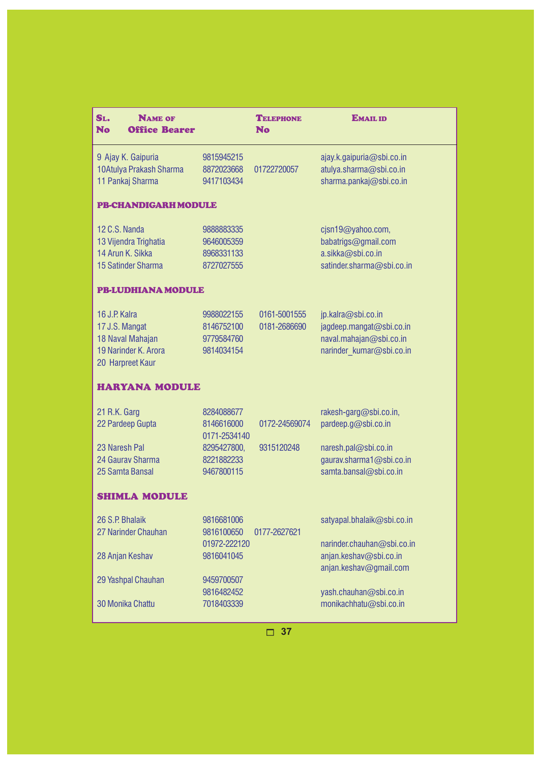| Sl. No | Name of Office Bearer | Telephone No | | Email id |
|---|---|---|---|---|
| 9 | Ajay K. Gaipuria | 9815945215 | | ajay.k.gaipuria@sbi.co.in |
| 10 | Atulya Prakash Sharma | 8872023668 | 01722720057 | atulya.sharma@sbi.co.in |
| 11 | Pankaj Sharma | 9417103434 | | sharma.pankaj@sbi.co.in |
| | **PB-CHANDIGARH MODULE** | | | |
| 12 | C.S. Nanda | 9888883335 | | cjsn19@yahoo.com, |
| 13 | Vijendra Trighatia | 9646005359 | | babatrigs@gmail.com |
| 14 | Arun K. Sikka | 8968331133 | | a.sikka@sbi.co.in |
| 15 | Satinder Sharma | 8727027555 | | satinder.sharma@sbi.co.in |
| | **PB-LUDHIANA MODULE** | | | |
| 16 | J.P. Kalra | 9988022155 | 0161-5001555 | jp.kalra@sbi.co.in |
| 17 | J.S. Mangat | 8146752100 | 0181-2686690 | jagdeep.mangat@sbi.co.in |
| 18 | Naval Mahajan | 9779584760 | | naval.mahajan@sbi.co.in |
| 19 | Narinder K. Arora | 9814034154 | | narinder_kumar@sbi.co.in |
| 20 | Harpreet Kaur | | | |
| | **HARYANA MODULE** | | | |
| 21 | R.K. Garg | 8284088677 | | rakesh-garg@sbi.co.in, |
| 22 | Pardeep Gupta | 8146616000<br>0171-2534140 | 0172-24569074 | pardeep.g@sbi.co.in |
| 23 | Naresh Pal | 8295427800, | 9315120248 | naresh.pal@sbi.co.in |
| 24 | Gaurav Sharma | 8221882233 | | gaurav.sharma1@sbi.co.in |
| 25 | Samta Bansal | 9467800115 | | samta.bansal@sbi.co.in |
| | **SHIMLA MODULE** | | | |
| 26 | S.P. Bhalaik | 9816681006 | | satyapal.bhalaik@sbi.co.in |
| 27 | Narinder Chauhan | 9816100650<br>01972-222120 | 0177-2627621 | narinder.chauhan@sbi.co.in |
| 28 | Anjan Keshav | 9816041045 | | anjan.keshav@sbi.co.in<br>anjan.keshav@gmail.com |
| 29 | Yashpal Chauhan | 9459700507<br>9816482452 | | yash.chauhan@sbi.co.in |
| 30 | Monika Chattu | 7018403339 | | monikachhatu@sbi.co.in |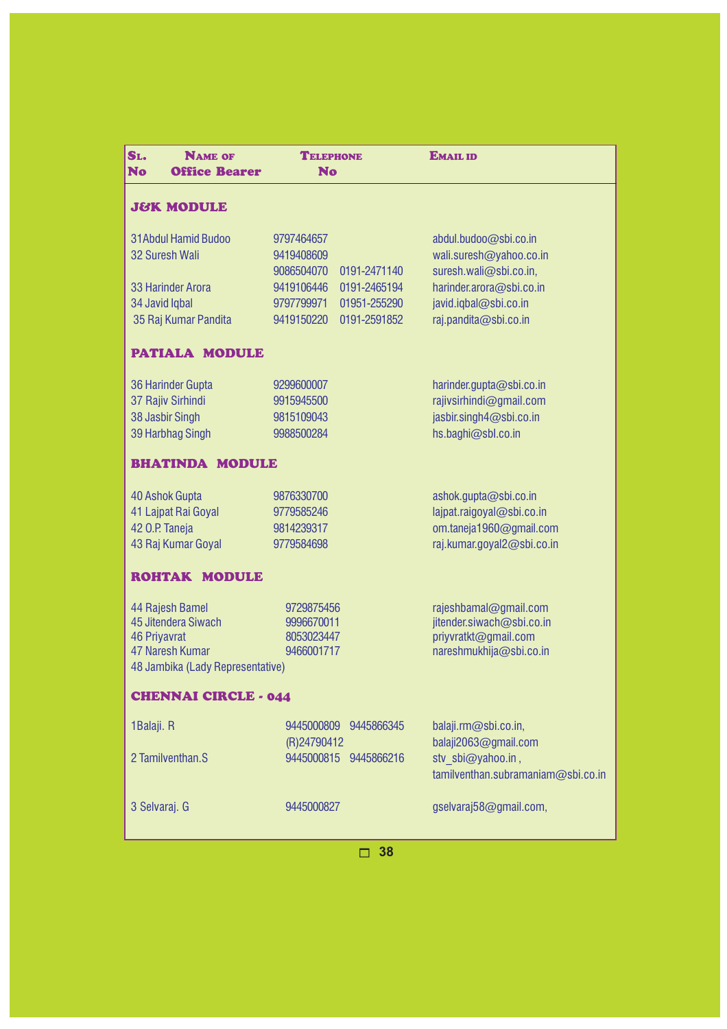| SL. No | NAME OF Office Bearer | TELEPHONE No | | EMAIL ID |
|---|---|---|---|---|
| **J&K MODULE** | | | | |
| 31 | Abdul Hamid Budoo | 9797464657 | | abdul.budoo@sbi.co.in |
| 32 | Suresh Wali | 9419408609 | | wali.suresh@yahoo.co.in |
| | | 9086504070 | 0191-2471140 | suresh.wali@sbi.co.in, |
| 33 | Harinder Arora | 9419106446 | 0191-2465194 | harinder.arora@sbi.co.in |
| 34 | Javid Iqbal | 9797799971 | 01951-255290 | javid.iqbal@sbi.co.in |
| 35 | Raj Kumar Pandita | 9419150220 | 0191-2591852 | raj.pandita@sbi.co.in |
| **PATIALA MODULE** | | | | |
| 36 | Harinder Gupta | 9299600007 | | harinder.gupta@sbi.co.in |
| 37 | Rajiv Sirhindi | 9915945500 | | rajivsirhindi@gmail.com |
| 38 | Jasbir Singh | 9815109043 | | jasbir.singh4@sbi.co.in |
| 39 | Harbhag Singh | 9988500284 | | hs.baghi@sbl.co.in |
| **BHATINDA MODULE** | | | | |
| 40 | Ashok Gupta | 9876330700 | | ashok.gupta@sbi.co.in |
| 41 | Lajpat Rai Goyal | 9779585246 | | lajpat.raigoyal@sbi.co.in |
| 42 | O.P. Taneja | 9814239317 | | om.taneja1960@gmail.com |
| 43 | Raj Kumar Goyal | 9779584698 | | raj.kumar.goyal2@sbi.co.in |
| **ROHTAK MODULE** | | | | |
| 44 | Rajesh Bamel | 9729875456 | | rajeshbamal@gmail.com |
| 45 | Jitendera Siwach | 9996670011 | | jitender.siwach@sbi.co.in |
| 46 | Priyavrat | 8053023447 | | priyvratkt@gmail.com |
| 47 | Naresh Kumar | 9466001717 | | nareshmukhija@sbi.co.in |
| 48 | Jambika (Lady Representative) | | | |
| **CHENNAI CIRCLE - 044** | | | | |
| 1 | Balaji. R | 9445000809 | 9445866345 | balaji.rm@sbi.co.in, |
| | | (R)24790412 | | balaji2063@gmail.com |
| 2 | Tamilventhan.S | 9445000815 | 9445866216 | stv_sbi@yahoo.in , |
| | | | | tamilventhan.subramaniam@sbi.co.in |
| 3 | Selvaraj. G | 9445000827 | | gselvaraj58@gmail.com, |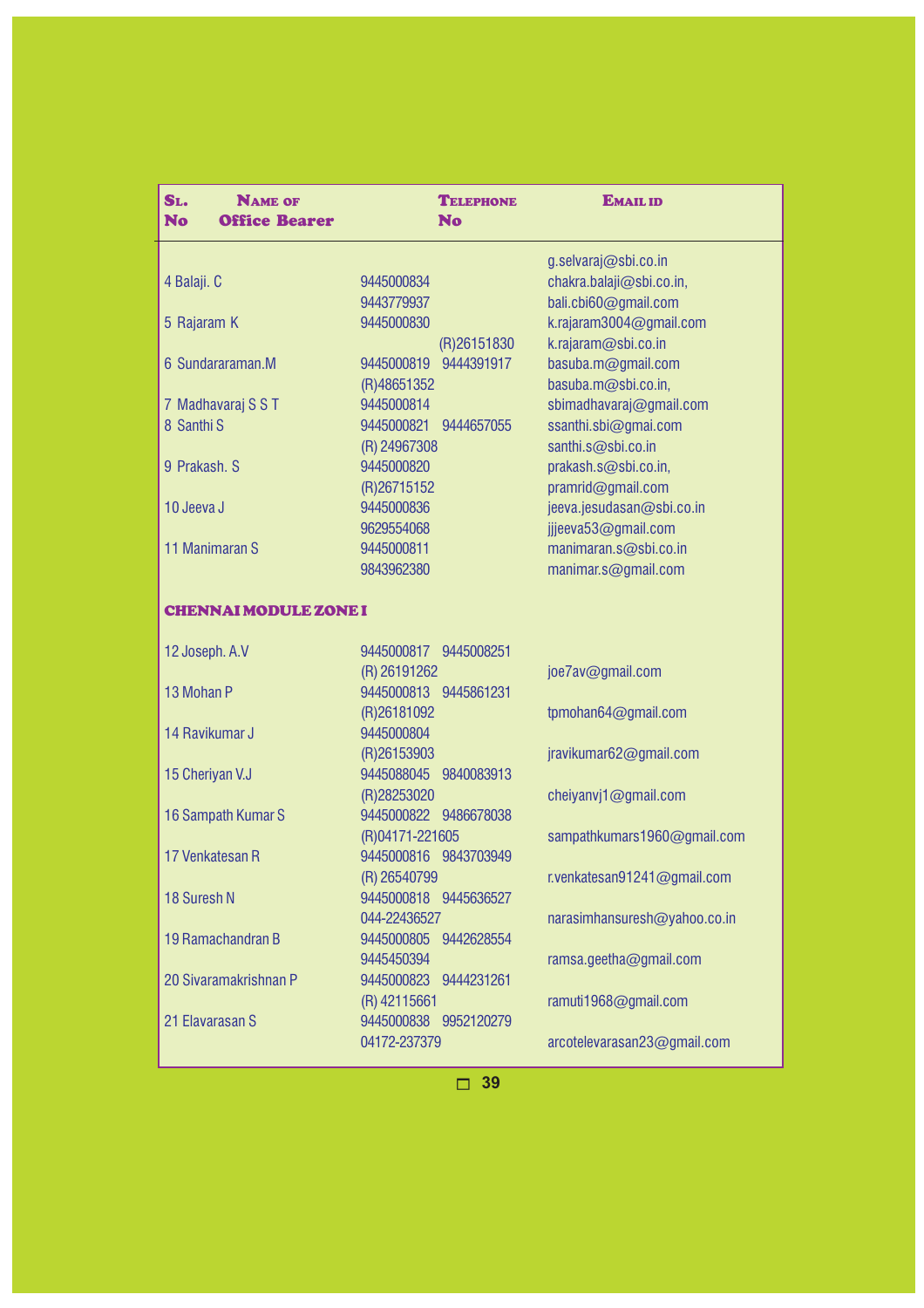| Sl. No | Name of Office Bearer | Telephone No | Email id |
|---|---|---|---|
| | | | g.selvaraj@sbi.co.in |
| 4 | Balaji. C | 9445000834 9443779937 | chakra.balaji@sbi.co.in, bali.cbi60@gmail.com |
| 5 | Rajaram K | 9445000830 (R)26151830 | k.rajaram3004@gmail.com k.rajaram@sbi.co.in |
| 6 | Sundararaman.M | 9445000819 9444391917 (R)48651352 | basuba.m@gmail.com basuba.m@sbi.co.in, |
| 7 | Madhavaraj S S T | 9445000814 | sbimadhavaraj@gmail.com |
| 8 | Santhi S | 9445000821 9444657055 (R) 24967308 | ssanthi.sbi@gmai.com santhi.s@sbi.co.in |
| 9 | Prakash. S | 9445000820 (R)26715152 | prakash.s@sbi.co.in, pramrid@gmail.com |
| 10 | Jeeva J | 9445000836 9629554068 | jeeva.jesudasan@sbi.co.in jjjeeva53@gmail.com |
| 11 | Manimaran S | 9445000811 9843962380 | manimaran.s@sbi.co.in manimar.s@gmail.com |
| | **CHENNAI MODULE ZONE I** | | |
| 12 | Joseph. A.V | 9445000817 9445008251 (R) 26191262 | joe7av@gmail.com |
| 13 | Mohan P | 9445000813 9445861231 (R)26181092 | tpmohan64@gmail.com |
| 14 | Ravikumar J | 9445000804 (R)26153903 | jravikumar62@gmail.com |
| 15 | Cheriyan V.J | 9445088045 9840083913 (R)28253020 | cheiyanvj1@gmail.com |
| 16 | Sampath Kumar S | 9445000822 9486678038 (R)04171-221605 | sampathkumars1960@gmail.com |
| 17 | Venkatesan R | 9445000816 9843703949 (R) 26540799 | r.venkatesan91241@gmail.com |
| 18 | Suresh N | 9445000818 9445636527 044-22436527 | narasimhansuresh@yahoo.co.in |
| 19 | Ramachandran B | 9445000805 9442628554 9445450394 | ramsa.geetha@gmail.com |
| 20 | Sivaramakrishnan P | 9445000823 9444231261 (R) 42115661 | ramuti1968@gmail.com |
| 21 | Elavarasan S | 9445000838 9952120279 04172-237379 | arcotelevarasan23@gmail.com |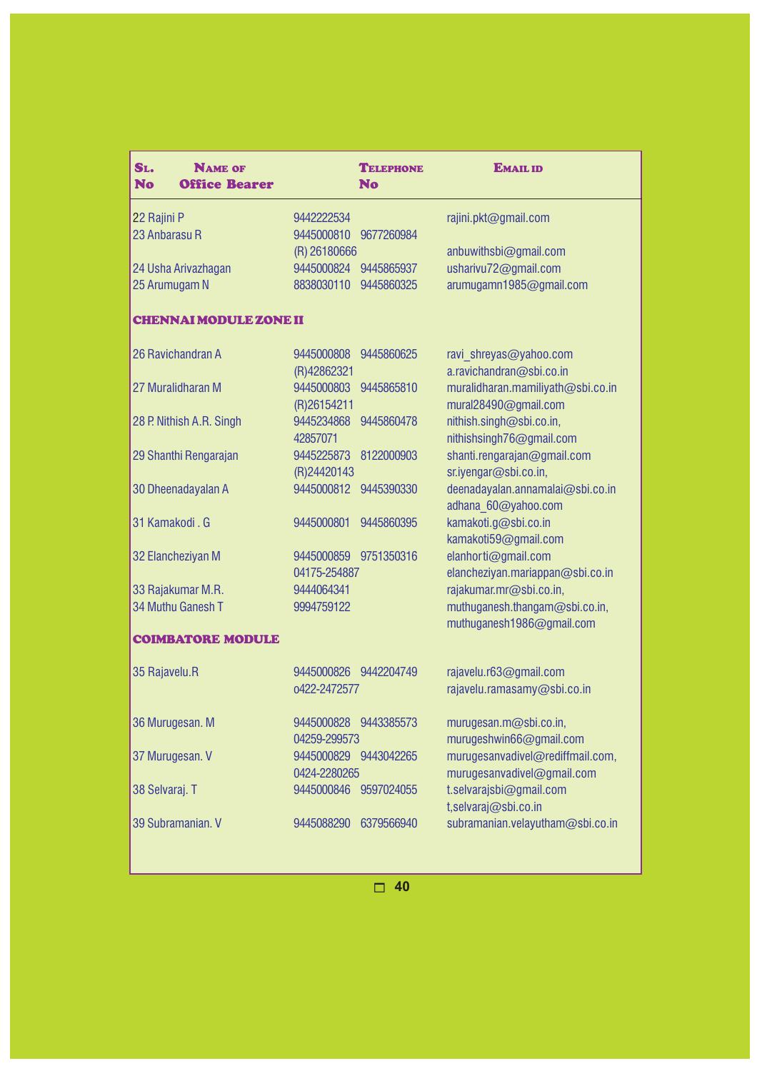| Sl. No | Name of Office Bearer | Telephone No | Email id |
|---|---|---|---|
| 22 | Rajini P | 9442222534 | rajini.pkt@gmail.com |
| 23 | Anbarasu R | 9445000810 9677260984 (R) 26180666 | anbuwithsbi@gmail.com |
| 24 | Usha Arivazhagan | 9445000824 9445865937 | usharivu72@gmail.com |
| 25 | Arumugam N | 8838030110 9445860325 | arumugamn1985@gmail.com |
| **CHENNAI MODULE ZONE II** | | | |
| 26 | Ravichandran A | 9445000808 9445860625 (R)42862321 | ravi_shreyas@yahoo.com a.ravichandran@sbi.co.in |
| 27 | Muralidharan M | 9445000803 9445865810 (R)26154211 | muralidharan.mamiliyath@sbi.co.in mural28490@gmail.com |
| 28 | P. Nithish A.R. Singh | 9445234868 9445860478 42857071 | nithish.singh@sbi.co.in, nithishsingh76@gmail.com |
| 29 | Shanthi Rengarajan | 9445225873 8122000903 (R)24420143 | shanti.rengarajan@gmail.com sr.iyengar@sbi.co.in, |
| 30 | Dheenadayalan A | 9445000812 9445390330 | deenadayalan.annamalai@sbi.co.in adhana_60@yahoo.com |
| 31 | Kamakodi . G | 9445000801 9445860395 | kamakoti.g@sbi.co.in kamakoti59@gmail.com |
| 32 | Elancheziyan M | 9445000859 9751350316 04175-254887 | elanhorti@gmail.com elancheziyan.mariappan@sbi.co.in |
| 33 | Rajakumar M.R. | 9444064341 | rajakumar.mr@sbi.co.in, |
| 34 | Muthu Ganesh T | 9994759122 | muthuganesh.thangam@sbi.co.in, muthuganesh1986@gmail.com |
| **COIMBATORE MODULE** | | | |
| 35 | Rajavelu.R | 9445000826 9442204749 0422-2472577 | rajavelu.r63@gmail.com rajavelu.ramasamy@sbi.co.in |
| 36 | Murugesan. M | 9445000828 9443385573 04259-299573 | murugesan.m@sbi.co.in, murugeshwin66@gmail.com |
| 37 | Murugesan. V | 9445000829 9443042265 0424-2280265 | murugesanvadivel@rediffmail.com, murugesanvadivel@gmail.com |
| 38 | Selvaraj. T | 9445000846 9597024055 | t.selvarajsbi@gmail.com t,selvaraj@sbi.co.in |
| 39 | Subramanian. V | 9445088290 6379566940 | subramanian.velayutham@sbi.co.in |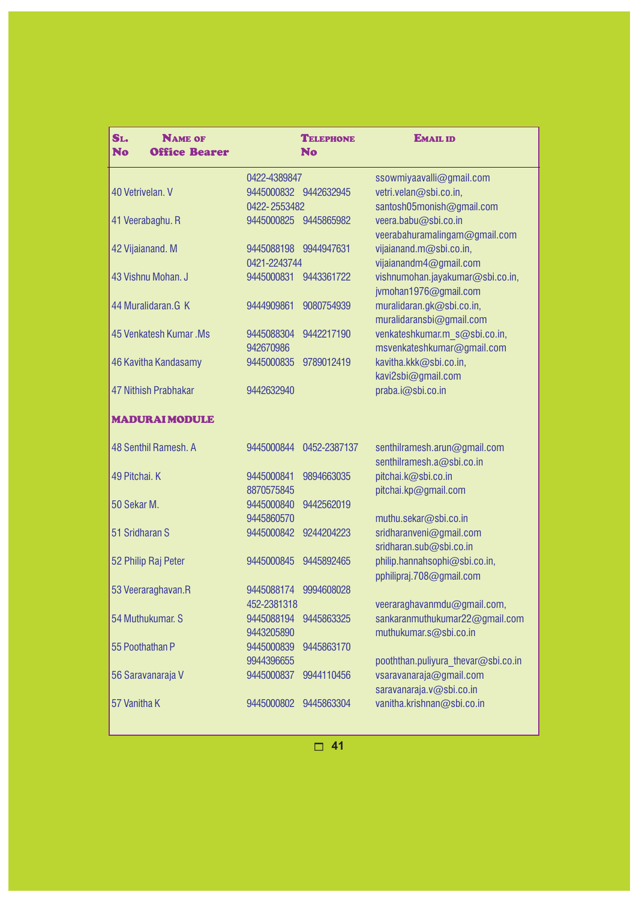| Sl. No | Name of Office Bearer | Telephone No | Email ID |
|---|---|---|---|
| | | 0422-4389847 | ssowmiyaavalli@gmail.com |
| 40 | Vetrivelan. V | 9445000832 9442632945 | vetri.velan@sbi.co.in, |
| | | 0422- 2553482 | santosh05monish@gmail.com |
| 41 | Veerabaghu. R | 9445000825 9445865982 | veera.babu@sbi.co.in |
| | | | veerabahuramalingam@gmail.com |
| 42 | Vijaianand. M | 9445088198 9944947631 | vijaianand.m@sbi.co.in, |
| | | 0421-2243744 | vijaianandm4@gmail.com |
| 43 | Vishnu Mohan. J | 9445000831 9443361722 | vishnumohan.jayakumar@sbi.co.in, |
| | | | jvmohan1976@gmail.com |
| 44 | Muralidaran.G K | 9444909861 9080754939 | muralidaran.gk@sbi.co.in, |
| | | | muralidaransbi@gmail.com |
| 45 | Venkatesh Kumar .Ms | 9445088304 9442217190 | venkateshkumar.m_s@sbi.co.in, |
| | | 942670986 | msvenkateshkumar@gmail.com |
| 46 | Kavitha Kandasamy | 9445000835 9789012419 | kavitha.kkk@sbi.co.in, |
| | | | kavi2sbi@gmail.com |
| 47 | Nithish Prabhakar | 9442632940 | praba.i@sbi.co.in |
| | **MADURAI MODULE** | | |
| 48 | Senthil Ramesh. A | 9445000844 0452-2387137 | senthilramesh.arun@gmail.com |
| | | | senthilramesh.a@sbi.co.in |
| 49 | Pitchai. K | 9445000841 9894663035 | pitchai.k@sbi.co.in |
| | | 8870575845 | pitchai.kp@gmail.com |
| 50 | Sekar M. | 9445000840 9442562019 | |
| | | 9445860570 | muthu.sekar@sbi.co.in |
| 51 | Sridharan S | 9445000842 9244204223 | sridharanveni@gmail.com |
| | | | sridharan.sub@sbi.co.in |
| 52 | Philip Raj Peter | 9445000845 9445892465 | philip.hannahsophi@sbi.co.in, |
| | | | pphilipraj.708@gmail.com |
| 53 | Veeraraghavan.R | 9445088174 9994608028 | |
| | | 452-2381318 | veeraraghavanmdu@gmail.com, |
| 54 | Muthukumar. S | 9445088194 9445863325 | sankaranmuthukumar22@gmail.com |
| | | 9443205890 | muthukumar.s@sbi.co.in |
| 55 | Poothathan P | 9445000839 9445863170 | |
| | | 9944396655 | pooththan.puliyura_thevar@sbi.co.in |
| 56 | Saravanaraja V | 9445000837 9944110456 | vsaravanaraja@gmail.com |
| | | | saravanaraja.v@sbi.co.in |
| 57 | Vanitha K | 9445000802 9445863304 | vanitha.krishnan@sbi.co.in |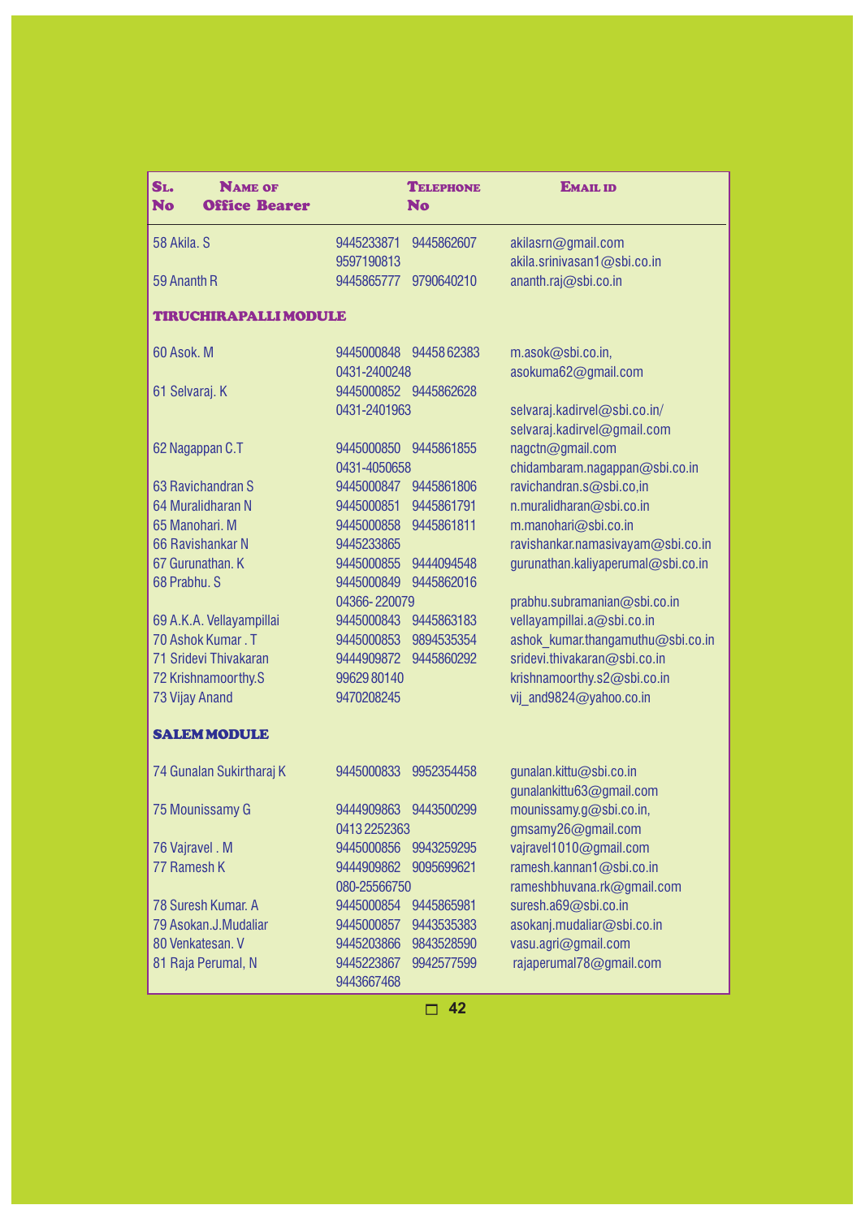| Sl. No | Name of Office Bearer | Telephone No | Email ID |
|---|---|---|---|
| 58 | Akila. S | 9445233871 9445862607 9597190813 | akilasrn@gmail.com akila.srinivasan1@sbi.co.in |
| 59 | Ananth R | 9445865777 9790640210 | ananth.raj@sbi.co.in |
| **TIRUCHIRAPALLI MODULE** | | | |
| 60 | Asok. M | 9445000848 94458 62383 0431-2400248 | m.asok@sbi.co.in, asokuma62@gmail.com |
| 61 | Selvaraj. K | 9445000852 9445862628 0431-2401963 | selvaraj.kadirvel@sbi.co.in/ selvaraj.kadirvel@gmail.com |
| 62 | Nagappan C.T | 9445000850 9445861855 0431-4050658 | nagctn@gmail.com chidambaram.nagappan@sbi.co.in |
| 63 | Ravichandran S | 9445000847 9445861806 | ravichandran.s@sbi.co,in |
| 64 | Muralidharan N | 9445000851 9445861791 | n.muralidharan@sbi.co.in |
| 65 | Manohari. M | 9445000858 9445861811 | m.manohari@sbi.co.in |
| 66 | Ravishankar N | 9445233865 | ravishankar.namasivayam@sbi.co.in |
| 67 | Gurunathan. K | 9445000855 9444094548 | gurunathan.kaliyaperumal@sbi.co.in |
| 68 | Prabhu. S | 9445000849 9445862016 04366- 220079 | prabhu.subramanian@sbi.co.in |
| 69 | A.K.A. Vellayampillai | 9445000843 9445863183 | vellayampillai.a@sbi.co.in |
| 70 | Ashok Kumar . T | 9445000853 9894535354 | ashok_kumar.thangamuthu@sbi.co.in |
| 71 | Sridevi Thivakaran | 9444909872 9445860292 | sridevi.thivakaran@sbi.co.in |
| 72 | Krishnamoorthy.S | 99629 80140 | krishnamoorthy.s2@sbi.co.in |
| 73 | Vijay Anand | 9470208245 | vij_and9824@yahoo.co.in |
| **SALEM MODULE** | | | |
| 74 | Gunalan Sukirtharaj K | 9445000833 9952354458 | gunalan.kittu@sbi.co.in gunalankittu63@gmail.com |
| 75 | Mounissamy G | 9444909863 9443500299 0413 2252363 | mounissamy.g@sbi.co.in, gmsamy26@gmail.com |
| 76 | Vajravel . M | 9445000856 9943259295 | vajravel1010@gmail.com |
| 77 | Ramesh K | 9444909862 9095699621 080-25566750 | ramesh.kannan1@sbi.co.in rameshbhuvana.rk@gmail.com |
| 78 | Suresh Kumar. A | 9445000854 9445865981 | suresh.a69@sbi.co.in |
| 79 | Asokan.J.Mudaliar | 9445000857 9443535383 | asokanj.mudaliar@sbi.co.in |
| 80 | Venkatesan. V | 9445203866 9843528590 | vasu.agri@gmail.com |
| 81 | Raja Perumal, N | 9445223867 9942577599 9443667468 | rajaperumal78@gmail.com |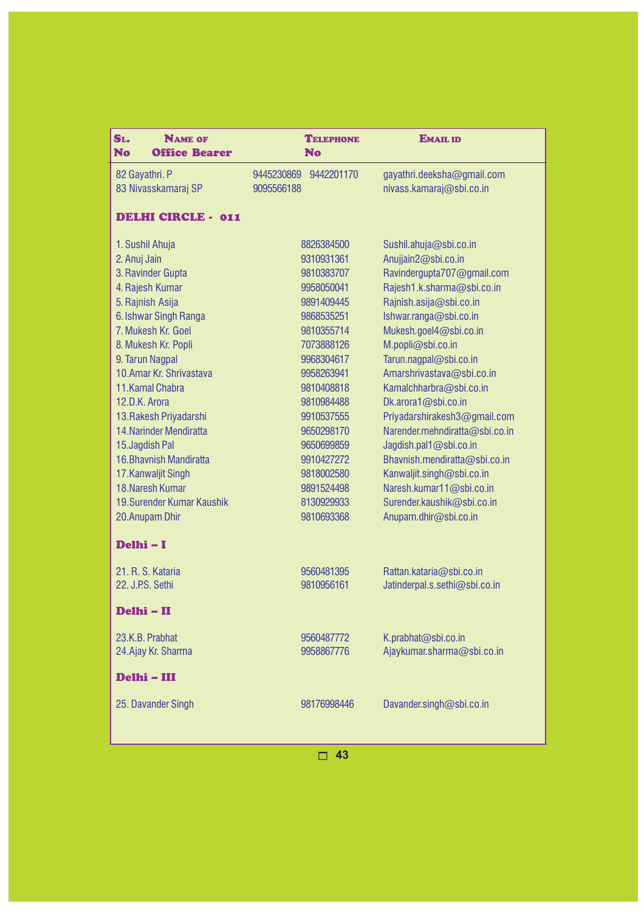| Sl. No | Name of Office Bearer | Telephone No | Email ID |
|---|---|---|---|
| 82 | Gayathri. P | 9445230869 9442201170 | gayathri.deeksha@gmail.com |
| 83 | Nivasskamaraj SP | 9095566188 | nivass.kamaraj@sbi.co.in |
| **DELHI CIRCLE - 011** | | | |
| 1. | Sushil Ahuja | 8826384500 | Sushil.ahuja@sbi.co.in |
| 2. | Anuj Jain | 9310931361 | Anujjain2@sbi.co.in |
| 3. | Ravinder Gupta | 9810383707 | Ravindergupta707@gmail.com |
| 4. | Rajesh Kumar | 9958050041 | Rajesh1.k.sharma@sbi.co.in |
| 5. | Rajnish Asija | 9891409445 | Rajnish.asija@sbi.co.in |
| 6. | Ishwar Singh Ranga | 9868535251 | Ishwar.ranga@sbi.co.in |
| 7. | Mukesh Kr. Goel | 9810355714 | Mukesh.goel4@sbi.co.in |
| 8. | Mukesh Kr. Popli | 7073888126 | M.popli@sbi.co.in |
| 9. | Tarun Nagpal | 9968304617 | Tarun.nagpal@sbi.co.in |
| 10. | Amar Kr. Shrivastava | 9958263941 | Amarshrivastava@sbi.co.in |
| 11. | Kamal Chabra | 9810408818 | Kamalchharbra@sbi.co.in |
| 12. | D.K. Arora | 9810984488 | Dk.arora1@sbi.co.in |
| 13. | Rakesh Priyadarshi | 9910537555 | Priyadarshirakesh3@gmail.com |
| 14. | Narinder Mendiratta | 9650298170 | Narender.mehndiratta@sbi.co.in |
| 15. | Jagdish Pal | 9650699859 | Jagdish.pal1@sbi.co.in |
| 16. | Bhavnish Mandiratta | 9910427272 | Bhavnish.mendiratta@sbi.co.in |
| 17. | Kanwaljit Singh | 9818002580 | Kanwaljit.singh@sbi.co.in |
| 18. | Naresh Kumar | 9891524498 | Naresh.kumar11@sbi.co.in |
| 19. | Surender Kumar Kaushik | 8130929933 | Surender.kaushik@sbi.co.in |
| 20. | Anupam Dhir | 9810693368 | Anupam.dhir@sbi.co.in |
| **Delhi – I** | | | |
| 21. | R. S. Kataria | 9560481395 | Rattan.kataria@sbi.co.in |
| 22. | J.P.S. Sethi | 9810956161 | Jatinderpal.s.sethi@sbi.co.in |
| **Delhi – II** | | | |
| 23. | K.B. Prabhat | 9560487772 | K.prabhat@sbi.co.in |
| 24. | Ajay Kr. Sharma | 9958867776 | Ajaykumar.sharma@sbi.co.in |
| **Delhi – III** | | | |
| 25. | Davander Singh | 98176998446 | Davander.singh@sbi.co.in |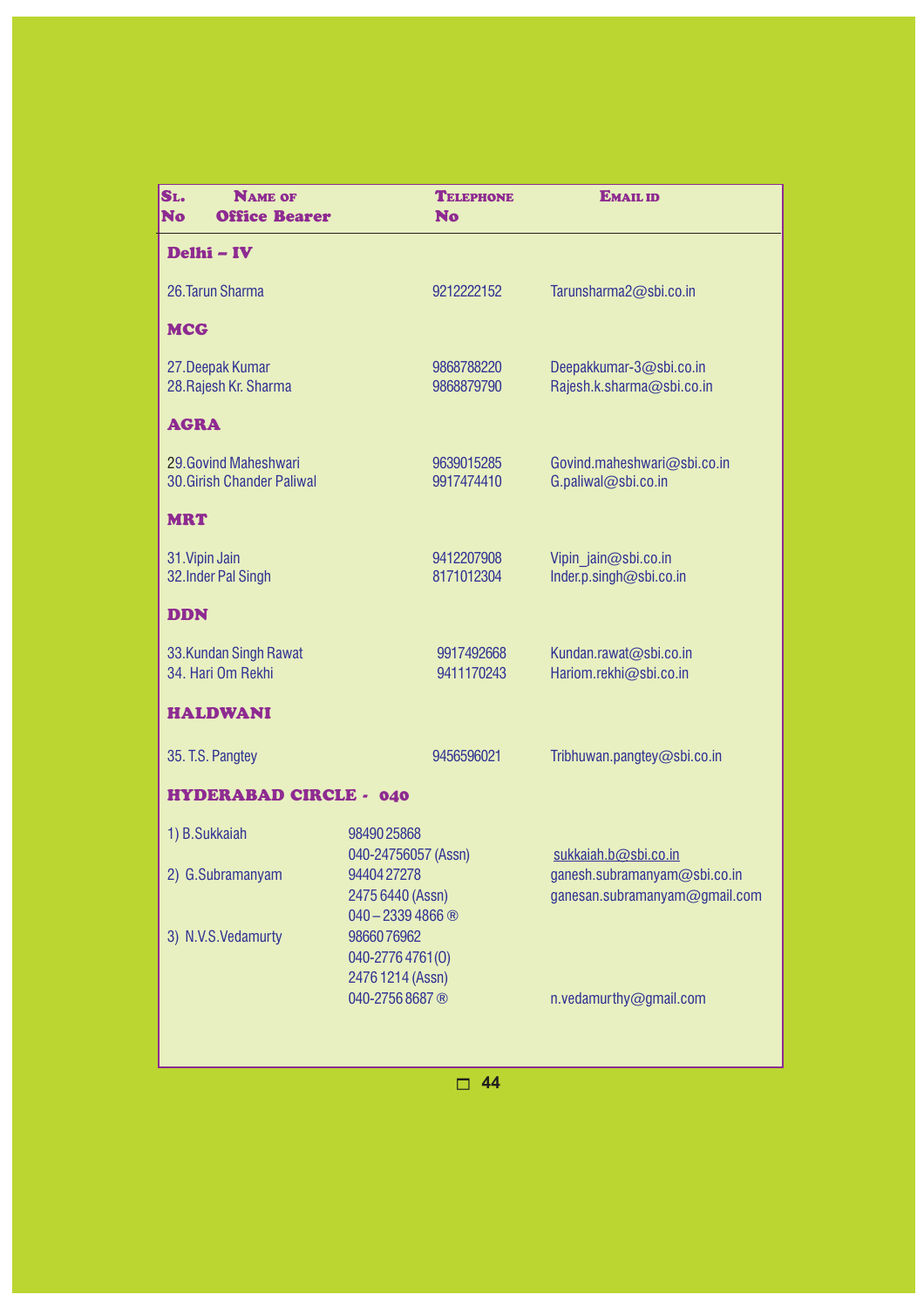| Sl. No | Name of Office Bearer | Telephone No | Email ID |
|---|---|---|---|
| **Delhi – IV** | | | |
| 26. | Tarun Sharma | 9212222152 | Tarunsharma2@sbi.co.in |
| **MCG** | | | |
| 27. | Deepak Kumar | 9868788220 | Deepakkumar-3@sbi.co.in |
| 28. | Rajesh Kr. Sharma | 9868879790 | Rajesh.k.sharma@sbi.co.in |
| **AGRA** | | | |
| 29. | Govind Maheshwari | 9639015285 | Govind.maheshwari@sbi.co.in |
| 30. | Girish Chander Paliwal | 9917474410 | G.paliwal@sbi.co.in |
| **MRT** | | | |
| 31. | Vipin Jain | 9412207908 | Vipin_jain@sbi.co.in |
| 32. | Inder Pal Singh | 8171012304 | Inder.p.singh@sbi.co.in |
| **DDN** | | | |
| 33. | Kundan Singh Rawat | 9917492668 | Kundan.rawat@sbi.co.in |
| 34. | Hari Om Rekhi | 9411170243 | Hariom.rekhi@sbi.co.in |
| **HALDWANI** | | | |
| 35. | T.S. Pangtey | 9456596021 | Tribhuwan.pangtey@sbi.co.in |
| **HYDERABAD CIRCLE - 040** | | | |
| 1) | B.Sukkaiah | 98490 25868<br>040-24756057 (Assn) | sukkaiah.b@sbi.co.in |
| 2) | G.Subramanyam | 94404 27278<br>2475 6440 (Assn)<br>040 – 2339 4866 ® | ganesh.subramanyam@sbi.co.in<br>ganesan.subramanyam@gmail.com |
| 3) | N.V.S.Vedamurty | 98660 76962<br>040-2776 4761(O)<br>2476 1214 (Assn)<br>040-2756 8687 ® | n.vedamurthy@gmail.com |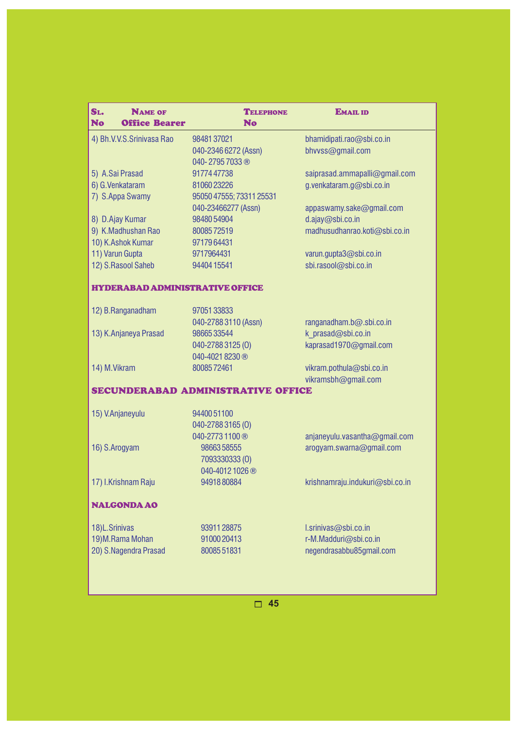| Sl. No | Name of Office Bearer | Telephone No | Email ID |
|---|---|---|---|
| 4) | Bh.V.V.S.Srinivasa Rao | 98481 37021<br>040-2346 6272 (Assn)<br>040- 2795 7033 ® | bhamidipati.rao@sbi.co.in<br>bhvvss@gmail.com |
| 5) | A.Sai Prasad | 91774 47738 | saiprasad.ammapalli@gmail.com |
| 6) | G.Venkataram | 81060 23226 | g.venkataram.g@sbi.co.in |
| 7) | S.Appa Swamy | 95050 47555; 73311 25531<br>040-23466277 (Assn) | appaswamy.sake@gmail.com |
| 8) | D.Ajay Kumar | 98480 54904 | d.ajay@sbi.co.in |
| 9) | K.Madhushan Rao | 80085 72519 | madhusudhanrao.koti@sbi.co.in |
| 10) | K.Ashok Kumar | 97179 64431 | |
| 11) | Varun Gupta | 9717964431 | varun.gupta3@sbi.co.in |
| 12) | S.Rasool Saheb | 94404 15541 | sbi.rasool@sbi.co.in |
| **HYDERABAD ADMINISTRATIVE OFFICE** | | | |
| 12) | B.Ranganadham | 97051 33833<br>040-2788 3110 (Assn) | ranganadham.b@.sbi.co.in |
| 13) | K.Anjaneya Prasad | 98665 33544<br>040-2788 3125 (O)<br>040-4021 8230 ® | k_prasad@sbi.co.in<br>kaprasad1970@gmail.com |
| 14) | M.Vikram | 80085 72461 | vikram.pothula@sbi.co.in<br>vikramsbh@gmail.com |
| **SECUNDERABAD ADMINISTRATIVE OFFICE** | | | |
| 15) | V.Anjaneyulu | 94400 51100<br>040-2788 3165 (O)<br>040-2773 1100 ® | anjaneyulu.vasantha@gmail.com |
| 16) | S.Arogyam | 98663 58555<br>7093330333 (O)<br>040-4012 1026 ® | arogyam.swarna@gmail.com |
| 17) | I.Krishnam Raju | 94918 80884 | krishnamraju.indukuri@sbi.co.in |
| **NALGONDA AO** | | | |
| 18) | L.Srinivas | 93911 28875 | l.srinivas@sbi.co.in |
| 19) | M.Rama Mohan | 91000 20413 | r-M.Madduri@sbi.co.in |
| 20) | S.Nagendra Prasad | 80085 51831 | negendrasabbu85gmail.com |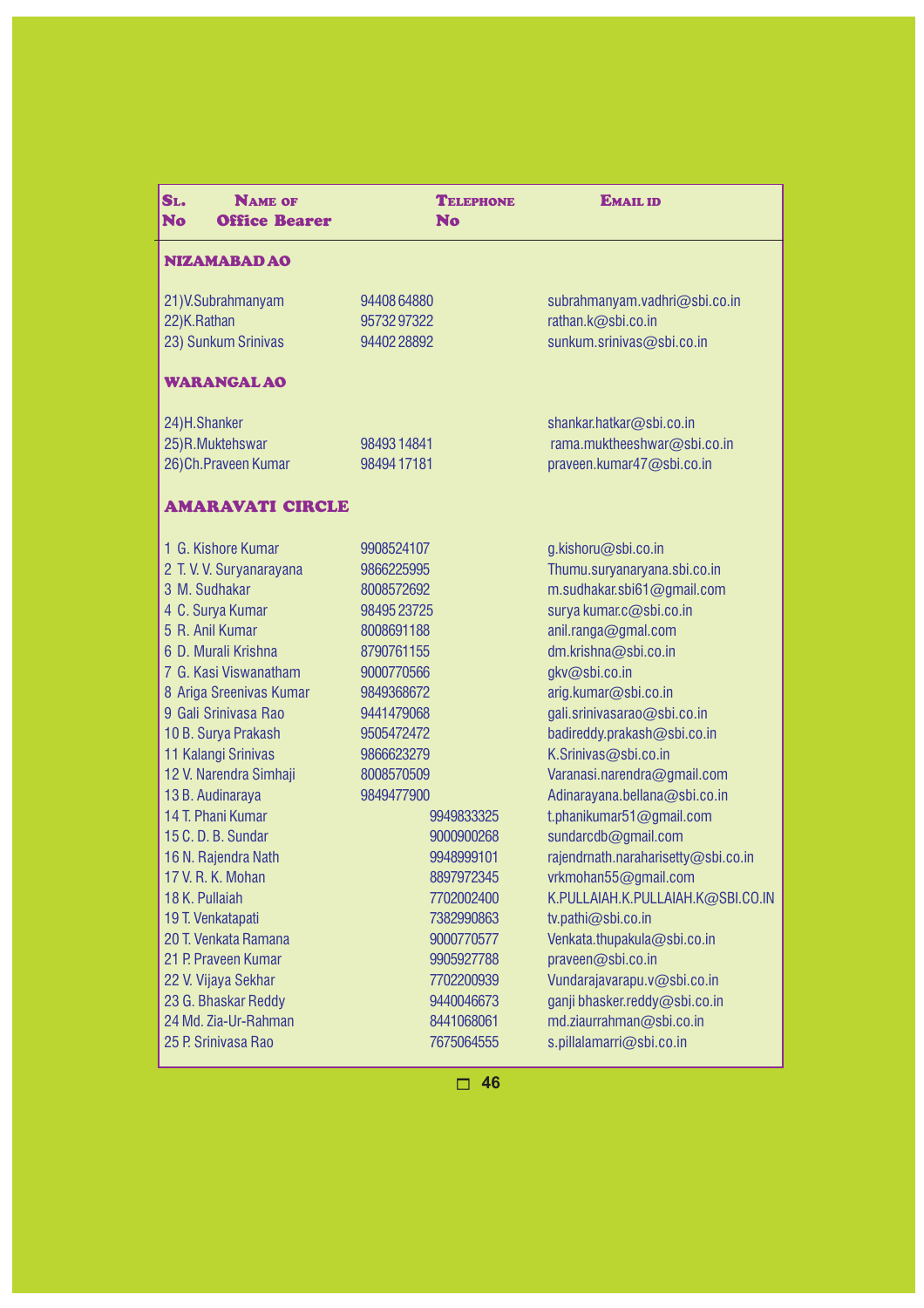| Sl. No | Name of Office Bearer | Telephone No | Email ID |
|---|---|---|---|
| **NIZAMABAD AO** | | | |
| 21) | V.Subrahmanyam | 94408 64880 | subrahmanyam.vadhri@sbi.co.in |
| 22) | K.Rathan | 95732 97322 | rathan.k@sbi.co.in |
| 23) | Sunkum Srinivas | 94402 28892 | sunkum.srinivas@sbi.co.in |
| **WARANGAL AO** | | | |
| 24) | H.Shanker | | shankar.hatkar@sbi.co.in |
| 25) | R.Muktehswar | 98493 14841 | rama.munktheeshwar@sbi.co.in |
| 26) | Ch.Praveen Kumar | 98494 17181 | praveen.kumar47@sbi.co.in |
| **AMARAVATI CIRCLE** | | | |
| 1 | G. Kishore Kumar | 9908524107 | g.kishoru@sbi.co.in |
| 2 | T. V. V. Suryanarayana | 9866225995 | Thumu.suryanaryana.sbi.co.in |
| 3 | M. Sudhakar | 8008572692 | m.sudhakar.sbi61@gmail.com |
| 4 | C. Surya Kumar | 98495 23725 | surya kumar.c@sbi.co.in |
| 5 | R. Anil Kumar | 8008691188 | anil.ranga@gmal.com |
| 6 | D. Murali Krishna | 8790761155 | dm.krishna@sbi.co.in |
| 7 | G. Kasi Viswanatham | 9000770566 | gkv@sbi.co.in |
| 8 | Ariga Sreenivas Kumar | 9849368672 | arig.kumar@sbi.co.in |
| 9 | Gali Srinivasa Rao | 9441479068 | gali.srinivasarao@sbi.co.in |
| 10 | B. Surya Prakash | 9505472472 | badireddy.prakash@sbi.co.in |
| 11 | Kalangi Srinivas | 9866623279 | K.Srinivas@sbi.co.in |
| 12 | V. Narendra Simhaji | 8008570509 | Varanasi.narendra@gmail.com |
| 13 | B. Audinaraya | 9849477900 | Adinarayana.bellana@sbi.co.in |
| 14 | T. Phani Kumar | 9949833325 | t.phanikumar51@gmail.com |
| 15 | C. D. B. Sundar | 9000900268 | sundarcdb@gmail.com |
| 16 | N. Rajendra Nath | 9948999101 | rajendrnath.naraharisetty@sbi.co.in |
| 17 | V. R. K. Mohan | 8897972345 | vrkmohan55@gmail.com |
| 18 | K. Pullaiah | 7702002400 | K.PULLAIAH.K.PULLAIAH.K@SBI.CO.IN |
| 19 | T. Venkatapati | 7382990863 | tv.pathi@sbi.co.in |
| 20 | T. Venkata Ramana | 9000770577 | Venkata.thupakula@sbi.co.in |
| 21 | P. Praveen Kumar | 9905927788 | praveen@sbi.co.in |
| 22 | V. Vijaya Sekhar | 7702200939 | Vundarajavarapu.v@sbi.co.in |
| 23 | G. Bhaskar Reddy | 9440046673 | ganji bhasker.reddy@sbi.co.in |
| 24 | Md. Zia-Ur-Rahman | 8441068061 | md.ziaurrahman@sbi.co.in |
| 25 | P. Srinivasa Rao | 7675064555 | s.pillalamarri@sbi.co.in |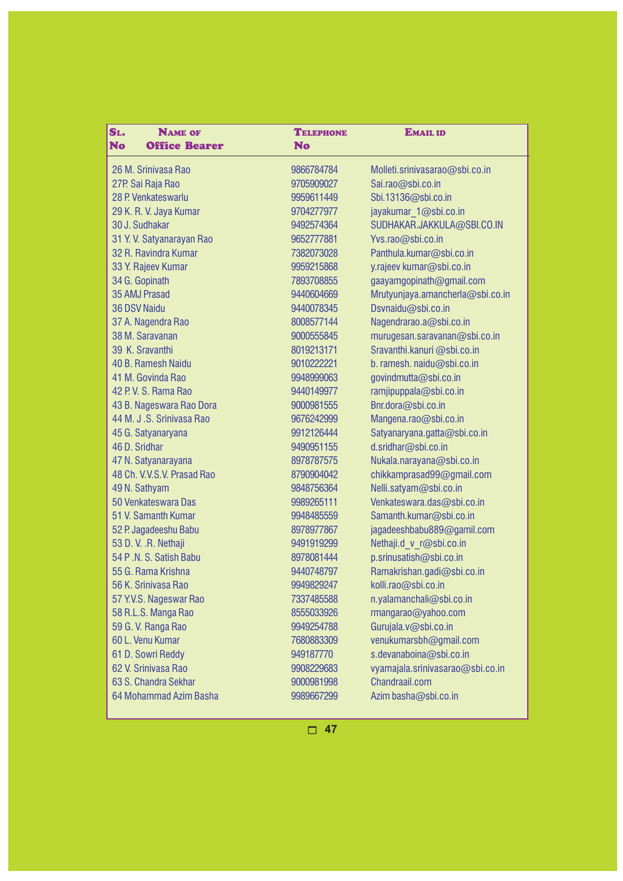| SL. No | NAME OF Office Bearer | TELEPHONE No | EMAIL ID |
|---|---|---|---|
| 26 | M. Srinivasa Rao | 9866784784 | Molleti.srinivasarao@sbi.co.in |
| 27 | P. Sai Raja Rao | 9705909027 | Sai.rao@sbi.co.in |
| 28 | P. Venkateswarlu | 9959611449 | Sbi.13136@sbi.co.in |
| 29 | K. R. V. Jaya Kumar | 9704277977 | jayakumar_1@sbi.co.in |
| 30 | J. Sudhakar | 9492574364 | SUDHAKAR.JAKKULA@SBI.CO.IN |
| 31 | Y. V. Satyanarayan Rao | 9652777881 | Yvs.rao@sbi.co.in |
| 32 | R. Ravindra Kumar | 7382073028 | Panthula.kumar@sbi.co.in |
| 33 | Y. Rajeev Kumar | 9959215868 | y.rajeev kumar@sbi.co.in |
| 34 | G. Gopinath | 7893708855 | gaayamgopinath@gmail.com |
| 35 | AMJ Prasad | 9440604669 | Mrutyunjaya.amancherla@sbi.co.in |
| 36 | DSV Naidu | 9440078345 | Dsvnaidu@sbi.co.in |
| 37 | A. Nagendra Rao | 8008577144 | Nagendrarao.a@sbi.co.in |
| 38 | M. Saravanan | 9000555845 | murugesan.saravanan@sbi.co.in |
| 39 | K. Sravanthi | 8019213171 | Sravanthi.kanuri @sbi.co.in |
| 40 | B. Ramesh Naidu | 9010222221 | b. ramesh. naidu@sbi.co.in |
| 41 | M. Govinda Rao | 9948999063 | govindmutta@sbi.co.in |
| 42 | P. V. S. Rama Rao | 9440149977 | ramjipuppala@sbi.co.in |
| 43 | B. Nageswara Rao Dora | 9000981555 | Bnr.dora@sbi.co.in |
| 44 | M. J .S. Srinivasa Rao | 9676242999 | Mangena.rao@sbi.co.in |
| 45 | G. Satyanaryana | 9912126444 | Satyanaryana.gatta@sbi.co.in |
| 46 | D. Sridhar | 9490951155 | d.sridhar@sbi.co.in |
| 47 | N. Satyanarayana | 8978787575 | Nukala.narayana@sbi.co.in |
| 48 | Ch. V.V.S.V. Prasad Rao | 8790904042 | chikkamprasad99@gmail.com |
| 49 | N. Sathyam | 9848756364 | Nelli.satyam@sbi.co.in |
| 50 | Venkateswara Das | 9989265111 | Venkateswara.das@sbi.co.in |
| 51 | V. Samanth Kumar | 9948485559 | Samanth.kumar@sbi.co.in |
| 52 | P. Jagadeeshu Babu | 8978977867 | jagadeeshbabu889@gamil.com |
| 53 | D. V. .R. Nethaji | 9491919299 | Nethaji.d_v_r@sbi.co.in |
| 54 | P .N. S. Satish Babu | 8978081444 | p.srinusatish@sbi.co.in |
| 55 | G. Rama Krishna | 9440748797 | Ramakrishan.gadi@sbi.co.in |
| 56 | K. Srinivasa Rao | 9949829247 | kolli.rao@sbi.co.in |
| 57 | Y.V.S. Nageswar Rao | 7337485588 | n.yalamanchali@sbi.co.in |
| 58 | R.L.S. Manga Rao | 8555033926 | rmangarao@yahoo.com |
| 59 | G. V. Ranga Rao | 9949254788 | Gurujala.v@sbi.co.in |
| 60 | L. Venu Kumar | 7680883309 | venukumarsbh@gmail.com |
| 61 | D. Sowri Reddy | 949187770 | s.devanaboina@sbi.co.in |
| 62 | V. Srinivasa Rao | 9908229683 | vyamajala.srinivasarao@sbi.co.in |
| 63 | S. Chandra Sekhar | 9000981998 | Chandraail.com |
| 64 | Mohammad Azim Basha | 9989667299 | Azim basha@sbi.co.in |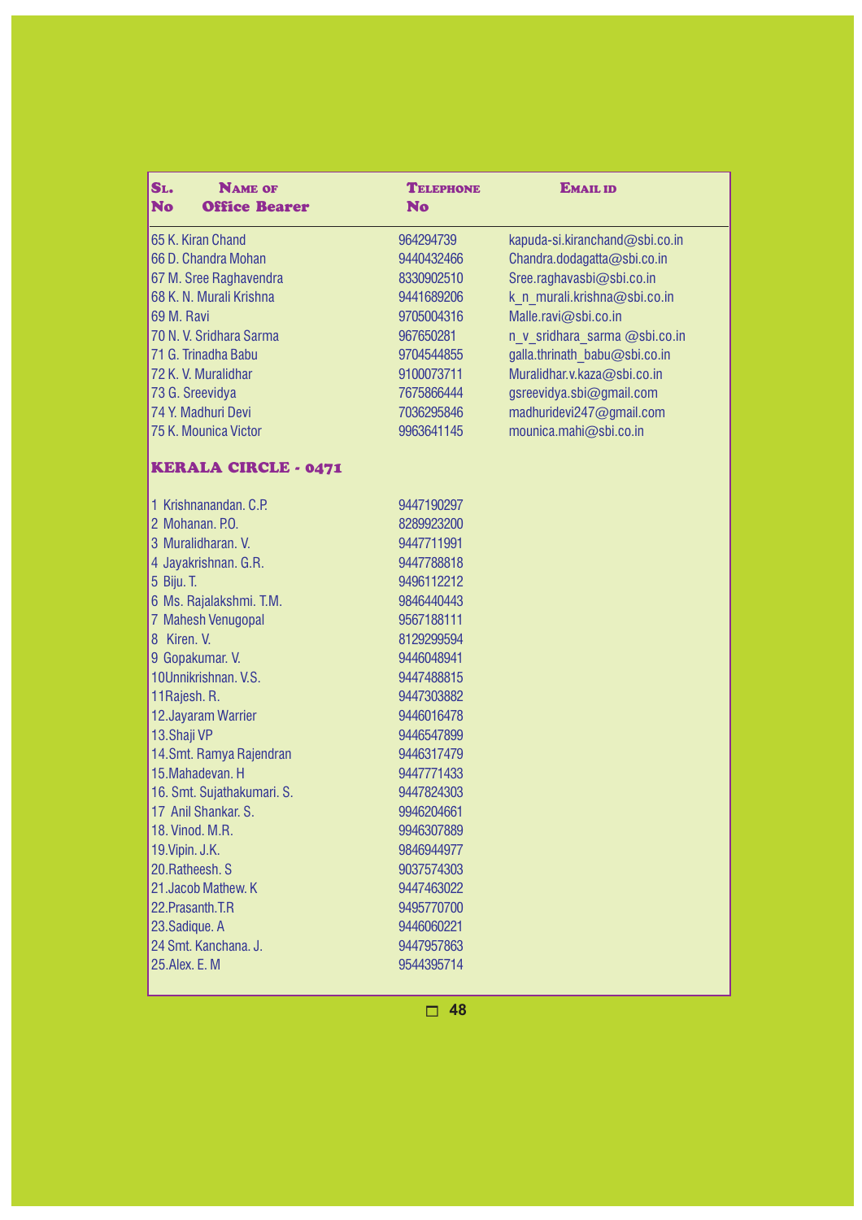| Sl. No | Name of Office Bearer | Telephone No | Email id |
|---|---|---|---|
| 65 | K. Kiran Chand | 964294739 | kapuda-si.kiranchand@sbi.co.in |
| 66 | D. Chandra Mohan | 9440432466 | Chandra.dodagatta@sbi.co.in |
| 67 | M. Sree Raghavendra | 8330902510 | Sree.raghavasbi@sbi.co.in |
| 68 | K. N. Murali Krishna | 9441689206 | k_n_murali.krishna@sbi.co.in |
| 69 | M. Ravi | 9705004316 | Malle.ravi@sbi.co.in |
| 70 | N. V. Sridhara Sarma | 967650281 | n_v_sridhara_sarma @sbi.co.in |
| 71 | G. Trinadha Babu | 9704544855 | galla.thrinath_babu@sbi.co.in |
| 72 | K. V. Muralidhar | 9100073711 | Muralidhar.v.kaza@sbi.co.in |
| 73 | G. Sreevidya | 7675866444 | gsreevidya.sbi@gmail.com |
| 74 | Y. Madhuri Devi | 7036295846 | madhuridevi247@gmail.com |
| 75 | K. Mounica Victor | 9963641145 | mounica.mahi@sbi.co.in |

## KERALA CIRCLE - 0471

| Sl. No | Name of Office Bearer | Telephone No | Email id |
|---|---|---|---|
| 1 | Krishnanandan. C.P. | 9447190297 | |
| 2 | Mohanan. P.O. | 8289923200 | |
| 3 | Muralidharan. V. | 9447711991 | |
| 4 | Jayakrishnan. G.R. | 9447788818 | |
| 5 | Biju. T. | 9496112212 | |
| 6 | Ms. Rajalakshmi. T.M. | 9846440443 | |
| 7 | Mahesh Venugopal | 9567188111 | |
| 8 | Kiren. V. | 8129299594 | |
| 9 | Gopakumar. V. | 9446048941 | |
| 10 | Unnikrishnan. V.S. | 9447488815 | |
| 11 | Rajesh. R. | 9447303882 | |
| 12. | Jayaram Warrier | 9446016478 | |
| 13. | Shaji VP | 9446547899 | |
| 14. | Smt. Ramya Rajendran | 9446317479 | |
| 15. | Mahadevan. H | 9447771433 | |
| 16. | Smt. Sujathakumari. S. | 9447824303 | |
| 17 | Anil Shankar. S. | 9946204661 | |
| 18. | Vinod. M.R. | 9946307889 | |
| 19. | Vipin. J.K. | 9846944977 | |
| 20. | Ratheesh. S | 9037574303 | |
| 21. | Jacob Mathew. K | 9447463022 | |
| 22. | Prasanth.T.R | 9495770700 | |
| 23. | Sadique. A | 9446060221 | |
| 24 | Smt. Kanchana. J. | 9447957863 | |
| 25. | Alex. E. M | 9544395714 | |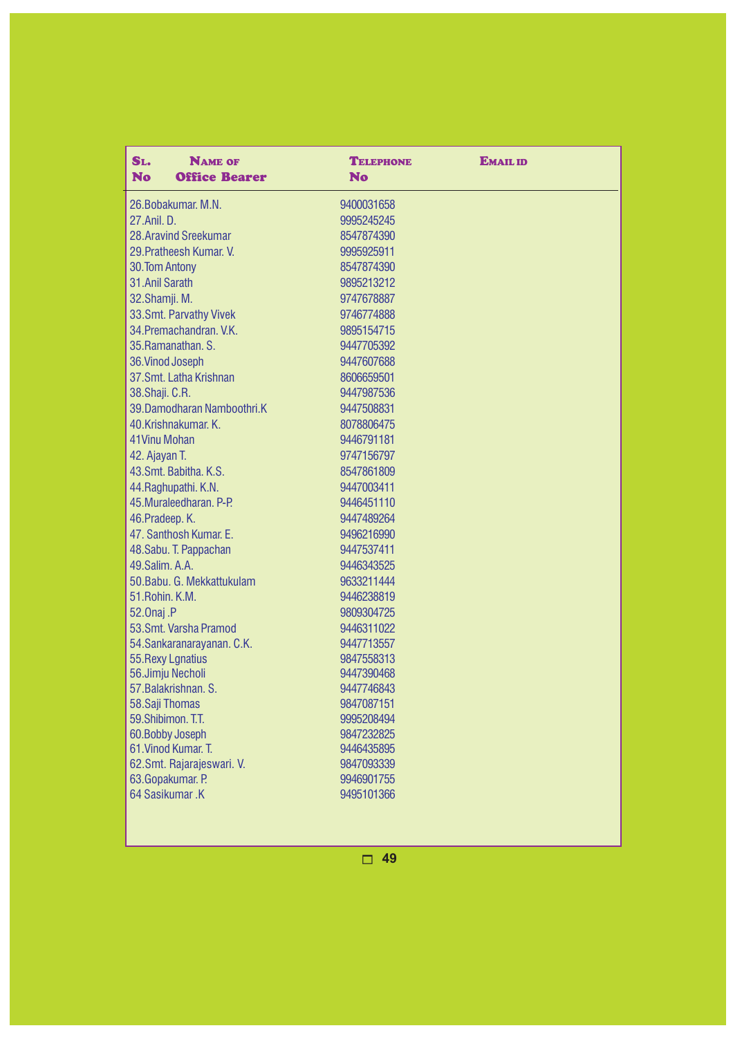| Sl. No | Name of Office Bearer | Telephone No | Email id |
|---|---|---|---|
| 26. | Bobakumar. M.N. | 9400031658 | |
| 27. | Anil. D. | 9995245245 | |
| 28. | Aravind Sreekumar | 8547874390 | |
| 29. | Pratheesh Kumar. V. | 9995925911 | |
| 30. | Tom Antony | 8547874390 | |
| 31. | Anil Sarath | 9895213212 | |
| 32. | Shamji. M. | 9747678887 | |
| 33. | Smt. Parvathy Vivek | 9746774888 | |
| 34. | Premachandran. V.K. | 9895154715 | |
| 35. | Ramanathan. S. | 9447705392 | |
| 36. | Vinod Joseph | 9447607688 | |
| 37. | Smt. Latha Krishnan | 8606659501 | |
| 38. | Shaji. C.R. | 9447987536 | |
| 39. | Damodharan Namboothri.K | 9447508831 | |
| 40. | Krishnakumar. K. | 8078806475 | |
| 41 | Vinu Mohan | 9446791181 | |
| 42. | Ajayan T. | 9747156797 | |
| 43. | Smt. Babitha. K.S. | 8547861809 | |
| 44. | Raghupathi. K.N. | 9447003411 | |
| 45. | Muraleedharan. P-P. | 9446451110 | |
| 46. | Pradeep. K. | 9447489264 | |
| 47. | Santhosh Kumar. E. | 9496216990 | |
| 48. | Sabu. T. Pappachan | 9447537411 | |
| 49. | Salim. A.A. | 9446343525 | |
| 50. | Babu. G. Mekkattukulam | 9633211444 | |
| 51. | Rohin. K.M. | 9446238819 | |
| 52. | Onaj .P | 9809304725 | |
| 53. | Smt. Varsha Pramod | 9446311022 | |
| 54. | Sankaranarayanan. C.K. | 9447713557 | |
| 55. | Rexy Lgnatius | 9847558313 | |
| 56. | Jimju Necholi | 9447390468 | |
| 57. | Balakrishnan. S. | 9447746843 | |
| 58. | Saji Thomas | 9847087151 | |
| 59. | Shibimon. T.T. | 9995208494 | |
| 60. | Bobby Joseph | 9847232825 | |
| 61. | Vinod Kumar. T. | 9446435895 | |
| 62. | Smt. Rajarajeswari. V. | 9847093339 | |
| 63. | Gopakumar. P. | 9946901755 | |
| 64 | Sasikumar .K | 9495101366 | |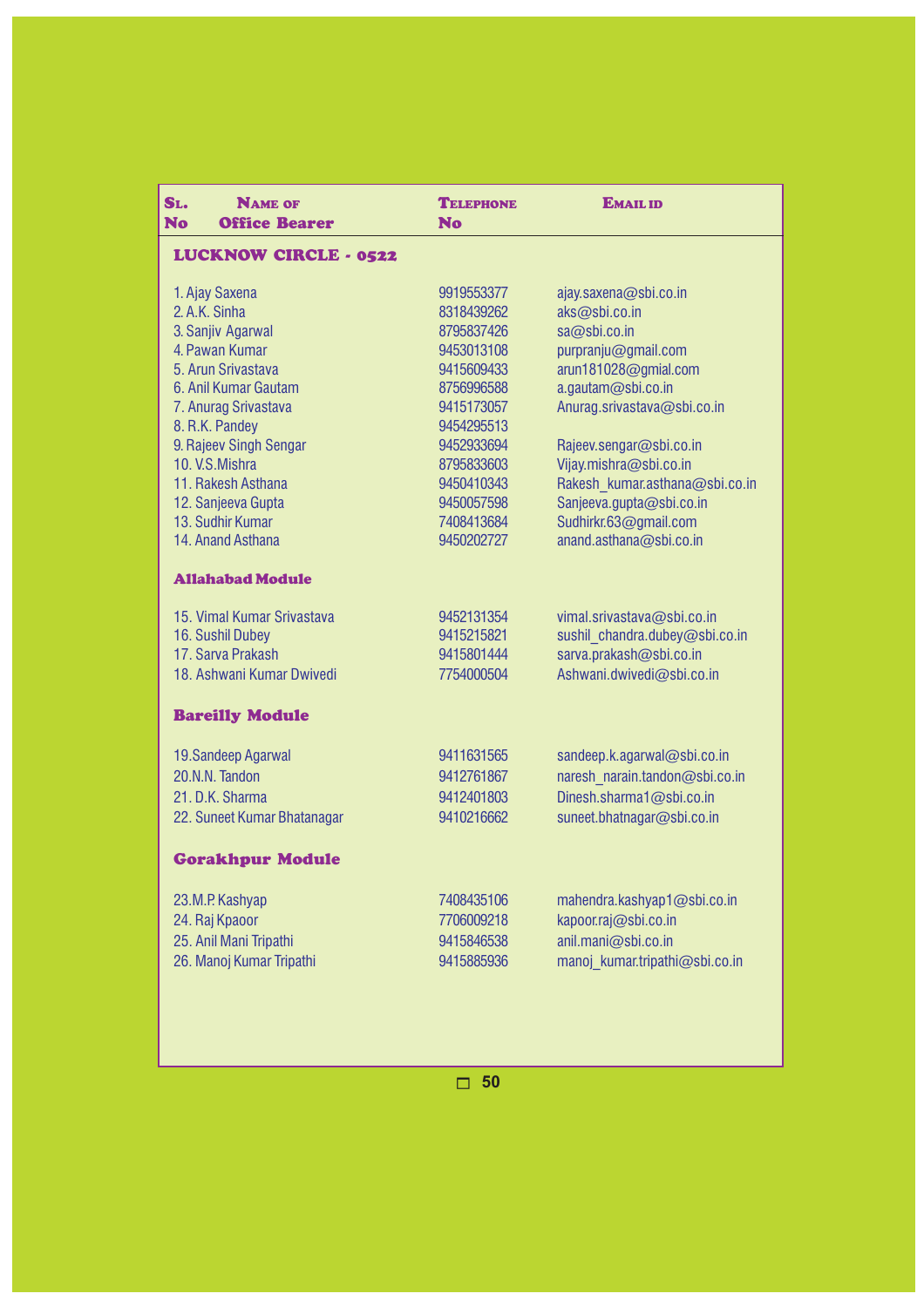| SL. No | NAME OF Office Bearer | TELEPHONE No | EMAIL ID |
|---|---|---|---|
| | **LUCKNOW CIRCLE - 0522** | | |
| | 1. Ajay Saxena | 9919553377 | ajay.saxena@sbi.co.in |
| | 2. A.K. Sinha | 8318439262 | aks@sbi.co.in |
| | 3. Sanjiv Agarwal | 8795837426 | sa@sbi.co.in |
| | 4. Pawan Kumar | 9453013108 | purpranju@gmail.com |
| | 5. Arun Srivastava | 9415609433 | arun181028@gmial.com |
| | 6. Anil Kumar Gautam | 8756996588 | a.gautam@sbi.co.in |
| | 7. Anurag Srivastava | 9415173057 | Anurag.srivastava@sbi.co.in |
| | 8. R.K. Pandey | 9454295513 | |
| | 9. Rajeev Singh Sengar | 9452933694 | Rajeev.sengar@sbi.co.in |
| | 10. V.S.Mishra | 8795833603 | Vijay.mishra@sbi.co.in |
| | 11. Rakesh Asthana | 9450410343 | Rakesh_kumar.asthana@sbi.co.in |
| | 12. Sanjeeva Gupta | 9450057598 | Sanjeeva.gupta@sbi.co.in |
| | 13. Sudhir Kumar | 7408413684 | Sudhirkr.63@gmail.com |
| | 14. Anand Asthana | 9450202727 | anand.asthana@sbi.co.in |
| | **Allahabad Module** | | |
| | 15. Vimal Kumar Srivastava | 9452131354 | vimal.srivastava@sbi.co.in |
| | 16. Sushil Dubey | 9415215821 | sushil_chandra.dubey@sbi.co.in |
| | 17. Sarva Prakash | 9415801444 | sarva.prakash@sbi.co.in |
| | 18. Ashwani Kumar Dwivedi | 7754000504 | Ashwani.dwivedi@sbi.co.in |
| | **Bareilly Module** | | |
| | 19.Sandeep Agarwal | 9411631565 | sandeep.k.agarwal@sbi.co.in |
| | 20.N.N. Tandon | 9412761867 | naresh_narain.tandon@sbi.co.in |
| | 21. D.K. Sharma | 9412401803 | Dinesh.sharma1@sbi.co.in |
| | 22. Suneet Kumar Bhatanagar | 9410216662 | suneet.bhatnagar@sbi.co.in |
| | **Gorakhpur Module** | | |
| | 23.M.P. Kashyap | 7408435106 | mahendra.kashyap1@sbi.co.in |
| | 24. Raj Kpaoor | 7706009218 | kapoor.raj@sbi.co.in |
| | 25. Anil Mani Tripathi | 9415846538 | anil.mani@sbi.co.in |
| | 26. Manoj Kumar Tripathi | 9415885936 | manoj_kumar.tripathi@sbi.co.in |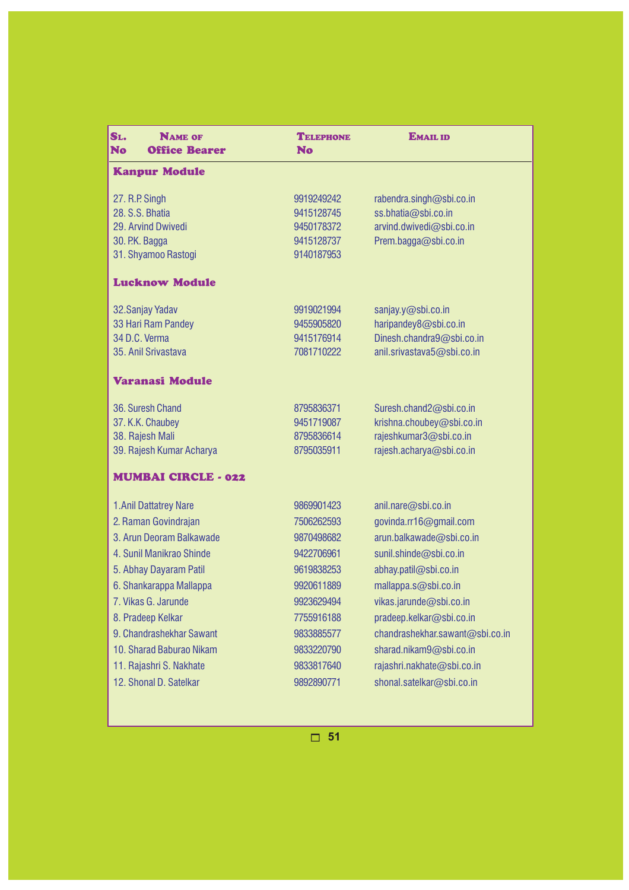| Sl. No | Name of Office Bearer | Telephone No | Email id |
|---|---|---|---|
| **Kanpur Module** | | | |
| 27. | R.P. Singh | 9919249242 | rabendra.singh@sbi.co.in |
| 28. | S.S. Bhatia | 9415128745 | ss.bhatia@sbi.co.in |
| 29. | Arvind Dwivedi | 9450178372 | arvind.dwivedi@sbi.co.in |
| 30. | P.K. Bagga | 9415128737 | Prem.bagga@sbi.co.in |
| 31. | Shyamoo Rastogi | 9140187953 | |
| **Lucknow Module** | | | |
| 32. | Sanjay Yadav | 9919021994 | sanjay.y@sbi.co.in |
| 33 | Hari Ram Pandey | 9455905820 | haripandey8@sbi.co.in |
| 34 | D.C. Verma | 9415176914 | Dinesh.chandra9@sbi.co.in |
| 35. | Anil Srivastava | 7081710222 | anil.srivastava5@sbi.co.in |
| **Varanasi Module** | | | |
| 36. | Suresh Chand | 8795836371 | Suresh.chand2@sbi.co.in |
| 37. | K.K. Chaubey | 9451719087 | krishna.choubey@sbi.co.in |
| 38. | Rajesh Mali | 8795836614 | rajeshkumar3@sbi.co.in |
| 39. | Rajesh Kumar Acharya | 8795035911 | rajesh.acharya@sbi.co.in |
| **MUMBAI CIRCLE - 022** | | | |
| 1. | Anil Dattatrey Nare | 9869901423 | anil.nare@sbi.co.in |
| 2. | Raman Govindrajan | 7506262593 | govinda.rr16@gmail.com |
| 3. | Arun Deoram Balkawade | 9870498682 | arun.balkawade@sbi.co.in |
| 4. | Sunil Manikrao Shinde | 9422706961 | sunil.shinde@sbi.co.in |
| 5. | Abhay Dayaram Patil | 9619838253 | abhay.patil@sbi.co.in |
| 6. | Shankarappa Mallappa | 9920611889 | mallappa.s@sbi.co.in |
| 7. | Vikas G. Jarunde | 9923629494 | vikas.jarunde@sbi.co.in |
| 8. | Pradeep Kelkar | 7755916188 | pradeep.kelkar@sbi.co.in |
| 9. | Chandrashekhar Sawant | 9833885577 | chandrashekhar.sawant@sbi.co.in |
| 10. | Sharad Baburao Nikam | 9833220790 | sharad.nikam9@sbi.co.in |
| 11. | Rajashri S. Nakhate | 9833817640 | rajashri.nakhate@sbi.co.in |
| 12. | Shonal D. Satelkar | 9892890771 | shonal.satelkar@sbi.co.in |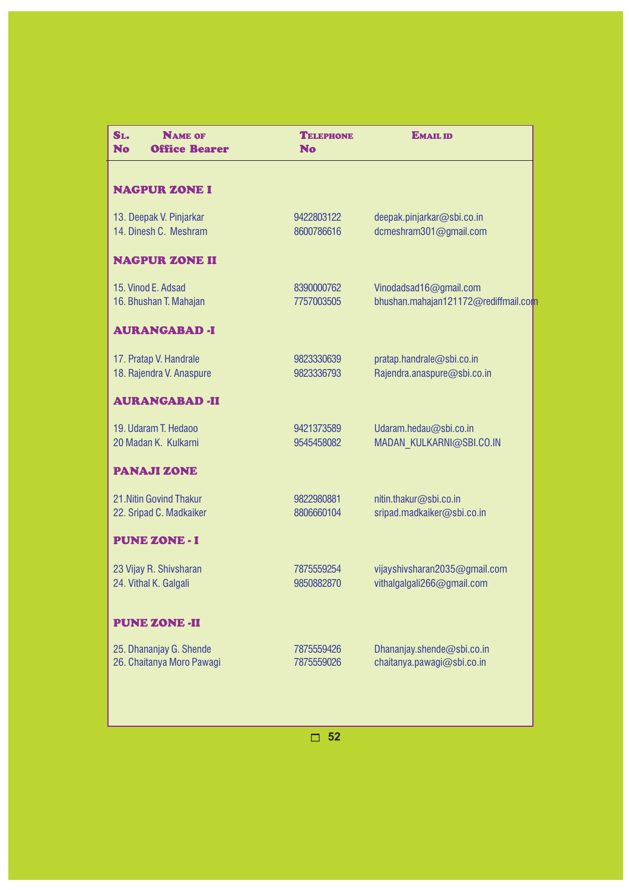| Sl. No | Name of Office Bearer | Telephone No | Email ID |
|---|---|---|---|
| | **NAGPUR ZONE I** | | |
| 13. | Deepak V. Pinjarkar | 9422803122 | deepak.pinjarkar@sbi.co.in |
| 14. | Dinesh C. Meshram | 8600786616 | dcmeshram301@gmail.com |
| | **NAGPUR ZONE II** | | |
| 15. | Vinod E. Adsad | 8390000762 | Vinodadsad16@gmail.com |
| 16. | Bhushan T. Mahajan | 7757003505 | bhushan.mahajan121172@rediffmail.com |
| | **AURANGABAD -I** | | |
| 17. | Pratap V. Handrale | 9823330639 | pratap.handrale@sbi.co.in |
| 18. | Rajendra V. Anaspure | 9823336793 | Rajendra.anaspure@sbi.co.in |
| | **AURANGABAD -II** | | |
| 19. | Udaram T. Hedaoo | 9421373589 | Udaram.hedau@sbi.co.in |
| 20 | Madan K. Kulkarni | 9545458082 | MADAN_KULKARNI@SBI.CO.IN |
| | **PANAJI ZONE** | | |
| 21. | Nitin Govind Thakur | 9822980881 | nitin.thakur@sbi.co.in |
| 22. | Sripad C. Madkaiker | 8806660104 | sripad.madkaiker@sbi.co.in |
| | **PUNE ZONE - I** | | |
| 23 | Vijay R. Shivsharan | 7875559254 | vijayshivsharan2035@gmail.com |
| 24. | Vithal K. Galgali | 9850882870 | vithalgalgali266@gmail.com |
| | **PUNE ZONE -II** | | |
| 25. | Dhananjay G. Shende | 7875559426 | Dhananjay.shende@sbi.co.in |
| 26. | Chaitanya Moro Pawagi | 7875559026 | chaitanya.pawagi@sbi.co.in |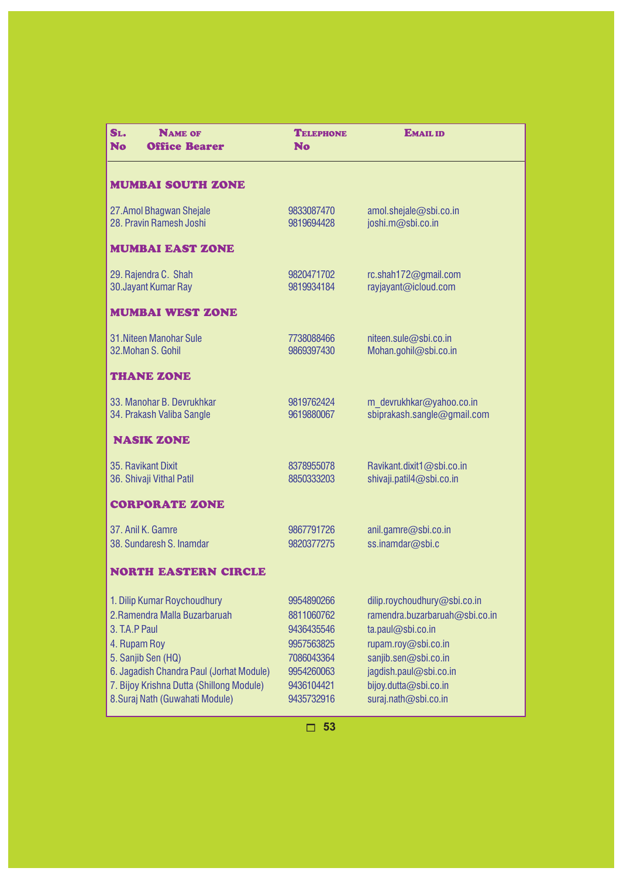| Sl. No | Name of Office Bearer | Telephone No | Email id |
|---|---|---|---|
| **MUMBAI SOUTH ZONE** | | | |
| 27. | Amol Bhagwan Shejale | 9833087470 | amol.shejale@sbi.co.in |
| 28. | Pravin Ramesh Joshi | 9819694428 | joshi.m@sbi.co.in |
| **MUMBAI EAST ZONE** | | | |
| 29. | Rajendra C. Shah | 9820471702 | rc.shah172@gmail.com |
| 30. | Jayant Kumar Ray | 9819934184 | rayjayant@icloud.com |
| **MUMBAI WEST ZONE** | | | |
| 31. | Niteen Manohar Sule | 7738088466 | niteen.sule@sbi.co.in |
| 32. | Mohan S. Gohil | 9869397430 | Mohan.gohil@sbi.co.in |
| **THANE ZONE** | | | |
| 33. | Manohar B. Devrukhkar | 9819762424 | m_devrukhkar@yahoo.co.in |
| 34. | Prakash Valiba Sangle | 9619880067 | sbiprakash.sangle@gmail.com |
| **NASIK ZONE** | | | |
| 35. | Ravikant Dixit | 8378955078 | Ravikant.dixit1@sbi.co.in |
| 36. | Shivaji Vithal Patil | 8850333203 | shivaji.patil4@sbi.co.in |
| **CORPORATE ZONE** | | | |
| 37. | Anil K. Gamre | 9867791726 | anil.gamre@sbi.co.in |
| 38. | Sundaresh S. Inamdar | 9820377275 | ss.inamdar@sbi.c |
| **NORTH EASTERN CIRCLE** | | | |
| 1. | Dilip Kumar Roychoudhury | 9954890266 | dilip.roychoudhury@sbi.co.in |
| 2. | Ramendra Malla Buzarbaruah | 8811060762 | ramendra.buzarbaruah@sbi.co.in |
| 3. | T.A.P Paul | 9436435546 | ta.paul@sbi.co.in |
| 4. | Rupam Roy | 9957563825 | rupam.roy@sbi.co.in |
| 5. | Sanjib Sen (HQ) | 7086043364 | sanjib.sen@sbi.co.in |
| 6. | Jagadish Chandra Paul (Jorhat Module) | 9954260063 | jagdish.paul@sbi.co.in |
| 7. | Bijoy Krishna Dutta (Shillong Module) | 9436104421 | bijoy.dutta@sbi.co.in |
| 8. | Suraj Nath (Guwahati Module) | 9435732916 | suraj.nath@sbi.co.in |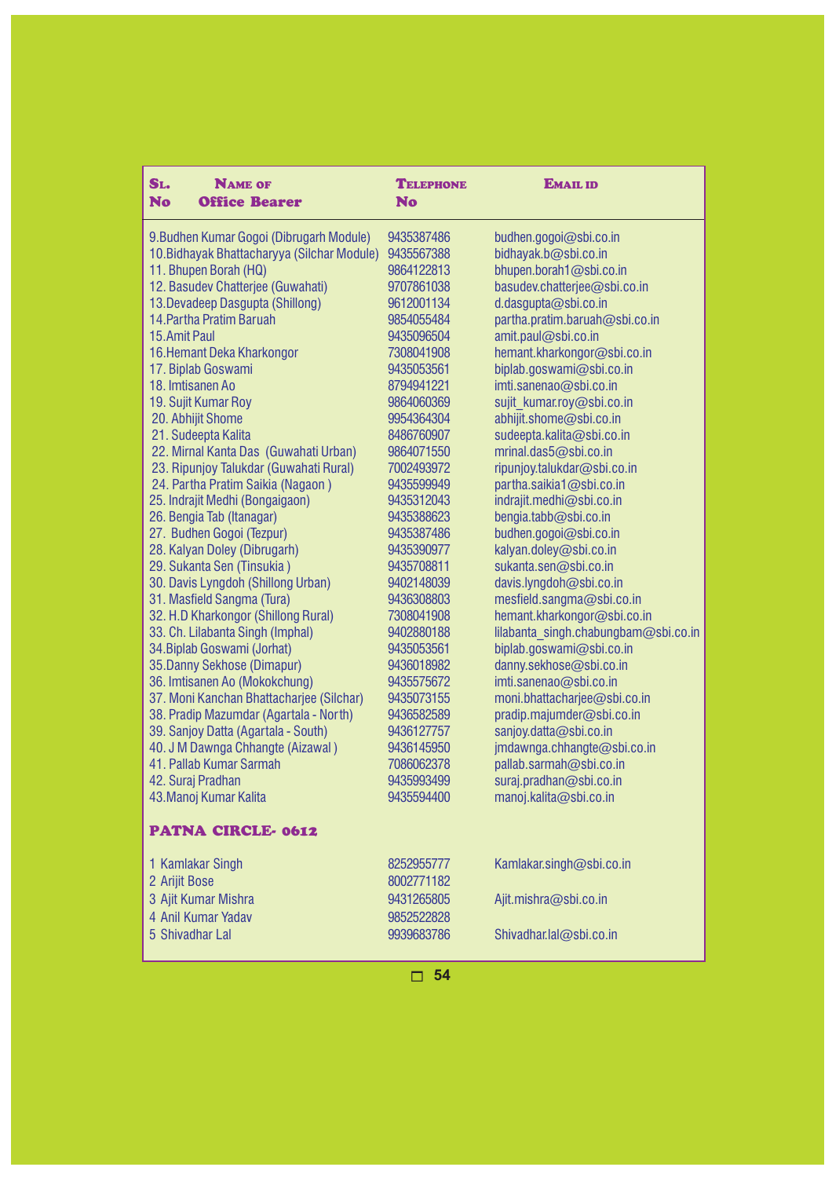| SL. No | NAME OF Office Bearer | TELEPHONE No | EMAIL ID |
|---|---|---|---|
| 9. | Budhen Kumar Gogoi (Dibrugarh Module) | 9435387486 | budhen.gogoi@sbi.co.in |
| 10. | Bidhayak Bhattacharyya (Silchar Module) | 9435567388 | bidhayak.b@sbi.co.in |
| 11. | Bhupen Borah (HQ) | 9864122813 | bhupen.borah1@sbi.co.in |
| 12. | Basudev Chatterjee (Guwahati) | 9707861038 | basudev.chatterjee@sbi.co.in |
| 13. | Devadeep Dasgupta (Shillong) | 9612001134 | d.dasgupta@sbi.co.in |
| 14. | Partha Pratim Baruah | 9854055484 | partha.pratim.baruah@sbi.co.in |
| 15. | Amit Paul | 9435096504 | amit.paul@sbi.co.in |
| 16. | Hemant Deka Kharkongor | 7308041908 | hemant.kharkongor@sbi.co.in |
| 17. | Biplab Goswami | 9435053561 | biplab.goswami@sbi.co.in |
| 18. | Imtisanen Ao | 8794941221 | imti.sanenao@sbi.co.in |
| 19. | Sujit Kumar Roy | 9864060369 | sujit_kumar.roy@sbi.co.in |
| 20. | Abhijit Shome | 9954364304 | abhijit.shome@sbi.co.in |
| 21. | Sudeepta Kalita | 8486760907 | sudeepta.kalita@sbi.co.in |
| 22. | Mirnal Kanta Das (Guwahati Urban) | 9864071550 | mrinal.das5@sbi.co.in |
| 23. | Ripunjoy Talukdar (Guwahati Rural) | 7002493972 | ripunjoy.talukdar@sbi.co.in |
| 24. | Partha Pratim Saikia (Nagaon ) | 9435599949 | partha.saikia1@sbi.co.in |
| 25. | Indrajit Medhi (Bongaigaon) | 9435312043 | indrajit.medhi@sbi.co.in |
| 26. | Bengia Tab (Itanagar) | 9435388623 | bengia.tabb@sbi.co.in |
| 27. | Budhen Gogoi (Tezpur) | 9435387486 | budhen.gogoi@sbi.co.in |
| 28. | Kalyan Doley (Dibrugarh) | 9435390977 | kalyan.doley@sbi.co.in |
| 29. | Sukanta Sen (Tinsukia ) | 9435708811 | sukanta.sen@sbi.co.in |
| 30. | Davis Lyngdoh (Shillong Urban) | 9402148039 | davis.lyngdoh@sbi.co.in |
| 31. | Masfield Sangma (Tura) | 9436308803 | mesfield.sangma@sbi.co.in |
| 32. | H.D Kharkongor (Shillong Rural) | 7308041908 | hemant.kharkongor@sbi.co.in |
| 33. | Ch. Lilabanta Singh (Imphal) | 9402880188 | lilabanta_singh.chabungbam@sbi.co.in |
| 34. | Biplab Goswami (Jorhat) | 9435053561 | biplab.goswami@sbi.co.in |
| 35. | Danny Sekhose (Dimapur) | 9436018982 | danny.sekhose@sbi.co.in |
| 36. | Imtisanen Ao (Mokokchung) | 9435575672 | imti.sanenao@sbi.co.in |
| 37. | Moni Kanchan Bhattacharjee (Silchar) | 9435073155 | moni.bhattacharjee@sbi.co.in |
| 38. | Pradip Mazumdar (Agartala - North) | 9436582589 | pradip.majumder@sbi.co.in |
| 39. | Sanjoy Datta (Agartala - South) | 9436127757 | sanjoy.datta@sbi.co.in |
| 40. | J M Dawnga Chhangte (Aizawal ) | 9436145950 | jmdawnga.chhangte@sbi.co.in |
| 41. | Pallab Kumar Sarmah | 7086062378 | pallab.sarmah@sbi.co.in |
| 42. | Suraj Pradhan | 9435993499 | suraj.pradhan@sbi.co.in |
| 43. | Manoj Kumar Kalita | 9435594400 | manoj.kalita@sbi.co.in |

## PATNA CIRCLE- 0612

| SL. No | NAME OF Office Bearer | TELEPHONE No | EMAIL ID |
|---|---|---|---|
| 1 | Kamlakar Singh | 8252955777 | Kamlakar.singh@sbi.co.in |
| 2 | Arijit Bose | 8002771182 | |
| 3 | Ajit Kumar Mishra | 9431265805 | Ajit.mishra@sbi.co.in |
| 4 | Anil Kumar Yadav | 9852522828 | |
| 5 | Shivadhar Lal | 9939683786 | Shivadhar.lal@sbi.co.in |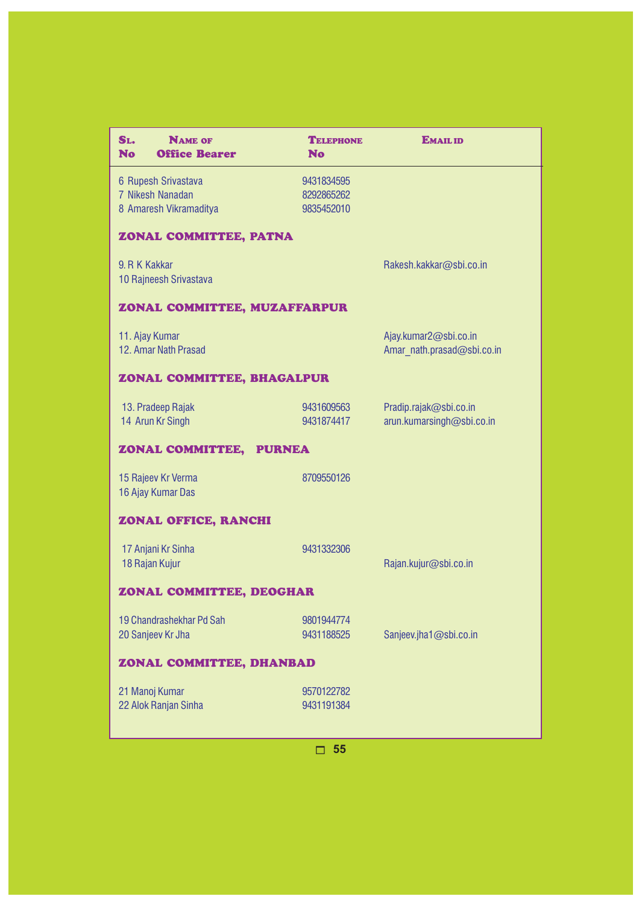| Sl. No | Name of Office Bearer | Telephone No | Email id |
|---|---|---|---|
| 6 | Rupesh Srivastava | 9431834595 | |
| 7 | Nikesh Nanadan | 8292865262 | |
| 8 | Amaresh Vikramaditya | 9835452010 | |
| **ZONAL COMMITTEE, PATNA** | | | |
| 9. | R K Kakkar | | Rakesh.kakkar@sbi.co.in |
| 10 | Rajneesh Srivastava | | |
| **ZONAL COMMITTEE, MUZAFFARPUR** | | | |
| 11. | Ajay Kumar | | Ajay.kumar2@sbi.co.in |
| 12. | Amar Nath Prasad | | Amar_nath.prasad@sbi.co.in |
| **ZONAL COMMITTEE, BHAGALPUR** | | | |
| 13. | Pradeep Rajak | 9431609563 | Pradip.rajak@sbi.co.in |
| 14 | Arun Kr Singh | 9431874417 | arun.kumarsingh@sbi.co.in |
| **ZONAL COMMITTEE, PURNEA** | | | |
| 15 | Rajeev Kr Verma | 8709550126 | |
| 16 | Ajay Kumar Das | | |
| **ZONAL OFFICE, RANCHI** | | | |
| 17 | Anjani Kr Sinha | 9431332306 | |
| 18 | Rajan Kujur | | Rajan.kujur@sbi.co.in |
| **ZONAL COMMITTEE, DEOGHAR** | | | |
| 19 | Chandrashekhar Pd Sah | 9801944774 | |
| 20 | Sanjeev Kr Jha | 9431188525 | Sanjeev.jha1@sbi.co.in |
| **ZONAL COMMITTEE, DHANBAD** | | | |
| 21 | Manoj Kumar | 9570122782 | |
| 22 | Alok Ranjan Sinha | 9431191384 | |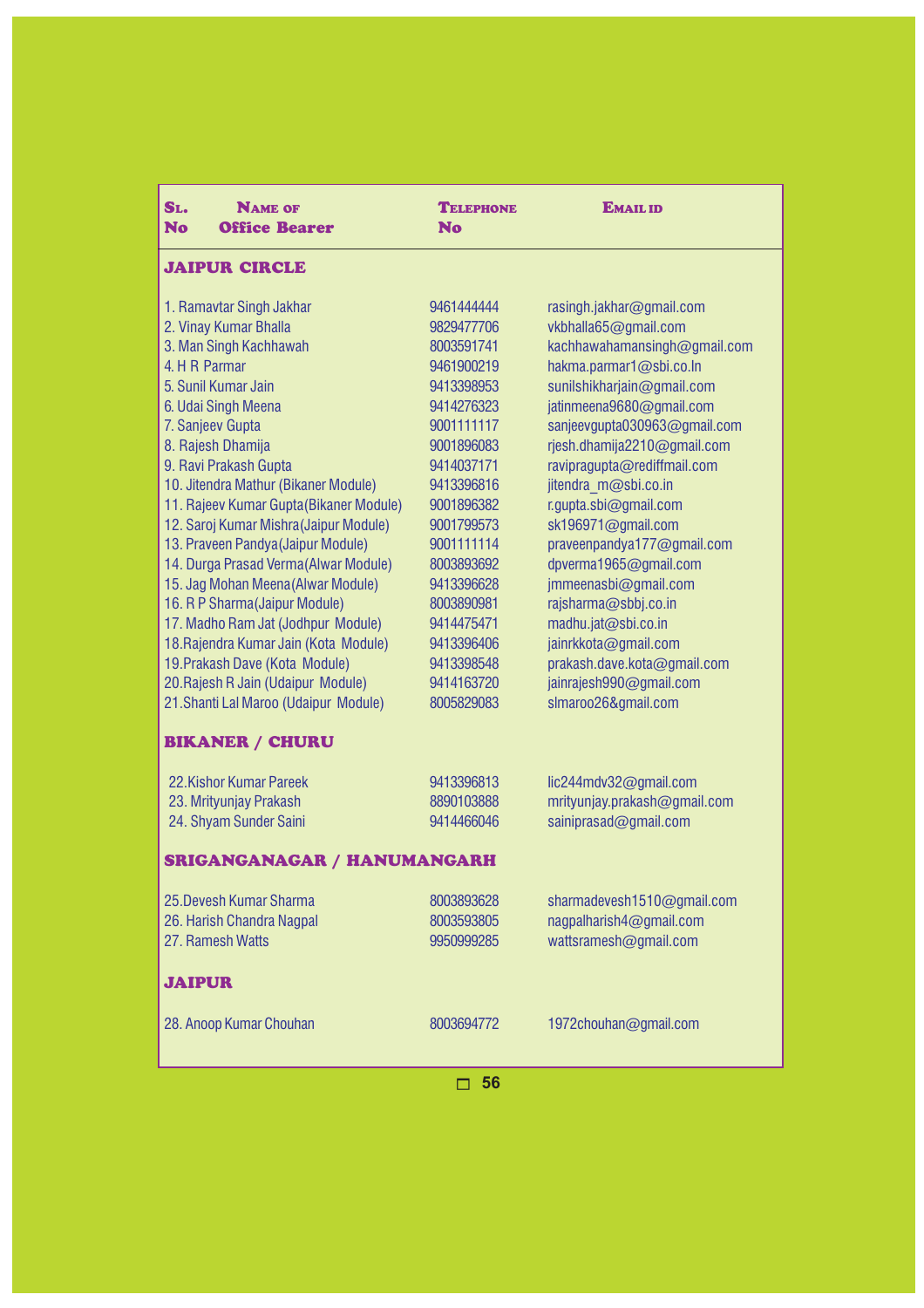| Sl. No | Name of Office Bearer | Telephone No | Email id |
|---|---|---|---|
| **JAIPUR CIRCLE** | | | |
| 1. | Ramavtar Singh Jakhar | 9461444444 | rasingh.jakhar@gmail.com |
| 2. | Vinay Kumar Bhalla | 9829477706 | vkbhalla65@gmail.com |
| 3. | Man Singh Kachhawah | 8003591741 | kachhawahamansingh@gmail.com |
| 4. | H R Parmar | 9461900219 | hakma.parmar1@sbi.co.In |
| 5. | Sunil Kumar Jain | 9413398953 | sunilshikharjain@gmail.com |
| 6. | Udai Singh Meena | 9414276323 | jatinmeena9680@gmail.com |
| 7. | Sanjeev Gupta | 9001111117 | sanjeevgupta030963@gmail.com |
| 8. | Rajesh Dhamija | 9001896083 | rjesh.dhamija2210@gmail.com |
| 9. | Ravi Prakash Gupta | 9414037171 | ravipragupta@rediffmail.com |
| 10. | Jitendra Mathur (Bikaner Module) | 9413396816 | jitendra_m@sbi.co.in |
| 11. | Rajeev Kumar Gupta(Bikaner Module) | 9001896382 | r.gupta.sbi@gmail.com |
| 12. | Saroj Kumar Mishra(Jaipur Module) | 9001799573 | sk196971@gmail.com |
| 13. | Praveen Pandya(Jaipur Module) | 9001111114 | praveenpandya177@gmail.com |
| 14. | Durga Prasad Verma(Alwar Module) | 8003893692 | dpverma1965@gmail.com |
| 15. | Jag Mohan Meena(Alwar Module) | 9413396628 | jmmeenasbi@gmail.com |
| 16. | R P Sharma(Jaipur Module) | 8003890981 | rajsharma@sbbj.co.in |
| 17. | Madho Ram Jat (Jodhpur Module) | 9414475471 | madhu.jat@sbi.co.in |
| 18. | Rajendra Kumar Jain (Kota Module) | 9413396406 | jainrkkota@gmail.com |
| 19. | Prakash Dave (Kota Module) | 9413398548 | prakash.dave.kota@gmail.com |
| 20. | Rajesh R Jain (Udaipur Module) | 9414163720 | jainrajesh990@gmail.com |
| 21. | Shanti Lal Maroo (Udaipur Module) | 8005829083 | slmaroo26&gmail.com |
| **BIKANER / CHURU** | | | |
| 22. | Kishor Kumar Pareek | 9413396813 | lic244mdv32@gmail.com |
| 23. | Mrityunjay Prakash | 8890103888 | mrityunjay.prakash@gmail.com |
| 24. | Shyam Sunder Saini | 9414466046 | sainiprasad@gmail.com |
| **SRIGANGANAGAR / HANUMANGARH** | | | |
| 25. | Devesh Kumar Sharma | 8003893628 | sharmadevesh1510@gmail.com |
| 26. | Harish Chandra Nagpal | 8003593805 | nagpalharish4@gmail.com |
| 27. | Ramesh Watts | 9950999285 | wattsramesh@gmail.com |
| **JAIPUR** | | | |
| 28. | Anoop Kumar Chouhan | 8003694772 | 1972chouhan@gmail.com |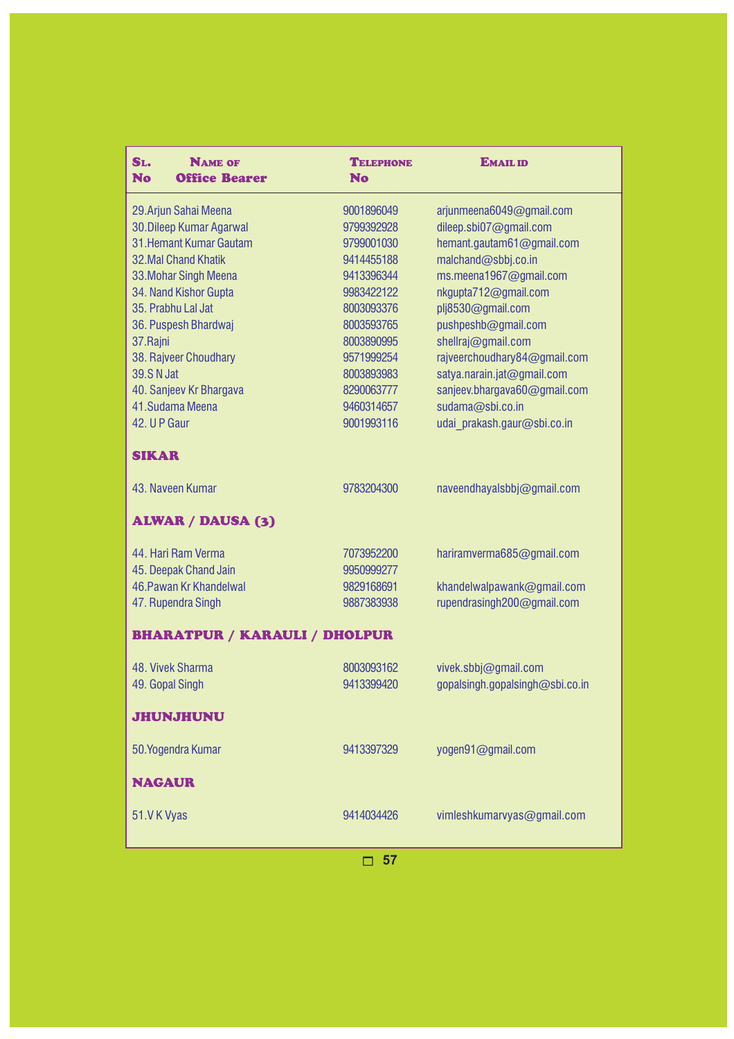| Sl. No | Name of Office Bearer | Telephone No | Email id |
|---|---|---|---|
| 29. | Arjun Sahai Meena | 9001896049 | arjunmeena6049@gmail.com |
| 30. | Dileep Kumar Agarwal | 9799392928 | dileep.sbi07@gmail.com |
| 31. | Hemant Kumar Gautam | 9799001030 | hemant.gautam61@gmail.com |
| 32. | Mal Chand Khatik | 9414455188 | malchand@sbbj.co.in |
| 33. | Mohar Singh Meena | 9413396344 | ms.meena1967@gmail.com |
| 34. | Nand Kishor Gupta | 9983422122 | nkgupta712@gmail.com |
| 35. | Prabhu Lal Jat | 8003093376 | plj8530@gmail.com |
| 36. | Puspesh Bhardwaj | 8003593765 | pushpeshb@gmail.com |
| 37. | Rajni | 8003890995 | shellraj@gmail.com |
| 38. | Rajveer Choudhary | 9571999254 | rajveerchoudhary84@gmail.com |
| 39. | S N Jat | 8003893983 | satya.narain.jat@gmail.com |
| 40. | Sanjeev Kr Bhargava | 8290063777 | sanjeev.bhargava60@gmail.com |
| 41. | Sudama Meena | 9460314657 | sudama@sbi.co.in |
| 42. | U P Gaur | 9001993116 | udai_prakash.gaur@sbi.co.in |
| **SIKAR** | | | |
| 43. | Naveen Kumar | 9783204300 | naveendhayalsbbj@gmail.com |
| **ALWAR / DAUSA (3)** | | | |
| 44. | Hari Ram Verma | 7073952200 | hariramverma685@gmail.com |
| 45. | Deepak Chand Jain | 9950999277 | |
| 46. | Pawan Kr Khandelwal | 9829168691 | khandelwalpawank@gmail.com |
| 47. | Rupendra Singh | 9887383938 | rupendrasingh200@gmail.com |
| **BHARATPUR / KARAULI / DHOLPUR** | | | |
| 48. | Vivek Sharma | 8003093162 | vivek.sbbj@gmail.com |
| 49. | Gopal Singh | 9413399420 | gopalsingh.gopalsingh@sbi.co.in |
| **JHUNJHUNU** | | | |
| 50. | Yogendra Kumar | 9413397329 | yogen91@gmail.com |
| **NAGAUR** | | | |
| 51. | V K Vyas | 9414034426 | vimleshkumarvyas@gmail.com |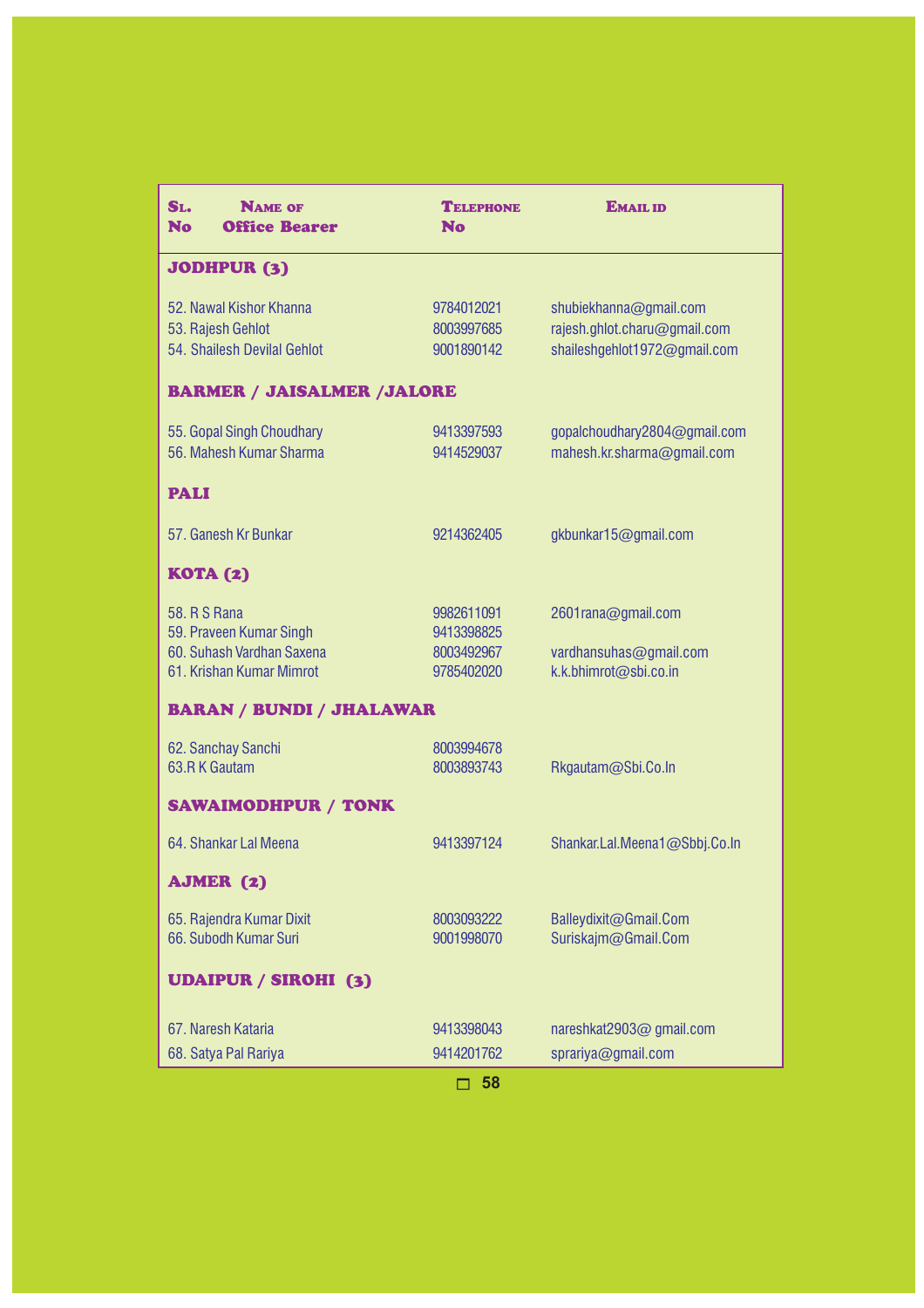| Sl. No | Name of Office Bearer | Telephone No | Email id |
|---|---|---|---|
| **JODHPUR (3)** | | | |
| 52. | Nawal Kishor Khanna | 9784012021 | shubiekhanna@gmail.com |
| 53. | Rajesh Gehlot | 8003997685 | rajesh.ghlot.charu@gmail.com |
| 54. | Shailesh Devilal Gehlot | 9001890142 | shaileshgehlot1972@gmail.com |
| **BARMER / JAISALMER /JALORE** | | | |
| 55. | Gopal Singh Choudhary | 9413397593 | gopalchoudhary2804@gmail.com |
| 56. | Mahesh Kumar Sharma | 9414529037 | mahesh.kr.sharma@gmail.com |
| **PALI** | | | |
| 57. | Ganesh Kr Bunkar | 9214362405 | gkbunkar15@gmail.com |
| **KOTA (2)** | | | |
| 58. | R S Rana | 9982611091 | 2601rana@gmail.com |
| 59. | Praveen Kumar Singh | 9413398825 | |
| 60. | Suhash Vardhan Saxena | 8003492967 | vardhansuhas@gmail.com |
| 61. | Krishan Kumar Mimrot | 9785402020 | k.k.bhimrot@sbi.co.in |
| **BARAN / BUNDI / JHALAWAR** | | | |
| 62. | Sanchay Sanchi | 8003994678 | |
| 63. | R K Gautam | 8003893743 | Rkgautam@Sbi.Co.In |
| **SAWAIMODHPUR / TONK** | | | |
| 64. | Shankar Lal Meena | 9413397124 | Shankar.Lal.Meena1@Sbbj.Co.In |
| **AJMER (2)** | | | |
| 65. | Rajendra Kumar Dixit | 8003093222 | Balleydixit@Gmail.Com |
| 66. | Subodh Kumar Suri | 9001998070 | Suriskajm@Gmail.Com |
| **UDAIPUR / SIROHI (3)** | | | |
| 67. | Naresh Kataria | 9413398043 | nareshkat2903@ gmail.com |
| 68. | Satya Pal Rariya | 9414201762 | sprariya@gmail.com |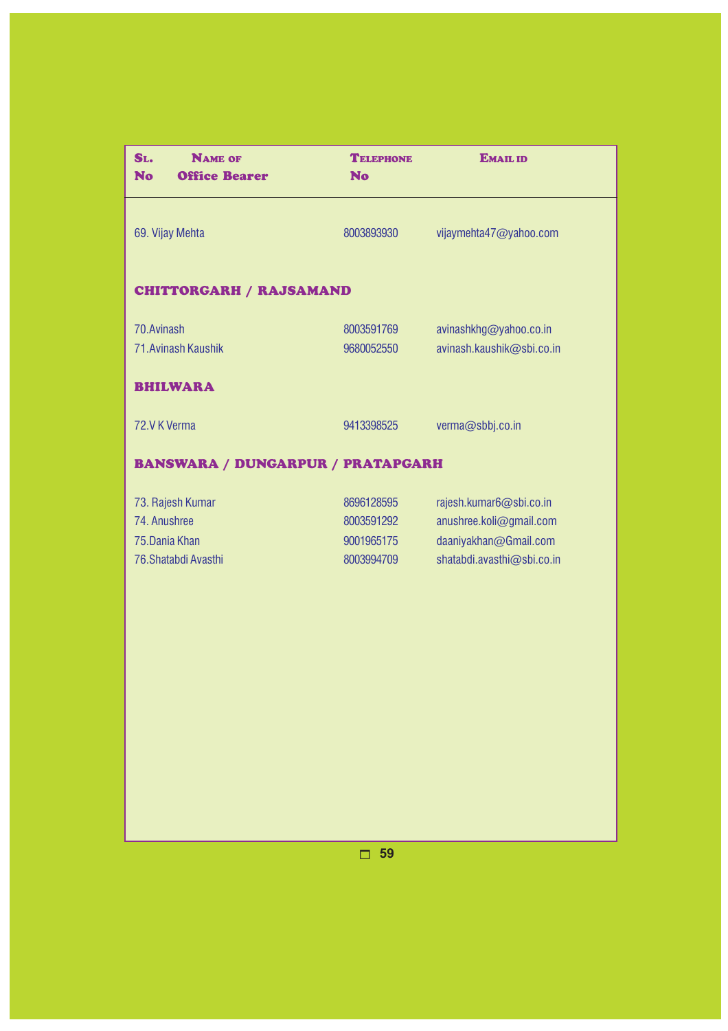| Sl. No | Name of Office Bearer | Telephone No | Email id |
|---|---|---|---|
| 69. | Vijay Mehta | 8003893930 | vijaymehta47@yahoo.com |
| **CHITTORGARH / RAJSAMAND** | | | |
| 70. | Avinash | 8003591769 | avinashkhg@yahoo.co.in |
| 71. | Avinash Kaushik | 9680052550 | avinash.kaushik@sbi.co.in |
| **BHILWARA** | | | |
| 72. | V K Verma | 9413398525 | verma@sbbj.co.in |
| **BANSWARA / DUNGARPUR / PRATAPGARH** | | | |
| 73. | Rajesh Kumar | 8696128595 | rajesh.kumar6@sbi.co.in |
| 74. | Anushree | 8003591292 | anushree.koli@gmail.com |
| 75. | Dania Khan | 9001965175 | daaniyakhan@Gmail.com |
| 76. | Shatabdi Avasthi | 8003994709 | shatabdi.avasthi@sbi.co.in |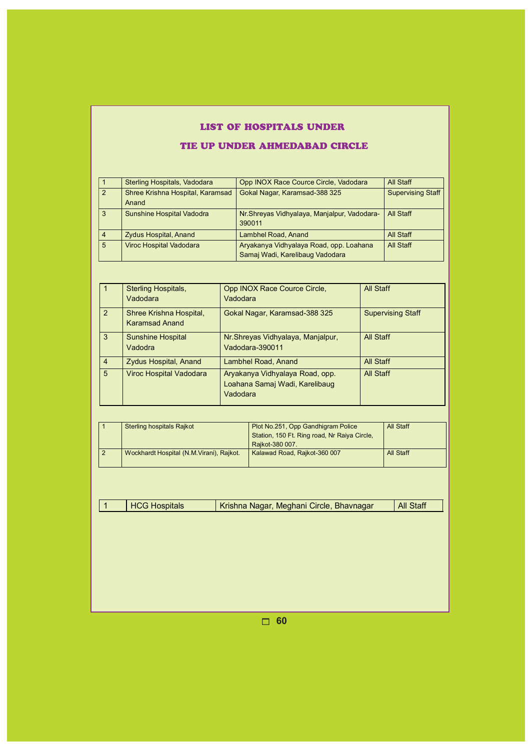## LIST OF HOSPITALS UNDER

## TIE UP UNDER AHMEDABAD CIRCLE

| | | | |
|---|---|---|---|
| 1 | Sterling Hospitals, Vadodara | Opp INOX Race Cource Circle, Vadodara | All Staff |
| 2 | Shree Krishna Hospital, Karamsad Anand | Gokal Nagar, Karamsad-388 325 | Supervising Staff |
| 3 | Sunshine Hospital Vadodra | Nr.Shreyas Vidhyalaya, Manjalpur, Vadodara-390011 | All Staff |
| 4 | Zydus Hospital, Anand | Lambhel Road, Anand | All Staff |
| 5 | Viroc Hospital Vadodara | Aryakanya Vidhyalaya Road, opp. Loahana Samaj Wadi, Karelibaug Vadodara | All Staff |

| | | | |
|---|---|---|---|
| 1 | Sterling Hospitals, Vadodara | Opp INOX Race Cource Circle, Vadodara | All Staff |
| 2 | Shree Krishna Hospital, Karamsad Anand | Gokal Nagar, Karamsad-388 325 | Supervising Staff |
| 3 | Sunshine Hospital Vadodra | Nr.Shreyas Vidhyalaya, Manjalpur, Vadodara-390011 | All Staff |
| 4 | Zydus Hospital, Anand | Lambhel Road, Anand | All Staff |
| 5 | Viroc Hospital Vadodara | Aryakanya Vidhyalaya Road, opp. Loahana Samaj Wadi, Karelibaug Vadodara | All Staff |

| | | | |
|---|---|---|---|
| 1 | Sterling hospitals Rajkot | Plot No.251, Opp Gandhigram Police Station, 150 Ft. Ring road, Nr Raiya Circle, Rajkot-380 007. | All Staff |
| 2 | Wockhardt Hospital (N.M.Virani), Rajkot. | Kalawad Road, Rajkot-360 007 | All Staff |

| | | | |
|---|---|---|---|
| 1 | HCG Hospitals | Krishna Nagar, Meghani Circle, Bhavnagar | All Staff |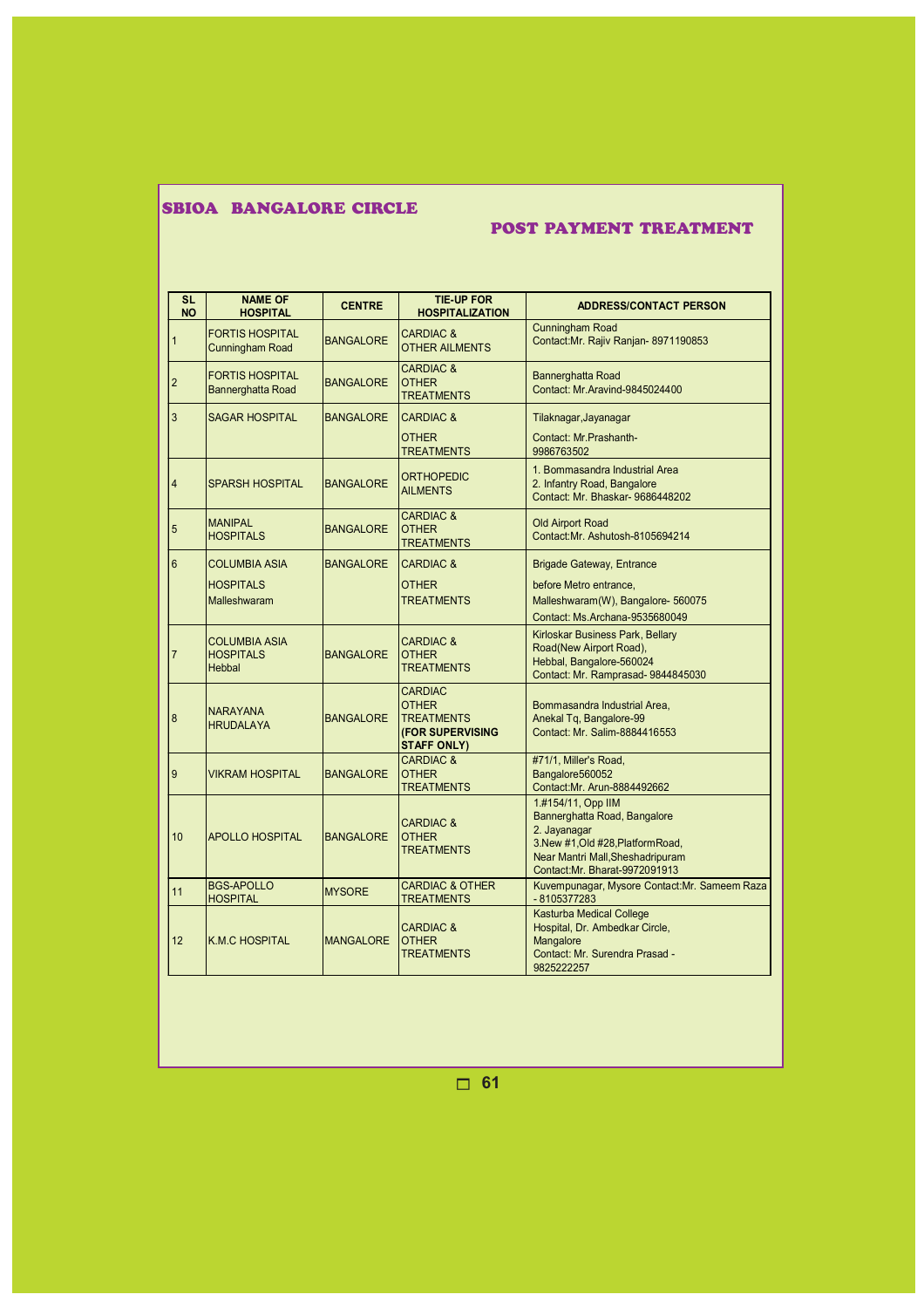## SBIOA BANGALORE CIRCLE

## POST PAYMENT TREATMENT

| SL NO | NAME OF HOSPITAL | CENTRE | TIE-UP FOR HOSPITALIZATION | ADDRESS/CONTACT PERSON |
|---|---|---|---|---|
| 1 | FORTIS HOSPITAL Cunningham Road | BANGALORE | CARDIAC & OTHER AILMENTS | Cunningham Road Contact:Mr. Rajiv Ranjan- 8971190853 |
| 2 | FORTIS HOSPITAL Bannerghatta Road | BANGALORE | CARDIAC & OTHER TREATMENTS | Bannerghatta Road Contact: Mr.Aravind-9845024400 |
| 3 | SAGAR HOSPITAL | BANGALORE | CARDIAC & OTHER TREATMENTS | Tilaknagar,Jayanagar Contact: Mr.Prashanth-9986763502 |
| 4 | SPARSH HOSPITAL | BANGALORE | ORTHOPEDIC AILMENTS | 1. Bommasandra Industrial Area 2. Infantry Road, Bangalore Contact: Mr. Bhaskar- 9686448202 |
| 5 | MANIPAL HOSPITALS | BANGALORE | CARDIAC & OTHER TREATMENTS | Old Airport Road Contact:Mr. Ashutosh-8105694214 |
| 6 | COLUMBIA ASIA HOSPITALS Malleshwaram | BANGALORE | CARDIAC & OTHER TREATMENTS | Brigade Gateway, Entrance before Metro entrance, Malleshwaram(W), Bangalore- 560075 Contact: Ms.Archana-9535680049 |
| 7 | COLUMBIA ASIA HOSPITALS Hebbal | BANGALORE | CARDIAC & OTHER TREATMENTS | Kirloskar Business Park, Bellary Road(New Airport Road), Hebbal, Bangalore-560024 Contact: Mr. Ramprasad- 9844845030 |
| 8 | NARAYANA HRUDALAYA | BANGALORE | CARDIAC OTHER TREATMENTS **(FOR SUPERVISING STAFF ONLY)** | Bommasandra Industrial Area, Anekal Tq, Bangalore-99 Contact: Mr. Salim-8884416553 |
| 9 | VIKRAM HOSPITAL | BANGALORE | CARDIAC & OTHER TREATMENTS | #71/1, Miller's Road, Bangalore560052 Contact:Mr. Arun-8884492662 |
| 10 | APOLLO HOSPITAL | BANGALORE | CARDIAC & OTHER TREATMENTS | 1.#154/11, Opp IIM Bannerghatta Road, Bangalore 2. Jayanagar 3.New #1,Old #28,PlatformRoad, Near Mantri Mall,Sheshadripuram Contact:Mr. Bharat-9972091913 |
| 11 | BGS-APOLLO HOSPITAL | MYSORE | CARDIAC & OTHER TREATMENTS | Kuvempunagar, Mysore Contact:Mr. Sameem Raza - 8105377283 |
| 12 | K.M.C HOSPITAL | MANGALORE | CARDIAC & OTHER TREATMENTS | Kasturba Medical College Hospital, Dr. Ambedkar Circle, Mangalore Contact: Mr. Surendra Prasad - 9825222257 |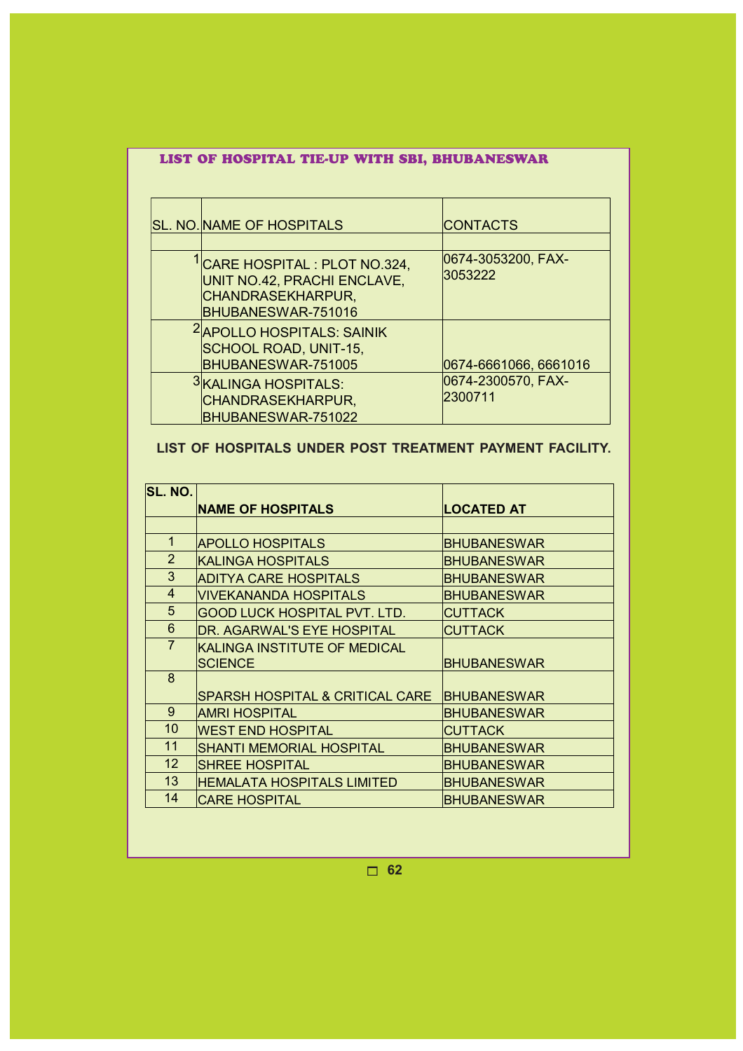## LIST OF HOSPITAL TIE-UP WITH SBI, BHUBANESWAR

| SL. NO. | NAME OF HOSPITALS | CONTACTS |
|---|---|---|
| | | |
| 1 | CARE HOSPITAL : PLOT NO.324, UNIT NO.42, PRACHI ENCLAVE, CHANDRASEKHARPUR, BHUBANESWAR-751016 | 0674-3053200, FAX-3053222 |
| 2 | APOLLO HOSPITALS: SAINIK SCHOOL ROAD, UNIT-15, BHUBANESWAR-751005 | 0674-6661066, 6661016 |
| 3 | KALINGA HOSPITALS: CHANDRASEKHARPUR, BHUBANESWAR-751022 | 0674-2300570, FAX-2300711 |

## LIST OF HOSPITALS UNDER POST TREATMENT PAYMENT FACILITY.

| SL. NO. | NAME OF HOSPITALS | LOCATED AT |
|---|---|---|
| | | |
| 1 | APOLLO HOSPITALS | BHUBANESWAR |
| 2 | KALINGA HOSPITALS | BHUBANESWAR |
| 3 | ADITYA CARE HOSPITALS | BHUBANESWAR |
| 4 | VIVEKANANDA HOSPITALS | BHUBANESWAR |
| 5 | GOOD LUCK HOSPITAL PVT. LTD. | CUTTACK |
| 6 | DR. AGARWAL'S EYE HOSPITAL | CUTTACK |
| 7 | KALINGA INSTITUTE OF MEDICAL SCIENCE | BHUBANESWAR |
| 8 | SPARSH HOSPITAL & CRITICAL CARE | BHUBANESWAR |
| 9 | AMRI HOSPITAL | BHUBANESWAR |
| 10 | WEST END HOSPITAL | CUTTACK |
| 11 | SHANTI MEMORIAL HOSPITAL | BHUBANESWAR |
| 12 | SHREE HOSPITAL | BHUBANESWAR |
| 13 | HEMALATA HOSPITALS LIMITED | BHUBANESWAR |
| 14 | CARE HOSPITAL | BHUBANESWAR |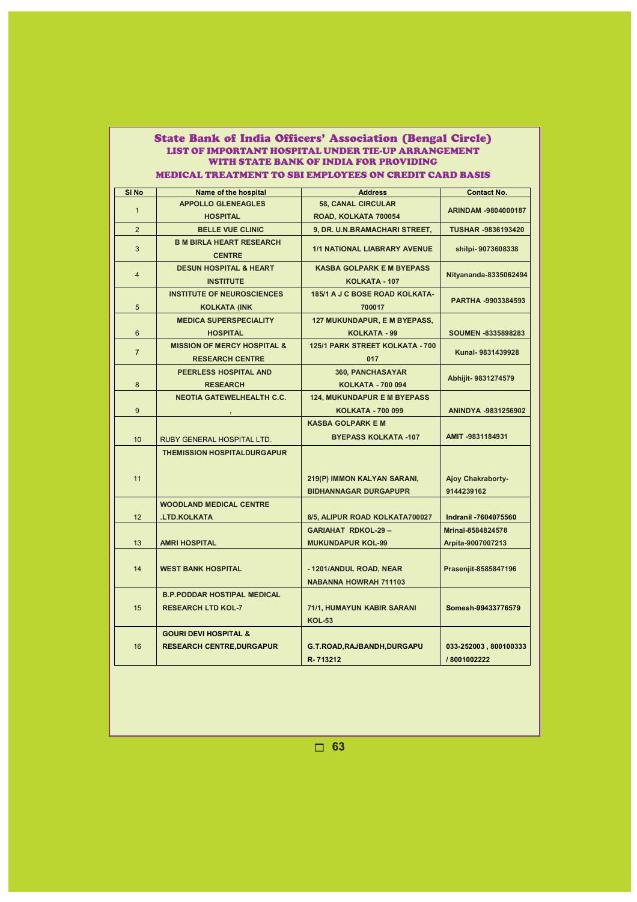# State Bank of India Officers' Association (Bengal Circle)

## LIST OF IMPORTANT HOSPITAL UNDER TIE-UP ARRANGEMENT WITH STATE BANK OF INDIA FOR PROVIDING MEDICAL TREATMENT TO SBI EMPLOYEES ON CREDIT CARD BASIS

| Sl No | Name of the hospital | Address | Contact No. |
|---|---|---|---|
| 1 | APPOLLO GLENEAGLES HOSPITAL | 58, CANAL CIRCULAR ROAD, KOLKATA 700054 | ARINDAM -9804000187 |
| 2 | BELLE VUE CLINIC | 9, DR. U.N.BRAMACHARI STREET, | TUSHAR -9836193420 |
| 3 | B M BIRLA HEART RESEARCH CENTRE | 1/1 NATIONAL LIABRARY AVENUE | shilpi- 9073608338 |
| 4 | DESUN HOSPITAL & HEART INSTITUTE | KASBA GOLPARK E M BYEPASS KOLKATA - 107 | Nityananda-8335062494 |
| 5 | INSTITUTE OF NEUROSCIENCES KOLKATA (INK | 185/1 A J C BOSE ROAD KOLKATA-700017 | PARTHA -9903384593 |
| 6 | MEDICA SUPERSPECIALITY HOSPITAL | 127 MUKUNDAPUR, E M BYEPASS, KOLKATA - 99 | SOUMEN -8335898283 |
| 7 | MISSION OF MERCY HOSPITAL & RESEARCH CENTRE | 125/1 PARK STREET KOLKATA - 700 017 | Kunal- 9831439928 |
| 8 | PEERLESS HOSPITAL AND RESEARCH | 360, PANCHASAYAR KOLKATA - 700 094 | Abhijit- 9831274579 |
| 9 | NEOTIA GATEWELHEALTH C.C. , | 124, MUKUNDAPUR E M BYEPASS KOLKATA - 700 099 | ANINDYA -9831256902 |
| 10 | RUBY GENERAL HOSPITAL LTD. | KASBA GOLPARK E M BYEPASS KOLKATA -107 | AMIT -9831184931 |
| 11 | THEMISSION HOSPITALDURGAPUR | 219(P) IMMON KALYAN SARANI, BIDHANNAGAR DURGAPUPR | Ajoy Chakraborty-9144239162 |
| 12 | WOODLAND MEDICAL CENTRE .LTD.KOLKATA | 8/5, ALIPUR ROAD KOLKATA700027 | Indranil -7604075560 |
| 13 | AMRI HOSPITAL | GARIAHAT RDKOL-29 – MUKUNDAPUR KOL-99 | Mrinal-8584824578 Arpita-9007007213 |
| 14 | WEST BANK HOSPITAL | - 1201/ANDUL ROAD, NEAR NABANNA HOWRAH 711103 | Prasenjit-8585847196 |
| 15 | B.P.PODDAR HOSTIPAL MEDICAL RESEARCH LTD KOL-7 | 71/1, HUMAYUN KABIR SARANI KOL-53 | Somesh-99433776579 |
| 16 | GOURI DEVI HOSPITAL & RESEARCH CENTRE,DURGAPUR | G.T.ROAD,RAJBANDH,DURGAPUR- 713212 | 033-252003 , 800100333 / 8001002222 |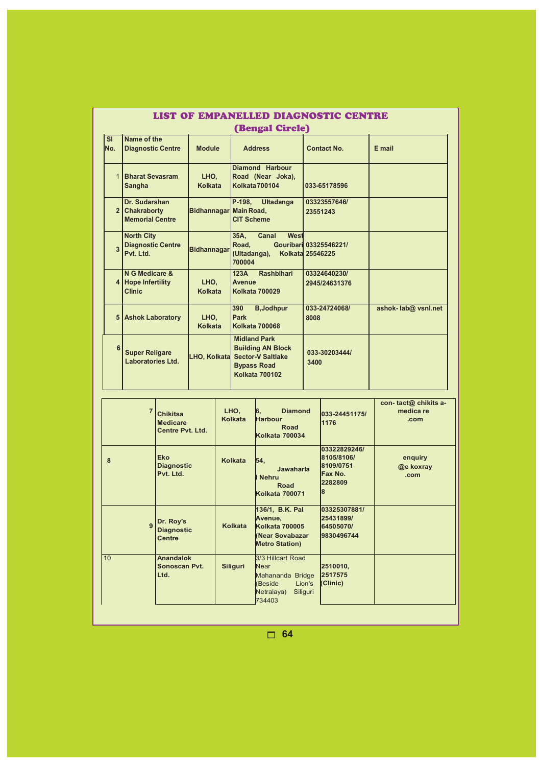# LIST OF EMPANELLED DIAGNOSTIC CENTRE
## (Bengal Circle)

| Sl No. | Name of the Diagnostic Centre | Module | Address | Contact No. | E mail |
|---|---|---|---|---|---|
| 1 | Bharat Sevasram Sangha | LHO, Kolkata | Diamond Harbour Road (Near Joka), Kolkata 700104 | 033-65178596 | |
| 2 | Dr. Sudarshan Chakraborty Memorial Centre | Bidhannagar | P-198, Ultadanga Main Road, CIT Scheme | 03323557646/ 23551243 | |
| 3 | North City Diagnostic Centre Pvt. Ltd. | Bidhannagar | 35A, Canal West Road, Gouribari (Ultadanga), Kolkata 700004 | 03325546221/ 25546225 | |
| 4 | N G Medicare & Hope Infertility Clinic | LHO, Kolkata | 123A Rashbihari Avenue Kolkata 700029 | 03324640230/ 2945/24631376 | |
| 5 | Ashok Laboratory | LHO, Kolkata | 390 B,Jodhpur Park Kolkata 700068 | 033-24724068/ 8008 | ashok- lab@ vsnl.net |
| 6 | Super Religare Laboratories Ltd. | LHO, Kolkata | Midland Park Building AN Block Sector-V Saltlake Bypass Road Kolkata 700102 | 033-30203444/ 3400 | |
| 7 | Chikitsa Medicare Centre Pvt. Ltd. | LHO, Kolkata | 6, Diamond Harbour Road Kolkata 700034 | 033-24451175/ 1176 | con- tact@ chikits a-medica re .com |
| 8 | Eko Diagnostic Pvt. Ltd. | Kolkata | 54, Jawaharlal Nehru Road Kolkata 700071 | 03322829246/ 8105/8106/ 8109/0751 Fax No. 22828098 | enquiry @e koxray .com |
| 9 | Dr. Roy's Diagnostic Centre | Kolkata | 136/1, B.K. Pal Avenue, Kolkata 700005 (Near Sovabazar Metro Station) | 03325307881/ 25431899/ 64505070/ 9830496744 | |
| 10 | Anandalok Sonoscan Pvt. Ltd. | Siliguri | 3/3 Hillcart Road Near Mahananda Bridge (Beside Lion's Netralaya) Siliguri 734403 | 2510010, 2517575 (Clinic) | |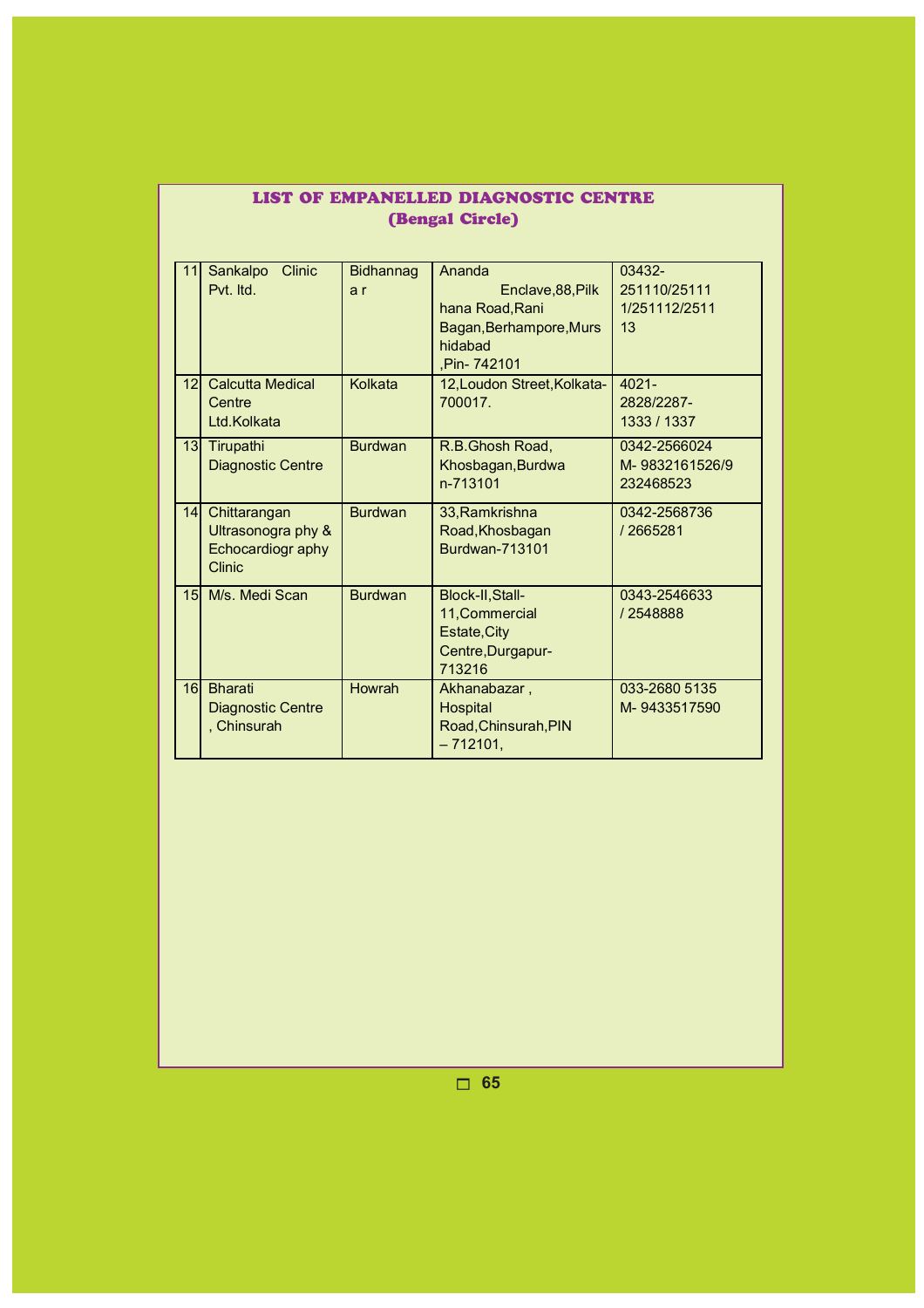# LIST OF EMPANELLED DIAGNOSTIC CENTRE
## (Bengal Circle)

| | | | | |
|---|---|---|---|---|
| 11 | Sankalpo Clinic Pvt. ltd. | Bidhannagar | Ananda Enclave,88,Pilkhana Road,Rani Bagan,Berhampore,Murshidabad ,Pin- 742101 | 03432-251110/251111/251112/251113 |
| 12 | Calcutta Medical Centre Ltd.Kolkata | Kolkata | 12,Loudon Street,Kolkata-700017. | 4021-2828/2287-1333 / 1337 |
| 13 | Tirupathi Diagnostic Centre | Burdwan | R.B.Ghosh Road, Khosbagan,Burdwan-713101 | 0342-2566024 M- 9832161526/9232468523 |
| 14 | Chittarangan Ultrasonography & Echocardiography Clinic | Burdwan | 33,Ramkrishna Road,Khosbagan Burdwan-713101 | 0342-2568736 / 2665281 |
| 15 | M/s. Medi Scan | Burdwan | Block-II,Stall-11,Commercial Estate,City Centre,Durgapur-713216 | 0343-2546633 / 2548888 |
| 16 | Bharati Diagnostic Centre , Chinsurah | Howrah | Akhanabazar , Hospital Road,Chinsurah,PIN – 712101, | 033-2680 5135 M- 9433517590 |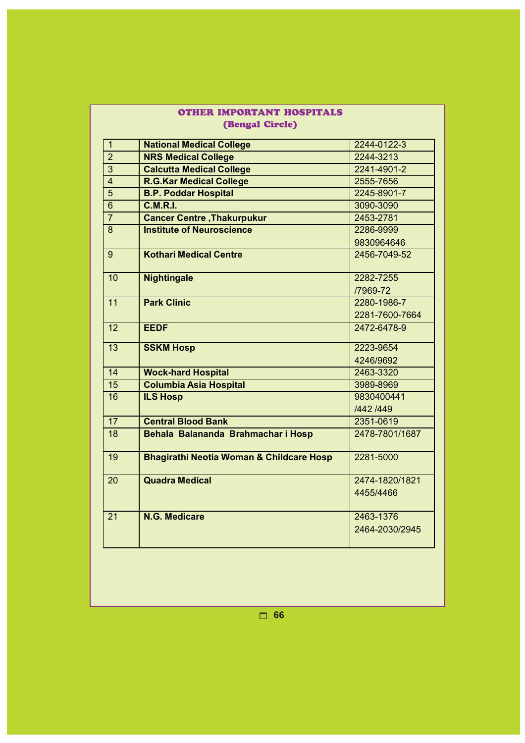## OTHER IMPORTANT HOSPITALS
### (Bengal Circle)

| | | |
|---|---|---|
| 1 | **National Medical College** | 2244-0122-3 |
| 2 | **NRS Medical College** | 2244-3213 |
| 3 | **Calcutta Medical College** | 2241-4901-2 |
| 4 | **R.G.Kar Medical College** | 2555-7656 |
| 5 | **B.P. Poddar Hospital** | 2245-8901-7 |
| 6 | **C.M.R.I.** | 3090-3090 |
| 7 | **Cancer Centre ,Thakurpukur** | 2453-2781 |
| 8 | **Institute of Neuroscience** | 2286-9999 9830964646 |
| 9 | **Kothari Medical Centre** | 2456-7049-52 |
| 10 | **Nightingale** | 2282-7255 /7969-72 |
| 11 | **Park Clinic** | 2280-1986-7 2281-7600-7664 |
| 12 | **EEDF** | 2472-6478-9 |
| 13 | **SSKM Hosp** | 2223-9654 4246/9692 |
| 14 | **Wock-hard Hospital** | 2463-3320 |
| 15 | **Columbia Asia Hospital** | 3989-8969 |
| 16 | **ILS Hosp** | 9830400441 /442 /449 |
| 17 | **Central Blood Bank** | 2351-0619 |
| 18 | **Behala Balananda Brahmachar i Hosp** | 2478-7801/1687 |
| 19 | **Bhagirathi Neotia Woman & Childcare Hosp** | 2281-5000 |
| 20 | **Quadra Medical** | 2474-1820/1821 4455/4466 |
| 21 | **N.G. Medicare** | 2463-1376 2464-2030/2945 |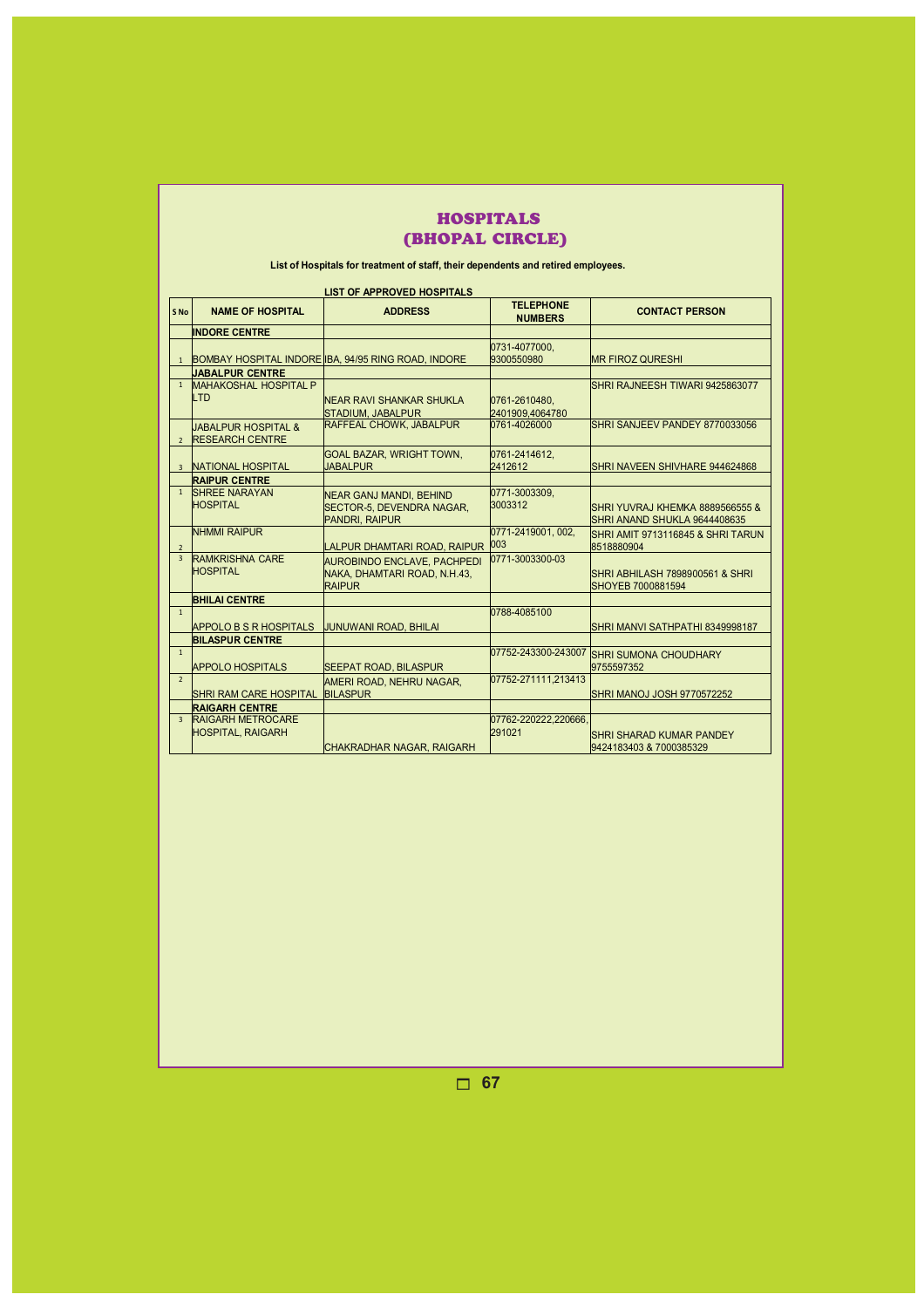# HOSPITALS
# (BHOPAL CIRCLE)

**List of Hospitals for treatment of staff, their dependents and retired employees.**

**LIST OF APPROVED HOSPITALS**

| S No | NAME OF HOSPITAL | ADDRESS | TELEPHONE NUMBERS | CONTACT PERSON |
|---|---|---|---|---|
| | **INDORE CENTRE** | | | |
| 1 | BOMBAY HOSPITAL INDORE | IBA, 94/95 RING ROAD, INDORE | 0731-4077000, 9300550980 | MR FIROZ QURESHI |
| | **JABALPUR CENTRE** | | | |
| 1 | MAHAKOSHAL HOSPITAL P LTD | NEAR RAVI SHANKAR SHUKLA STADIUM, JABALPUR | 0761-2610480, 2401909,4064780 | SHRI RAJNEESH TIWARI 9425863077 |
| 2 | JABALPUR HOSPITAL & RESEARCH CENTRE | RAFFEAL CHOWK, JABALPUR | 0761-4026000 | SHRI SANJEEV PANDEY 8770033056 |
| 3 | NATIONAL HOSPITAL | GOAL BAZAR, WRIGHT TOWN, JABALPUR | 0761-2414612, 2412612 | SHRI NAVEEN SHIVHARE 944624868 |
| | **RAIPUR CENTRE** | | | |
| 1 | SHREE NARAYAN HOSPITAL | NEAR GANJ MANDI, BEHIND SECTOR-5, DEVENDRA NAGAR, PANDRI, RAIPUR | 0771-3003309, 3003312 | SHRI YUVRAJ KHEMKA 8889566555 & SHRI ANAND SHUKLA 9644408635 |
| 2 | NHMMI RAIPUR | LALPUR DHAMTARI ROAD, RAIPUR | 0771-2419001, 002, 003 | SHRI AMIT 9713116845 & SHRI TARUN 8518880904 |
| 3 | RAMKRISHNA CARE HOSPITAL | AUROBINDO ENCLAVE, PACHPEDI NAKA, DHAMTARI ROAD, N.H.43, RAIPUR | 0771-3003300-03 | SHRI ABHILASH 7898900561 & SHRI SHOYEB 7000881594 |
| | **BHILAI CENTRE** | | | |
| 1 | APPOLO B S R HOSPITALS | JUNUWANI ROAD, BHILAI | 0788-4085100 | SHRI MANVI SATHPATHI 8349998187 |
| | **BILASPUR CENTRE** | | | |
| 1 | APPOLO HOSPITALS | SEEPAT ROAD, BILASPUR | 07752-243300-243007 | SHRI SUMONA CHOUDHARY 9755597352 |
| 2 | SHRI RAM CARE HOSPITAL | AMERI ROAD, NEHRU NAGAR, BILASPUR | 07752-271111,213413 | SHRI MANOJ JOSH 9770572252 |
| | **RAIGARH CENTRE** | | | |
| 3 | RAIGARH METROCARE HOSPITAL, RAIGARH | CHAKRADHAR NAGAR, RAIGARH | 07762-220222,220666, 291021 | SHRI SHARAD KUMAR PANDEY 9424183403 & 7000385329 |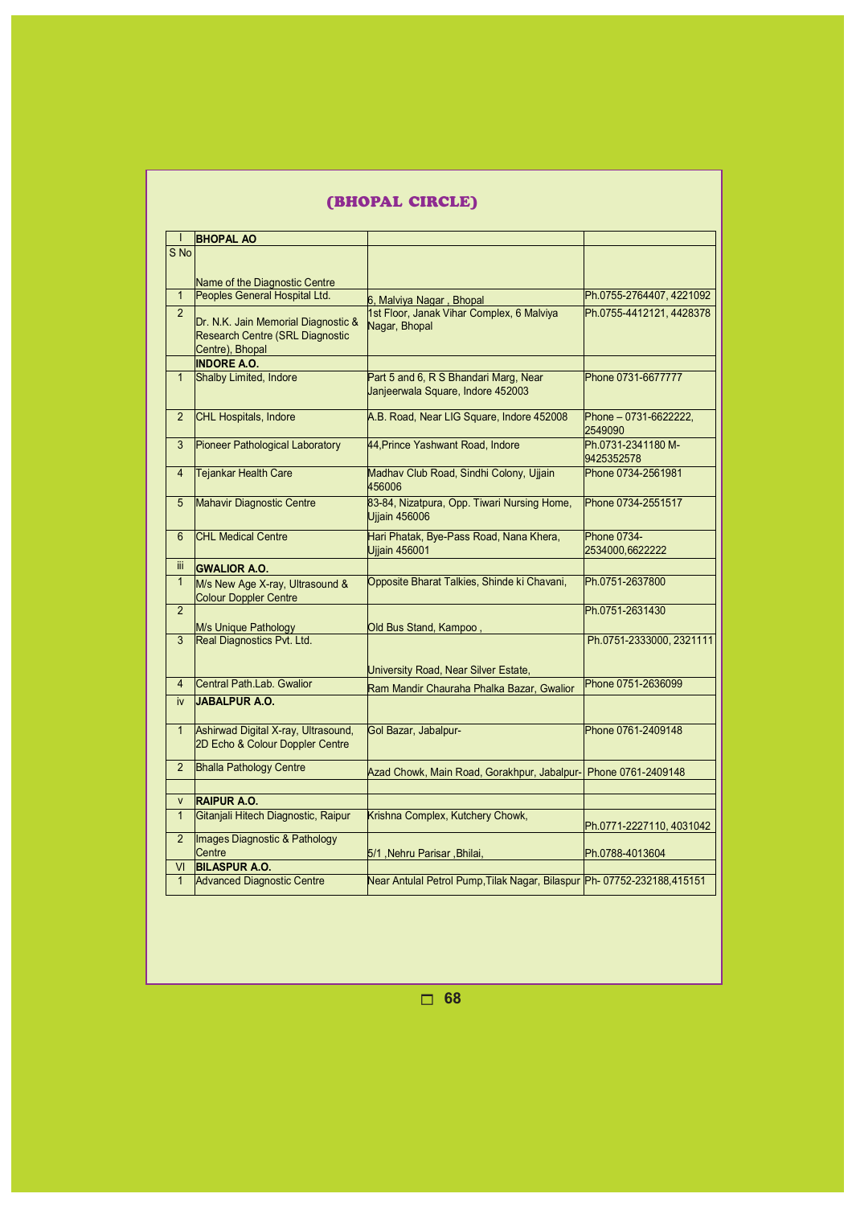## (BHOPAL CIRCLE)

| I | BHOPAL AO | | |
|---|---|---|---|
| S No | Name of the Diagnostic Centre | | |
| 1 | Peoples General Hospital Ltd. | 6, Malviya Nagar , Bhopal | Ph.0755-2764407, 4221092 |
| 2 | Dr. N.K. Jain Memorial Diagnostic & Research Centre (SRL Diagnostic Centre), Bhopal | 1st Floor, Janak Vihar Complex, 6 Malviya Nagar, Bhopal | Ph.0755-4412121, 4428378 |
| | **INDORE A.O.** | | |
| 1 | Shalby Limited, Indore | Part 5 and 6, R S Bhandari Marg, Near Janjeerwala Square, Indore 452003 | Phone 0731-6677777 |
| 2 | CHL Hospitals, Indore | A.B. Road, Near LIG Square, Indore 452008 | Phone – 0731-6622222, 2549090 |
| 3 | Pioneer Pathological Laboratory | 44,Prince Yashwant Road, Indore | Ph.0731-2341180 M-9425352578 |
| 4 | Tejankar Health Care | Madhav Club Road, Sindhi Colony, Ujjain 456006 | Phone 0734-2561981 |
| 5 | Mahavir Diagnostic Centre | 83-84, Nizatpura, Opp. Tiwari Nursing Home, Ujjain 456006 | Phone 0734-2551517 |
| 6 | CHL Medical Centre | Hari Phatak, Bye-Pass Road, Nana Khera, Ujjain 456001 | Phone 0734-2534000,6622222 |
| iii | **GWALIOR A.O.** | | |
| 1 | M/s New Age X-ray, Ultrasound & Colour Doppler Centre | Opposite Bharat Talkies, Shinde ki Chavani, | Ph.0751-2637800 |
| 2 | M/s Unique Pathology | Old Bus Stand, Kampoo , | Ph.0751-2631430 |
| 3 | Real Diagnostics Pvt. Ltd. | University Road, Near Silver Estate, | Ph.0751-2333000, 2321111 |
| 4 | Central Path.Lab. Gwalior | Ram Mandir Chauraha Phalka Bazar, Gwalior | Phone 0751-2636099 |
| iv | **JABALPUR A.O.** | | |
| 1 | Ashirwad Digital X-ray, Ultrasound, 2D Echo & Colour Doppler Centre | Gol Bazar, Jabalpur- | Phone 0761-2409148 |
| 2 | Bhalla Pathology Centre | Azad Chowk, Main Road, Gorakhpur, Jabalpur- | Phone 0761-2409148 |
| | | | |
| v | **RAIPUR A.O.** | | |
| 1 | Gitanjali Hitech Diagnostic, Raipur | Krishna Complex, Kutchery Chowk, | Ph.0771-2227110, 4031042 |
| 2 | Images Diagnostic & Pathology Centre | 5/1 ,Nehru Parisar ,Bhilai, | Ph.0788-4013604 |
| VI | **BILASPUR A.O.** | | |
| 1 | Advanced Diagnostic Centre | Near Antulal Petrol Pump,Tilak Nagar, Bilaspur | Ph- 07752-232188,415151 |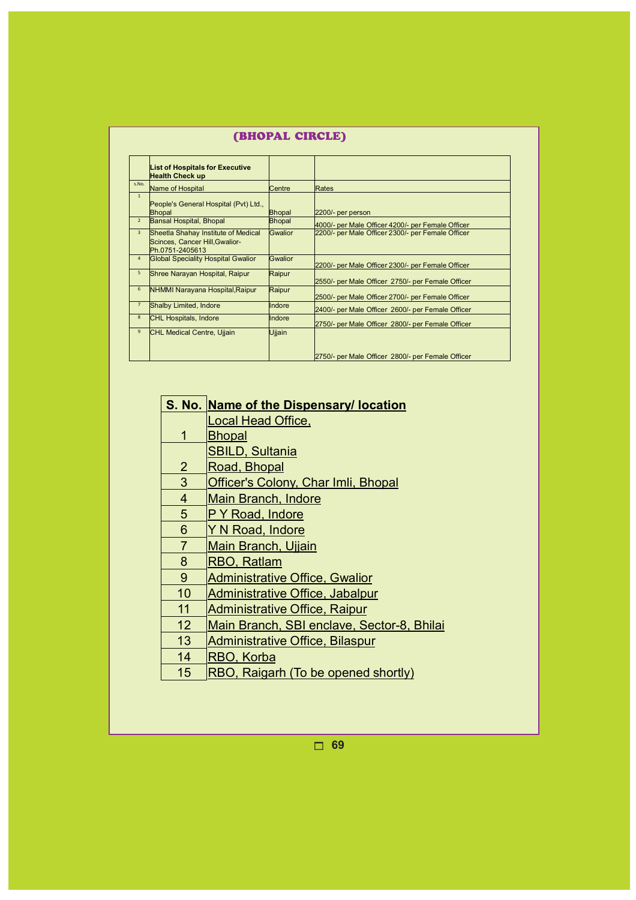## (BHOPAL CIRCLE)

| | List of Hospitals for Executive Health Check up | | |
|---|---|---|---|
| s.No. | Name of Hospital | Centre | Rates |
| 1 | People's General Hospital (Pvt) Ltd., Bhopal | Bhopal | 2200/- per person |
| 2 | Bansal Hospital, Bhopal | Bhopal | 4000/- per Male Officer 4200/- per Female Officer |
| 3 | Sheetla Shahay Institute of Medical Scinces, Cancer Hill,Gwalior-Ph.0751-2405613 | Gwalior | 2200/- per Male Officer 2300/- per Female Officer |
| 4 | Global Speciality Hospital Gwalior | Gwalior | 2200/- per Male Officer 2300/- per Female Officer |
| 5 | Shree Narayan Hospital, Raipur | Raipur | 2550/- per Male Officer 2750/- per Female Officer |
| 6 | NHMMI Narayana Hospital,Raipur | Raipur | 2500/- per Male Officer 2700/- per Female Officer |
| 7 | Shalby Limited, Indore | Indore | 2400/- per Male Officer 2600/- per Female Officer |
| 8 | CHL Hospitals, Indore | Indore | 2750/- per Male Officer 2800/- per Female Officer |
| 9 | CHL Medical Centre, Ujjain | Ujjain | 2750/- per Male Officer 2800/- per Female Officer |

| S. No. | Name of the Dispensary/ location |
|---|---|
| 1 | Local Head Office, Bhopal |
| 2 | SBILD, Sultania Road, Bhopal |
| 3 | Officer's Colony, Char Imli, Bhopal |
| 4 | Main Branch, Indore |
| 5 | P Y Road, Indore |
| 6 | Y N Road, Indore |
| 7 | Main Branch, Ujjain |
| 8 | RBO, Ratlam |
| 9 | Administrative Office, Gwalior |
| 10 | Administrative Office, Jabalpur |
| 11 | Administrative Office, Raipur |
| 12 | Main Branch, SBI enclave, Sector-8, Bhilai |
| 13 | Administrative Office, Bilaspur |
| 14 | RBO, Korba |
| 15 | RBO, Raigarh (To be opened shortly) |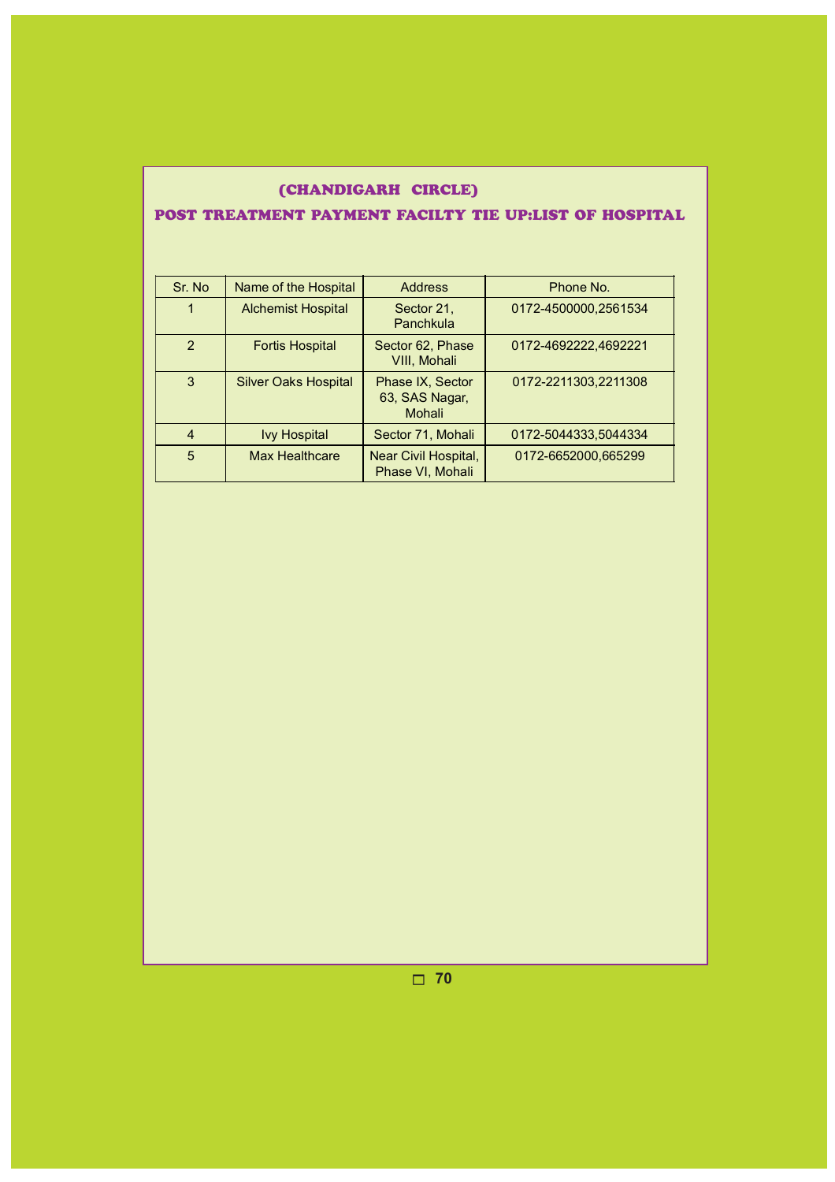## (CHANDIGARH CIRCLE)

## POST TREATMENT PAYMENT FACILTY TIE UP:LIST OF HOSPITAL

| Sr. No | Name of the Hospital | Address | Phone No. |
|---|---|---|---|
| 1 | Alchemist Hospital | Sector 21, Panchkula | 0172-4500000,2561534 |
| 2 | Fortis Hospital | Sector 62, Phase VIII, Mohali | 0172-4692222,4692221 |
| 3 | Silver Oaks Hospital | Phase IX, Sector 63, SAS Nagar, Mohali | 0172-2211303,2211308 |
| 4 | Ivy Hospital | Sector 71, Mohali | 0172-5044333,5044334 |
| 5 | Max Healthcare | Near Civil Hospital, Phase VI, Mohali | 0172-6652000,665299 |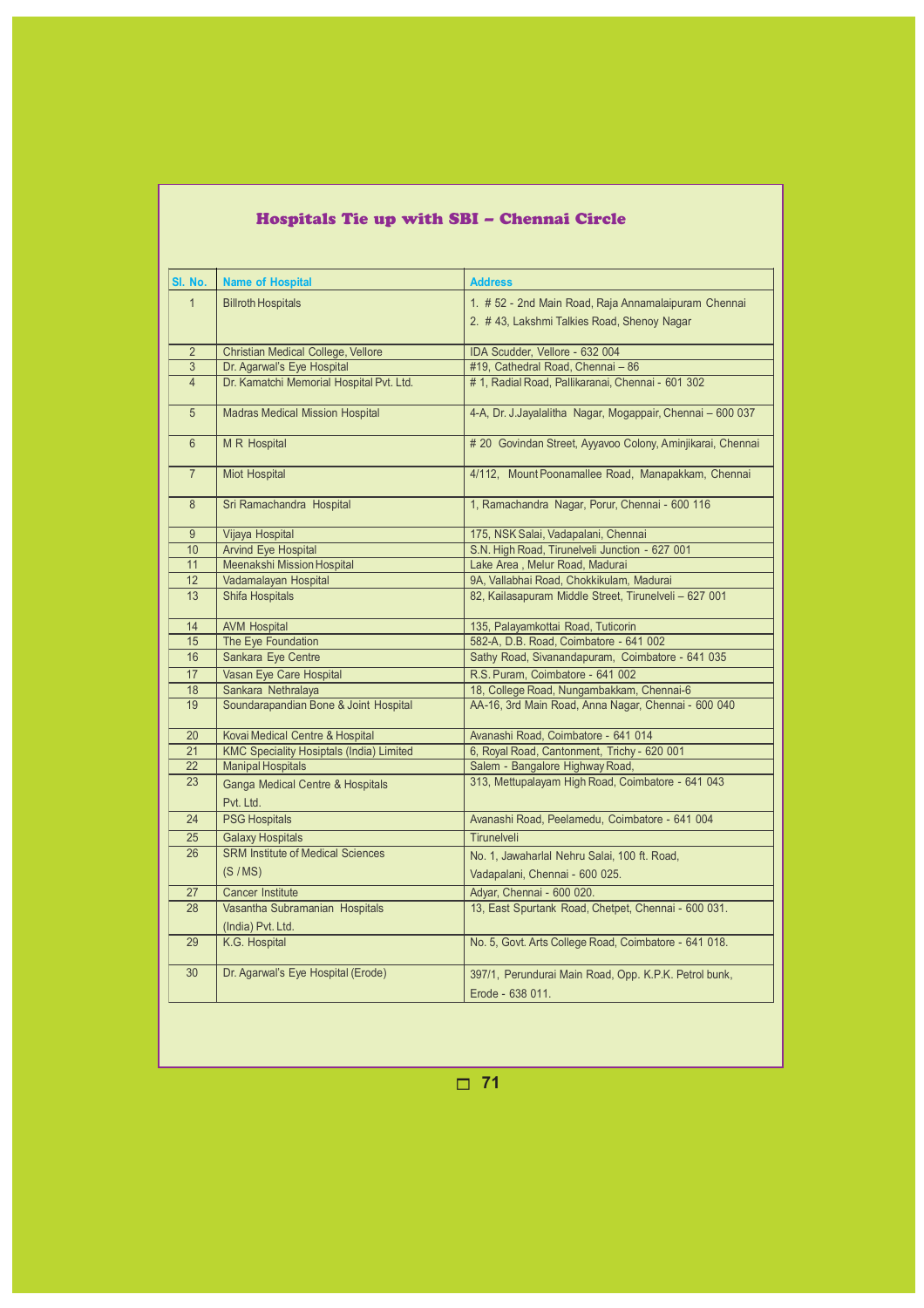## Hospitals Tie up with SBI – Chennai Circle

| Sl. No. | Name of Hospital | Address |
|---|---|---|
| 1 | Billroth Hospitals | 1. # 52 - 2nd Main Road, Raja Annamalaipuram Chennai<br>2. # 43, Lakshmi Talkies Road, Shenoy Nagar |
| 2 | Christian Medical College, Vellore | IDA Scudder, Vellore - 632 004 |
| 3 | Dr. Agarwal's Eye Hospital | #19, Cathedral Road, Chennai – 86 |
| 4 | Dr. Kamatchi Memorial Hospital Pvt. Ltd. | # 1, Radial Road, Pallikaranai, Chennai - 601 302 |
| 5 | Madras Medical Mission Hospital | 4-A, Dr. J.Jayalalitha Nagar, Mogappair, Chennai – 600 037 |
| 6 | M R Hospital | # 20 Govindan Street, Ayyavoo Colony, Aminjikarai, Chennai |
| 7 | Miot Hospital | 4/112, Mount Poonamallee Road, Manapakkam, Chennai |
| 8 | Sri Ramachandra Hospital | 1, Ramachandra Nagar, Porur, Chennai - 600 116 |
| 9 | Vijaya Hospital | 175, NSK Salai, Vadapalani, Chennai |
| 10 | Arvind Eye Hospital | S.N. High Road, Tirunelveli Junction - 627 001 |
| 11 | Meenakshi Mission Hospital | Lake Area , Melur Road, Madurai |
| 12 | Vadamalayan Hospital | 9A, Vallabhai Road, Chokkikulam, Madurai |
| 13 | Shifa Hospitals | 82, Kailasapuram Middle Street, Tirunelveli – 627 001 |
| 14 | AVM Hospital | 135, Palayamkottai Road, Tuticorin |
| 15 | The Eye Foundation | 582-A, D.B. Road, Coimbatore - 641 002 |
| 16 | Sankara Eye Centre | Sathy Road, Sivanandapuram, Coimbatore - 641 035 |
| 17 | Vasan Eye Care Hospital | R.S. Puram, Coimbatore - 641 002 |
| 18 | Sankara Nethralaya | 18, College Road, Nungambakkam, Chennai-6 |
| 19 | Soundarapandian Bone & Joint Hospital | AA-16, 3rd Main Road, Anna Nagar, Chennai - 600 040 |
| 20 | Kovai Medical Centre & Hospital | Avanashi Road, Coimbatore - 641 014 |
| 21 | KMC Speciality Hosiptals (India) Limited | 6, Royal Road, Cantonment, Trichy - 620 001 |
| 22 | Manipal Hospitals | Salem - Bangalore Highway Road, |
| 23 | Ganga Medical Centre & Hospitals Pvt. Ltd. | 313, Mettupalayam High Road, Coimbatore - 641 043 |
| 24 | PSG Hospitals | Avanashi Road, Peelamedu, Coimbatore - 641 004 |
| 25 | Galaxy Hospitals | Tirunelveli |
| 26 | SRM Institute of Medical Sciences (S / MS) | No. 1, Jawaharlal Nehru Salai, 100 ft. Road, Vadapalani, Chennai - 600 025. |
| 27 | Cancer Institute | Adyar, Chennai - 600 020. |
| 28 | Vasantha Subramanian Hospitals (India) Pvt. Ltd. | 13, East Spurtank Road, Chetpet, Chennai - 600 031. |
| 29 | K.G. Hospital | No. 5, Govt. Arts College Road, Coimbatore - 641 018. |
| 30 | Dr. Agarwal's Eye Hospital (Erode) | 397/1, Perundurai Main Road, Opp. K.P.K. Petrol bunk, Erode - 638 011. |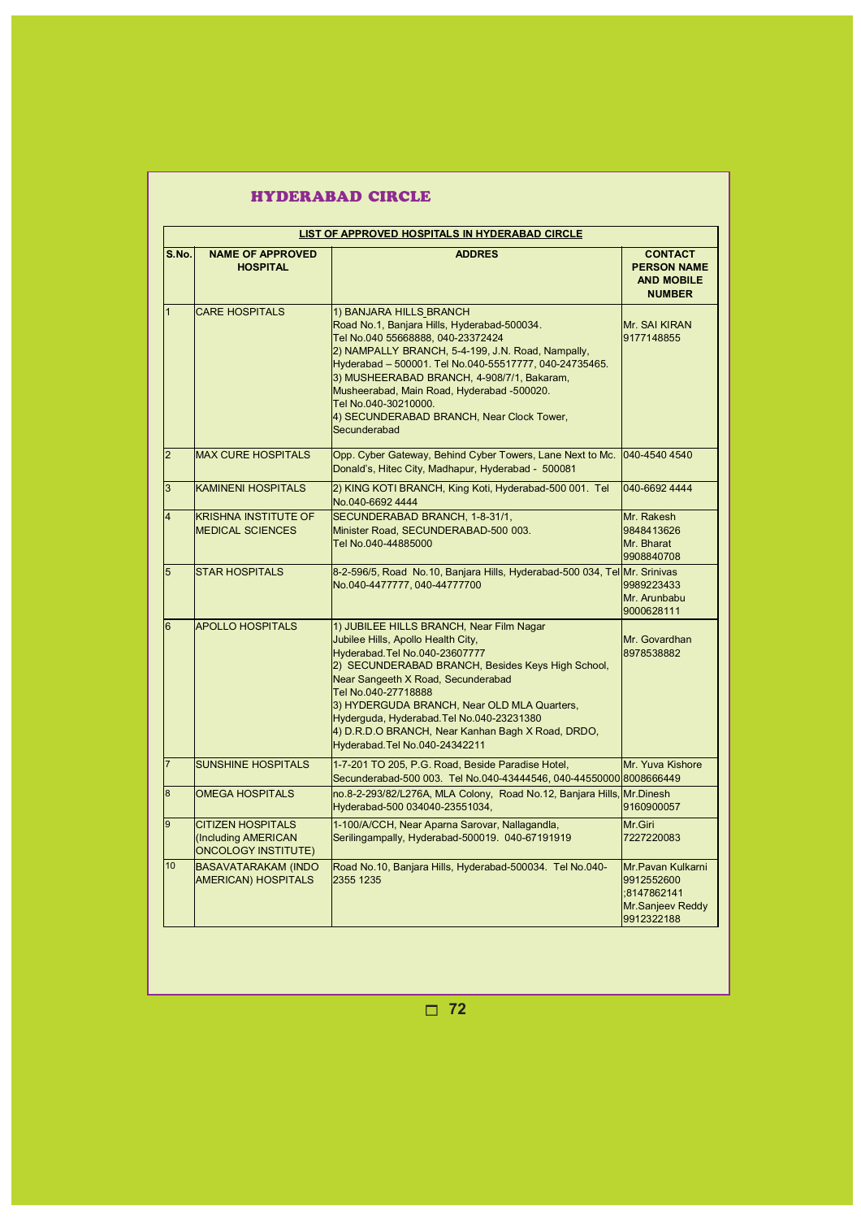## HYDERABAD CIRCLE

| LIST OF APPROVED HOSPITALS IN HYDERABAD CIRCLE | | | |
|---|---|---|---|
| **S.No.** | **NAME OF APPROVED HOSPITAL** | **ADDRES** | **CONTACT PERSON NAME AND MOBILE NUMBER** |
| 1 | CARE HOSPITALS | 1) BANJARA HILLS BRANCH Road No.1, Banjara Hills, Hyderabad-500034. Tel No.040 55668888, 040-23372424 2) NAMPALLY BRANCH, 5-4-199, J.N. Road, Nampally, Hyderabad – 500001. Tel No.040-55517777, 040-24735465. 3) MUSHEERABAD BRANCH, 4-908/7/1, Bakaram, Musheerabad, Main Road, Hyderabad -500020. Tel No.040-30210000. 4) SECUNDERABAD BRANCH, Near Clock Tower, Secunderabad | Mr. SAI KIRAN 9177148855 |
| 2 | MAX CURE HOSPITALS | Opp. Cyber Gateway, Behind Cyber Towers, Lane Next to Mc. Donald's, Hitec City, Madhapur, Hyderabad - 500081 | 040-4540 4540 |
| 3 | KAMINENI HOSPITALS | 2) KING KOTI BRANCH, King Koti, Hyderabad-500 001. Tel No.040-6692 4444 | 040-6692 4444 |
| 4 | KRISHNA INSTITUTE OF MEDICAL SCIENCES | SECUNDERABAD BRANCH, 1-8-31/1, Minister Road, SECUNDERABAD-500 003. Tel No.040-44885000 | Mr. Rakesh 9848413626 Mr. Bharat 9908840708 |
| 5 | STAR HOSPITALS | 8-2-596/5, Road No.10, Banjara Hills, Hyderabad-500 034, Tel No.040-4477777, 040-44777700 | Mr. Srinivas 9989223433 Mr. Arunbabu 9000628111 |
| 6 | APOLLO HOSPITALS | 1) JUBILEE HILLS BRANCH, Near Film Nagar Jubilee Hills, Apollo Health City, Hyderabad.Tel No.040-23607777 2) SECUNDERABAD BRANCH, Besides Keys High School, Near Sangeeth X Road, Secunderabad Tel No.040-27718888 3) HYDERGUDA BRANCH, Near OLD MLA Quarters, Hyderguda, Hyderabad.Tel No.040-23231380 4) D.R.D.O BRANCH, Near Kanhan Bagh X Road, DRDO, Hyderabad.Tel No.040-24342211 | Mr. Govardhan 8978538882 |
| 7 | SUNSHINE HOSPITALS | 1-7-201 TO 205, P.G. Road, Beside Paradise Hotel, Secunderabad-500 003. Tel No.040-43444546, 040-44550000 | Mr. Yuva Kishore 8008666449 |
| 8 | OMEGA HOSPITALS | no.8-2-293/82/L276A, MLA Colony, Road No.12, Banjara Hills, Hyderabad-500 034040-23551034, | Mr.Dinesh 9160900057 |
| 9 | CITIZEN HOSPITALS (Including AMERICAN ONCOLOGY INSTITUTE) | 1-100/A/CCH, Near Aparna Sarovar, Nallagandla, Serilingampally, Hyderabad-500019. 040-67191919 | Mr.Giri 7227220083 |
| 10 | BASAVATARAKAM (INDO AMERICAN) HOSPITALS | Road No.10, Banjara Hills, Hyderabad-500034. Tel No.040-2355 1235 | Mr.Pavan Kulkarni 9912552600 ;8147862141 Mr.Sanjeev Reddy 9912322188 |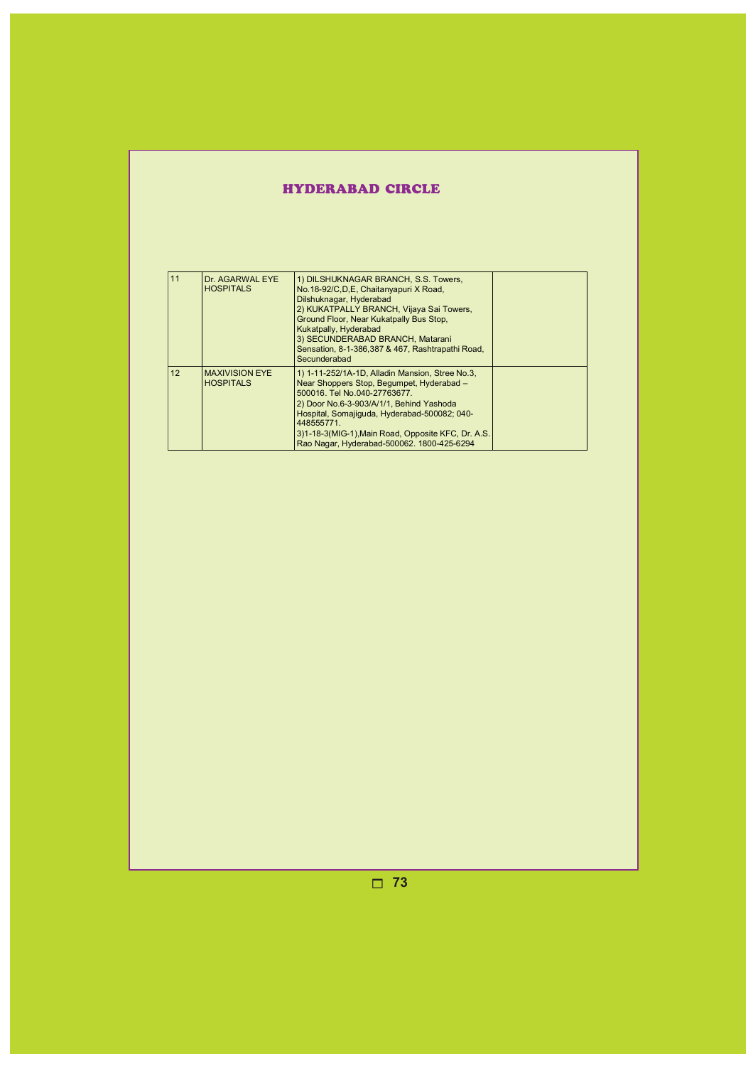## HYDERABAD CIRCLE

| | | | |
|---|---|---|---|
| 11 | Dr. AGARWAL EYE HOSPITALS | 1) DILSHUKNAGAR BRANCH, S.S. Towers, No.18-92/C,D,E, Chaitanyapuri X Road, Dilshuknagar, Hyderabad<br>2) KUKATPALLY BRANCH, Vijaya Sai Towers, Ground Floor, Near Kukatpally Bus Stop, Kukatpally, Hyderabad<br>3) SECUNDERABAD BRANCH, Matarani Sensation, 8-1-386,387 & 467, Rashtrapathi Road, Secunderabad | |
| 12 | MAXIVISION EYE HOSPITALS | 1) 1-11-252/1A-1D, Alladin Mansion, Stree No.3, Near Shoppers Stop, Begumpet, Hyderabad – 500016. Tel No.040-27763677.<br>2) Door No.6-3-903/A/1/1, Behind Yashoda Hospital, Somajiguda, Hyderabad-500082; 040-448555771.<br>3)1-18-3(MIG-1),Main Road, Opposite KFC, Dr. A.S. Rao Nagar, Hyderabad-500062. 1800-425-6294 | |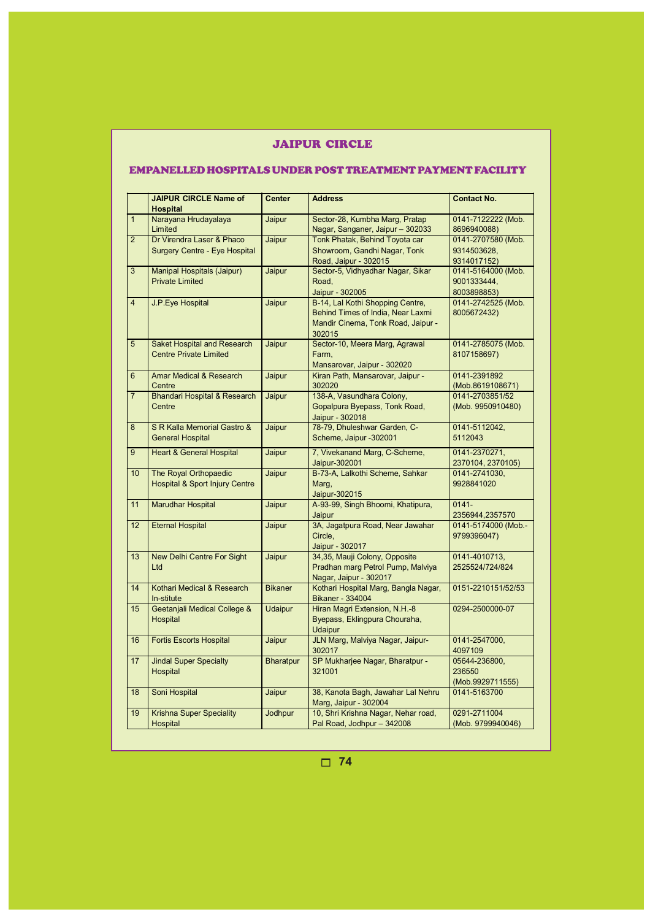## JAIPUR CIRCLE

### EMPANELLED HOSPITALS UNDER POST TREATMENT PAYMENT FACILITY

| | JAIPUR CIRCLE Name of Hospital | Center | Address | Contact No. |
|---|---|---|---|---|
| 1 | Narayana Hrudayalaya Limited | Jaipur | Sector-28, Kumbha Marg, Pratap Nagar, Sanganer, Jaipur – 302033 | 0141-7122222 (Mob. 8696940088) |
| 2 | Dr Virendra Laser & Phaco Surgery Centre - Eye Hospital | Jaipur | Tonk Phatak, Behind Toyota car Showroom, Gandhi Nagar, Tonk Road, Jaipur - 302015 | 0141-2707580 (Mob. 9314503628, 9314017152) |
| 3 | Manipal Hospitals (Jaipur) Private Limited | Jaipur | Sector-5, Vidhyadhar Nagar, Sikar Road, Jaipur - 302005 | 0141-5164000 (Mob. 9001333444, 8003898853) |
| 4 | J.P.Eye Hospital | Jaipur | B-14, Lal Kothi Shopping Centre, Behind Times of India, Near Laxmi Mandir Cinema, Tonk Road, Jaipur - 302015 | 0141-2742525 (Mob. 8005672432) |
| 5 | Saket Hospital and Research Centre Private Limited | Jaipur | Sector-10, Meera Marg, Agrawal Farm, Mansarovar, Jaipur - 302020 | 0141-2785075 (Mob. 8107158697) |
| 6 | Amar Medical & Research Centre | Jaipur | Kiran Path, Mansarovar, Jaipur - 302020 | 0141-2391892 (Mob.8619108671) |
| 7 | Bhandari Hospital & Research Centre | Jaipur | 138-A, Vasundhara Colony, Gopalpura Byepass, Tonk Road, Jaipur - 302018 | 0141-2703851/52 (Mob. 9950910480) |
| 8 | S R Kalla Memorial Gastro & General Hospital | Jaipur | 78-79, Dhuleshwar Garden, C-Scheme, Jaipur -302001 | 0141-5112042, 5112043 |
| 9 | Heart & General Hospital | Jaipur | 7, Vivekanand Marg, C-Scheme, Jaipur-302001 | 0141-2370271, 2370104, 2370105) |
| 10 | The Royal Orthopaedic Hospital & Sport Injury Centre | Jaipur | B-73-A, Lalkothi Scheme, Sahkar Marg, Jaipur-302015 | 0141-2741030, 9928841020 |
| 11 | Marudhar Hospital | Jaipur | A-93-99, Singh Bhoomi, Khatipura, Jaipur | 0141-2356944,2357570 |
| 12 | Eternal Hospital | Jaipur | 3A, Jagatpura Road, Near Jawahar Circle, Jaipur - 302017 | 0141-5174000 (Mob.- 9799396047) |
| 13 | New Delhi Centre For Sight Ltd | Jaipur | 34,35, Mauji Colony, Opposite Pradhan marg Petrol Pump, Malviya Nagar, Jaipur - 302017 | 0141-4010713, 2525524/724/824 |
| 14 | Kothari Medical & Research In-stitute | Bikaner | Kothari Hospital Marg, Bangla Nagar, Bikaner - 334004 | 0151-2210151/52/53 |
| 15 | Geetanjali Medical College & Hospital | Udaipur | Hiran Magri Extension, N.H.-8 Byepass, Eklingpura Chouraha, Udaipur | 0294-2500000-07 |
| 16 | Fortis Escorts Hospital | Jaipur | JLN Marg, Malviya Nagar, Jaipur-302017 | 0141-2547000, 4097109 |
| 17 | Jindal Super Specialty Hospital | Bharatpur | SP Mukharjee Nagar, Bharatpur - 321001 | 05644-236800, 236550 (Mob.9929711555) |
| 18 | Soni Hospital | Jaipur | 38, Kanota Bagh, Jawahar Lal Nehru Marg, Jaipur - 302004 | 0141-5163700 |
| 19 | Krishna Super Speciality Hospital | Jodhpur | 10, Shri Krishna Nagar, Nehar road, Pal Road, Jodhpur – 342008 | 0291-2711004 (Mob. 9799940046) |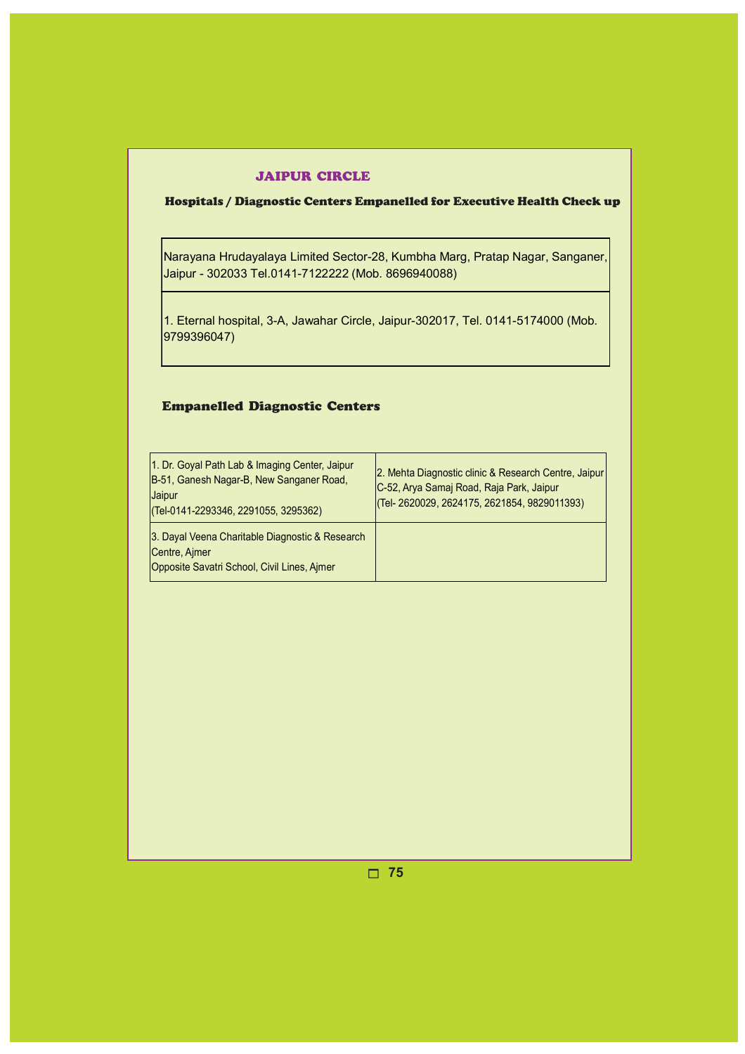## JAIPUR CIRCLE

### Hospitals / Diagnostic Centers Empanelled for Executive Health Check up

| |
|---|
| Narayana Hrudayalaya Limited Sector-28, Kumbha Marg, Pratap Nagar, Sanganer, Jaipur - 302033 Tel.0141-7122222 (Mob. 8696940088) |
| 1. Eternal hospital, 3-A, Jawahar Circle, Jaipur-302017, Tel. 0141-5174000 (Mob. 9799396047) |

### Empanelled Diagnostic Centers

| | |
|---|---|
| 1. Dr. Goyal Path Lab & Imaging Center, Jaipur<br>B-51, Ganesh Nagar-B, New Sanganer Road, Jaipur<br>(Tel-0141-2293346, 2291055, 3295362) | 2. Mehta Diagnostic clinic & Research Centre, Jaipur<br>C-52, Arya Samaj Road, Raja Park, Jaipur<br>(Tel- 2620029, 2624175, 2621854, 9829011393) |
| 3. Dayal Veena Charitable Diagnostic & Research Centre, Ajmer<br>Opposite Savatri School, Civil Lines, Ajmer | |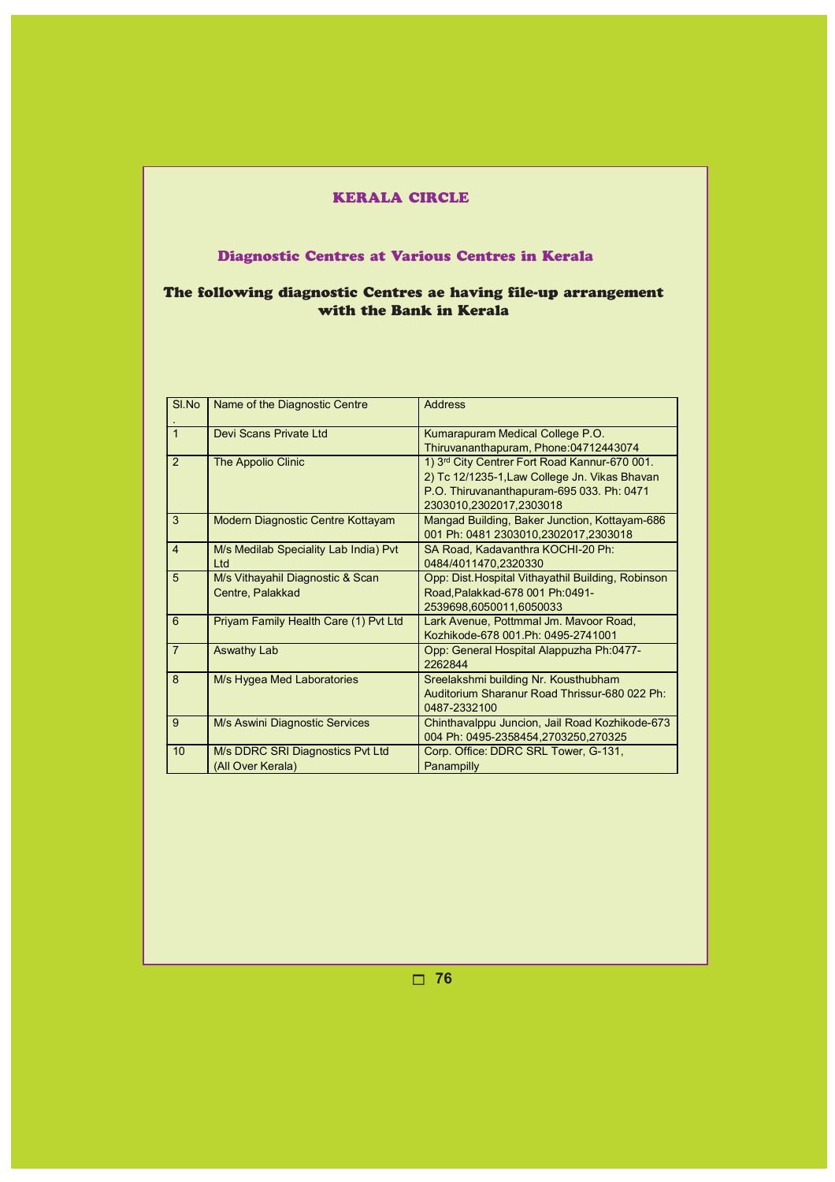## KERALA CIRCLE

### Diagnostic Centres at Various Centres in Kerala

**The following diagnostic Centres ae having file-up arrangement with the Bank in Kerala**

| Sl.No. | Name of the Diagnostic Centre | Address |
|---|---|---|
| 1 | Devi Scans Private Ltd | Kumarapuram Medical College P.O. Thiruvananthapuram, Phone:04712443074 |
| 2 | The Appolio Clinic | 1) 3rd City Centrer Fort Road Kannur-670 001. 2) Tc 12/1235-1,Law College Jn. Vikas Bhavan P.O. Thiruvananthapuram-695 033. Ph: 0471 2303010,2302017,2303018 |
| 3 | Modern Diagnostic Centre Kottayam | Mangad Building, Baker Junction, Kottayam-686 001 Ph: 0481 2303010,2302017,2303018 |
| 4 | M/s Medilab Speciality Lab India) Pvt Ltd | SA Road, Kadavanthra KOCHI-20 Ph: 0484/4011470,2320330 |
| 5 | M/s Vithayahil Diagnostic & Scan Centre, Palakkad | Opp: Dist.Hospital Vithayathil Building, Robinson Road,Palakkad-678 001 Ph:0491-2539698,6050011,6050033 |
| 6 | Priyam Family Health Care (1) Pvt Ltd | Lark Avenue, Pottmmal Jm. Mavoor Road, Kozhikode-678 001.Ph: 0495-2741001 |
| 7 | Aswathy Lab | Opp: General Hospital Alappuzha Ph:0477-2262844 |
| 8 | M/s Hygea Med Laboratories | Sreelakshmi building Nr. Kousthubham Auditorium Sharanur Road Thrissur-680 022 Ph: 0487-2332100 |
| 9 | M/s Aswini Diagnostic Services | Chinthavalppu Juncion, Jail Road Kozhikode-673 004 Ph: 0495-2358454,2703250,270325 |
| 10 | M/s DDRC SRI Diagnostics Pvt Ltd (All Over Kerala) | Corp. Office: DDRC SRL Tower, G-131, Panampilly |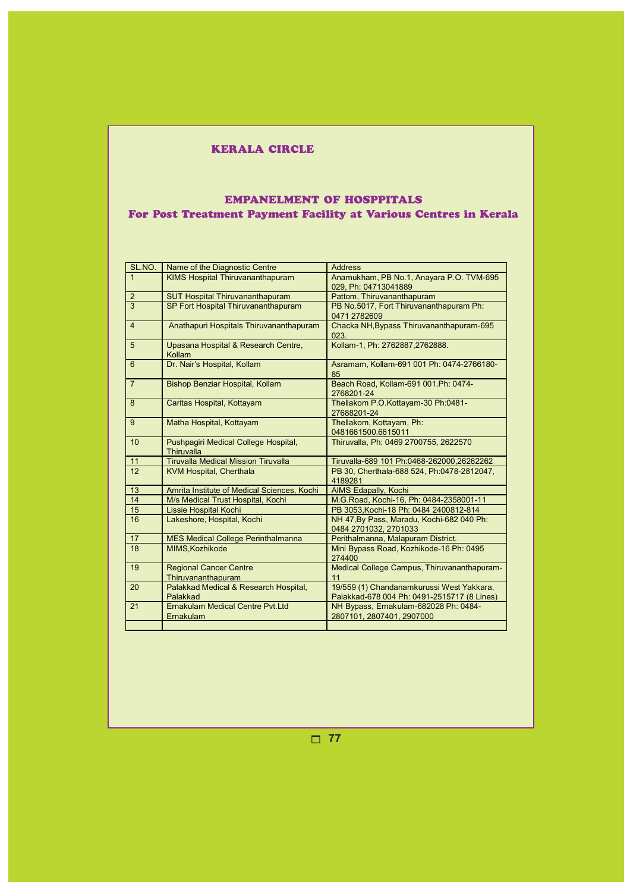## KERALA CIRCLE

## EMPANELMENT OF HOSPPITALS
### For Post Treatment Payment Facility at Various Centres in Kerala

| SL.NO. | Name of the Diagnostic Centre | Address |
|---|---|---|
| 1 | KIMS Hospital Thiruvananthapuram | Anamukham, PB No.1, Anayara P.O. TVM-695 029, Ph: 04713041889 |
| 2 | SUT Hospital Thiruvananthapuram | Pattom, Thiruvananthapuram |
| 3 | SP Fort Hospital Thiruvananthapuram | PB No.5017, Fort Thiruvananthapuram Ph: 0471 2782609 |
| 4 | Anathapuri Hospitals Thiruvananthapuram | Chacka NH,Bypass Thiruvananthapuram-695 023. |
| 5 | Upasana Hospital & Research Centre, Kollam | Kollam-1, Ph: 2762887,2762888. |
| 6 | Dr. Nair's Hospital, Kollam | Asramam, Kollam-691 001 Ph: 0474-2766180-85 |
| 7 | Bishop Benziar Hospital, Kollam | Beach Road, Kollam-691 001.Ph: 0474-2768201-24 |
| 8 | Caritas Hospital, Kottayam | Thellakom P.O.Kottayam-30 Ph:0481-27688201-24 |
| 9 | Matha Hospital, Kottayam | Thellakom, Kottayam, Ph: 0481661500.6615011 |
| 10 | Pushpagiri Medical College Hospital, Thiruvalla | Thiruvalla, Ph: 0469 2700755, 2622570 |
| 11 | Tiruvalla Medical Mission Tiruvalla | Tiruvalla-689 101 Ph:0468-262000,26262262 |
| 12 | KVM Hospital, Cherthala | PB 30, Cherthala-688 524, Ph:0478-2812047, 4189281 |
| 13 | Amrita Institute of Medical Sciences, Kochi | AIMS Edapally, Kochi |
| 14 | M/s Medical Trust Hospital, Kochi | M.G.Road, Kochi-16, Ph: 0484-2358001-11 |
| 15 | Lissie Hospital Kochi | PB 3053,Kochi-18 Ph: 0484 2400812-814 |
| 16 | Lakeshore, Hospital, Kochi | NH 47,By Pass, Maradu, Kochi-682 040 Ph: 0484 2701032, 2701033 |
| 17 | MES Medical College Perinthalmanna | Perithalmanna, Malapuram District. |
| 18 | MIMS,Kozhikode | Mini Bypass Road, Kozhikode-16 Ph: 0495 274400 |
| 19 | Regional Cancer Centre Thiruvananthapuram | Medical College Campus, Thiruvananthapuram-11 |
| 20 | Palakkad Medical & Research Hospital, Palakkad | 19/559 (1) Chandanamkurussi West Yakkara, Palakkad-678 004 Ph: 0491-2515717 (8 Lines) |
| 21 | Ernakulam Medical Centre Pvt.Ltd Ernakulam | NH Bypass, Ernakulam-682028 Ph: 0484-2807101, 2807401, 2907000 |
| | | |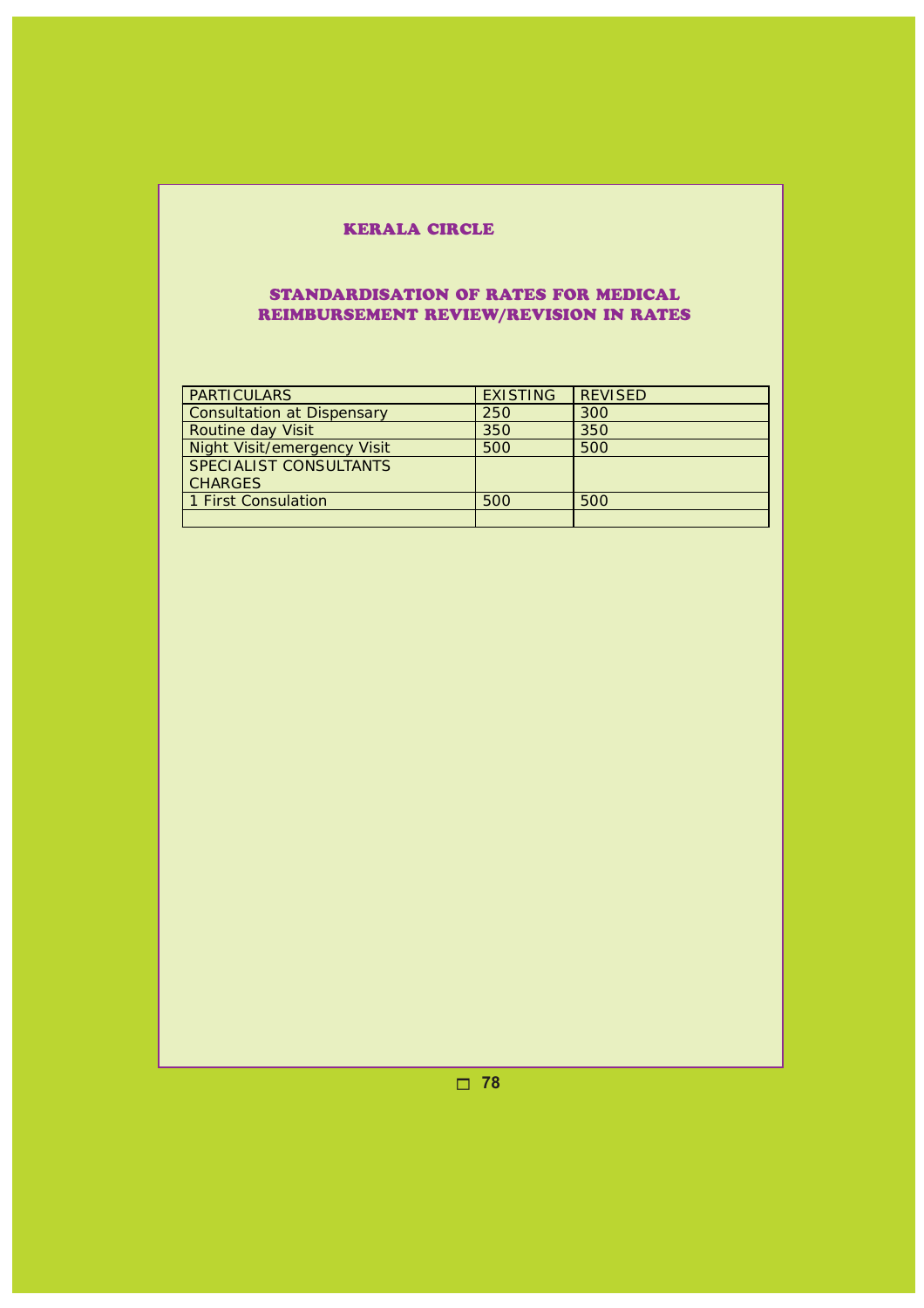## KERALA CIRCLE

### STANDARDISATION OF RATES FOR MEDICAL REIMBURSEMENT REVIEW/REVISION IN RATES

| PARTICULARS | EXISTING | REVISED |
|---|---|---|
| Consultation at Dispensary | 250 | 300 |
| Routine day Visit | 350 | 350 |
| Night Visit/emergency Visit | 500 | 500 |
| SPECIALIST CONSULTANTS CHARGES | | |
| 1 First Consulation | 500 | 500 |
| | | |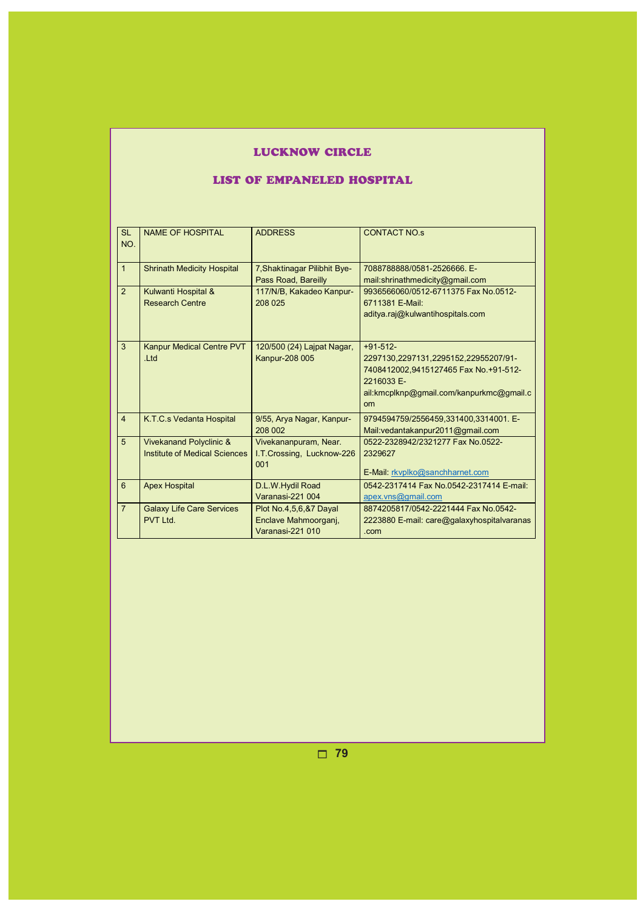# LUCKNOW CIRCLE

## LIST OF EMPANELED HOSPITAL

| SL NO. | NAME OF HOSPITAL | ADDRESS | CONTACT NO.s |
|---|---|---|---|
| 1 | Shrinath Medicity Hospital | 7,Shaktinagar Pilibhit Bye-Pass Road, Bareilly | 7088788888/0581-2526666. E-mail:shrinathmedicity@gmail.com |
| 2 | Kulwanti Hospital & Research Centre | 117/N/B, Kakadeo Kanpur-208 025 | 9936566060/0512-6711375 Fax No.0512-6711381 E-Mail: aditya.raj@kulwantihospitals.com |
| 3 | Kanpur Medical Centre PVT .Ltd | 120/500 (24) Lajpat Nagar, Kanpur-208 005 | +91-512-2297130,2297131,2295152,22955207/91-7408412002,9415127465 Fax No.+91-512-2216033 E-ail:kmcplknp@gmail.com/kanpurkmc@gmail.com |
| 4 | K.T.C.s Vedanta Hospital | 9/55, Arya Nagar, Kanpur-208 002 | 9794594759/2556459,331400,3314001. E-Mail:vedantakanpur2011@gmail.com |
| 5 | Vivekanand Polyclinic & Institute of Medical Sciences | Vivekananpuram, Near. I.T.Crossing, Lucknow-226 001 | 0522-2328942/2321277 Fax No.0522-2329627 E-Mail: rkvplko@sanchharnet.com |
| 6 | Apex Hospital | D.L.W.Hydil Road Varanasi-221 004 | 0542-2317414 Fax No.0542-2317414 E-mail: apex.vns@gmail.com |
| 7 | Galaxy Life Care Services PVT Ltd. | Plot No.4,5,6,&7 Dayal Enclave Mahmoorganj, Varanasi-221 010 | 8874205817/0542-2221444 Fax No.0542-2223880 E-mail: care@galaxyhospitalvaranas.com |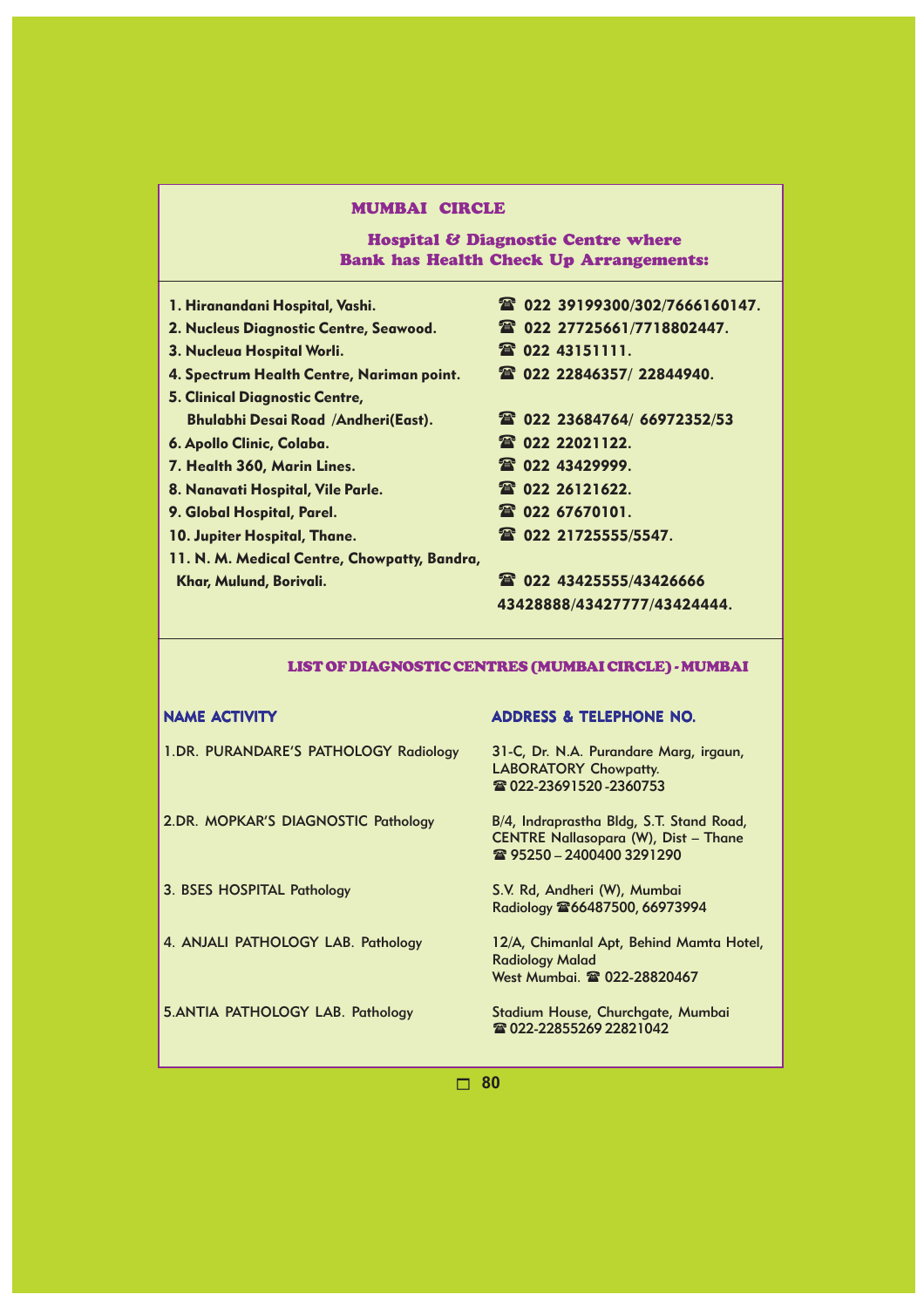## MUMBAI CIRCLE

### Hospital & Diagnostic Centre where Bank has Health Check Up Arrangements:

| | |
|---|---|
| **1. Hiranandani Hospital, Vashi.** | **☎ 022 39199300/302/7666160147.** |
| **2. Nucleus Diagnostic Centre, Seawood.** | **☎ 022 27725661/7718802447.** |
| **3. Nucleua Hospital Worli.** | **☎ 022 43151111.** |
| **4. Spectrum Health Centre, Nariman point.** | **☎ 022 22846357/ 22844940.** |
| **5. Clinical Diagnostic Centre, Bhulabhi Desai Road /Andheri(East).** | **☎ 022 23684764/ 66972352/53** |
| **6. Apollo Clinic, Colaba.** | **☎ 022 22021122.** |
| **7. Health 360, Marin Lines.** | **☎ 022 43429999.** |
| **8. Nanavati Hospital, Vile Parle.** | **☎ 022 26121622.** |
| **9. Global Hospital, Parel.** | **☎ 022 67670101.** |
| **10. Jupiter Hospital, Thane.** | **☎ 022 21725555/5547.** |
| **11. N. M. Medical Centre, Chowpatty, Bandra, Khar, Mulund, Borivali.** | **☎ 022 43425555/43426666 43428888/43427777/43424444.** |

### LIST OF DIAGNOSTIC CENTRES (MUMBAI CIRCLE) - MUMBAI

| NAME ACTIVITY | ADDRESS & TELEPHONE NO. |
|---|---|
| 1.DR. PURANDARE'S PATHOLOGY Radiology | 31-C, Dr. N.A. Purandare Marg, irgaun, LABORATORY Chowpatty. ☎ 022-23691520 -2360753 |
| 2.DR. MOPKAR'S DIAGNOSTIC Pathology | B/4, Indraprastha Bldg, S.T. Stand Road, CENTRE Nallasopara (W), Dist – Thane ☎ 95250 – 2400400 3291290 |
| 3. BSES HOSPITAL Pathology | S.V. Rd, Andheri (W), Mumbai Radiology ☎66487500, 66973994 |
| 4. ANJALI PATHOLOGY LAB. Pathology | 12/A, Chimanlal Apt, Behind Mamta Hotel, Radiology Malad West Mumbai. ☎ 022-28820467 |
| 5.ANTIA PATHOLOGY LAB. Pathology | Stadium House, Churchgate, Mumbai ☎ 022-22855269 22821042 |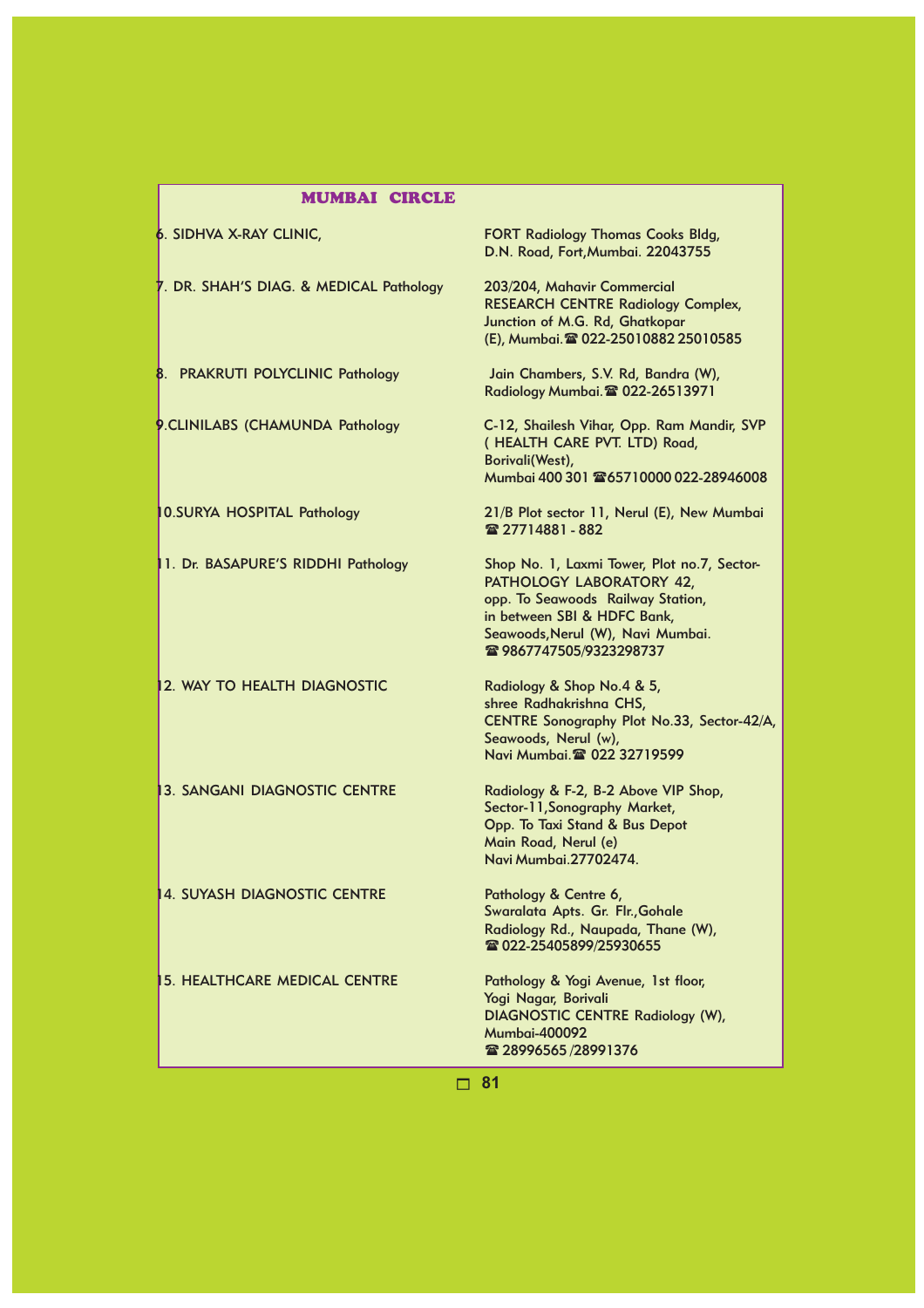## MUMBAI CIRCLE

| | |
|---|---|
| 6. SIDHVA X-RAY CLINIC, | FORT Radiology Thomas Cooks Bldg, D.N. Road, Fort,Mumbai. 22043755 |
| 7. DR. SHAH'S DIAG. & MEDICAL Pathology | 203/204, Mahavir Commercial RESEARCH CENTRE Radiology Complex, Junction of M.G. Rd, Ghatkopar (E), Mumbai.☎ 022-25010882 25010585 |
| 8. PRAKRUTI POLYCLINIC Pathology | Jain Chambers, S.V. Rd, Bandra (W), Radiology Mumbai.☎ 022-26513971 |
| 9.CLINILABS (CHAMUNDA Pathology | C-12, Shailesh Vihar, Opp. Ram Mandir, SVP ( HEALTH CARE PVT. LTD) Road, Borivali(West), Mumbai 400 301 ☎65710000 022-28946008 |
| 10.SURYA HOSPITAL Pathology | 21/B Plot sector 11, Nerul (E), New Mumbai ☎ 27714881 - 882 |
| 11. Dr. BASAPURE'S RIDDHI Pathology | Shop No. 1, Laxmi Tower, Plot no.7, Sector-PATHOLOGY LABORATORY 42, opp. To Seawoods Railway Station, in between SBI & HDFC Bank, Seawoods,Nerul (W), Navi Mumbai. ☎ 9867747505/9323298737 |
| 12. WAY TO HEALTH DIAGNOSTIC | Radiology & Shop No.4 & 5, shree Radhakrishna CHS, CENTRE Sonography Plot No.33, Sector-42/A, Seawoods, Nerul (w), Navi Mumbai.☎ 022 32719599 |
| 13. SANGANI DIAGNOSTIC CENTRE | Radiology & F-2, B-2 Above VIP Shop, Sector-11,Sonography Market, Opp. To Taxi Stand & Bus Depot Main Road, Nerul (e) Navi Mumbai.27702474. |
| 14. SUYASH DIAGNOSTIC CENTRE | Pathology & Centre 6, Swaralata Apts. Gr. Flr.,Gohale Radiology Rd., Naupada, Thane (W), ☎ 022-25405899/25930655 |
| 15. HEALTHCARE MEDICAL CENTRE | Pathology & Yogi Avenue, 1st floor, Yogi Nagar, Borivali DIAGNOSTIC CENTRE Radiology (W), Mumbai-400092 ☎ 28996565 /28991376 |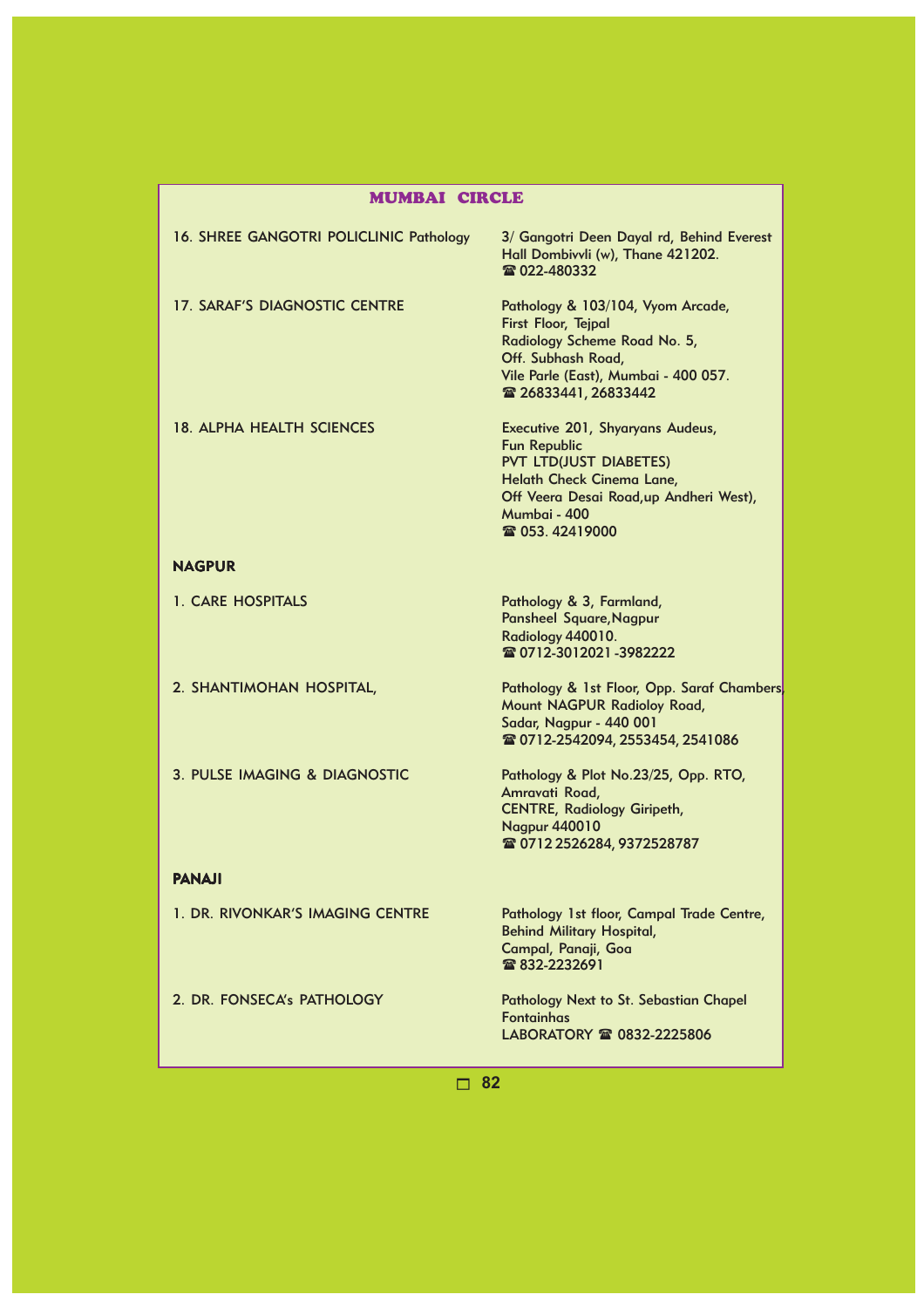## MUMBAI CIRCLE

| | |
|---|---|
| 16. SHREE GANGOTRI POLICLINIC Pathology | 3/ Gangotri Deen Dayal rd, Behind Everest Hall Dombivvli (w), Thane 421202. ☎ 022-480332 |
| 17. SARAF'S DIAGNOSTIC CENTRE | Pathology & 103/104, Vyom Arcade, First Floor, Tejpal Radiology Scheme Road No. 5, Off. Subhash Road, Vile Parle (East), Mumbai - 400 057. ☎ 26833441, 26833442 |
| 18. ALPHA HEALTH SCIENCES | Executive 201, Shyaryans Audeus, Fun Republic PVT LTD(JUST DIABETES) Helath Check Cinema Lane, Off Veera Desai Road,up Andheri West), Mumbai - 400 ☎ 053. 42419000 |

**NAGPUR**

| | |
|---|---|
| 1. CARE HOSPITALS | Pathology & 3, Farmland, Pansheel Square,Nagpur Radiology 440010. ☎ 0712-3012021 -3982222 |
| 2. SHANTIMOHAN HOSPITAL, | Pathology & 1st Floor, Opp. Saraf Chambers, Mount NAGPUR Radioloy Road, Sadar, Nagpur - 440 001 ☎ 0712-2542094, 2553454, 2541086 |
| 3. PULSE IMAGING & DIAGNOSTIC | Pathology & Plot No.23/25, Opp. RTO, Amravati Road, CENTRE, Radiology Giripeth, Nagpur 440010 ☎ 0712 2526284, 9372528787 |

**PANAJI**

| | |
|---|---|
| 1. DR. RIVONKAR'S IMAGING CENTRE | Pathology 1st floor, Campal Trade Centre, Behind Military Hospital, Campal, Panaji, Goa ☎ 832-2232691 |
| 2. DR. FONSECA's PATHOLOGY | Pathology Next to St. Sebastian Chapel Fontainhas LABORATORY ☎ 0832-2225806 |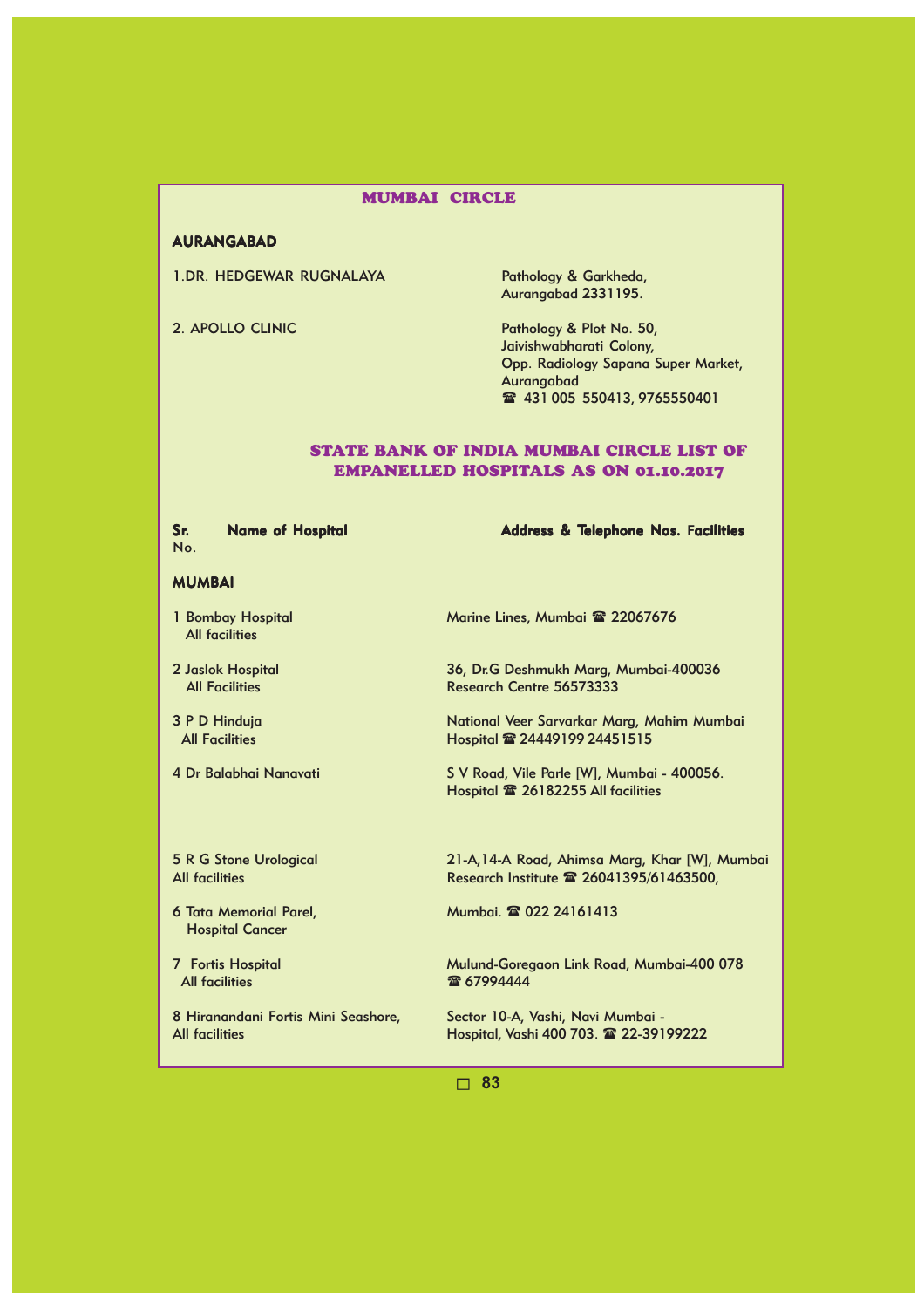## MUMBAI CIRCLE

### AURANGABAD

| | |
|---|---|
| 1.DR. HEDGEWAR RUGNALAYA | Pathology & Garkheda, Aurangabad 2331195. |
| 2. APOLLO CLINIC | Pathology & Plot No. 50, Jaivishwabharati Colony, Opp. Radiology Sapana Super Market, Aurangabad ☎ 431 005 550413, 9765550401 |

## STATE BANK OF INDIA MUMBAI CIRCLE LIST OF EMPANELLED HOSPITALS AS ON 01.10.2017

| Sr. No. | Name of Hospital | Address & Telephone Nos. Facilities |
|---|---|---|
| | **MUMBAI** | |
| 1 | Bombay Hospital All facilities | Marine Lines, Mumbai ☎ 22067676 |
| 2 | Jaslok Hospital All Facilities | 36, Dr.G Deshmukh Marg, Mumbai-400036 Research Centre 56573333 |
| 3 | P D Hinduja All Facilities | National Veer Sarvarkar Marg, Mahim Mumbai Hospital ☎ 24449199 24451515 |
| 4 | Dr Balabhai Nanavati | S V Road, Vile Parle [W], Mumbai - 400056. Hospital ☎ 26182255 All facilities |
| 5 | R G Stone Urological All facilities | 21-A,14-A Road, Ahimsa Marg, Khar [W], Mumbai Research Institute ☎ 26041395/61463500, |
| 6 | Tata Memorial Parel, Hospital Cancer | Mumbai. ☎ 022 24161413 |
| 7 | Fortis Hospital All facilities | Mulund-Goregaon Link Road, Mumbai-400 078 ☎ 67994444 |
| 8 | Hiranandani Fortis Mini Seashore, All facilities | Sector 10-A, Vashi, Navi Mumbai - Hospital, Vashi 400 703. ☎ 22-39199222 |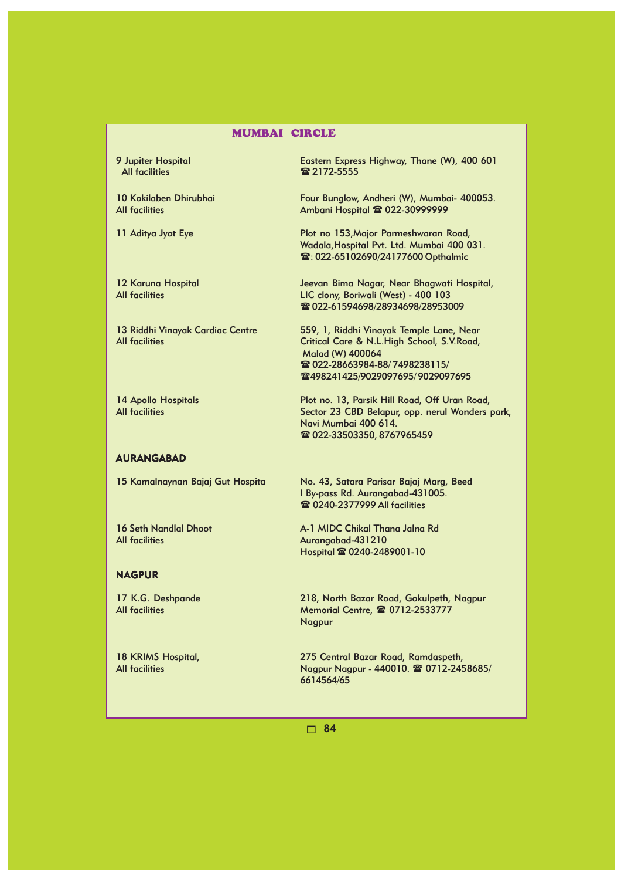## MUMBAI CIRCLE

| | |
|---|---|
| 9 Jupiter Hospital<br>All facilities | Eastern Express Highway, Thane (W), 400 601<br>☎ 2172-5555 |
| 10 Kokilaben Dhirubhai<br>All facilities | Four Bunglow, Andheri (W), Mumbai- 400053.<br>Ambani Hospital ☎ 022-30999999 |
| 11 Aditya Jyot Eye | Plot no 153,Major Parmeshwaran Road,<br>Wadala,Hospital Pvt. Ltd. Mumbai 400 031.<br>☎: 022-65102690/24177600 Opthalmic |
| 12 Karuna Hospital<br>All facilities | Jeevan Bima Nagar, Near Bhagwati Hospital,<br>LIC clony, Boriwali (West) - 400 103<br>☎ 022-61594698/28934698/28953009 |
| 13 Riddhi Vinayak Cardiac Centre<br>All facilities | 559, 1, Riddhi Vinayak Temple Lane, Near<br>Critical Care & N.L.High School, S.V.Road,<br>Malad (W) 400064<br>☎ 022-28663984-88/ 7498238115/<br>☎498241425/9029097695/ 9029097695 |
| 14 Apollo Hospitals<br>All facilities | Plot no. 13, Parsik Hill Road, Off Uran Road,<br>Sector 23 CBD Belapur, opp. nerul Wonders park,<br>Navi Mumbai 400 614.<br>☎ 022-33503350, 8767965459 |

### AURANGABAD

| | |
|---|---|
| 15 Kamalnaynan Bajaj Gut Hospita | No. 43, Satara Parisar Bajaj Marg, Beed<br>I By-pass Rd. Aurangabad-431005.<br>☎ 0240-2377999 All facilities |
| 16 Seth Nandlal Dhoot<br>All facilities | A-1 MIDC Chikal Thana Jalna Rd<br>Aurangabad-431210<br>Hospital ☎ 0240-2489001-10 |

### NAGPUR

| | |
|---|---|
| 17 K.G. Deshpande<br>All facilities | 218, North Bazar Road, Gokulpeth, Nagpur<br>Memorial Centre, ☎ 0712-2533777<br>Nagpur |
| 18 KRIMS Hospital,<br>All facilities | 275 Central Bazar Road, Ramdaspeth,<br>Nagpur Nagpur - 440010. ☎ 0712-2458685/<br>6614564/65 |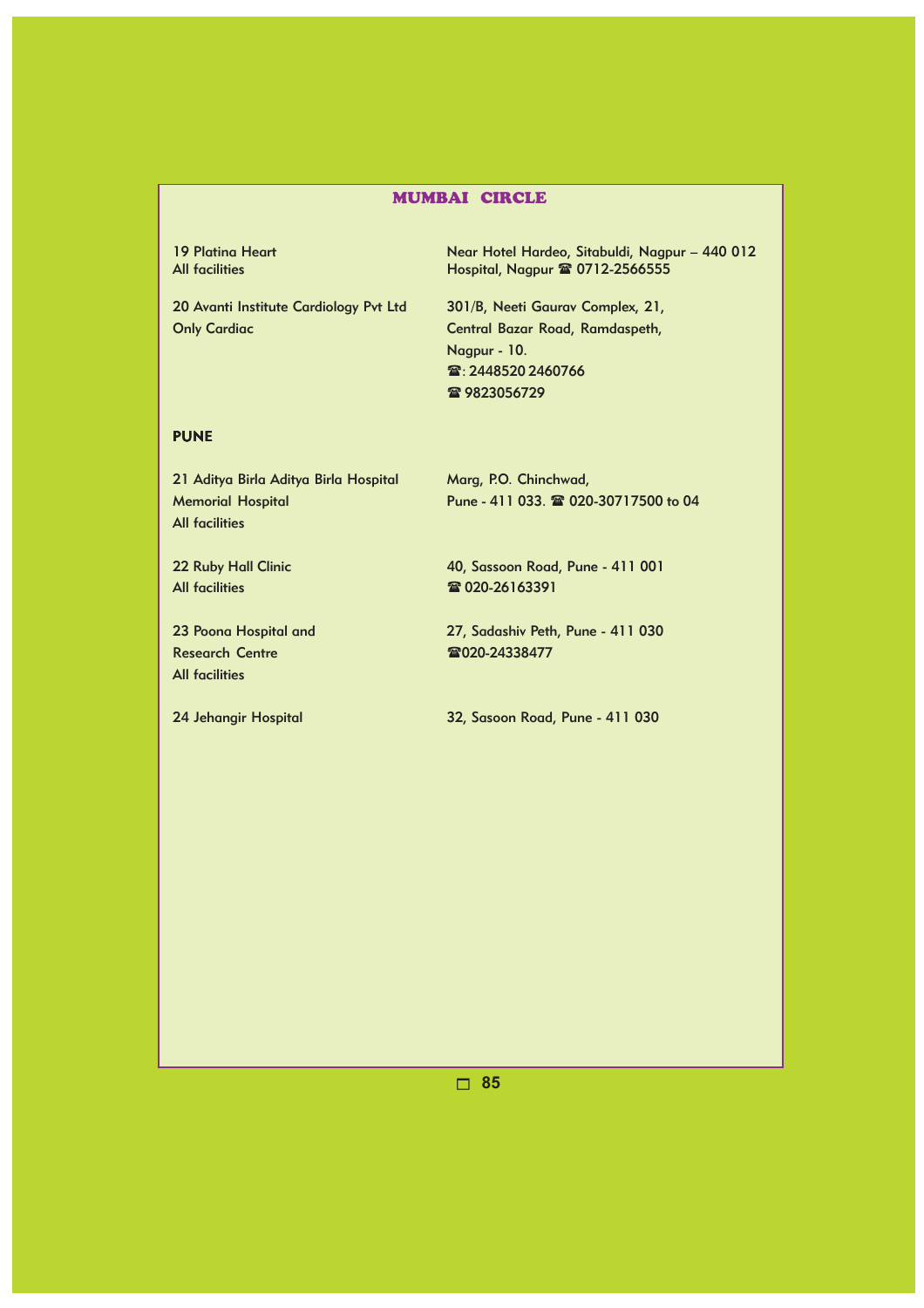## MUMBAI CIRCLE

| | |
|---|---|
| 19 Platina Heart<br>All facilities | Near Hotel Hardeo, Sitabuldi, Nagpur – 440 012<br>Hospital, Nagpur ☎ 0712-2566555 |
| 20 Avanti Institute Cardiology Pvt Ltd<br>Only Cardiac | 301/B, Neeti Gaurav Complex, 21,<br>Central Bazar Road, Ramdaspeth,<br>Nagpur - 10.<br>☎: 2448520 2460766<br>☎ 9823056729 |

### PUNE

| | |
|---|---|
| 21 Aditya Birla Aditya Birla Hospital<br>Memorial Hospital<br>All facilities | Marg, P.O. Chinchwad,<br>Pune - 411 033. ☎ 020-30717500 to 04 |
| 22 Ruby Hall Clinic<br>All facilities | 40, Sassoon Road, Pune - 411 001<br>☎ 020-26163391 |
| 23 Poona Hospital and<br>Research Centre<br>All facilities | 27, Sadashiv Peth, Pune - 411 030<br>☎020-24338477 |
| 24 Jehangir Hospital | 32, Sasoon Road, Pune - 411 030 |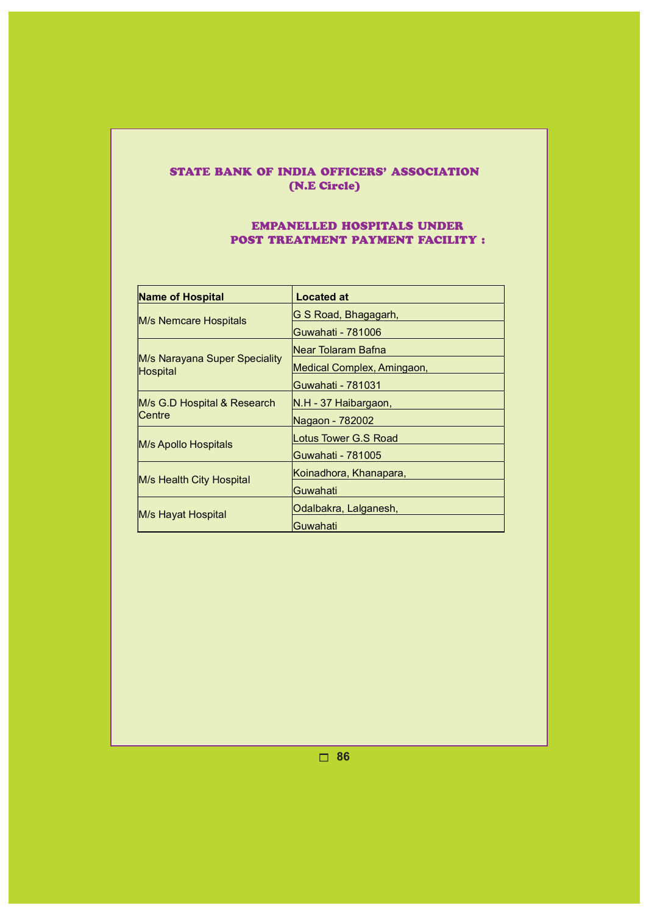## STATE BANK OF INDIA OFFICERS' ASSOCIATION (N.E Circle)

### EMPANELLED HOSPITALS UNDER POST TREATMENT PAYMENT FACILITY :

| Name of Hospital | Located at |
|---|---|
| M/s Nemcare Hospitals | G S Road, Bhagagarh, Guwahati - 781006 |
| M/s Narayana Super Speciality Hospital | Near Tolaram Bafna Medical Complex, Amingaon, Guwahati - 781031 |
| M/s G.D Hospital & Research Centre | N.H - 37 Haibargaon, Nagaon - 782002 |
| M/s Apollo Hospitals | Lotus Tower G.S Road Guwahati - 781005 |
| M/s Health City Hospital | Koinadhora, Khanapara, Guwahati |
| M/s Hayat Hospital | Odalbakra, Lalganesh, Guwahati |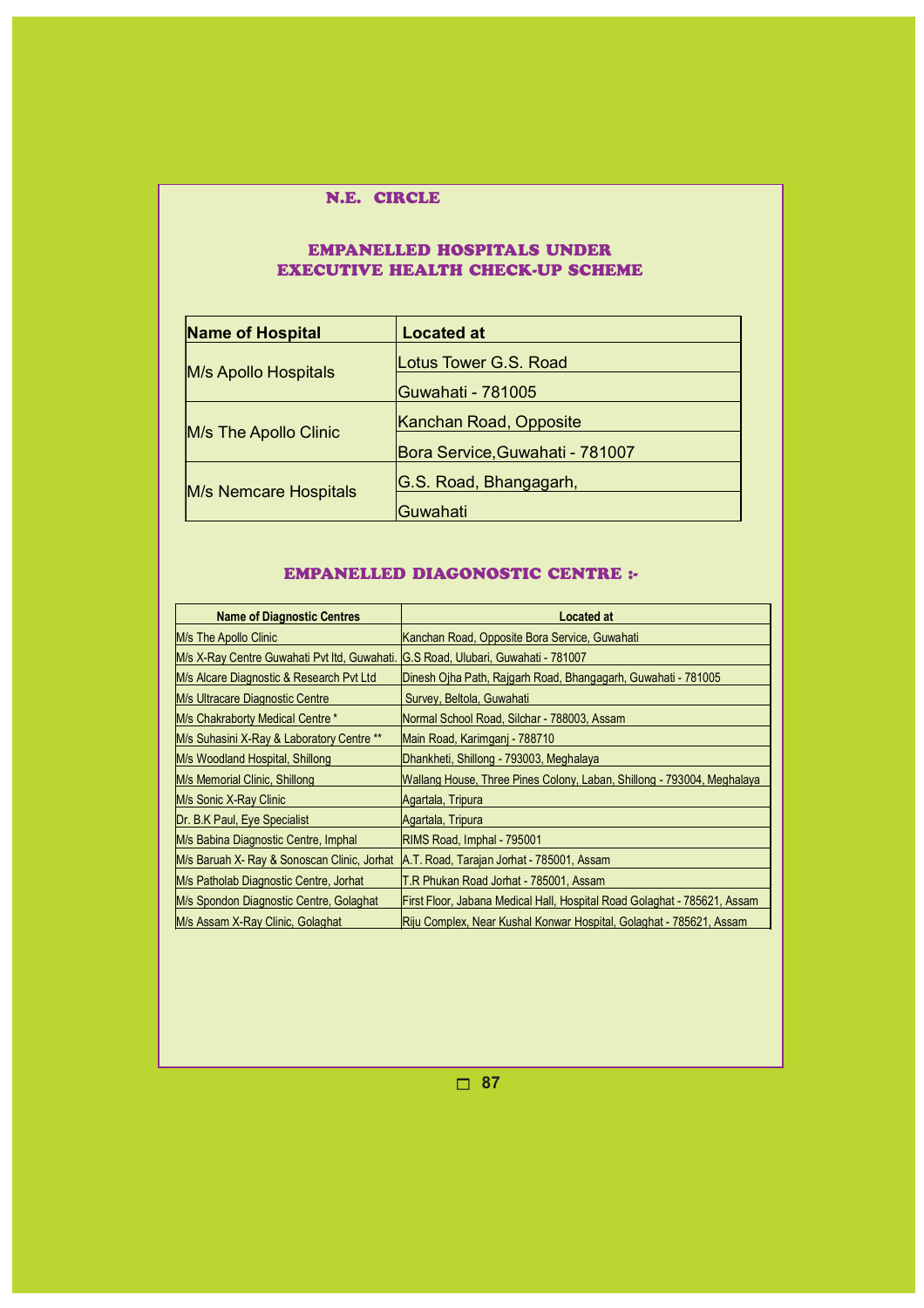## N.E. CIRCLE

### EMPANELLED HOSPITALS UNDER EXECUTIVE HEALTH CHECK-UP SCHEME

| Name of Hospital | Located at |
|---|---|
| M/s Apollo Hospitals | Lotus Tower G.S. Road Guwahati - 781005 |
| M/s The Apollo Clinic | Kanchan Road, Opposite Bora Service,Guwahati - 781007 |
| M/s Nemcare Hospitals | G.S. Road, Bhangagarh, Guwahati |

### EMPANELLED DIAGONOSTIC CENTRE :-

| Name of Diagnostic Centres | Located at |
|---|---|
| M/s The Apollo Clinic | Kanchan Road, Opposite Bora Service, Guwahati |
| M/s X-Ray Centre Guwahati Pvt ltd, Guwahati. | G.S Road, Ulubari, Guwahati - 781007 |
| M/s Alcare Diagnostic & Research Pvt Ltd | Dinesh Ojha Path, Rajgarh Road, Bhangagarh, Guwahati - 781005 |
| M/s Ultracare Diagnostic Centre | Survey, Beltola, Guwahati |
| M/s Chakraborty Medical Centre * | Normal School Road, Silchar - 788003, Assam |
| M/s Suhasini X-Ray & Laboratory Centre ** | Main Road, Karimganj - 788710 |
| M/s Woodland Hospital, Shillong | Dhankheti, Shillong - 793003, Meghalaya |
| M/s Memorial Clinic, Shillong | Wallang House, Three Pines Colony, Laban, Shillong - 793004, Meghalaya |
| M/s Sonic X-Ray Clinic | Agartala, Tripura |
| Dr. B.K Paul, Eye Specialist | Agartala, Tripura |
| M/s Babina Diagnostic Centre, Imphal | RIMS Road, Imphal - 795001 |
| M/s Baruah X- Ray & Sonoscan Clinic, Jorhat | A.T. Road, Tarajan Jorhat - 785001, Assam |
| M/s Patholab Diagnostic Centre, Jorhat | T.R Phukan Road Jorhat - 785001, Assam |
| M/s Spondon Diagnostic Centre, Golaghat | First Floor, Jabana Medical Hall, Hospital Road Golaghat - 785621, Assam |
| M/s Assam X-Ray Clinic, Golaghat | Riju Complex, Near Kushal Konwar Hospital, Golaghat - 785621, Assam |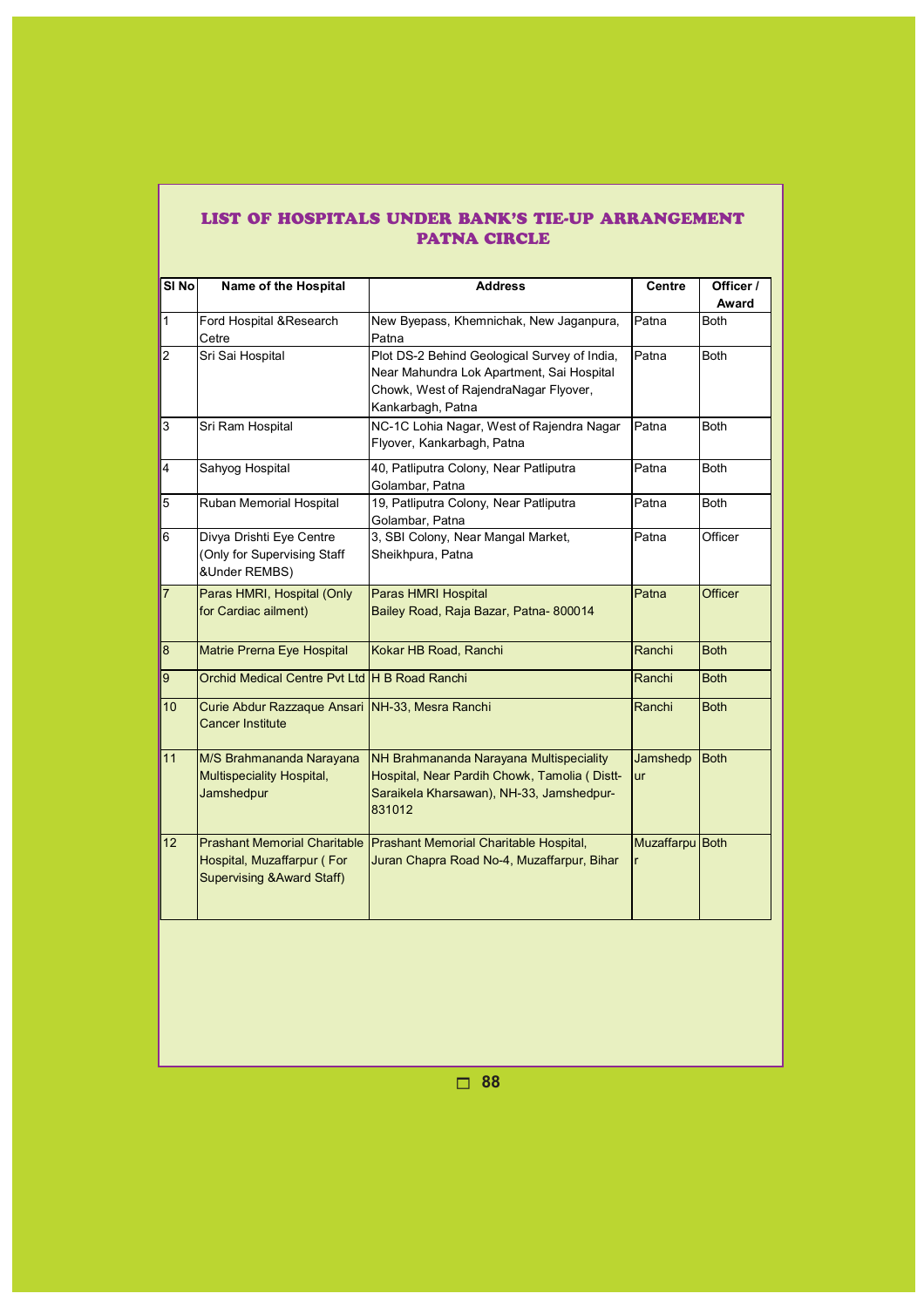## LIST OF HOSPITALS UNDER BANK'S TIE-UP ARRANGEMENT PATNA CIRCLE

| Sl No | Name of the Hospital | Address | Centre | Officer / Award |
|---|---|---|---|---|
| 1 | Ford Hospital &Research Cetre | New Byepass, Khemnichak, New Jaganpura, Patna | Patna | Both |
| 2 | Sri Sai Hospital | Plot DS-2 Behind Geological Survey of India, Near Mahundra Lok Apartment, Sai Hospital Chowk, West of RajendraNagar Flyover, Kankarbagh, Patna | Patna | Both |
| 3 | Sri Ram Hospital | NC-1C Lohia Nagar, West of Rajendra Nagar Flyover, Kankarbagh, Patna | Patna | Both |
| 4 | Sahyog Hospital | 40, Patliputra Colony, Near Patliputra Golambar, Patna | Patna | Both |
| 5 | Ruban Memorial Hospital | 19, Patliputra Colony, Near Patliputra Golambar, Patna | Patna | Both |
| 6 | Divya Drishti Eye Centre (Only for Supervising Staff &Under REMBS) | 3, SBI Colony, Near Mangal Market, Sheikhpura, Patna | Patna | Officer |
| 7 | Paras HMRI, Hospital (Only for Cardiac ailment) | Paras HMRI Hospital Bailey Road, Raja Bazar, Patna- 800014 | Patna | Officer |
| 8 | Matrie Prerna Eye Hospital | Kokar HB Road, Ranchi | Ranchi | Both |
| 9 | Orchid Medical Centre Pvt Ltd | H B Road Ranchi | Ranchi | Both |
| 10 | Curie Abdur Razzaque Ansari Cancer Institute | NH-33, Mesra Ranchi | Ranchi | Both |
| 11 | M/S Brahmananda Narayana Multispeciality Hospital, Jamshedpur | NH Brahmananda Narayana Multispeciality Hospital, Near Pardih Chowk, Tamolia ( Distt-Saraikela Kharsawan), NH-33, Jamshedpur-831012 | Jamshedpur | Both |
| 12 | Prashant Memorial Charitable Hospital, Muzaffarpur ( For Supervising &Award Staff) | Prashant Memorial Charitable Hospital, Juran Chapra Road No-4, Muzaffarpur, Bihar | Muzaffarpur | Both |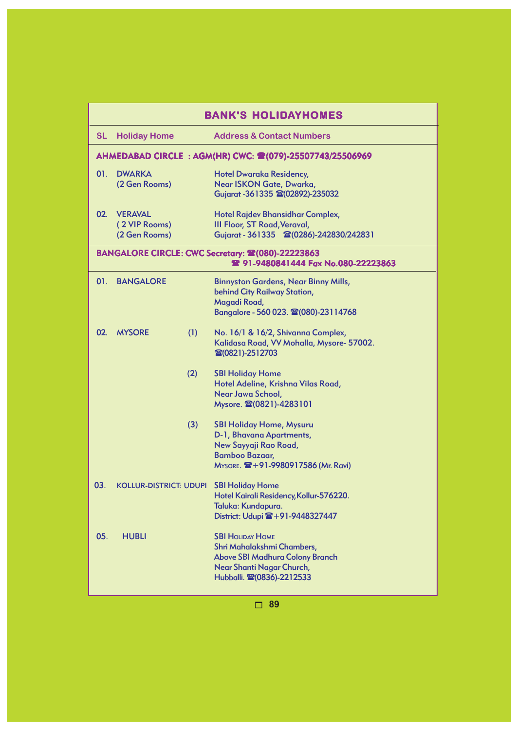## BANK'S HOLIDAYHOMES

| SL | Holiday Home | | Address & Contact Numbers |
|---|---|---|---|
| **AHMEDABAD CIRCLE : AGM(HR) CWC: ☎(079)-25507743/25506969** | | | |
| 01. | DWARKA (2 Gen Rooms) | | Hotel Dwaraka Residency, Near ISKON Gate, Dwarka, Gujarat -361335 ☎(02892)-235032 |
| 02. | VERAVAL ( 2 VIP Rooms) (2 Gen Rooms) | | Hotel Rajdev Bhansidhar Complex, III Floor, ST Road,Veraval, Gujarat - 361335 ☎(0286)-242830/242831 |
| **BANGALORE CIRCLE: CWC Secretary: ☎(080)-22223863 ☎ 91-9480841444 Fax No.080-22223863** | | | |
| 01. | BANGALORE | | Binnyston Gardens, Near Binny Mills, behind City Railway Station, Magadi Road, Bangalore - 560 023. ☎(080)-23114768 |
| 02. | MYSORE | (1) | No. 16/1 & 16/2, Shivanna Complex, Kalidasa Road, VV Mohalla, Mysore- 57002. ☎(0821)-2512703 |
| | | (2) | SBI Holiday Home Hotel Adeline, Krishna Vilas Road, Near Jawa School, Mysore. ☎(0821)-4283101 |
| | | (3) | SBI Holiday Home, Mysuru D-1, Bhavana Apartments, New Sayyaji Rao Road, Bamboo Bazaar, Mysore. ☎+91-9980917586 (Mr. Ravi) |
| 03. | KOLLUR-DISTRICT: UDUPI | | SBI Holiday Home Hotel Kairali Residency,Kollur-576220. Taluka: Kundapura. District: Udupi ☎+91-9448327447 |
| 05. | HUBLI | | SBI Holiday Home Shri Mahalakshmi Chambers, Above SBI Madhura Colony Branch Near Shanti Nagar Church, Hubballi. ☎(0836)-2212533 |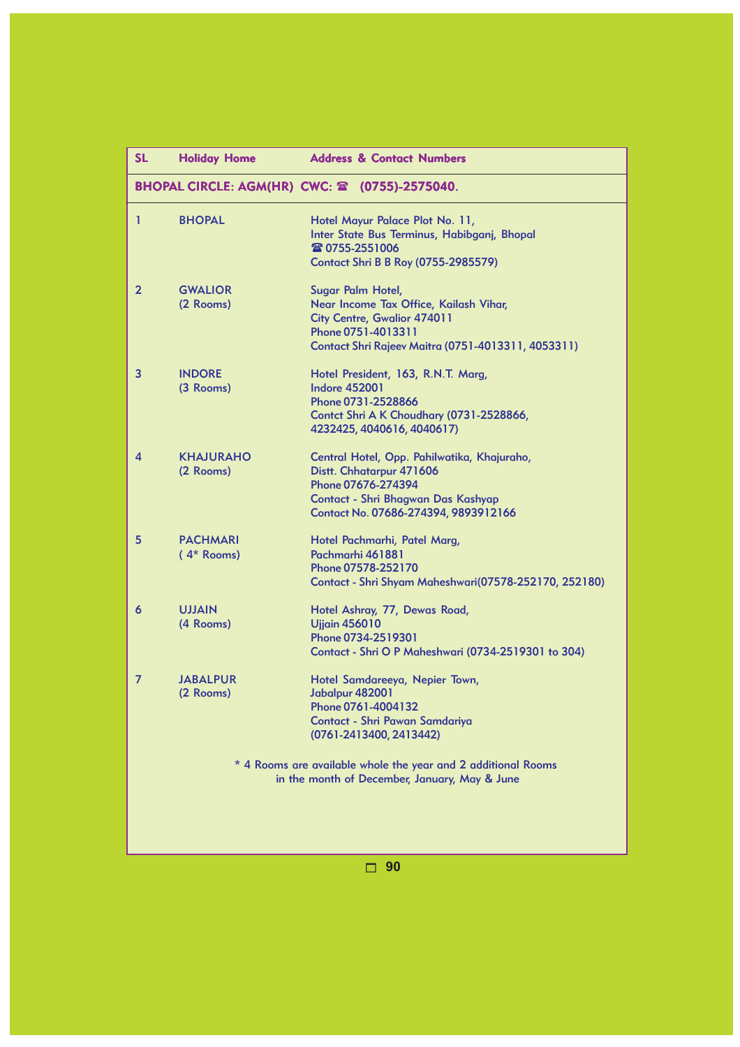| SL | Holiday Home | Address & Contact Numbers |
|---|---|---|
| **BHOPAL CIRCLE: AGM(HR) CWC: ☎ (0755)-2575040.** | | |
| 1 | BHOPAL | Hotel Mayur Palace Plot No. 11, Inter State Bus Terminus, Habibganj, Bhopal ☎ 0755-2551006 Contact Shri B B Roy (0755-2985579) |
| 2 | GWALIOR (2 Rooms) | Sugar Palm Hotel, Near Income Tax Office, Kailash Vihar, City Centre, Gwalior 474011 Phone 0751-4013311 Contact Shri Rajeev Maitra (0751-4013311, 4053311) |
| 3 | INDORE (3 Rooms) | Hotel President, 163, R.N.T. Marg, Indore 452001 Phone 0731-2528866 Contct Shri A K Choudhary (0731-2528866, 4232425, 4040616, 4040617) |
| 4 | KHAJURAHO (2 Rooms) | Central Hotel, Opp. Pahilwatika, Khajuraho, Distt. Chhatarpur 471606 Phone 07676-274394 Contact - Shri Bhagwan Das Kashyap Contact No. 07686-274394, 9893912166 |
| 5 | PACHMARI ( 4* Rooms) | Hotel Pachmarhi, Patel Marg, Pachmarhi 461881 Phone 07578-252170 Contact - Shri Shyam Maheshwari(07578-252170, 252180) |
| 6 | UJJAIN (4 Rooms) | Hotel Ashray, 77, Dewas Road, Ujjain 456010 Phone 0734-2519301 Contact - Shri O P Maheshwari (0734-2519301 to 304) |
| 7 | JABALPUR (2 Rooms) | Hotel Samdareeya, Nepier Town, Jabalpur 482001 Phone 0761-4004132 Contact - Shri Pawan Samdariya (0761-2413400, 2413442) |

* 4 Rooms are available whole the year and 2 additional Rooms in the month of December, January, May & June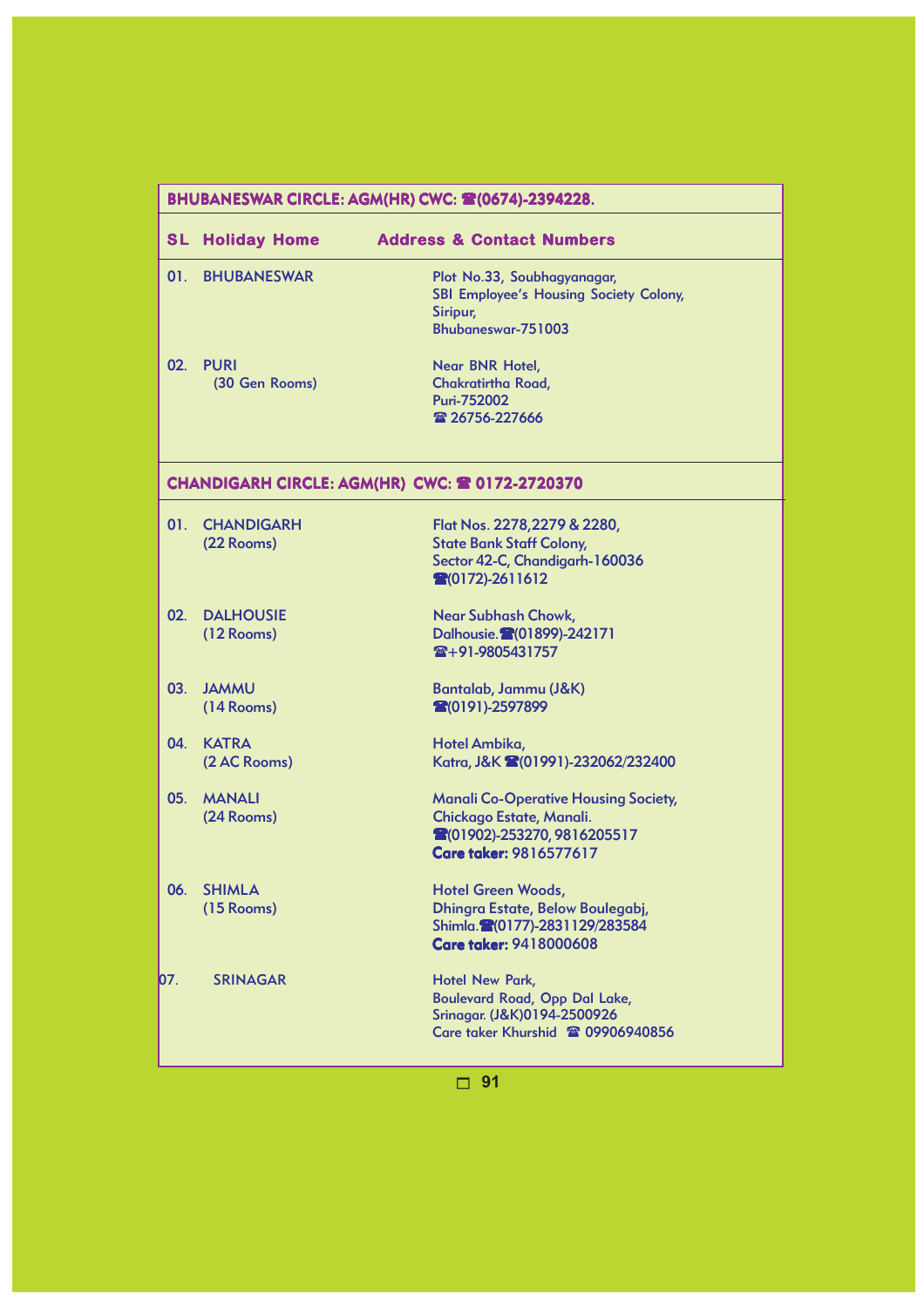## BHUBANESWAR CIRCLE: AGM(HR) CWC: ☎(0674)-2394228.

| SL | Holiday Home | Address & Contact Numbers |
|---|---|---|
| 01. | BHUBANESWAR | Plot No.33, Soubhagyanagar, SBI Employee's Housing Society Colony, Siripur, Bhubaneswar-751003 |
| 02. | PURI (30 Gen Rooms) | Near BNR Hotel, Chakratirtha Road, Puri-752002 ☎ 26756-227666 |

## CHANDIGARH CIRCLE: AGM(HR) CWC: ☎ 0172-2720370

| SL | Holiday Home | Address & Contact Numbers |
|---|---|---|
| 01. | CHANDIGARH (22 Rooms) | Flat Nos. 2278,2279 & 2280, State Bank Staff Colony, Sector 42-C, Chandigarh-160036 ☎(0172)-2611612 |
| 02. | DALHOUSIE (12 Rooms) | Near Subhash Chowk, Dalhousie.☎(01899)-242171 ☎+91-9805431757 |
| 03. | JAMMU (14 Rooms) | Bantalab, Jammu (J&K) ☎(0191)-2597899 |
| 04. | KATRA (2 AC Rooms) | Hotel Ambika, Katra, J&K ☎(01991)-232062/232400 |
| 05. | MANALI (24 Rooms) | Manali Co-Operative Housing Society, Chickago Estate, Manali. ☎(01902)-253270, 9816205517 **Care taker:** 9816577617 |
| 06. | SHIMLA (15 Rooms) | Hotel Green Woods, Dhingra Estate, Below Boulegabj, Shimla.☎(0177)-2831129/283584 **Care taker:** 9418000608 |
| 07. | SRINAGAR | Hotel New Park, Boulevard Road, Opp Dal Lake, Srinagar. (J&K)0194-2500926 Care taker Khurshid ☎ 09906940856 |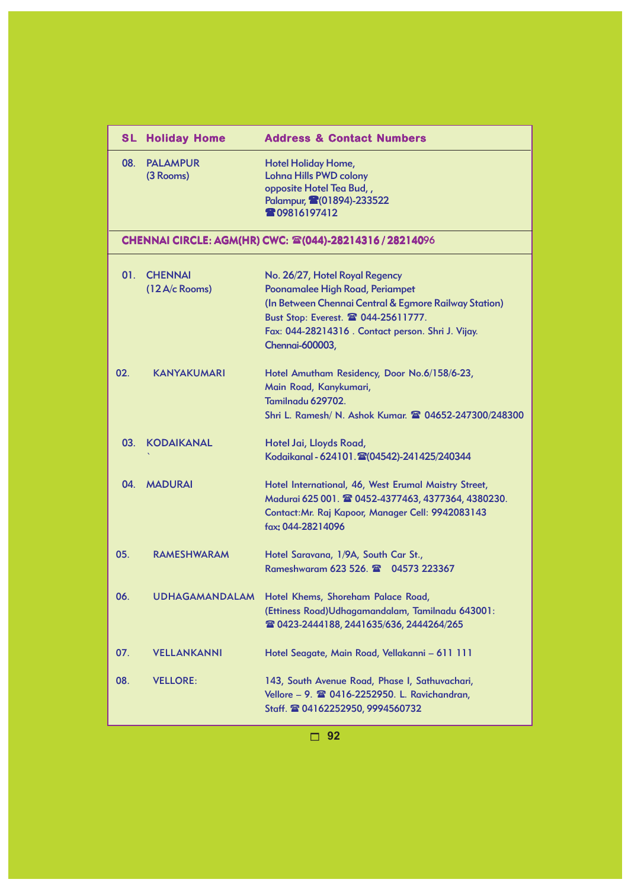| SL | Holiday Home | Address & Contact Numbers |
|---|---|---|
| 08. | PALAMPUR (3 Rooms) | Hotel Holiday Home, Lohna Hills PWD colony opposite Hotel Tea Bud, , Palampur, ☎(01894)-233522 ☎09816197412 |
| **CHENNAI CIRCLE: AGM(HR) CWC: ☎(044)-28214316 / 28214096** | | |
| 01. | CHENNAI (12 A/c Rooms) | No. 26/27, Hotel Royal Regency Poonamalee High Road, Periampet (In Between Chennai Central & Egmore Railway Station) Bust Stop: Everest. ☎ 044-25611777. Fax: 044-28214316 . Contact person. Shri J. Vijay. Chennai-600003, |
| 02. | KANYAKUMARI | Hotel Amutham Residency, Door No.6/158/6-23, Main Road, Kanykumari, Tamilnadu 629702. Shri L. Ramesh/ N. Ashok Kumar. ☎ 04652-247300/248300 |
| 03. | KODAIKANAL | Hotel Jai, Lloyds Road, Kodaikanal - 624101. ☎(04542)-241425/240344 |
| 04. | MADURAI | Hotel International, 46, West Erumal Maistry Street, Madurai 625 001. ☎ 0452-4377463, 4377364, 4380230. Contact:Mr. Raj Kapoor, Manager Cell: 9942083143 fax: 044-28214096 |
| 05. | RAMESHWARAM | Hotel Saravana, 1/9A, South Car St., Rameshwaram 623 526. ☎ 04573 223367 |
| 06. | UDHAGAMANDALAM | Hotel Khems, Shoreham Palace Road, (Ettiness Road)Udhagamandalam, Tamilnadu 643001: ☎ 0423-2444188, 2441635/636, 2444264/265 |
| 07. | VELLANKANNI | Hotel Seagate, Main Road, Vellakanni – 611 111 |
| 08. | VELLORE: | 143, South Avenue Road, Phase I, Sathuvachari, Vellore – 9. ☎ 0416-2252950. L. Ravichandran, Staff. ☎ 04162252950, 9994560732 |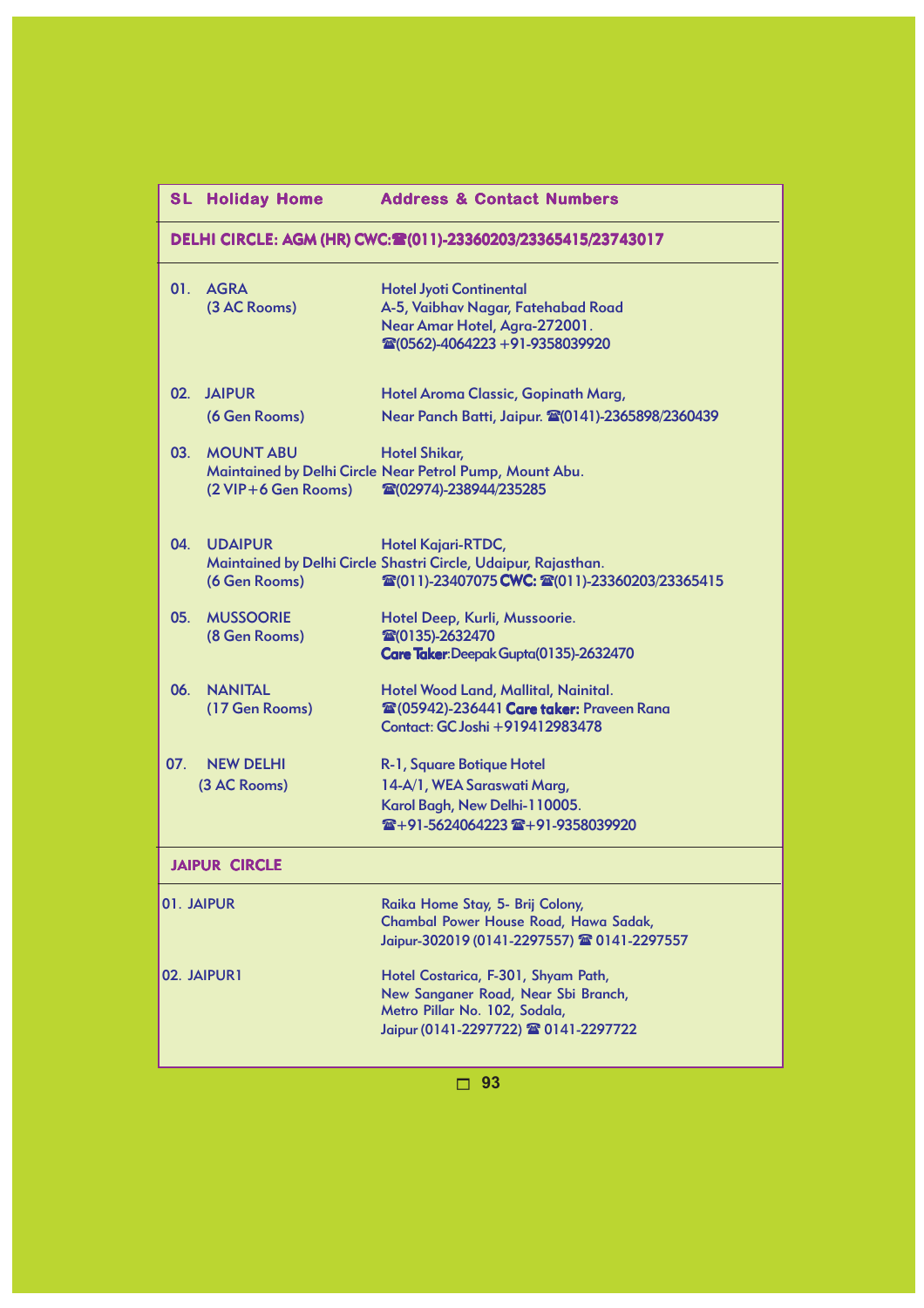| SL | Holiday Home | Address & Contact Numbers |
|---|---|---|
| **DELHI CIRCLE: AGM (HR) CWC:☎(011)-23360203/23365415/23743017** | | |
| 01. | AGRA (3 AC Rooms) | Hotel Jyoti Continental A-5, Vaibhav Nagar, Fatehabad Road Near Amar Hotel, Agra-272001. ☎(0562)-4064223 +91-9358039920 |
| 02. | JAIPUR (6 Gen Rooms) | Hotel Aroma Classic, Gopinath Marg, Near Panch Batti, Jaipur. ☎(0141)-2365898/2360439 |
| 03. | MOUNT ABU Maintained by Delhi Circle (2 VIP+6 Gen Rooms) | Hotel Shikar, Near Petrol Pump, Mount Abu. ☎(02974)-238944/235285 |
| 04. | UDAIPUR Maintained by Delhi Circle (6 Gen Rooms) | Hotel Kajari-RTDC, Shastri Circle, Udaipur, Rajasthan. ☎(011)-23407075 **CWC:** ☎(011)-23360203/23365415 |
| 05. | MUSSOORIE (8 Gen Rooms) | Hotel Deep, Kurli, Mussoorie. ☎(0135)-2632470 **Care Taker**: Deepak Gupta(0135)-2632470 |
| 06. | NANITAL (17 Gen Rooms) | Hotel Wood Land, Mallital, Nainital. ☎(05942)-236441 **Care taker:** Praveen Rana Contact: GC Joshi +919412983478 |
| 07. | NEW DELHI (3 AC Rooms) | R-1, Square Botique Hotel 14-A/1, WEA Saraswati Marg, Karol Bagh, New Delhi-110005. ☎+91-5624064223 ☎+91-9358039920 |
| **JAIPUR CIRCLE** | | |
| 01. | JAIPUR | Raika Home Stay, 5- Brij Colony, Chambal Power House Road, Hawa Sadak, Jaipur-302019 (0141-2297557) ☎ 0141-2297557 |
| 02. | JAIPUR1 | Hotel Costarica, F-301, Shyam Path, New Sanganer Road, Near Sbi Branch, Metro Pillar No. 102, Sodala, Jaipur (0141-2297722) ☎ 0141-2297722 |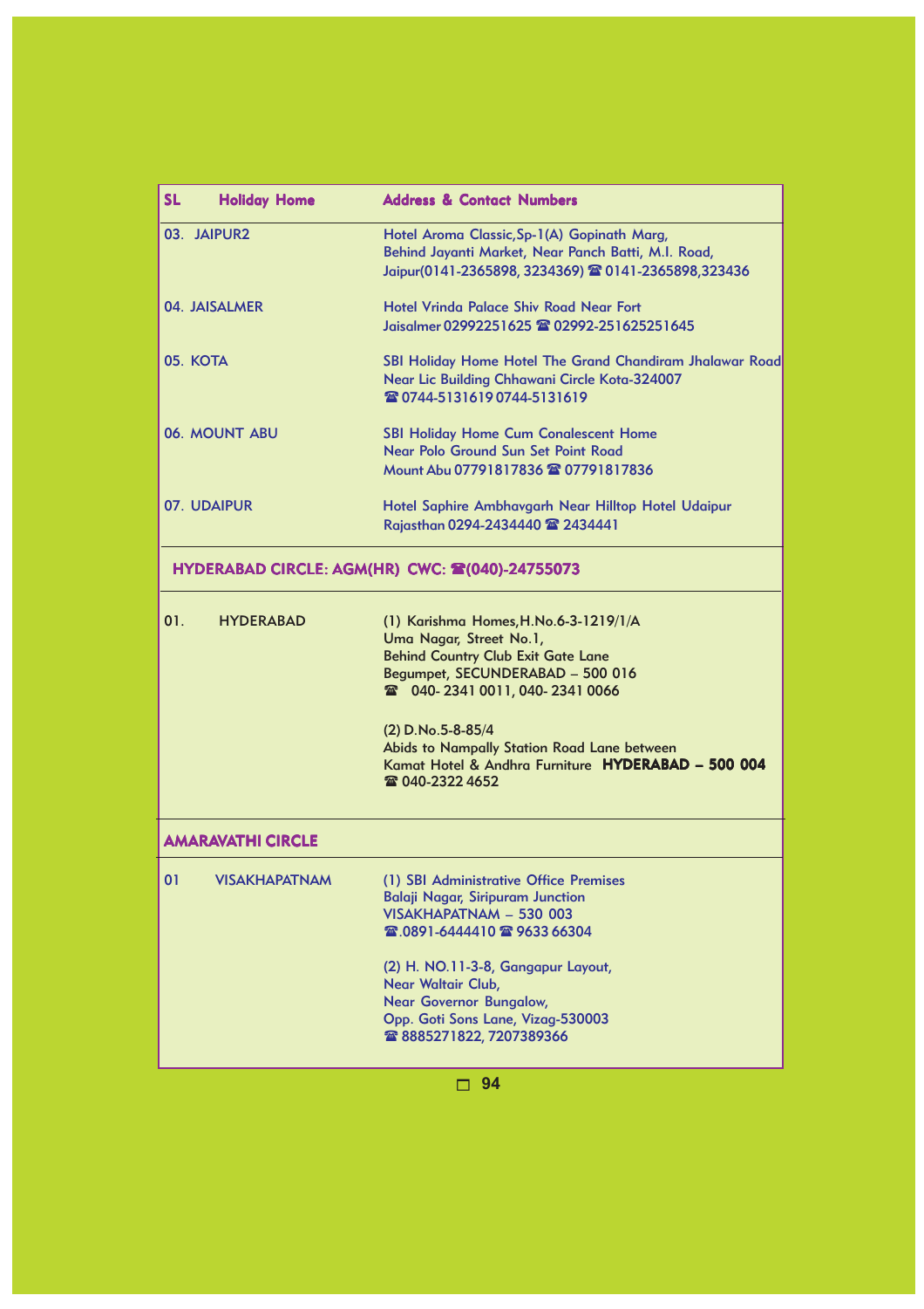| SL | Holiday Home | Address & Contact Numbers |
|---|---|---|
| 03. | JAIPUR2 | Hotel Aroma Classic,Sp-1(A) Gopinath Marg, Behind Jayanti Market, Near Panch Batti, M.I. Road, Jaipur(0141-2365898, 3234369) ☎ 0141-2365898,323436 |
| 04. | JAISALMER | Hotel Vrinda Palace Shiv Road Near Fort Jaisalmer 02992251625 ☎ 02992-251625251645 |
| 05. | KOTA | SBI Holiday Home Hotel The Grand Chandiram Jhalawar Road Near Lic Building Chhawani Circle Kota-324007 ☎ 0744-5131619 0744-5131619 |
| 06. | MOUNT ABU | SBI Holiday Home Cum Conalescent Home Near Polo Ground Sun Set Point Road Mount Abu 07791817836 ☎ 07791817836 |
| 07. | UDAIPUR | Hotel Saphire Ambhavgarh Near Hilltop Hotel Udaipur Rajasthan 0294-2434440 ☎ 2434441 |
| **HYDERABAD CIRCLE: AGM(HR) CWC: ☎(040)-24755073** | | |
| 01. | HYDERABAD | (1) Karishma Homes,H.No.6-3-1219/1/A Uma Nagar, Street No.1, Behind Country Club Exit Gate Lane Begumpet, SECUNDERABAD – 500 016 ☎ 040- 2341 0011, 040- 2341 0066<br><br>(2) D.No.5-8-85/4 Abids to Nampally Station Road Lane between Kamat Hotel & Andhra Furniture **HYDERABAD – 500 004** ☎ 040-2322 4652 |
| **AMARAVATHI CIRCLE** | | |
| 01 | VISAKHAPATNAM | (1) SBI Administrative Office Premises Balaji Nagar, Siripuram Junction VISAKHAPATNAM – 530 003 ☎.0891-6444410 ☎ 9633 66304<br><br>(2) H. NO.11-3-8, Gangapur Layout, Near Waltair Club, Near Governor Bungalow, Opp. Goti Sons Lane, Vizag-530003 ☎ 8885271822, 7207389366 |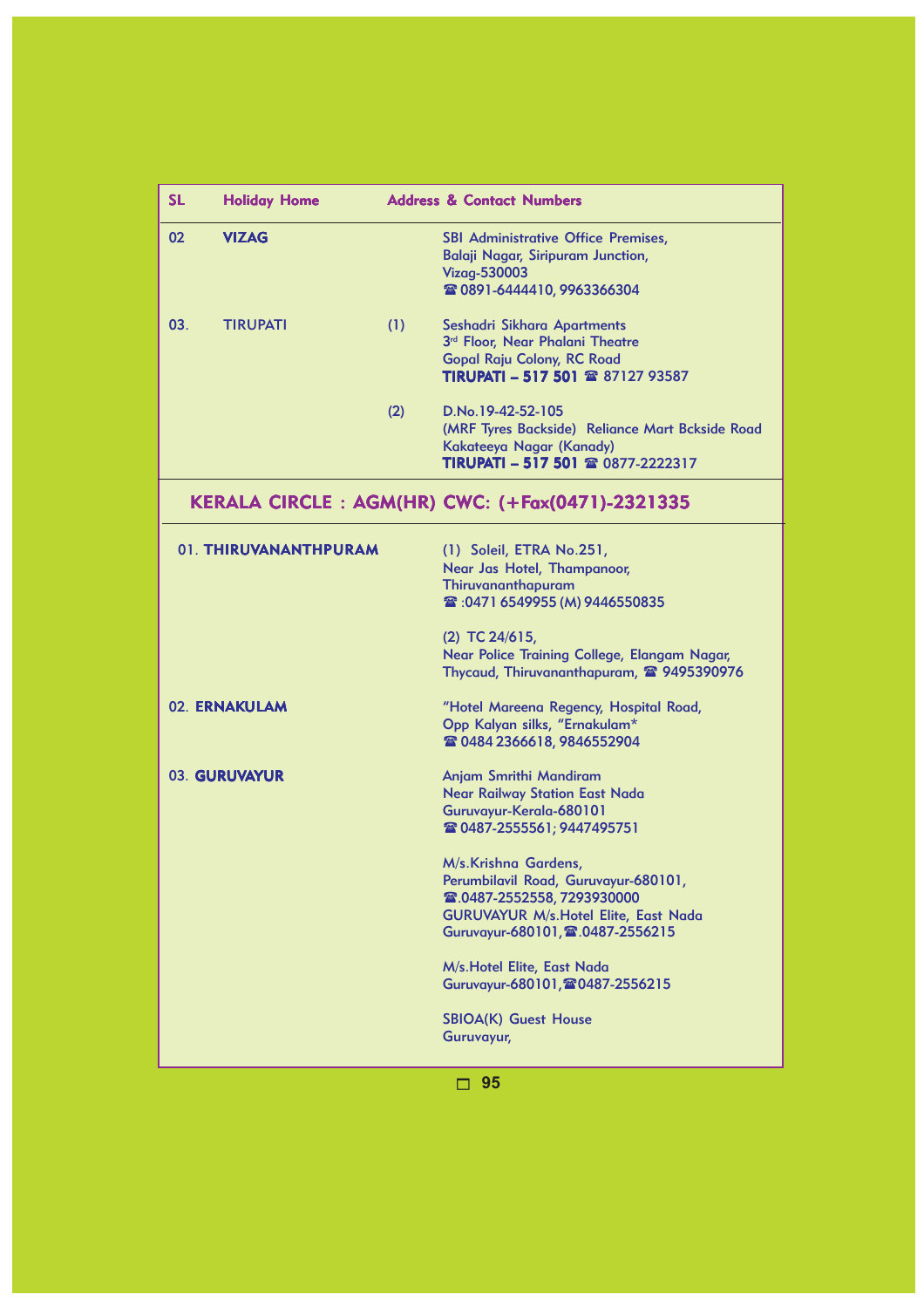| SL | Holiday Home | | Address & Contact Numbers |
|---|---|---|---|
| 02 | **VIZAG** | | SBI Administrative Office Premises,<br>Balaji Nagar, Siripuram Junction,<br>Vizag-530003<br>☎ 0891-6444410, 9963366304 |
| 03. | TIRUPATI | (1) | Seshadri Sikhara Apartments<br>3rd Floor, Near Phalani Theatre<br>Gopal Raju Colony, RC Road<br>**TIRUPATI – 517 501** ☎ 87127 93587 |
| | | (2) | D.No.19-42-52-105<br>(MRF Tyres Backside) Reliance Mart Bckside Road<br>Kakateeya Nagar (Kanady)<br>**TIRUPATI – 517 501** ☎ 0877-2222317 |

## KERALA CIRCLE : AGM(HR) CWC: (+Fax(0471)-2321335

| SL | Holiday Home | Address & Contact Numbers |
|---|---|---|
| 01. | **THIRUVANANTHPURAM** | (1) Soleil, ETRA No.251,<br>Near Jas Hotel, Thampanoor,<br>Thiruvananthapuram<br>☎ :0471 6549955 (M) 9446550835<br><br>(2) TC 24/615,<br>Near Police Training College, Elangam Nagar,<br>Thycaud, Thiruvananthapuram, ☎ 9495390976 |
| 02. | **ERNAKULAM** | "Hotel Mareena Regency, Hospital Road,<br>Opp Kalyan silks, "Ernakulam*<br>☎ 0484 2366618, 9846552904 |
| 03. | **GURUVAYUR** | Anjam Smrithi Mandiram<br>Near Railway Station East Nada<br>Guruvayur-Kerala-680101<br>☎ 0487-2555561; 9447495751<br><br>M/s.Krishna Gardens,<br>Perumbilavil Road, Guruvayur-680101,<br>☎.0487-2552558, 7293930000<br>GURUVAYUR M/s.Hotel Elite, East Nada<br>Guruvayur-680101,☎.0487-2556215<br><br>M/s.Hotel Elite, East Nada<br>Guruvayur-680101,☎0487-2556215<br><br>SBIOA(K) Guest House<br>Guruvayur, |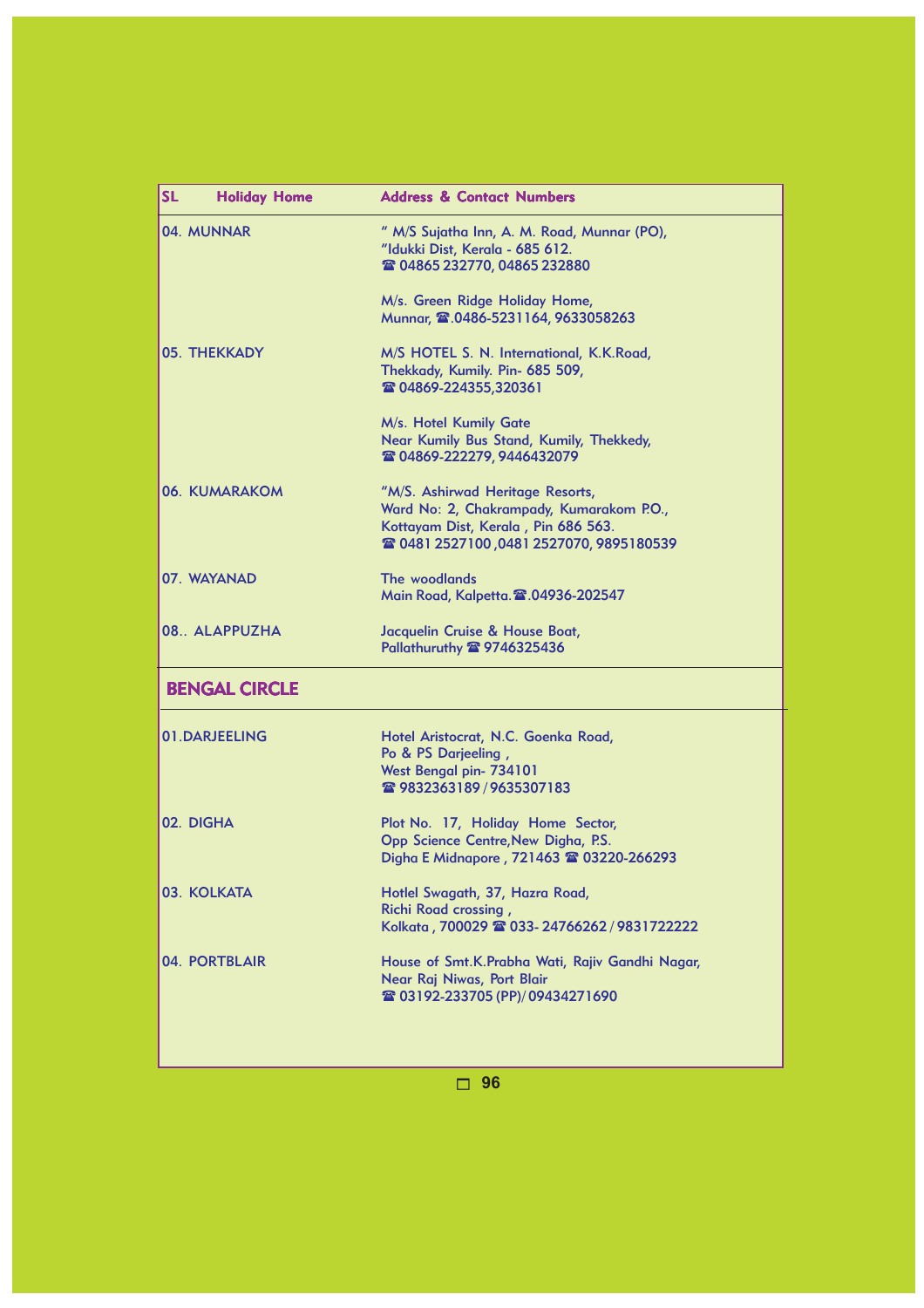| SL Holiday Home | Address & Contact Numbers |
|---|---|
| 04. MUNNAR | " M/S Sujatha Inn, A. M. Road, Munnar (PO), "Idukki Dist, Kerala - 685 612. ☎ 04865 232770, 04865 232880<br><br>M/s. Green Ridge Holiday Home, Munnar, ☎.0486-5231164, 9633058263 |
| 05. THEKKADY | M/S HOTEL S. N. International, K.K.Road, Thekkady, Kumily. Pin- 685 509, ☎ 04869-224355,320361<br><br>M/s. Hotel Kumily Gate Near Kumily Bus Stand, Kumily, Thekkedy, ☎ 04869-222279, 9446432079 |
| 06. KUMARAKOM | "M/S. Ashirwad Heritage Resorts, Ward No: 2, Chakrampady, Kumarakom P.O., Kottayam Dist, Kerala , Pin 686 563. ☎ 0481 2527100 ,0481 2527070, 9895180539 |
| 07. WAYANAD | The woodlands Main Road, Kalpetta.☎.04936-202547 |
| 08.. ALAPPUZHA | Jacquelin Cruise & House Boat, Pallathuruthy ☎ 9746325436 |
| **BENGAL CIRCLE** | |
| 01.DARJEELING | Hotel Aristocrat, N.C. Goenka Road, Po & PS Darjeeling , West Bengal pin- 734101 ☎ 9832363189 / 9635307183 |
| 02. DIGHA | Plot No. 17, Holiday Home Sector, Opp Science Centre,New Digha, P.S. Digha E Midnapore , 721463 ☎ 03220-266293 |
| 03. KOLKATA | Hotlel Swagath, 37, Hazra Road, Richi Road crossing , Kolkata , 700029 ☎ 033- 24766262 / 9831722222 |
| 04. PORTBLAIR | House of Smt.K.Prabha Wati, Rajiv Gandhi Nagar, Near Raj Niwas, Port Blair ☎ 03192-233705 (PP)/ 09434271690 |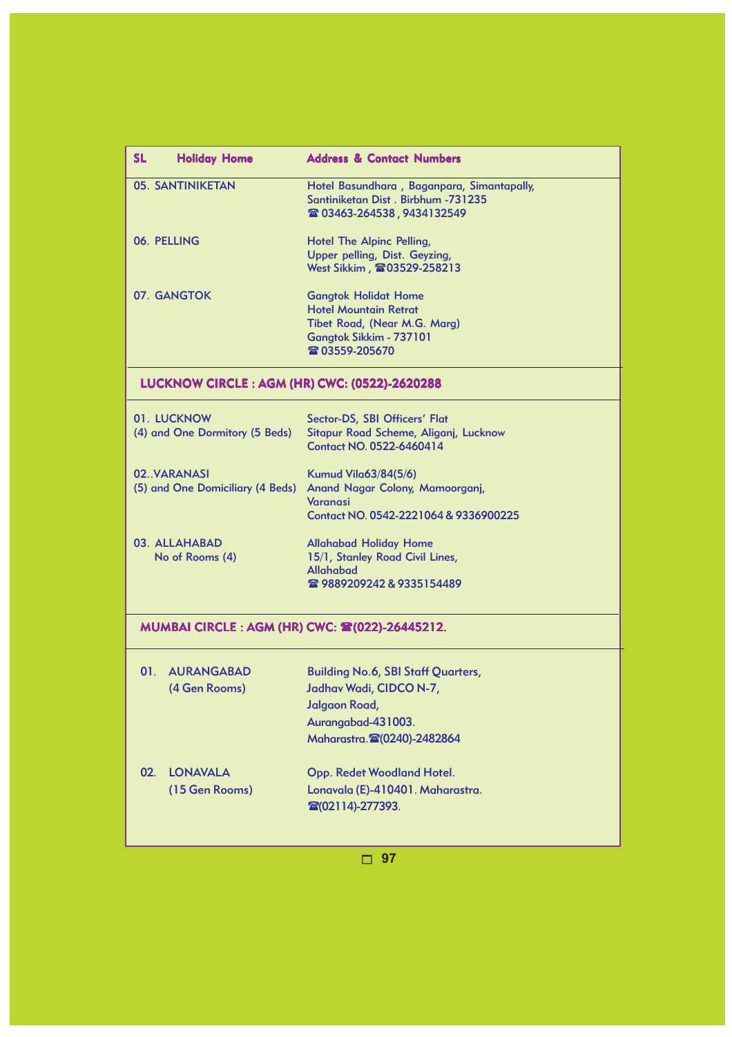| SL Holiday Home | Address & Contact Numbers |
|---|---|
| 05. SANTINIKETAN | Hotel Basundhara , Baganpara, Simantapally, Santiniketan Dist . Birbhum -731235 ☎ 03463-264538 , 9434132549 |
| 06. PELLING | Hotel The Alpinc Pelling, Upper pelling, Dist. Geyzing, West Sikkim , ☎03529-258213 |
| 07. GANGTOK | Gangtok Holidat Home Hotel Mountain Retrat Tibet Road, (Near M.G. Marg) Gangtok Sikkim - 737101 ☎ 03559-205670 |
| **LUCKNOW CIRCLE : AGM (HR) CWC: (0522)-2620288** | |
| 01. LUCKNOW (4) and One Dormitory (5 Beds) | Sector-DS, SBI Officers' Flat Sitapur Road Scheme, Aliganj, Lucknow Contact NO. 0522-6460414 |
| 02..VARANASI (5) and One Domiciliary (4 Beds) | Kumud Vila63/84(5/6) Anand Nagar Colony, Mamoorganj, Varanasi Contact NO. 0542-2221064 & 9336900225 |
| 03. ALLAHABAD No of Rooms (4) | Allahabad Holiday Home 15/1, Stanley Road Civil Lines, Allahabad ☎ 9889209242 & 9335154489 |
| **MUMBAI CIRCLE : AGM (HR) CWC: ☎(022)-26445212.** | |
| 01. AURANGABAD (4 Gen Rooms) | Building No.6, SBI Staff Quarters, Jadhav Wadi, CIDCO N-7, Jalgaon Road, Aurangabad-431003. Maharastra.☎(0240)-2482864 |
| 02. LONAVALA (15 Gen Rooms) | Opp. Redet Woodland Hotel. Lonavala (E)-410401. Maharastra. ☎(02114)-277393. |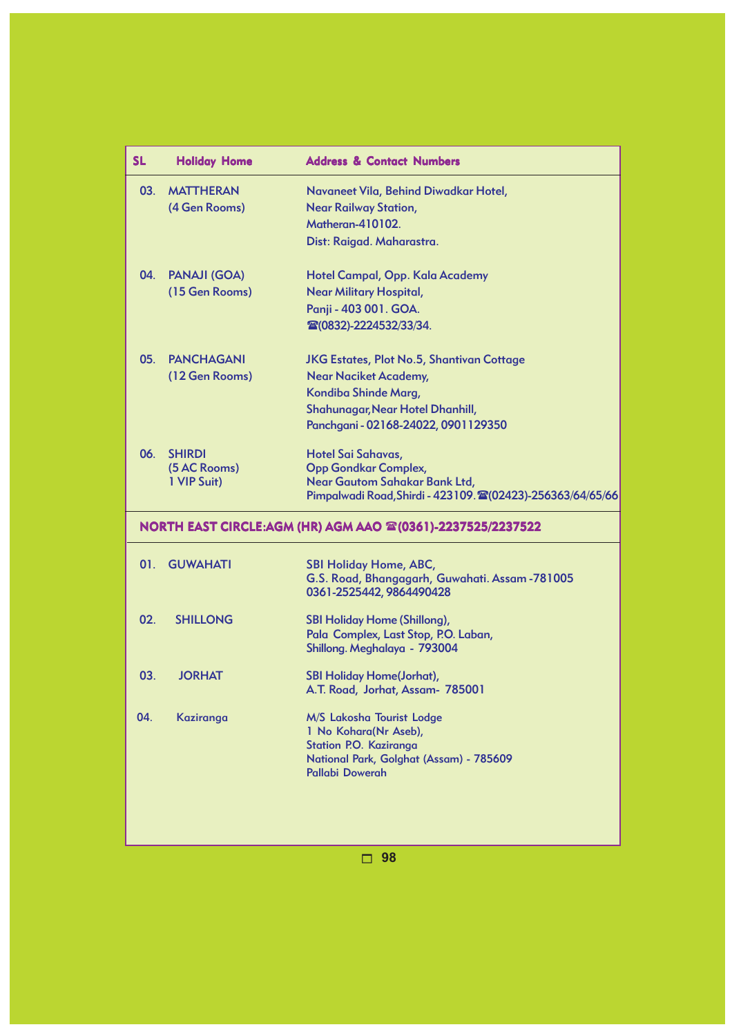| SL | Holiday Home | Address & Contact Numbers |
|---|---|---|
| 03. | MATTHERAN (4 Gen Rooms) | Navaneet Vila, Behind Diwadkar Hotel, Near Railway Station, Matheran-410102. Dist: Raigad. Maharastra. |
| 04. | PANAJI (GOA) (15 Gen Rooms) | Hotel Campal, Opp. Kala Academy Near Military Hospital, Panji - 403 001. GOA. ☎(0832)-2224532/33/34. |
| 05. | PANCHAGANI (12 Gen Rooms) | JKG Estates, Plot No.5, Shantivan Cottage Near Naciket Academy, Kondiba Shinde Marg, Shahunagar,Near Hotel Dhanhill, Panchgani - 02168-24022, 0901129350 |
| 06. | SHIRDI (5 AC Rooms) 1 VIP Suit) | Hotel Sai Sahavas, Opp Gondkar Complex, Near Gautom Sahakar Bank Ltd, Pimpalwadi Road,Shirdi - 423109. ☎(02423)-256363/64/65/66 |
| **NORTH EAST CIRCLE:AGM (HR) AGM AAO ☎(0361)-2237525/2237522** | | |
| 01. | GUWAHATI | SBI Holiday Home, ABC, G.S. Road, Bhangagarh, Guwahati. Assam -781005 0361-2525442, 9864490428 |
| 02. | SHILLONG | SBI Holiday Home (Shillong), Pala Complex, Last Stop, P.O. Laban, Shillong. Meghalaya - 793004 |
| 03. | JORHAT | SBI Holiday Home(Jorhat), A.T. Road, Jorhat, Assam- 785001 |
| 04. | Kaziranga | M/S Lakosha Tourist Lodge 1 No Kohara(Nr Aseb), Station P.O. Kaziranga National Park, Golghat (Assam) - 785609 Pallabi Dowerah |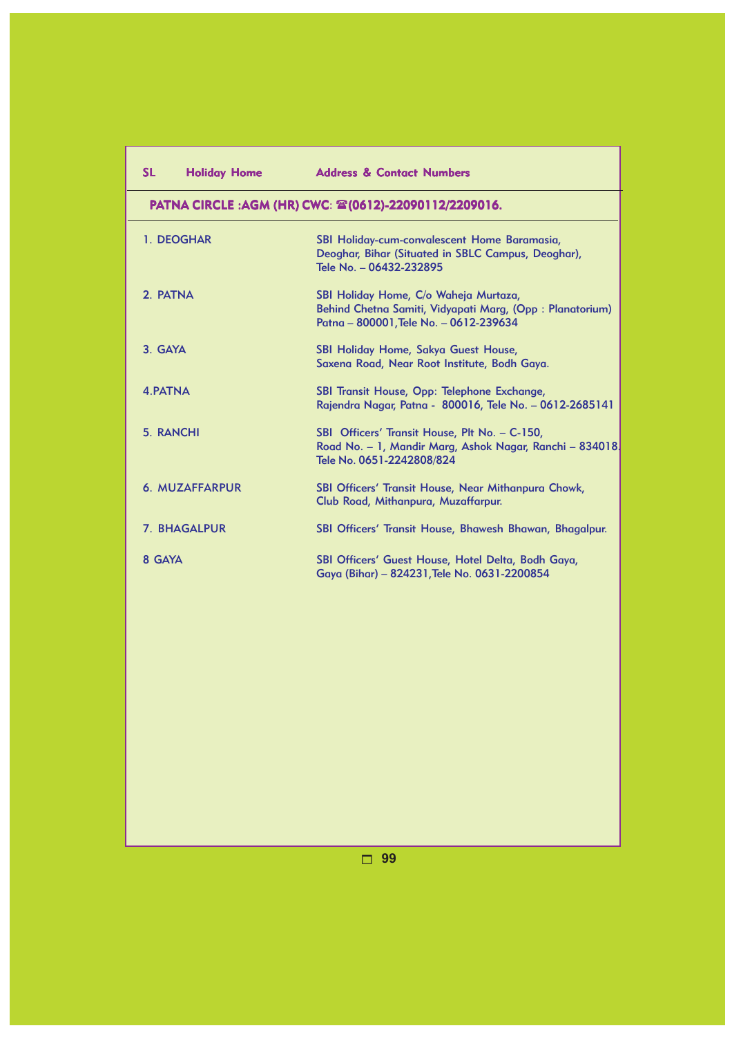| SL | Holiday Home | Address & Contact Numbers |
|---|---|---|
| **PATNA CIRCLE :AGM (HR) CWC: ☎(0612)-22090112/2209016.** | | |
| 1. | DEOGHAR | SBI Holiday-cum-convalescent Home Baramasia, Deoghar, Bihar (Situated in SBLC Campus, Deoghar), Tele No. – 06432-232895 |
| 2. | PATNA | SBI Holiday Home, C/o Waheja Murtaza, Behind Chetna Samiti, Vidyapati Marg, (Opp : Planatorium) Patna – 800001,Tele No. – 0612-239634 |
| 3. | GAYA | SBI Holiday Home, Sakya Guest House, Saxena Road, Near Root Institute, Bodh Gaya. |
| 4. | PATNA | SBI Transit House, Opp: Telephone Exchange, Rajendra Nagar, Patna - 800016, Tele No. – 0612-2685141 |
| 5. | RANCHI | SBI Officers' Transit House, Plt No. – C-150, Road No. – 1, Mandir Marg, Ashok Nagar, Ranchi – 834018. Tele No. 0651-2242808/824 |
| 6. | MUZAFFARPUR | SBI Officers' Transit House, Near Mithanpura Chowk, Club Road, Mithanpura, Muzaffarpur. |
| 7. | BHAGALPUR | SBI Officers' Transit House, Bhawesh Bhawan, Bhagalpur. |
| 8 | GAYA | SBI Officers' Guest House, Hotel Delta, Bodh Gaya, Gaya (Bihar) – 824231,Tele No. 0631-2200854 |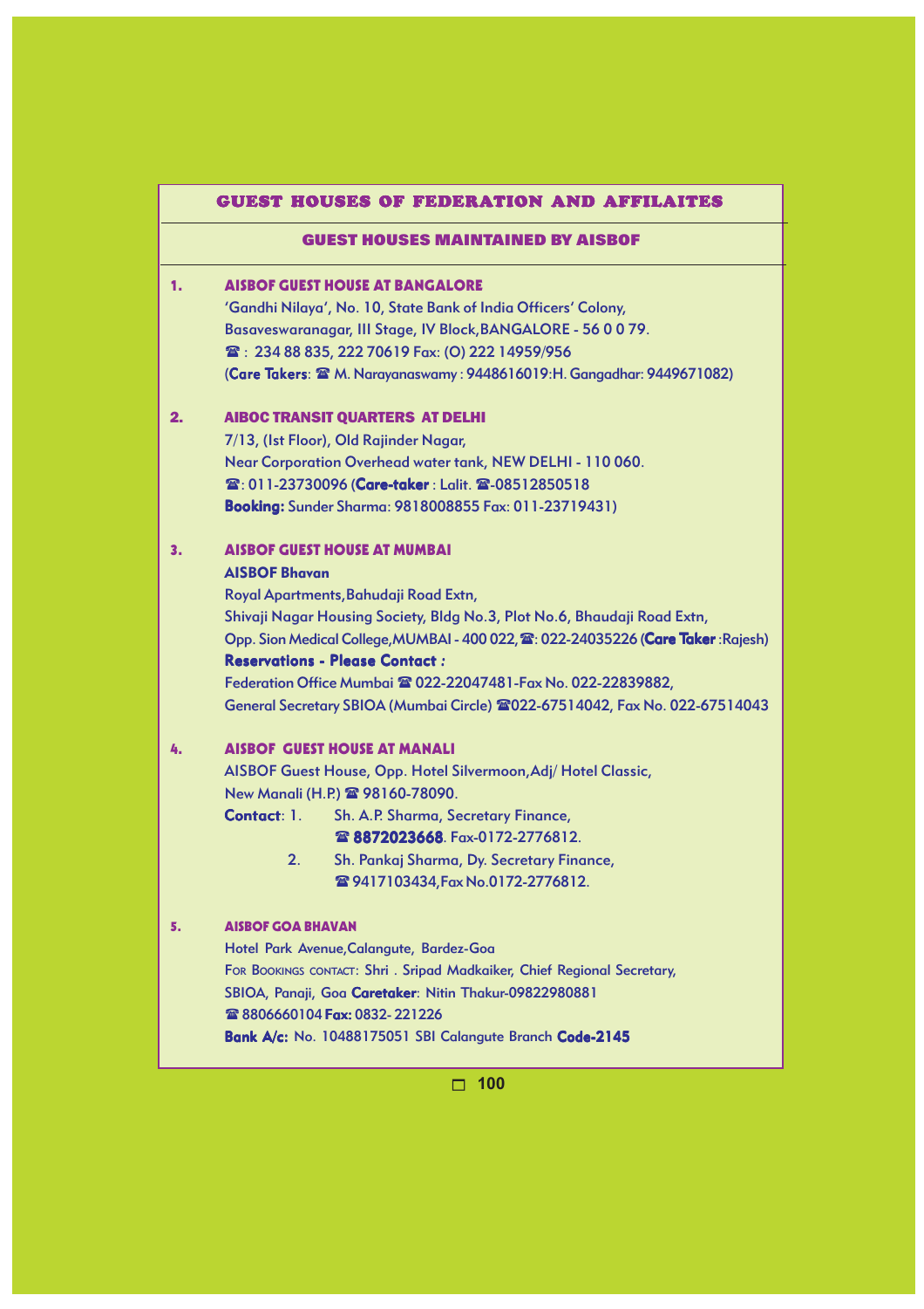# GUEST HOUSES OF FEDERATION AND AFFILAITES

## GUEST HOUSES MAINTAINED BY AISBOF

**1. AISBOF GUEST HOUSE AT BANGALORE**

'Gandhi Nilaya', No. 10, State Bank of India Officers' Colony,
Basaveswaranagar, III Stage, IV Block,BANGALORE - 56 0 0 79.
☎ : 234 88 835, 222 70619 Fax: (O) 222 14959/956
(**Care Takers**: ☎ M. Narayanaswamy : 9448616019:H. Gangadhar: 9449671082)

**2. AIBOC TRANSIT QUARTERS AT DELHI**

7/13, (Ist Floor), Old Rajinder Nagar,
Near Corporation Overhead water tank, NEW DELHI - 110 060.
☎: 011-23730096 (**Care-taker** : Lalit. ☎-08512850518
**Booking:** Sunder Sharma: 9818008855 Fax: 011-23719431)

**3. AISBOF GUEST HOUSE AT MUMBAI**

**AISBOF Bhavan**
Royal Apartments,Bahudaji Road Extn,
Shivaji Nagar Housing Society, Bldg No.3, Plot No.6, Bhaudaji Road Extn,
Opp. Sion Medical College,MUMBAI - 400 022,☎: 022-24035226 (**Care Taker** :Rajesh)
**Reservations - Please Contact :**
Federation Office Mumbai ☎ 022-22047481-Fax No. 022-22839882,
General Secretary SBIOA (Mumbai Circle) ☎022-67514042, Fax No. 022-67514043

**4. AISBOF GUEST HOUSE AT MANALI**

AISBOF Guest House, Opp. Hotel Silvermoon,Adj/ Hotel Classic,
New Manali (H.P.) ☎ 98160-78090.
**Contact**: 1. Sh. A.P. Sharma, Secretary Finance,
☎ **8872023668**. Fax-0172-2776812.
2. Sh. Pankaj Sharma, Dy. Secretary Finance,
☎ 9417103434,Fax No.0172-2776812.

**5. AISBOF GOA BHAVAN**

Hotel Park Avenue,Calangute, Bardez-Goa
For Bookings contact: Shri . Sripad Madkaiker, Chief Regional Secretary,
SBIOA, Panaji, Goa **Caretaker**: Nitin Thakur-09822980881
☎ 8806660104 **Fax:** 0832- 221226
**Bank A/c:** No. 10488175051 SBI Calangute Branch **Code-2145**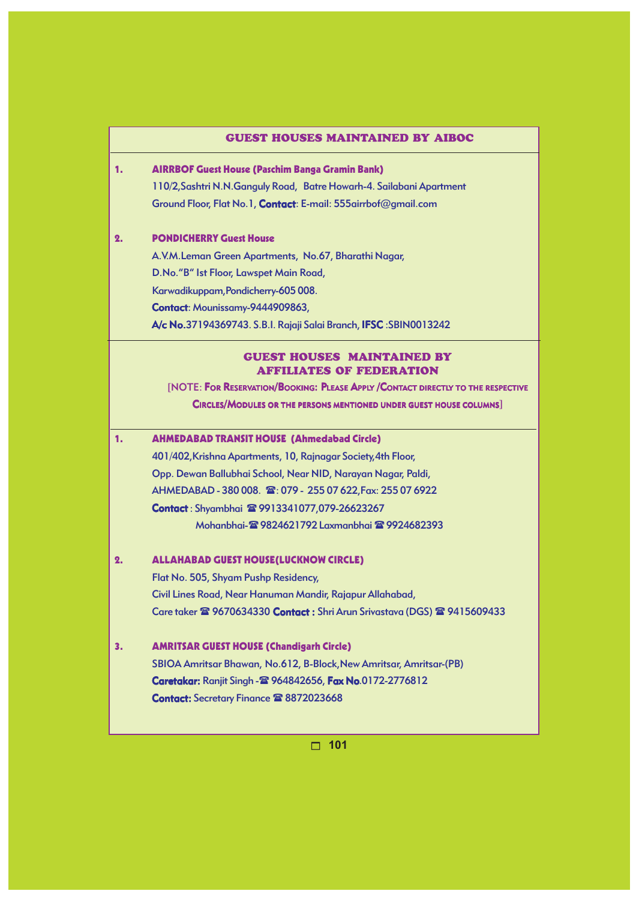## GUEST HOUSES MAINTAINED BY AIBOC

**1. AIRRBOF Guest House (Paschim Banga Gramin Bank)**

110/2,Sashtri N.N.Ganguly Road, Batre Howarh-4. Sailabani Apartment
Ground Floor, Flat No.1, **Contact**: E-mail: 555airrbof@gmail.com

**2. PONDICHERRY Guest House**

A.V.M.Leman Green Apartments, No.67, Bharathi Nagar,
D.No."B" Ist Floor, Lawspet Main Road,
Karwadikuppam,Pondicherry-605 008.
**Contact**: Mounissamy-9444909863,
**A/c No.**37194369743. S.B.I. Rajaji Salai Branch, **IFSC** :SBIN0013242

## GUEST HOUSES MAINTAINED BY AFFILIATES OF FEDERATION

[NOTE: **For Reservation/Booking: Please Apply /Contact directly to the respective Circles/Modules or the persons mentioned under guest house columns**]

**1. AHMEDABAD TRANSIT HOUSE (Ahmedabad Circle)**

401/402,Krishna Apartments, 10, Rajnagar Society,4th Floor,
Opp. Dewan Ballubhai School, Near NID, Narayan Nagar, Paldi,
AHMEDABAD - 380 008. ☎: 079 - 255 07 622,Fax: 255 07 6922
**Contact** : Shyambhai ☎ 9913341077,079-26623267
Mohanbhai-☎ 9824621792 Laxmanbhai ☎ 9924682393

**2. ALLAHABAD GUEST HOUSE(LUCKNOW CIRCLE)**

Flat No. 505, Shyam Pushp Residency,
Civil Lines Road, Near Hanuman Mandir, Rajapur Allahabad,
Care taker ☎ 9670634330 **Contact :** Shri Arun Srivastava (DGS) ☎ 9415609433

**3. AMRITSAR GUEST HOUSE (Chandigarh Circle)**

SBIOA Amritsar Bhawan, No.612, B-Block,New Amritsar, Amritsar-(PB)
**Caretakar:** Ranjit Singh -☎ 964842656, **Fax No**.0172-2776812
**Contact:** Secretary Finance ☎ 8872023668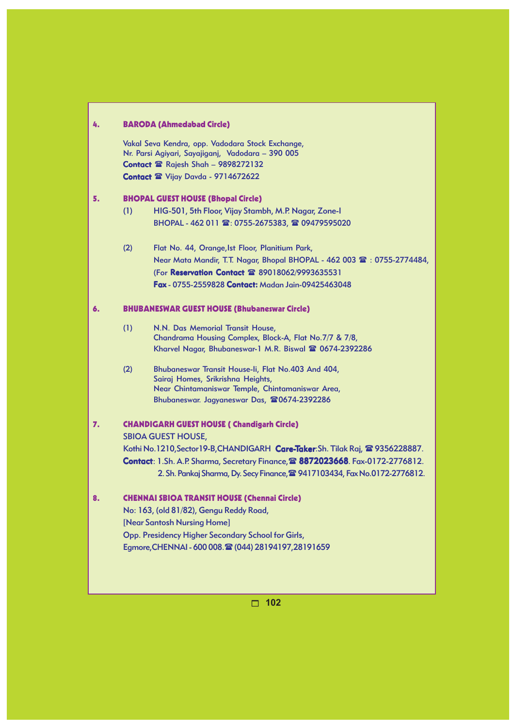**4. BARODA (Ahmedabad Circle)**

Vakal Seva Kendra, opp. Vadodara Stock Exchange,
Nr. Parsi Agiyari, Sayajiganj, Vadodara – 390 005
**Contact** ☎ Rajesh Shah – 9898272132
**Contact** ☎ Vijay Davda - 9714672622

**5. BHOPAL GUEST HOUSE (Bhopal Circle)**

(1) HIG-501, 5th Floor, Vijay Stambh, M.P. Nagar, Zone-I
BHOPAL - 462 011 ☎: 0755-2675383, ☎ 09479595020

(2) Flat No. 44, Orange,Ist Floor, Planitium Park,
Near Mata Mandir, T.T. Nagar, Bhopal BHOPAL - 462 003 ☎ : 0755-2774484,
(For **Reservation Contact** ☎ 89018062/9993635531
**Fax** - 0755-2559828 **Contact:** Madan Jain-09425463048

**6. BHUBANESWAR GUEST HOUSE (Bhubaneswar Circle)**

(1) N.N. Das Memorial Transit House,
Chandrama Housing Complex, Block-A, Flat No.7/7 & 7/8,
Kharvel Nagar, Bhubaneswar-1 M.R. Biswal ☎ 0674-2392286

(2) Bhubaneswar Transit House-Ii, Flat No.403 And 404,
Sairaj Homes, Srikrishna Heights,
Near Chintamaniswar Temple, Chintamaniswar Area,
Bhubaneswar. Jagyaneswar Das, ☎0674-2392286

**7. CHANDIGARH GUEST HOUSE ( Chandigarh Circle)**

SBIOA GUEST HOUSE,
Kothi No.1210,Sector19-B,CHANDIGARH **Care-Taker**:Sh. Tilak Raj, ☎ 9356228887.
**Contact**: 1.Sh. A.P. Sharma, Secretary Finance,☎ **8872023668**. Fax-0172-2776812.
2. Sh. Pankaj Sharma, Dy. Secy Finance,☎ 9417103434, Fax No.0172-2776812.

**8. CHENNAI SBIOA TRANSIT HOUSE (Chennai Circle)**

No: 163, (old 81/82), Gengu Reddy Road,
[Near Santosh Nursing Home]
Opp. Presidency Higher Secondary School for Girls,
Egmore,CHENNAI - 600 008.☎ (044) 28194197,28191659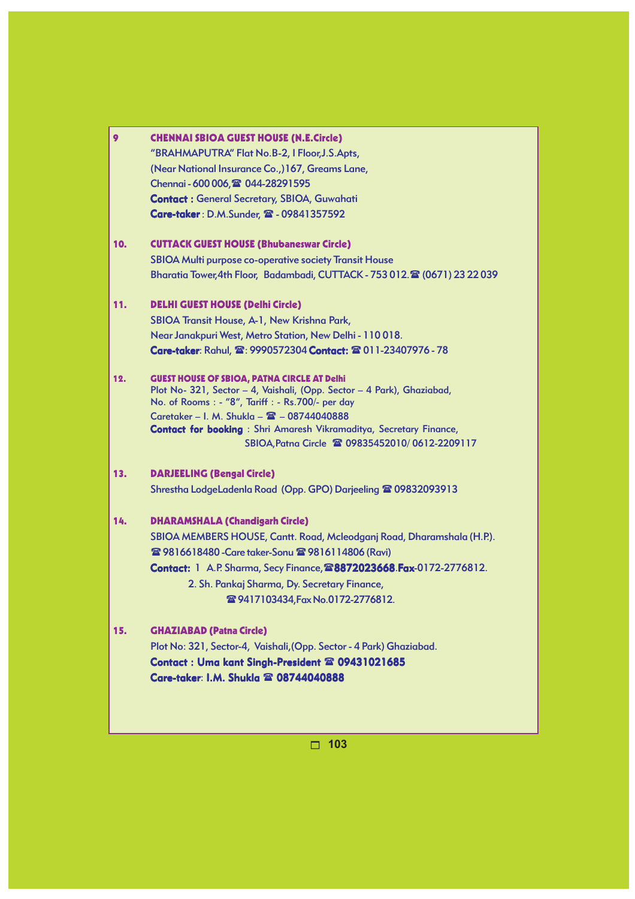**9 CHENNAI SBIOA GUEST HOUSE (N.E.Circle)**

"BRAHMAPUTRA" Flat No.B-2, I Floor,J.S.Apts,
(Near National Insurance Co.,)167, Greams Lane,
Chennai - 600 006,☎ 044-28291595
**Contact :** General Secretary, SBIOA, Guwahati
**Care-taker** : D.M.Sunder, ☎ - 09841357592

**10. CUTTACK GUEST HOUSE (Bhubaneswar Circle)**

SBIOA Multi purpose co-operative society Transit House
Bharatia Tower,4th Floor, Badambadi, CUTTACK - 753 012.☎ (0671) 23 22 039

**11. DELHI GUEST HOUSE (Delhi Circle)**

SBIOA Transit House, A-1, New Krishna Park,
Near Janakpuri West, Metro Station, New Delhi - 110 018.
**Care-taker**: Rahul, ☎: 9990572304 **Contact:** ☎ 011-23407976 - 78

**12. GUEST HOUSE OF SBIOA, PATNA CIRCLE AT Delhi**

Plot No- 321, Sector – 4, Vaishali, (Opp. Sector – 4 Park), Ghaziabad,
No. of Rooms : - "8", Tariff : - Rs.700/- per day
Caretaker – I. M. Shukla – ☎ – 08744040888
**Contact for booking** : Shri Amaresh Vikramaditya, Secretary Finance,
SBIOA,Patna Circle ☎ 09835452010/ 0612-2209117

**13. DARJEELING (Bengal Circle)**

Shrestha LodgeLadenla Road (Opp. GPO) Darjeeling ☎ 09832093913

**14. DHARAMSHALA (Chandigarh Circle)**

SBIOA MEMBERS HOUSE, Cantt. Road, Mcleodganj Road, Dharamshala (H.P.).
☎ 9816618480 -Care taker-Sonu ☎ 9816114806 (Ravi)
**Contact:** 1 A.P. Sharma, Secy Finance,☎**8872023668**.**Fax**-0172-2776812.
2. Sh. Pankaj Sharma, Dy. Secretary Finance,
☎9417103434,Fax No.0172-2776812.

**15. GHAZIABAD (Patna Circle)**

Plot No: 321, Sector-4, Vaishali,(Opp. Sector - 4 Park) Ghaziabad.
**Contact : Uma kant Singh-President ☎ 09431021685**
**Care-taker**: **I.M. Shukla ☎ 08744040888**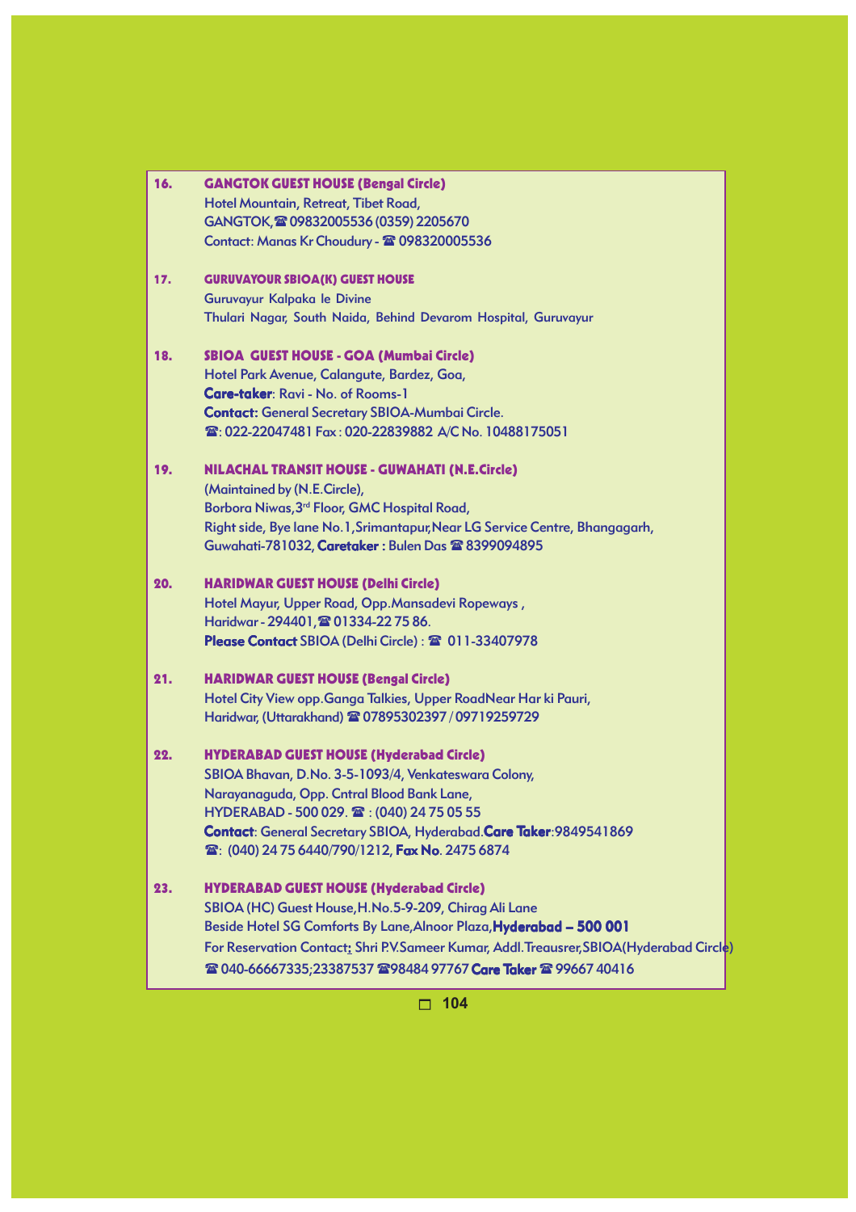**16. GANGTOK GUEST HOUSE (Bengal Circle)**
Hotel Mountain, Retreat, Tibet Road,
GANGTOK, ☎ 09832005536 (0359) 2205670
Contact: Manas Kr Choudury - ☎ 098320005536

**17. GURUVAYOUR SBIOA(K) GUEST HOUSE**
Guruvayur Kalpaka le Divine
Thulari Nagar, South Naida, Behind Devarom Hospital, Guruvayur

**18. SBIOA GUEST HOUSE - GOA (Mumbai Circle)**
Hotel Park Avenue, Calangute, Bardez, Goa,
**Care-taker**: Ravi - No. of Rooms-1
**Contact:** General Secretary SBIOA-Mumbai Circle.
☎: 022-22047481 Fax : 020-22839882 A/C No. 10488175051

**19. NILACHAL TRANSIT HOUSE - GUWAHATI (N.E.Circle)**
(Maintained by (N.E.Circle),
Borbora Niwas, 3rd Floor, GMC Hospital Road,
Right side, Bye lane No.1, Srimantapur, Near LG Service Centre, Bhangagarh,
Guwahati-781032, **Caretaker :** Bulen Das ☎ 8399094895

**20. HARIDWAR GUEST HOUSE (Delhi Circle)**
Hotel Mayur, Upper Road, Opp.Mansadevi Ropeways ,
Haridwar - 294401, ☎ 01334-22 75 86.
**Please Contact** SBIOA (Delhi Circle) : ☎ 011-33407978

**21. HARIDWAR GUEST HOUSE (Bengal Circle)**
Hotel City View opp.Ganga Talkies, Upper RoadNear Har ki Pauri,
Haridwar, (Uttarakhand) ☎ 07895302397 / 09719259729

**22. HYDERABAD GUEST HOUSE (Hyderabad Circle)**
SBIOA Bhavan, D.No. 3-5-1093/4, Venkateswara Colony,
Narayanaguda, Opp. Cntral Blood Bank Lane,
HYDERABAD - 500 029. ☎ : (040) 24 75 05 55
**Contact**: General Secretary SBIOA, Hyderabad.**Care Taker**:9849541869
☎: (040) 24 75 6440/790/1212, **Fax No**. 2475 6874

**23. HYDERABAD GUEST HOUSE (Hyderabad Circle)**
SBIOA (HC) Guest House, H.No.5-9-209, Chirag Ali Lane
Beside Hotel SG Comforts By Lane, Alnoor Plaza, **Hyderabad – 500 001**
For Reservation Contact: Shri P.V.Sameer Kumar, Addl.Treausrer, SBIOA(Hyderabad Circle)
☎ 040-66667335;23387537 ☎98484 97767 **Care Taker** ☎ 99667 40416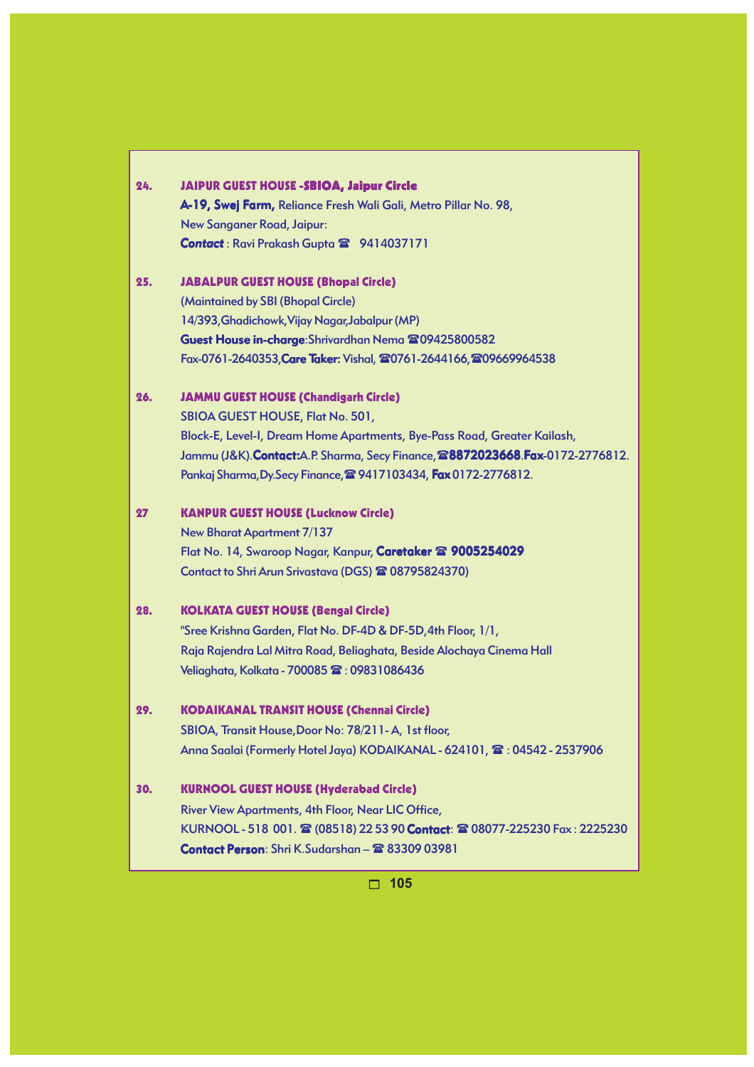**24. JAIPUR GUEST HOUSE -SBIOA, Jaipur Circle**

**A-19, Swej Farm,** Reliance Fresh Wali Gali, Metro Pillar No. 98,
New Sanganer Road, Jaipur:
***Contact*** : Ravi Prakash Gupta ☎ 9414037171

**25. JABALPUR GUEST HOUSE (Bhopal Circle)**

(Maintained by SBI (Bhopal Circle)
14/393,Ghadichowk,Vijay Nagar,Jabalpur (MP)
**Guest House in-charge**:Shrivardhan Nema ☎09425800582
Fax-0761-2640353,**Care Taker:** Vishal, ☎0761-2644166,☎09669964538

**26. JAMMU GUEST HOUSE (Chandigarh Circle)**

SBIOA GUEST HOUSE, Flat No. 501,
Block-E, Level-I, Dream Home Apartments, Bye-Pass Road, Greater Kailash,
Jammu (J&K).**Contact:**A.P. Sharma, Secy Finance,☎**8872023668**.**Fax**-0172-2776812.
Pankaj Sharma,Dy.Secy Finance,☎ 9417103434, **Fax** 0172-2776812.

**27 KANPUR GUEST HOUSE (Lucknow Circle)**

New Bharat Apartment 7/137
Flat No. 14, Swaroop Nagar, Kanpur, **Caretaker ☎ 9005254029**
Contact to Shri Arun Srivastava (DGS) ☎ 08795824370)

**28. KOLKATA GUEST HOUSE (Bengal Circle)**

"Sree Krishna Garden, Flat No. DF-4D & DF-5D,4th Floor, 1/1,
Raja Rajendra Lal Mitra Road, Beliaghata, Beside Alochaya Cinema Hall
Veliaghata, Kolkata - 700085 ☎ : 09831086436

**29. KODAIKANAL TRANSIT HOUSE (Chennai Circle)**

SBIOA, Transit House,Door No: 78/211- A, 1st floor,
Anna Saalai (Formerly Hotel Jaya) KODAIKANAL - 624101, ☎ : 04542 - 2537906

**30. KURNOOL GUEST HOUSE (Hyderabad Circle)**

River View Apartments, 4th Floor, Near LIC Office,
KURNOOL - 518 001. ☎ (08518) 22 53 90 **Contact**: ☎ 08077-225230 Fax : 2225230
**Contact Person**: Shri K.Sudarshan – ☎ 83309 03981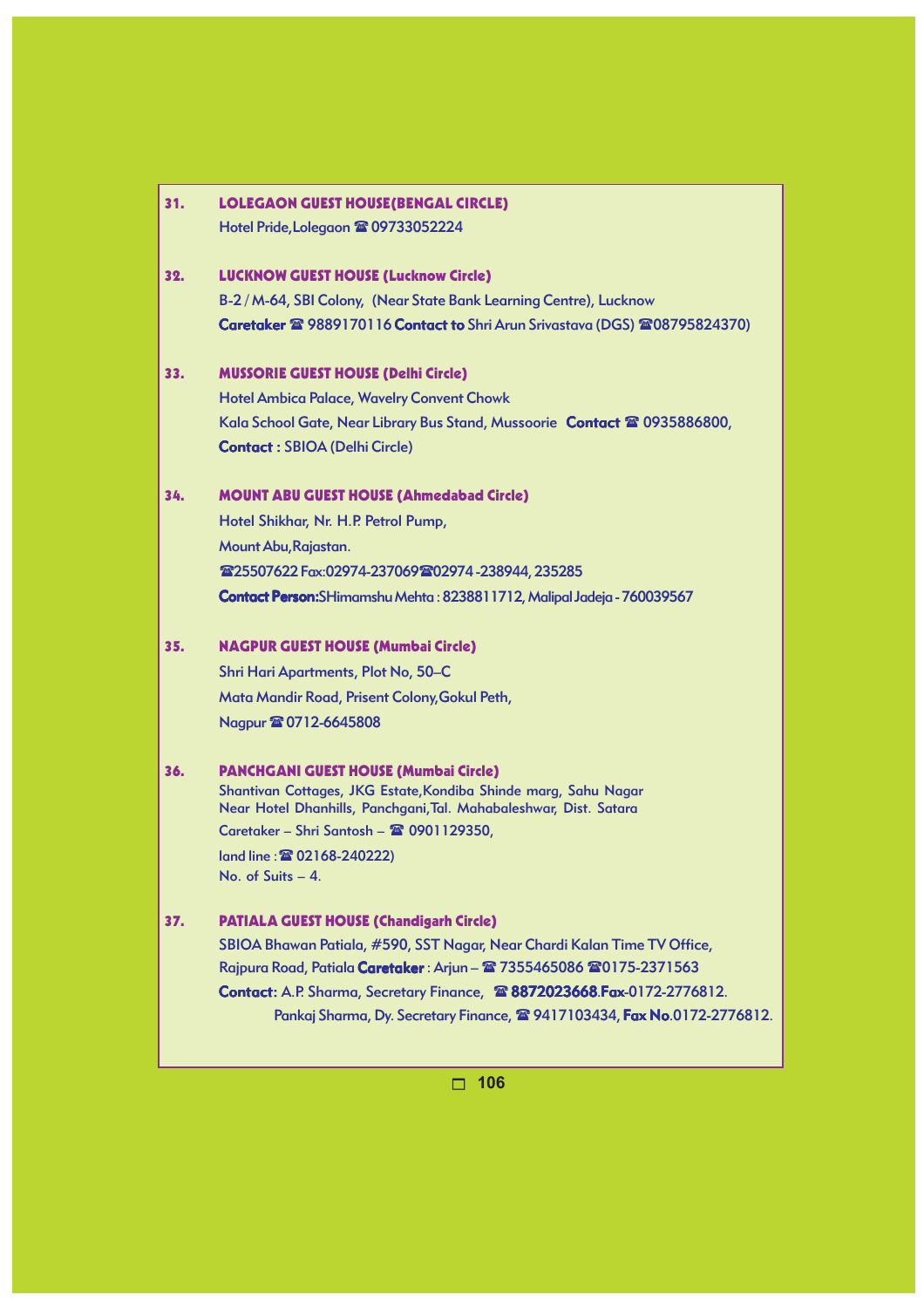**31. LOLEGAON GUEST HOUSE(BENGAL CIRCLE)**

Hotel Pride,Lolegaon ☎ 09733052224

**32. LUCKNOW GUEST HOUSE (Lucknow Circle)**

B-2 / M-64, SBI Colony, (Near State Bank Learning Centre), Lucknow

**Caretaker** ☎ 9889170116 **Contact to** Shri Arun Srivastava (DGS) ☎08795824370)

**33. MUSSORIE GUEST HOUSE (Delhi Circle)**

Hotel Ambica Palace, Wavelry Convent Chowk

Kala School Gate, Near Library Bus Stand, Mussoorie **Contact** ☎ 0935886800,

**Contact :** SBIOA (Delhi Circle)

**34. MOUNT ABU GUEST HOUSE (Ahmedabad Circle)**

Hotel Shikhar, Nr. H.P. Petrol Pump,

Mount Abu,Rajastan.

☎25507622 Fax:02974-237069☎02974 -238944, 235285

**Contact Person:**SHimamshu Mehta : 8238811712, Malipal Jadeja - 760039567

**35. NAGPUR GUEST HOUSE (Mumbai Circle)**

Shri Hari Apartments, Plot No, 50–C

Mata Mandir Road, Prisent Colony,Gokul Peth,

Nagpur ☎ 0712-6645808

**36. PANCHGANI GUEST HOUSE (Mumbai Circle)**

Shantivan Cottages, JKG Estate,Kondiba Shinde marg, Sahu Nagar
Near Hotel Dhanhills, Panchgani,Tal. Mahabaleshwar, Dist. Satara

Caretaker – Shri Santosh – ☎ 0901129350,

land line : ☎ 02168-240222)
No. of Suits – 4.

**37. PATIALA GUEST HOUSE (Chandigarh Circle)**

SBIOA Bhawan Patiala, #590, SST Nagar, Near Chardi Kalan Time TV Office,

Rajpura Road, Patiala **Caretaker** : Arjun – ☎ 7355465086 ☎0175-2371563

**Contact**: A.P. Sharma, Secretary Finance, ☎ **8872023668**.**Fax**-0172-2776812.

Pankaj Sharma, Dy. Secretary Finance, ☎ 9417103434, **Fax No**.0172-2776812.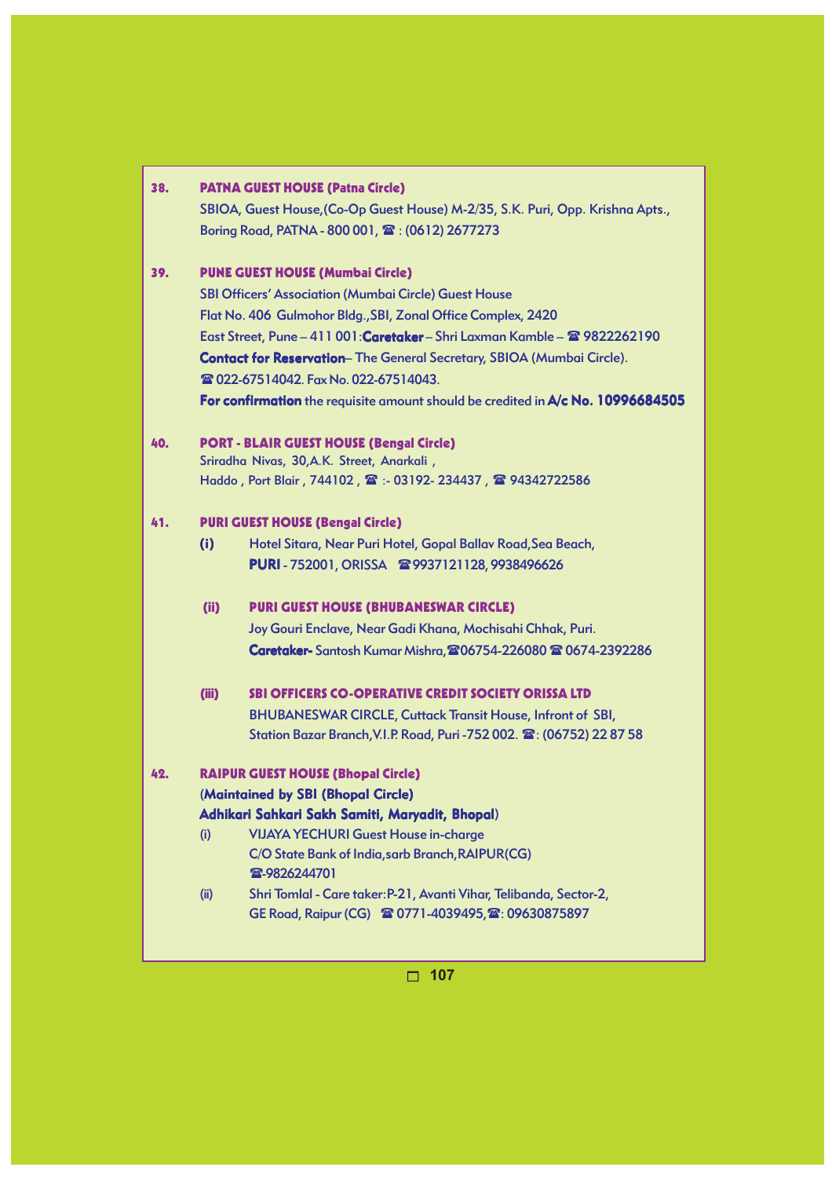**38. PATNA GUEST HOUSE (Patna Circle)**

SBIOA, Guest House,(Co-Op Guest House) M-2/35, S.K. Puri, Opp. Krishna Apts., Boring Road, PATNA - 800 001, ☎ : (0612) 2677273

**39. PUNE GUEST HOUSE (Mumbai Circle)**

SBI Officers' Association (Mumbai Circle) Guest House
Flat No. 406 Gulmohor Bldg.,SBI, Zonal Office Complex, 2420
East Street, Pune – 411 001:**Caretaker** – Shri Laxman Kamble – ☎ 9822262190
**Contact for Reservation**– The General Secretary, SBIOA (Mumbai Circle).
☎ 022-67514042. Fax No. 022-67514043.
**For confirmation** the requisite amount should be credited in **A/c No. 10996684505**

**40. PORT - BLAIR GUEST HOUSE (Bengal Circle)**

Sriradha Nivas, 30,A.K. Street, Anarkali ,
Haddo , Port Blair , 744102 , ☎ :- 03192- 234437 , ☎ 94342722586

**41. PURI GUEST HOUSE (Bengal Circle)**

**(i)** Hotel Sitara, Near Puri Hotel, Gopal Ballav Road,Sea Beach,
**PURI** - 752001, ORISSA ☎9937121128, 9938496626

**(ii) PURI GUEST HOUSE (BHUBANESWAR CIRCLE)**
Joy Gouri Enclave, Near Gadi Khana, Mochisahi Chhak, Puri.
**Caretaker-** Santosh Kumar Mishra,☎06754-226080 ☎ 0674-2392286

**(iii) SBI OFFICERS CO-OPERATIVE CREDIT SOCIETY ORISSA LTD**
BHUBANESWAR CIRCLE, Cuttack Transit House, Infront of SBI,
Station Bazar Branch,V.I.P. Road, Puri -752 002. ☎: (06752) 22 87 58

**42. RAIPUR GUEST HOUSE (Bhopal Circle)**

(**Maintained by SBI (Bhopal Circle)**
**Adhikari Sahkari Sakh Samiti, Maryadit, Bhopal**)

(i) VIJAYA YECHURI Guest House in-charge
C/O State Bank of India,sarb Branch,RAIPUR(CG)
☎-9826244701

(ii) Shri Tomlal - Care taker:P-21, Avanti Vihar, Telibanda, Sector-2,
GE Road, Raipur (CG) ☎ 0771-4039495,☎: 09630875897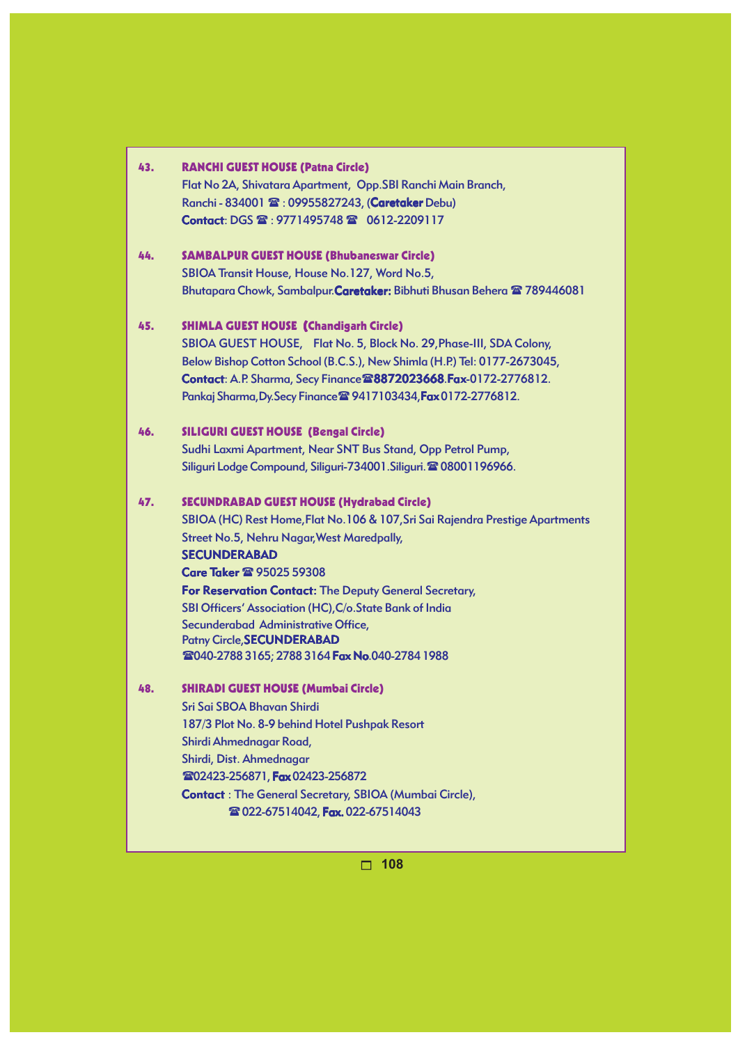**43. RANCHI GUEST HOUSE (Patna Circle)**

Flat No 2A, Shivatara Apartment, Opp.SBI Ranchi Main Branch,
Ranchi - 834001 ☎ : 09955827243, (**Caretaker** Debu)
**Contact**: DGS ☎ : 9771495748 ☎ 0612-2209117

**44. SAMBALPUR GUEST HOUSE (Bhubaneswar Circle)**

SBIOA Transit House, House No.127, Word No.5,
Bhutapara Chowk, Sambalpur.**Caretaker:** Bibhuti Bhusan Behera ☎ 789446081

**45. SHIMLA GUEST HOUSE (Chandigarh Circle)**

SBIOA GUEST HOUSE, Flat No. 5, Block No. 29,Phase-III, SDA Colony,
Below Bishop Cotton School (B.C.S.), New Shimla (H.P.) Tel: 0177-2673045,
**Contact**: A.P. Sharma, Secy Finance☎**8872023668**.**Fax**-0172-2776812.
Pankaj Sharma,Dy.Secy Finance☎ 9417103434,**Fax** 0172-2776812.

**46. SILIGURI GUEST HOUSE (Bengal Circle)**

Sudhi Laxmi Apartment, Near SNT Bus Stand, Opp Petrol Pump,
Siliguri Lodge Compound, Siliguri-734001.Siliguri.☎ 08001196966.

**47. SECUNDRABAD GUEST HOUSE (Hydrabad Circle)**

SBIOA (HC) Rest Home,Flat No.106 & 107,Sri Sai Rajendra Prestige Apartments
Street No.5, Nehru Nagar,West Maredpally,
**SECUNDERABAD**
**Care Taker** ☎ 95025 59308
**For Reservation Contact:** The Deputy General Secretary,
SBI Officers' Association (HC),C/o.State Bank of India
Secunderabad Administrative Office,
Patny Circle,**SECUNDERABAD**
☎040-2788 3165; 2788 3164 **Fax No**.040-2784 1988

**48. SHIRADI GUEST HOUSE (Mumbai Circle)**

Sri Sai SBOA Bhavan Shirdi
187/3 Plot No. 8-9 behind Hotel Pushpak Resort
Shirdi Ahmednagar Road,
Shirdi, Dist. Ahmednagar
☎02423-256871, **Fax** 02423-256872
**Contact** : The General Secretary, SBIOA (Mumbai Circle),
☎ 022-67514042, **Fax.** 022-67514043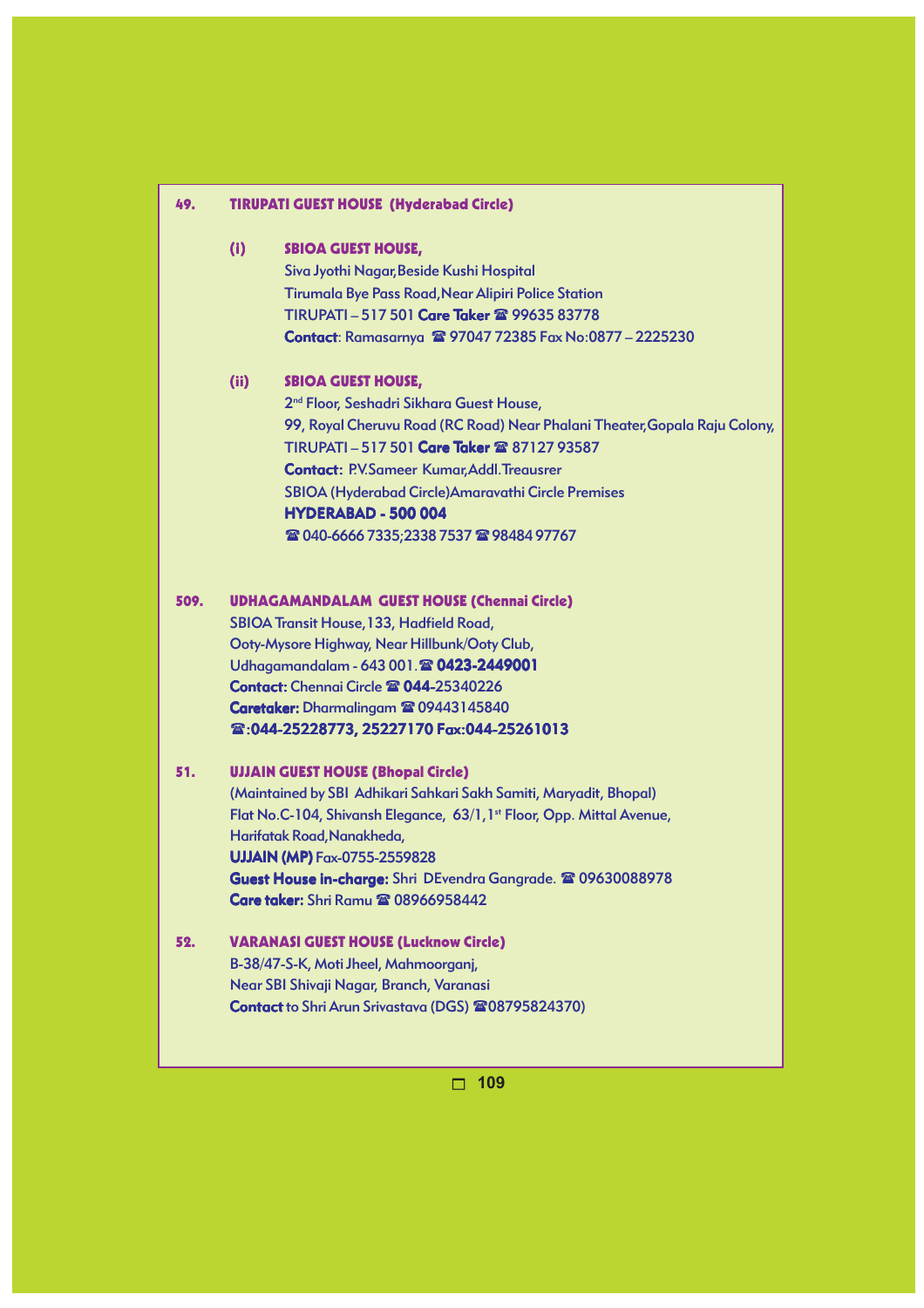**49. TIRUPATI GUEST HOUSE (Hyderabad Circle)**

**(i) SBIOA GUEST HOUSE,**
Siva Jyothi Nagar,Beside Kushi Hospital
Tirumala Bye Pass Road,Near Alipiri Police Station
TIRUPATI – 517 501 **Care Taker** ☎ 99635 83778
**Contact**: Ramasarnya ☎ 97047 72385 Fax No:0877 – 2225230

**(ii) SBIOA GUEST HOUSE,**
2nd Floor, Seshadri Sikhara Guest House,
99, Royal Cheruvu Road (RC Road) Near Phalani Theater,Gopala Raju Colony,
TIRUPATI – 517 501 **Care Taker** ☎ 87127 93587
**Contact:** P.V.Sameer Kumar,Addl.Treausrer
SBIOA (Hyderabad Circle)Amaravathi Circle Premises
**HYDERABAD - 500 004**
☎ 040-6666 7335;2338 7537 ☎ 98484 97767

**509. UDHAGAMANDALAM GUEST HOUSE (Chennai Circle)**
SBIOA Transit House,133, Hadfield Road,
Ooty-Mysore Highway, Near Hillbunk/Ooty Club,
Udhagamandalam - 643 001.☎ **0423-2449001**
**Contact:** Chennai Circle ☎ **044**-25340226
**Caretaker:** Dharmalingam ☎ 09443145840
☎**:044-25228773, 25227170 Fax:044-25261013**

**51. UJJAIN GUEST HOUSE (Bhopal Circle)**
(Maintained by SBI Adhikari Sahkari Sakh Samiti, Maryadit, Bhopal)
Flat No.C-104, Shivansh Elegance, 63/1,1st Floor, Opp. Mittal Avenue,
Harifatak Road,Nanakheda,
**UJJAIN (MP)** Fax-0755-2559828
**Guest House in-charge:** Shri DEvendra Gangrade. ☎ 09630088978
**Care taker:** Shri Ramu ☎ 08966958442

**52. VARANASI GUEST HOUSE (Lucknow Circle)**
B-38/47-S-K, Moti Jheel, Mahmoorganj,
Near SBI Shivaji Nagar, Branch, Varanasi
**Contact** to Shri Arun Srivastava (DGS) ☎08795824370)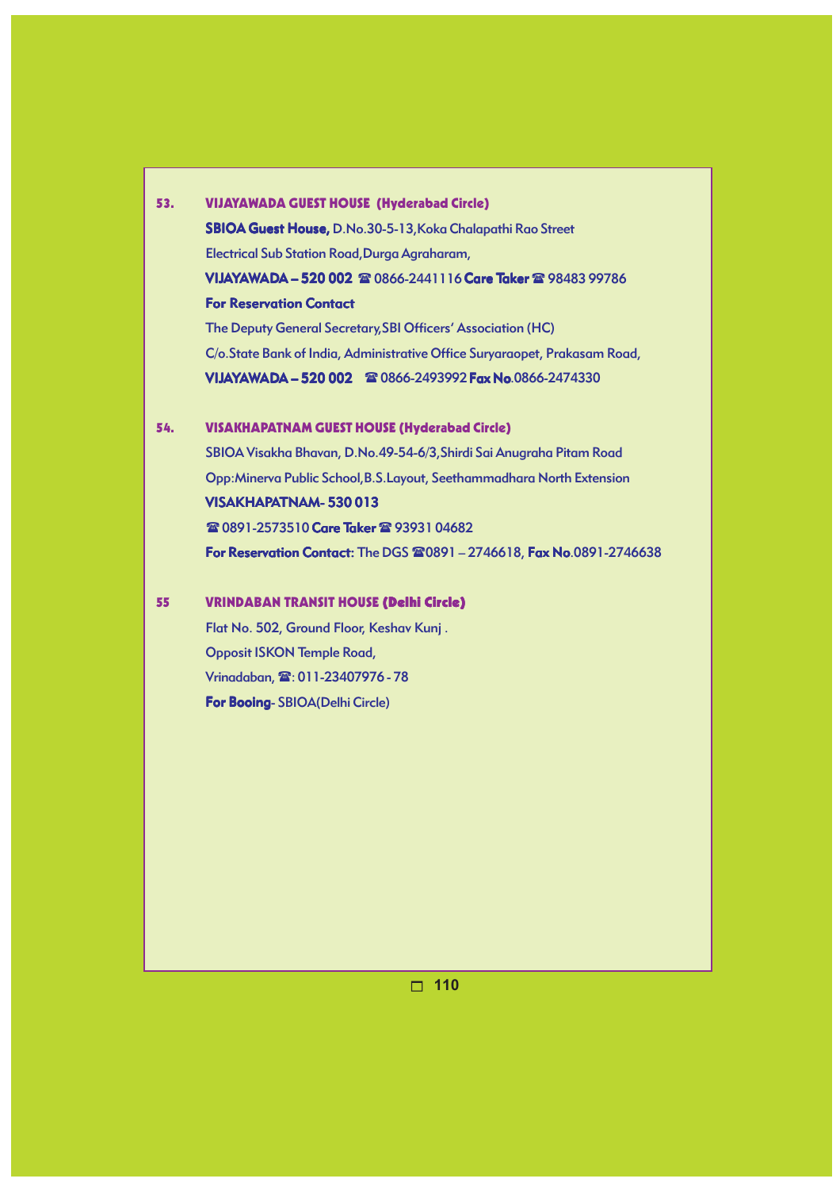**53. VIJAYAWADA GUEST HOUSE (Hyderabad Circle)**

**SBIOA Guest House,** D.No.30-5-13,Koka Chalapathi Rao Street

Electrical Sub Station Road,Durga Agraharam,

**VIJAYAWADA – 520 002** ☎ 0866-2441116 **Care Taker** ☎ 98483 99786

**For Reservation Contact**

The Deputy General Secretary,SBI Officers' Association (HC)

C/o.State Bank of India, Administrative Office Suryaraopet, Prakasam Road,

**VIJAYAWADA – 520 002** ☎ 0866-2493992 **Fax No**.0866-2474330

**54. VISAKHAPATNAM GUEST HOUSE (Hyderabad Circle)**

SBIOA Visakha Bhavan, D.No.49-54-6/3,Shirdi Sai Anugraha Pitam Road

Opp:Minerva Public School,B.S.Layout, Seethammadhara North Extension

**VISAKHAPATNAM- 530 013**

☎ 0891-2573510 **Care Taker** ☎ 93931 04682

**For Reservation Contact:** The DGS ☎0891 – 2746618, **Fax No**.0891-2746638

**55 VRINDABAN TRANSIT HOUSE (Delhi Circle)**

Flat No. 502, Ground Floor, Keshav Kunj .

Opposit ISKON Temple Road,

Vrinadaban, ☎: 011-23407976 - 78

**For Booing**- SBIOA(Delhi Circle)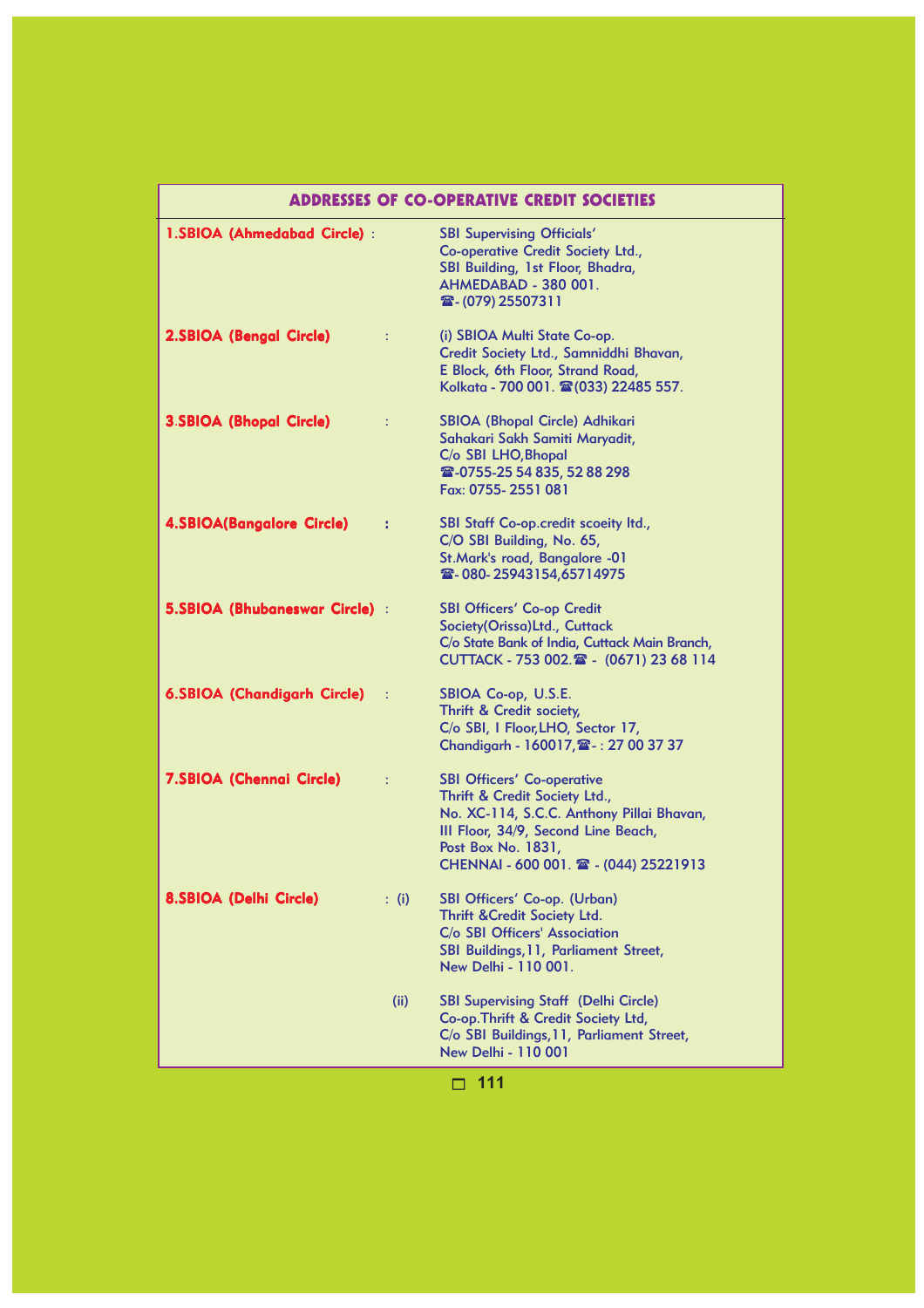## ADDRESSES OF CO-OPERATIVE CREDIT SOCIETIES

**1.SBIOA (Ahmedabad Circle)** :
SBI Supervising Officials'
Co-operative Credit Society Ltd.,
SBI Building, 1st Floor, Bhadra,
AHMEDABAD - 380 001.
☎- (079) 25507311

**2.SBIOA (Bengal Circle)** :
(i) SBIOA Multi State Co-op.
Credit Society Ltd., Samniddhi Bhavan,
E Block, 6th Floor, Strand Road,
Kolkata - 700 001. ☎(033) 22485 557.

**3.SBIOA (Bhopal Circle)** :
SBIOA (Bhopal Circle) Adhikari
Sahakari Sakh Samiti Maryadit,
C/o SBI LHO,Bhopal
☎-0755-25 54 835, 52 88 298
Fax: 0755- 2551 081

**4.SBIOA(Bangalore Circle)** :
SBI Staff Co-op.credit scoeity ltd.,
C/O SBI Building, No. 65,
St.Mark's road, Bangalore -01
☎- 080- 25943154,65714975

**5.SBIOA (Bhubaneswar Circle)** :
SBI Officers' Co-op Credit
Society(Orissa)Ltd., Cuttack
C/o State Bank of India, Cuttack Main Branch,
CUTTACK - 753 002.☎ - (0671) 23 68 114

**6.SBIOA (Chandigarh Circle)** :
SBIOA Co-op, U.S.E.
Thrift & Credit society,
C/o SBI, I Floor,LHO, Sector 17,
Chandigarh - 160017,☎- : 27 00 37 37

**7.SBIOA (Chennai Circle)** :
SBI Officers' Co-operative
Thrift & Credit Society Ltd.,
No. XC-114, S.C.C. Anthony Pillai Bhavan,
III Floor, 34/9, Second Line Beach,
Post Box No. 1831,
CHENNAI - 600 001. ☎ - (044) 25221913

**8.SBIOA (Delhi Circle)** :
(i) SBI Officers' Co-op. (Urban)
Thrift &Credit Society Ltd.
C/o SBI Officers' Association
SBI Buildings,11, Parliament Street,
New Delhi - 110 001.

(ii) SBI Supervising Staff (Delhi Circle)
Co-op.Thrift & Credit Society Ltd,
C/o SBI Buildings,11, Parliament Street,
New Delhi - 110 001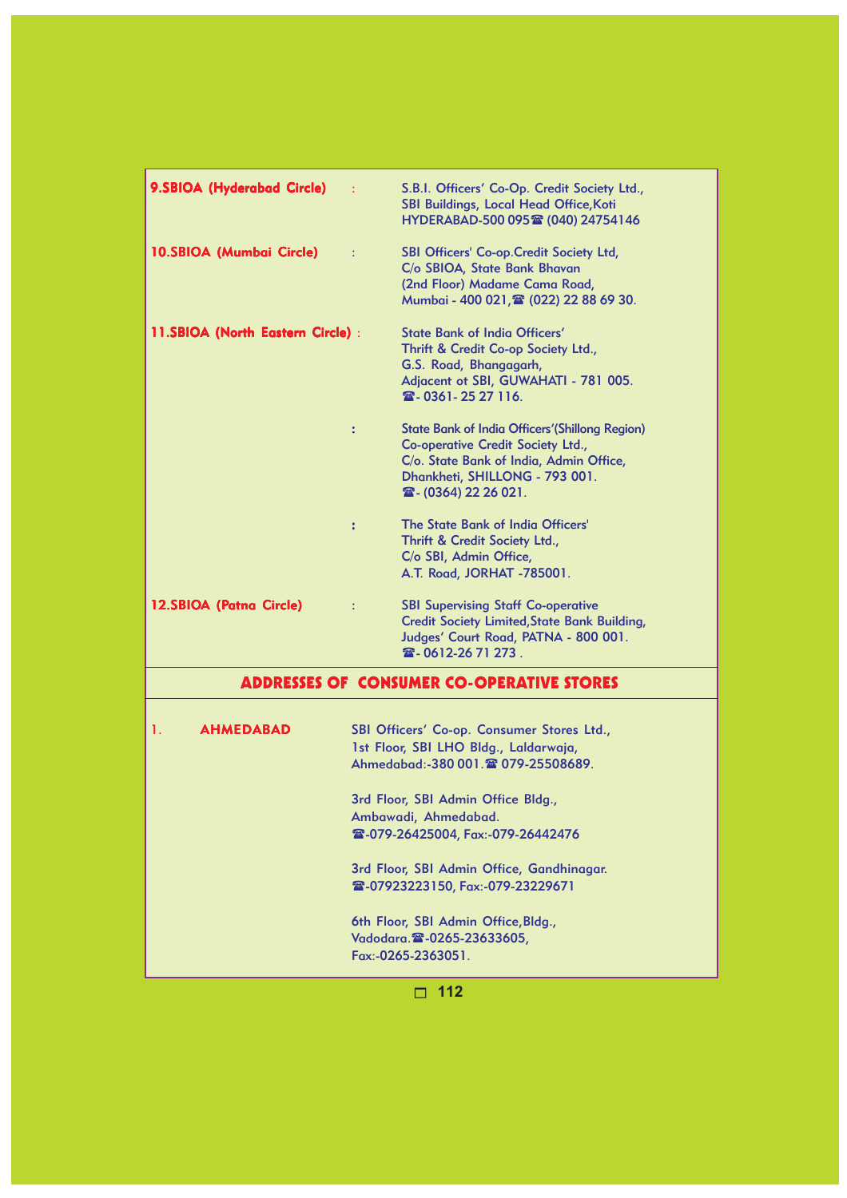| | | |
|---|---|---|
| **9.SBIOA (Hyderabad Circle)** | : | S.B.I. Officers' Co-Op. Credit Society Ltd., SBI Buildings, Local Head Office,Koti HYDERABAD-500 095☎ (040) 24754146 |
| **10.SBIOA (Mumbai Circle)** | : | SBI Officers' Co-op.Credit Society Ltd, C/o SBIOA, State Bank Bhavan (2nd Floor) Madame Cama Road, Mumbai - 400 021,☎ (022) 22 88 69 30. |
| **11.SBIOA (North Eastern Circle)** | : | State Bank of India Officers' Thrift & Credit Co-op Society Ltd., G.S. Road, Bhangagarh, Adjacent ot SBI, GUWAHATI - 781 005. ☎- 0361- 25 27 116. |
| | : | State Bank of India Officers'(Shillong Region) Co-operative Credit Society Ltd., C/o. State Bank of India, Admin Office, Dhankheti, SHILLONG - 793 001. ☎- (0364) 22 26 021. |
| | : | The State Bank of India Officers' Thrift & Credit Society Ltd., C/o SBI, Admin Office, A.T. Road, JORHAT -785001. |
| **12.SBIOA (Patna Circle)** | : | SBI Supervising Staff Co-operative Credit Society Limited,State Bank Building, Judges' Court Road, PATNA - 800 001. ☎- 0612-26 71 273 . |

## ADDRESSES OF CONSUMER CO-OPERATIVE STORES

| | | |
|---|---|---|
| 1. | **AHMEDABAD** | SBI Officers' Co-op. Consumer Stores Ltd., 1st Floor, SBI LHO Bldg., Laldarwaja, Ahmedabad:-380 001.☎ 079-25508689. |
| | | 3rd Floor, SBI Admin Office Bldg., Ambawadi, Ahmedabad. ☎-079-26425004, Fax:-079-26442476 |
| | | 3rd Floor, SBI Admin Office, Gandhinagar. ☎-07923223150, Fax:-079-23229671 |
| | | 6th Floor, SBI Admin Office,Bldg., Vadodara.☎-0265-23633605, Fax:-0265-2363051. |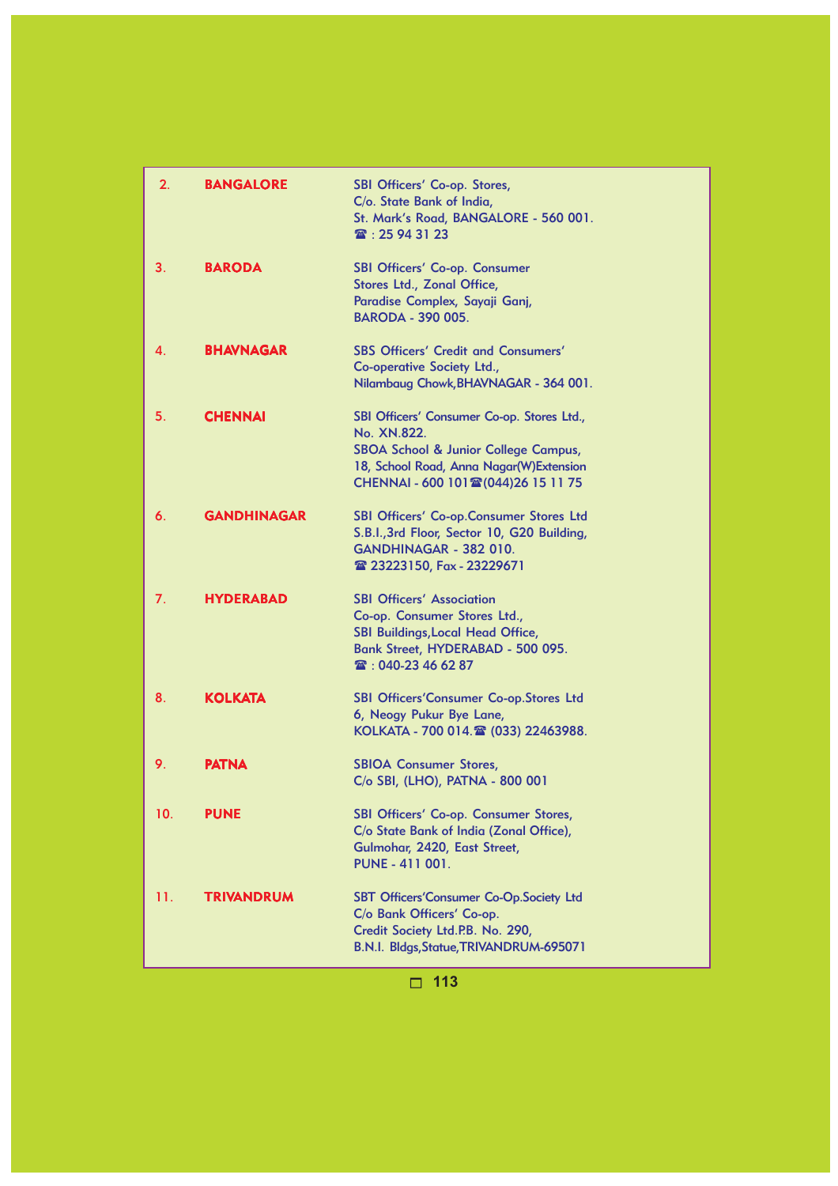| | | |
|---|---|---|
| 2. | **BANGALORE** | SBI Officers' Co-op. Stores,<br>C/o. State Bank of India,<br>St. Mark's Road, BANGALORE - 560 001.<br>☎ : 25 94 31 23 |
| 3. | **BARODA** | SBI Officers' Co-op. Consumer<br>Stores Ltd., Zonal Office,<br>Paradise Complex, Sayaji Ganj,<br>BARODA - 390 005. |
| 4. | **BHAVNAGAR** | SBS Officers' Credit and Consumers'<br>Co-operative Society Ltd.,<br>Nilambaug Chowk,BHAVNAGAR - 364 001. |
| 5. | **CHENNAI** | SBI Officers' Consumer Co-op. Stores Ltd.,<br>No. XN.822.<br>SBOA School & Junior College Campus,<br>18, School Road, Anna Nagar(W)Extension<br>CHENNAI - 600 101☎(044)26 15 11 75 |
| 6. | **GANDHINAGAR** | SBI Officers' Co-op.Consumer Stores Ltd<br>S.B.I.,3rd Floor, Sector 10, G20 Building,<br>GANDHINAGAR - 382 010.<br>☎ 23223150, Fax - 23229671 |
| 7. | **HYDERABAD** | SBI Officers' Association<br>Co-op. Consumer Stores Ltd.,<br>SBI Buildings,Local Head Office,<br>Bank Street, HYDERABAD - 500 095.<br>☎ : 040-23 46 62 87 |
| 8. | **KOLKATA** | SBI Officers'Consumer Co-op.Stores Ltd<br>6, Neogy Pukur Bye Lane,<br>KOLKATA - 700 014.☎ (033) 22463988. |
| 9. | **PATNA** | SBIOA Consumer Stores,<br>C/o SBI, (LHO), PATNA - 800 001 |
| 10. | **PUNE** | SBI Officers' Co-op. Consumer Stores,<br>C/o State Bank of India (Zonal Office),<br>Gulmohar, 2420, East Street,<br>PUNE - 411 001. |
| 11. | **TRIVANDRUM** | SBT Officers'Consumer Co-Op.Society Ltd<br>C/o Bank Officers' Co-op.<br>Credit Society Ltd.P.B. No. 290,<br>B.N.I. Bldgs,Statue,TRIVANDRUM-695071 |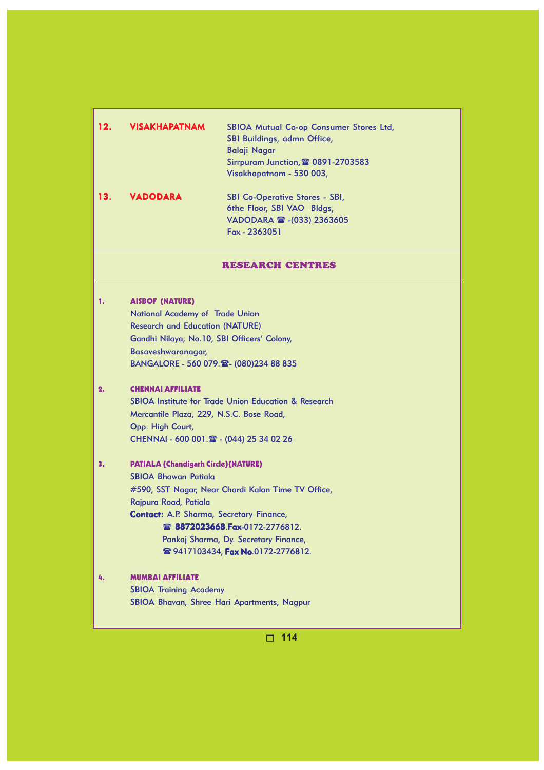**12. VISAKHAPATNAM**

SBIOA Mutual Co-op Consumer Stores Ltd,
SBI Buildings, admn Office,
Balaji Nagar
Sirrpuram Junction, ☎ 0891-2703583
Visakhapatnam - 530 003,

**13. VADODARA**

SBI Co-Operative Stores - SBI,
6the Floor, SBI VAO Bldgs,
VADODARA ☎ -(033) 2363605
Fax - 2363051

## RESEARCH CENTRES

**1. AISBOF (NATURE)**

National Academy of Trade Union
Research and Education (NATURE)
Gandhi Nilaya, No.10, SBI Officers' Colony,
Basaveshwaranagar,
BANGALORE - 560 079. ☎- (080)234 88 835

**2. CHENNAI AFFILIATE**

SBIOA Institute for Trade Union Education & Research
Mercantile Plaza, 229, N.S.C. Bose Road,
Opp. High Court,
CHENNAI - 600 001. ☎ - (044) 25 34 02 26

**3. PATIALA (Chandigarh Circle)(NATURE)**

SBIOA Bhawan Patiala
#590, SST Nagar, Near Chardi Kalan Time TV Office,
Rajpura Road, Patiala
**Contact:** A.P. Sharma, Secretary Finance,
☎ **8872023668**.**Fax**-0172-2776812.
Pankaj Sharma, Dy. Secretary Finance,
☎ 9417103434, **Fax No**.0172-2776812.

**4. MUMBAI AFFILIATE**

SBIOA Training Academy
SBIOA Bhavan, Shree Hari Apartments, Nagpur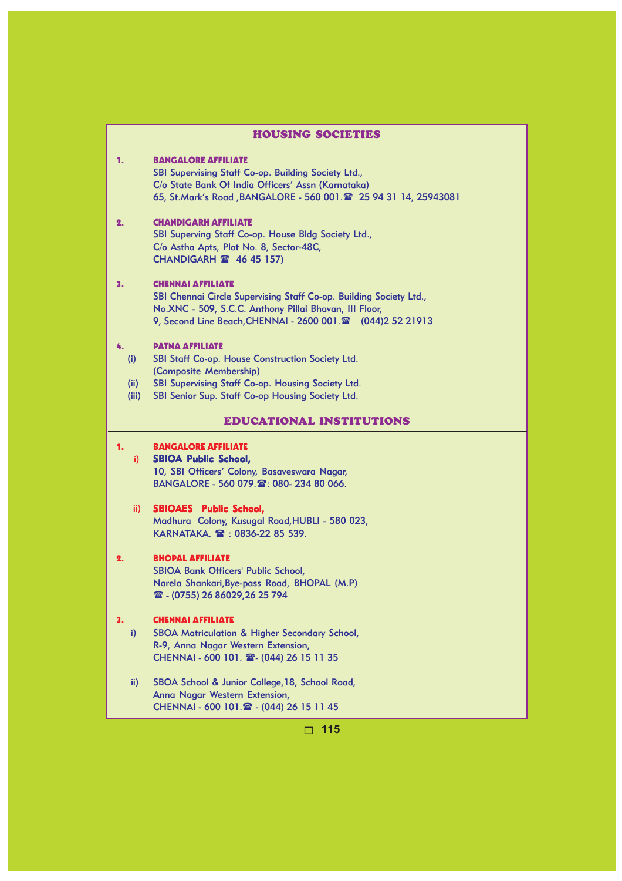## HOUSING SOCIETIES

**1. BANGALORE AFFILIATE**

SBI Supervising Staff Co-op. Building Society Ltd.,
C/o State Bank Of India Officers' Assn (Karnataka)
65, St.Mark's Road ,BANGALORE - 560 001.☎ 25 94 31 14, 25943081

**2. CHANDIGARH AFFILIATE**

SBI Superving Staff Co-op. House Bldg Society Ltd.,
C/o Astha Apts, Plot No. 8, Sector-48C,
CHANDIGARH ☎ 46 45 157)

**3. CHENNAI AFFILIATE**

SBI Chennai Circle Supervising Staff Co-op. Building Society Ltd.,
No.XNC - 509, S.C.C. Anthony Pillai Bhavan, III Floor,
9, Second Line Beach,CHENNAI - 2600 001.☎ (044)2 52 21913

**4. PATNA AFFILIATE**

(i) SBI Staff Co-op. House Construction Society Ltd. (Composite Membership)
(ii) SBI Supervising Staff Co-op. Housing Society Ltd.
(iii) SBI Senior Sup. Staff Co-op Housing Society Ltd.

## EDUCATIONAL INSTITUTIONS

**1. BANGALORE AFFILIATE**

i) **SBIOA Public School,**
10, SBI Officers' Colony, Basaveswara Nagar,
BANGALORE - 560 079.☎: 080- 234 80 066.

ii) **SBIOAES Public School,**
Madhura Colony, Kusugal Road,HUBLI - 580 023,
KARNATAKA. ☎ : 0836-22 85 539.

**2. BHOPAL AFFILIATE**

SBIOA Bank Officers' Public School,
Narela Shankari,Bye-pass Road, BHOPAL (M.P)
☎ - (0755) 26 86029,26 25 794

**3. CHENNAI AFFILIATE**

i) SBOA Matriculation & Higher Secondary School,
R-9, Anna Nagar Western Extension,
CHENNAI - 600 101. ☎- (044) 26 15 11 35

ii) SBOA School & Junior College,18, School Road,
Anna Nagar Western Extension,
CHENNAI - 600 101.☎ - (044) 26 15 11 45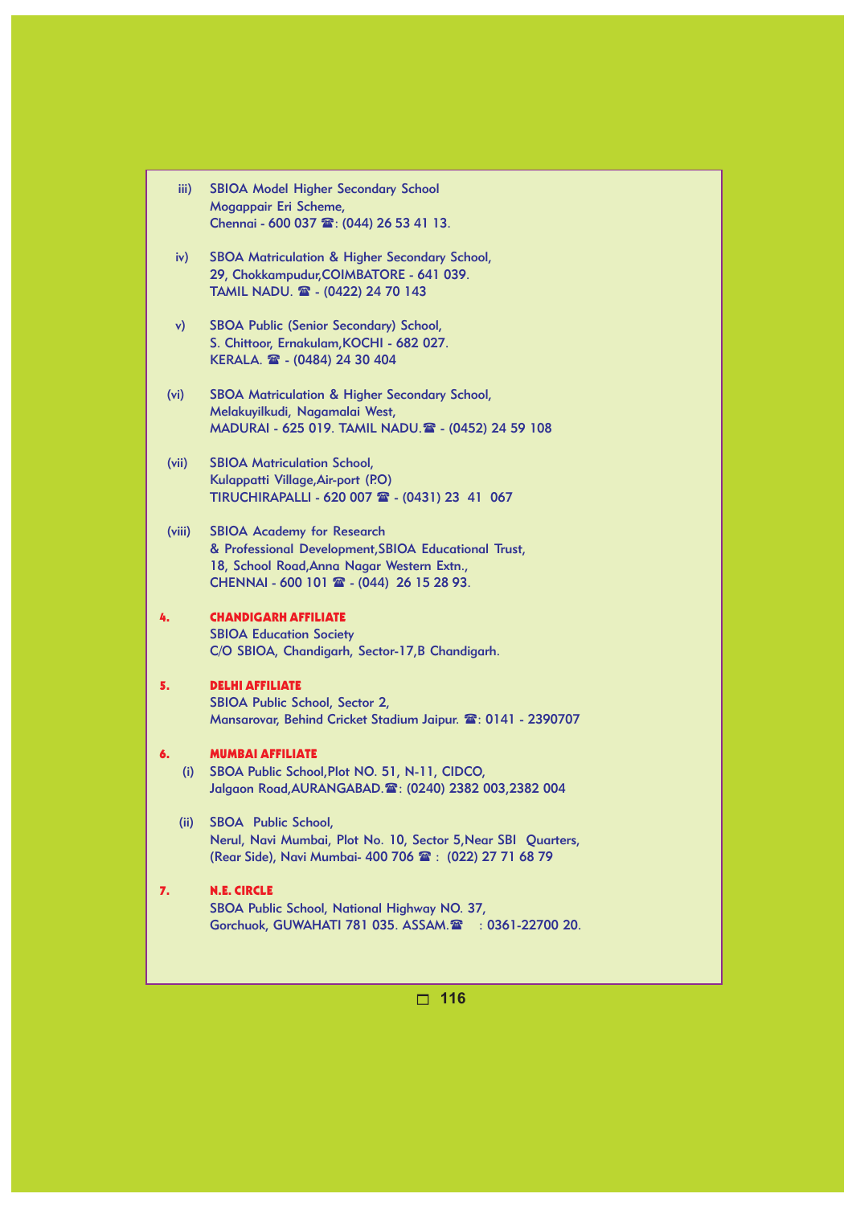iii) SBIOA Model Higher Secondary School
Mogappair Eri Scheme,
Chennai - 600 037 ☎: (044) 26 53 41 13.

iv) SBOA Matriculation & Higher Secondary School,
29, Chokkampudur,COIMBATORE - 641 039.
TAMIL NADU. ☎ - (0422) 24 70 143

v) SBOA Public (Senior Secondary) School,
S. Chittoor, Ernakulam,KOCHI - 682 027.
KERALA. ☎ - (0484) 24 30 404

(vi) SBOA Matriculation & Higher Secondary School,
Melakuyilkudi, Nagamalai West,
MADURAI - 625 019. TAMIL NADU.☎ - (0452) 24 59 108

(vii) SBIOA Matriculation School,
Kulappatti Village,Air-port (P.O)
TIRUCHIRAPALLI - 620 007 ☎ - (0431) 23 41 067

(viii) SBIOA Academy for Research
& Professional Development,SBIOA Educational Trust,
18, School Road,Anna Nagar Western Extn.,
CHENNAI - 600 101 ☎ - (044) 26 15 28 93.

**4. CHANDIGARH AFFILIATE**

SBIOA Education Society
C/O SBIOA, Chandigarh, Sector-17,B Chandigarh.

**5. DELHI AFFILIATE**

SBIOA Public School, Sector 2,
Mansarovar, Behind Cricket Stadium Jaipur. ☎: 0141 - 2390707

**6. MUMBAI AFFILIATE**

(i) SBOA Public School,Plot NO. 51, N-11, CIDCO,
Jalgaon Road,AURANGABAD.☎: (0240) 2382 003,2382 004

(ii) SBOA Public School,
Nerul, Navi Mumbai, Plot No. 10, Sector 5,Near SBI Quarters,
(Rear Side), Navi Mumbai- 400 706 ☎ : (022) 27 71 68 79

**7. N.E. CIRCLE**

SBOA Public School, National Highway NO. 37,
Gorchuok, GUWAHATI 781 035. ASSAM.☎ : 0361-22700 20.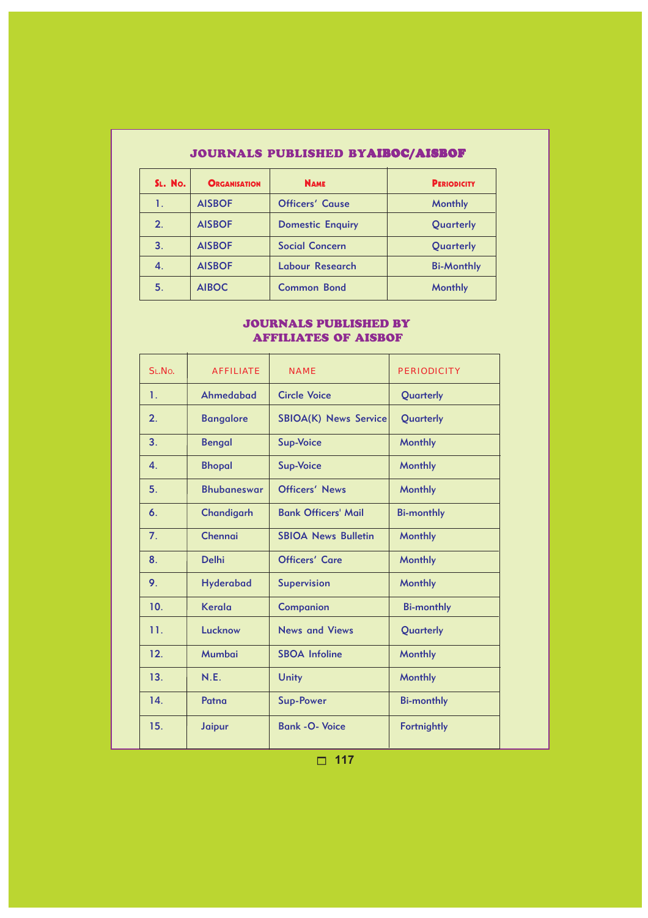## JOURNALS PUBLISHED BYAIBOC/AISBOF

| SL. NO. | ORGANISATION | NAME | PERIODICITY |
|---|---|---|---|
| 1. | AISBOF | Officers' Cause | Monthly |
| 2. | AISBOF | Domestic Enquiry | Quarterly |
| 3. | AISBOF | Social Concern | Quarterly |
| 4. | AISBOF | Labour Research | Bi-Monthly |
| 5. | AIBOC | Common Bond | Monthly |

## JOURNALS PUBLISHED BY AFFILIATES OF AISBOF

| SL.NO. | AFFILIATE | NAME | PERIODICITY |
|---|---|---|---|
| 1. | Ahmedabad | Circle Voice | Quarterly |
| 2. | Bangalore | SBIOA(K) News Service | Quarterly |
| 3. | Bengal | Sup-Voice | Monthly |
| 4. | Bhopal | Sup-Voice | Monthly |
| 5. | Bhubaneswar | Officers' News | Monthly |
| 6. | Chandigarh | Bank Officers' Mail | Bi-monthly |
| 7. | Chennai | SBIOA News Bulletin | Monthly |
| 8. | Delhi | Officers' Care | Monthly |
| 9. | Hyderabad | Supervision | Monthly |
| 10. | Kerala | Companion | Bi-monthly |
| 11. | Lucknow | News and Views | Quarterly |
| 12. | Mumbai | SBOA Infoline | Monthly |
| 13. | N.E. | Unity | Monthly |
| 14. | Patna | Sup-Power | Bi-monthly |
| 15. | Jaipur | Bank -O- Voice | Fortnightly |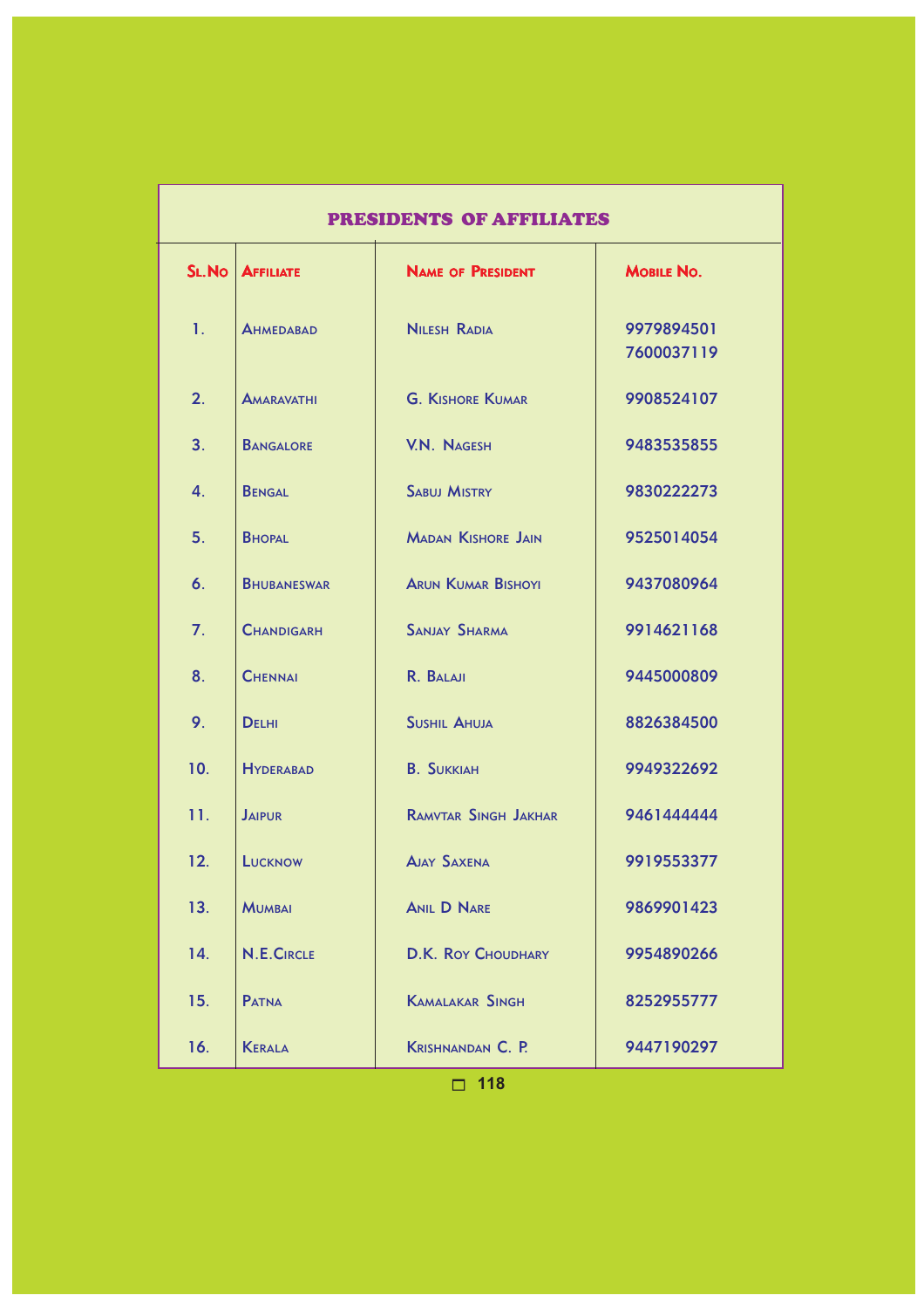## PRESIDENTS OF AFFILIATES

| Sl.No | Affiliate | Name of President | Mobile No. |
|---|---|---|---|
| 1. | Ahmedabad | Nilesh Radia | 9979894501<br>7600037119 |
| 2. | Amaravathi | G. Kishore Kumar | 9908524107 |
| 3. | Bangalore | V.N. Nagesh | 9483535855 |
| 4. | Bengal | Sabuj Mistry | 9830222273 |
| 5. | Bhopal | Madan Kishore Jain | 9525014054 |
| 6. | Bhubaneswar | Arun Kumar Bishoyi | 9437080964 |
| 7. | Chandigarh | Sanjay Sharma | 9914621168 |
| 8. | Chennai | R. Balaji | 9445000809 |
| 9. | Delhi | Sushil Ahuja | 8826384500 |
| 10. | Hyderabad | B. Sukkiah | 9949322692 |
| 11. | Jaipur | Ramvtar Singh Jakhar | 9461444444 |
| 12. | Lucknow | Ajay Saxena | 9919553377 |
| 13. | Mumbai | Anil D Nare | 9869901423 |
| 14. | N.E.Circle | D.K. Roy Choudhary | 9954890266 |
| 15. | Patna | Kamalakar Singh | 8252955777 |
| 16. | Kerala | Krishnandan C. P. | 9447190297 |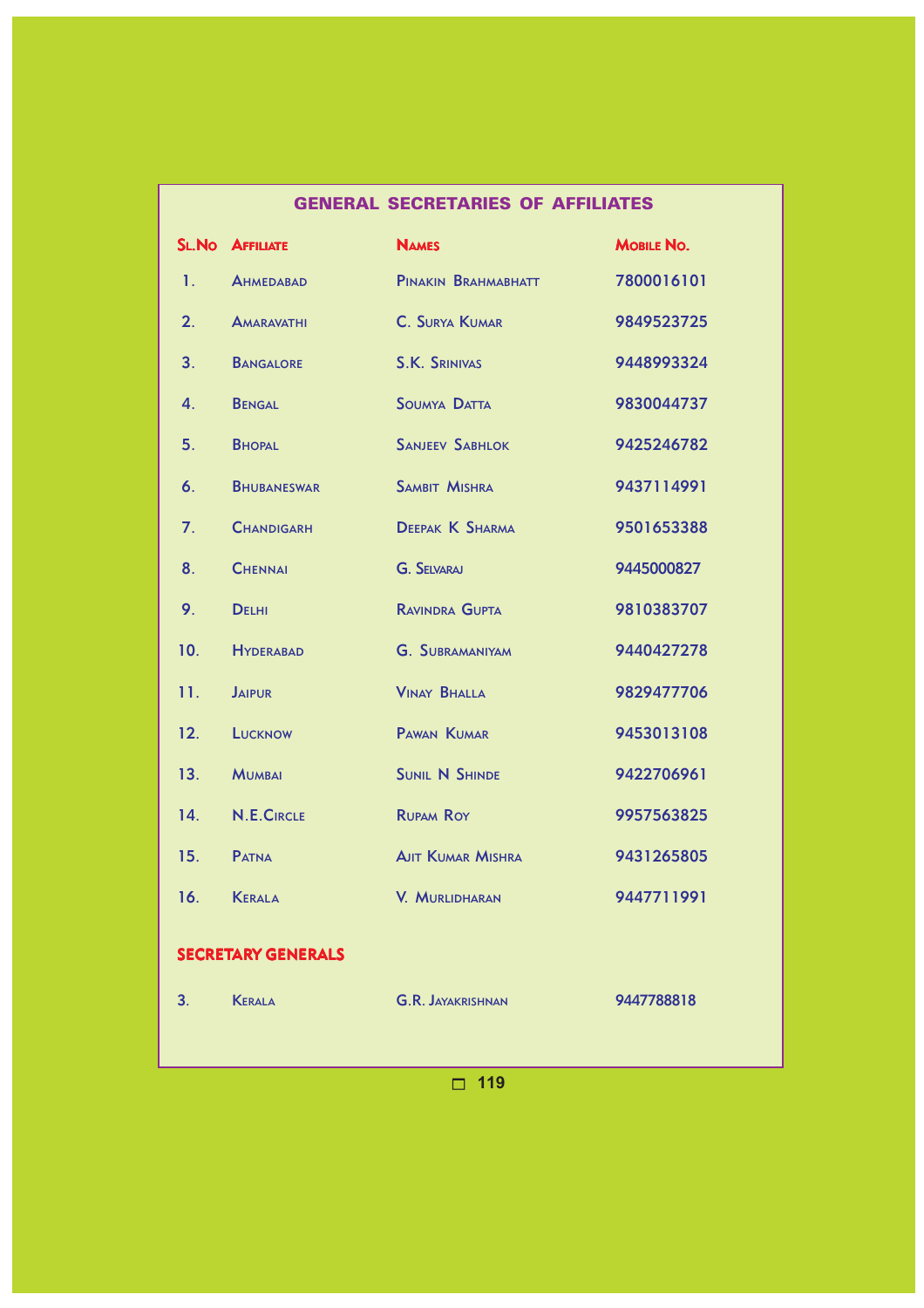## GENERAL SECRETARIES OF AFFILIATES

| Sl.No | Affiliate | Names | Mobile No. |
|---|---|---|---|
| 1. | Ahmedabad | Pinakin Brahmabhatt | 7800016101 |
| 2. | Amaravathi | C. Surya Kumar | 9849523725 |
| 3. | Bangalore | S.K. Srinivas | 9448993324 |
| 4. | Bengal | Soumya Datta | 9830044737 |
| 5. | Bhopal | Sanjeev Sabhlok | 9425246782 |
| 6. | Bhubaneswar | Sambit Mishra | 9437114991 |
| 7. | Chandigarh | Deepak K Sharma | 9501653388 |
| 8. | Chennai | G. Selvaraj | 9445000827 |
| 9. | Delhi | Ravindra Gupta | 9810383707 |
| 10. | Hyderabad | G. Subramaniyam | 9440427278 |
| 11. | Jaipur | Vinay Bhalla | 9829477706 |
| 12. | Lucknow | Pawan Kumar | 9453013108 |
| 13. | Mumbai | Sunil N Shinde | 9422706961 |
| 14. | N.E.Circle | Rupam Roy | 9957563825 |
| 15. | Patna | Ajit Kumar Mishra | 9431265805 |
| 16. | Kerala | V. Murlidharan | 9447711991 |

### SECRETARY GENERALS

| | | | |
|---|---|---|---|
| 3. | Kerala | G.R. Jayakrishnan | 9447788818 |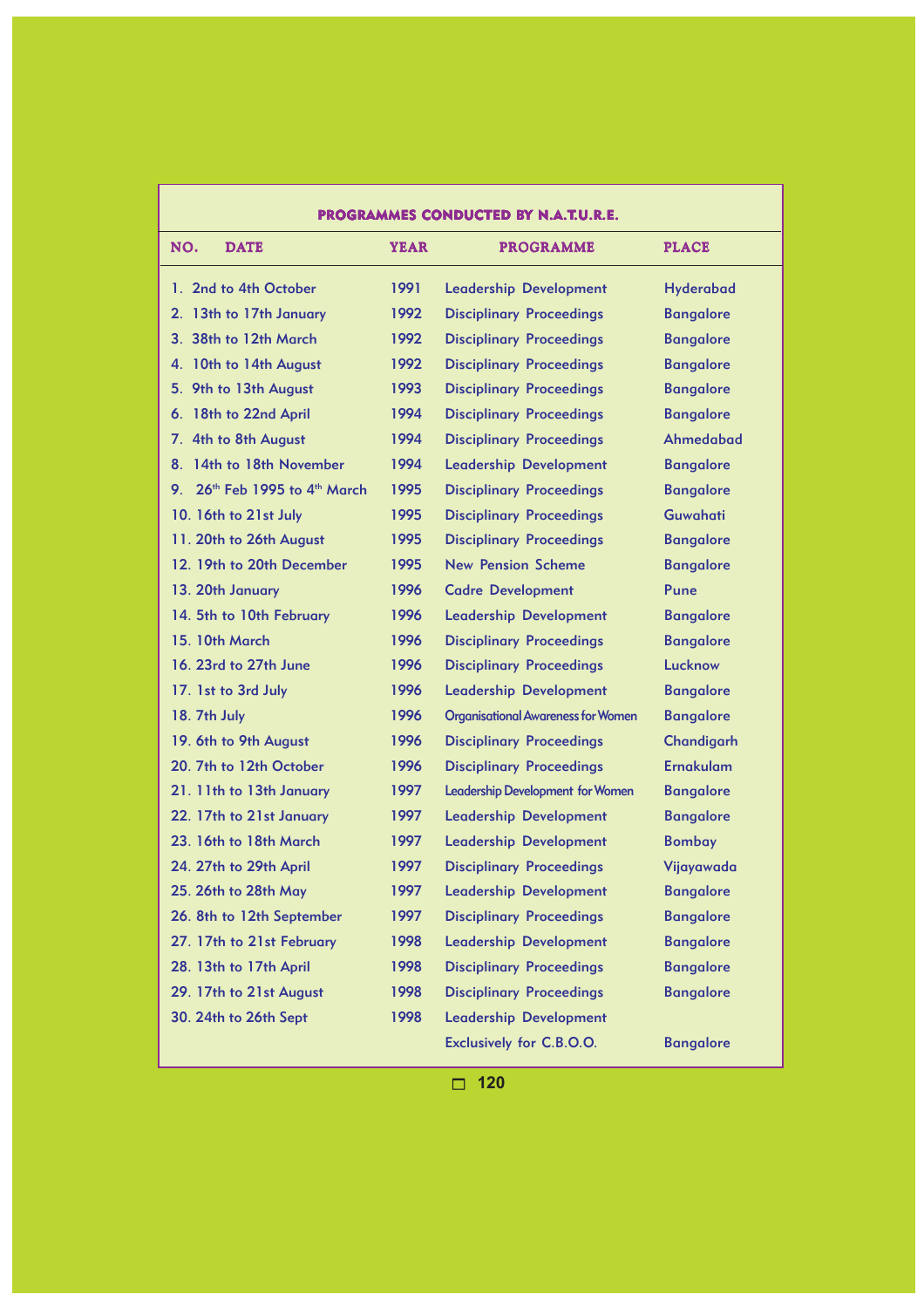## PROGRAMMES CONDUCTED BY N.A.T.U.R.E.

| NO. | DATE | YEAR | PROGRAMME | PLACE |
|---|---|---|---|---|
| 1. | 2nd to 4th October | 1991 | Leadership Development | Hyderabad |
| 2. | 13th to 17th January | 1992 | Disciplinary Proceedings | Bangalore |
| 3. | 38th to 12th March | 1992 | Disciplinary Proceedings | Bangalore |
| 4. | 10th to 14th August | 1992 | Disciplinary Proceedings | Bangalore |
| 5. | 9th to 13th August | 1993 | Disciplinary Proceedings | Bangalore |
| 6. | 18th to 22nd April | 1994 | Disciplinary Proceedings | Bangalore |
| 7. | 4th to 8th August | 1994 | Disciplinary Proceedings | Ahmedabad |
| 8. | 14th to 18th November | 1994 | Leadership Development | Bangalore |
| 9. | 26th Feb 1995 to 4th March | 1995 | Disciplinary Proceedings | Bangalore |
| 10. | 16th to 21st July | 1995 | Disciplinary Proceedings | Guwahati |
| 11. | 20th to 26th August | 1995 | Disciplinary Proceedings | Bangalore |
| 12. | 19th to 20th December | 1995 | New Pension Scheme | Bangalore |
| 13. | 20th January | 1996 | Cadre Development | Pune |
| 14. | 5th to 10th February | 1996 | Leadership Development | Bangalore |
| 15. | 10th March | 1996 | Disciplinary Proceedings | Bangalore |
| 16. | 23rd to 27th June | 1996 | Disciplinary Proceedings | Lucknow |
| 17. | 1st to 3rd July | 1996 | Leadership Development | Bangalore |
| 18. | 7th July | 1996 | Organisational Awareness for Women | Bangalore |
| 19. | 6th to 9th August | 1996 | Disciplinary Proceedings | Chandigarh |
| 20. | 7th to 12th October | 1996 | Disciplinary Proceedings | Ernakulam |
| 21. | 11th to 13th January | 1997 | Leadership Development for Women | Bangalore |
| 22. | 17th to 21st January | 1997 | Leadership Development | Bangalore |
| 23. | 16th to 18th March | 1997 | Leadership Development | Bombay |
| 24. | 27th to 29th April | 1997 | Disciplinary Proceedings | Vijayawada |
| 25. | 26th to 28th May | 1997 | Leadership Development | Bangalore |
| 26. | 8th to 12th September | 1997 | Disciplinary Proceedings | Bangalore |
| 27. | 17th to 21st February | 1998 | Leadership Development | Bangalore |
| 28. | 13th to 17th April | 1998 | Disciplinary Proceedings | Bangalore |
| 29. | 17th to 21st August | 1998 | Disciplinary Proceedings | Bangalore |
| 30. | 24th to 26th Sept | 1998 | Leadership Development Exclusively for C.B.O.O. | Bangalore |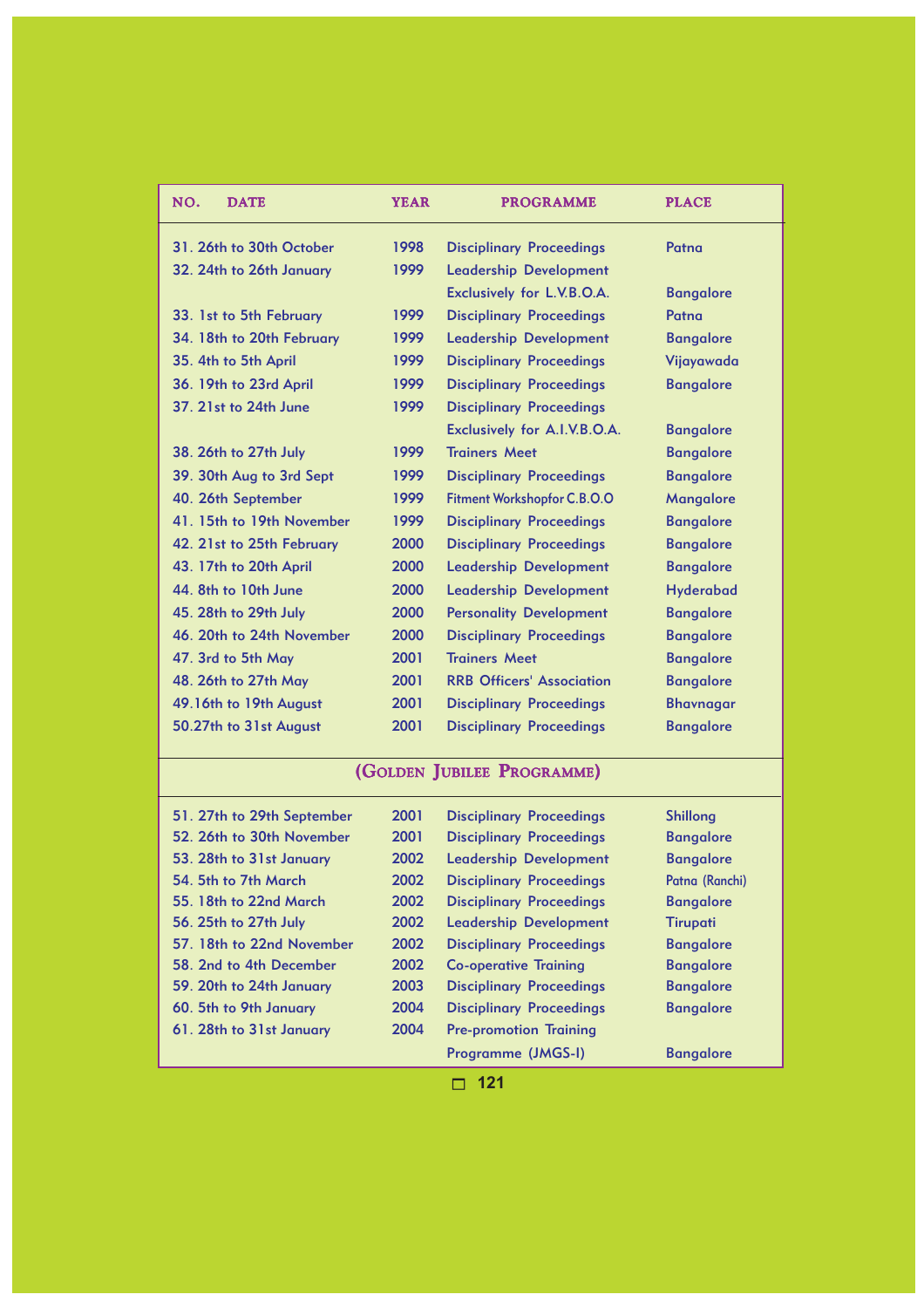| NO. | DATE | YEAR | PROGRAMME | PLACE |
|---|---|---|---|---|
| 31. | 26th to 30th October | 1998 | Disciplinary Proceedings | Patna |
| 32. | 24th to 26th January | 1999 | Leadership Development Exclusively for L.V.B.O.A. | Bangalore |
| 33. | 1st to 5th February | 1999 | Disciplinary Proceedings | Patna |
| 34. | 18th to 20th February | 1999 | Leadership Development | Bangalore |
| 35. | 4th to 5th April | 1999 | Disciplinary Proceedings | Vijayawada |
| 36. | 19th to 23rd April | 1999 | Disciplinary Proceedings | Bangalore |
| 37. | 21st to 24th June | 1999 | Disciplinary Proceedings Exclusively for A.I.V.B.O.A. | Bangalore |
| 38. | 26th to 27th July | 1999 | Trainers Meet | Bangalore |
| 39. | 30th Aug to 3rd Sept | 1999 | Disciplinary Proceedings | Bangalore |
| 40. | 26th September | 1999 | Fitment Workshopfor C.B.O.O | Mangalore |
| 41. | 15th to 19th November | 1999 | Disciplinary Proceedings | Bangalore |
| 42. | 21st to 25th February | 2000 | Disciplinary Proceedings | Bangalore |
| 43. | 17th to 20th April | 2000 | Leadership Development | Bangalore |
| 44. | 8th to 10th June | 2000 | Leadership Development | Hyderabad |
| 45. | 28th to 29th July | 2000 | Personality Development | Bangalore |
| 46. | 20th to 24th November | 2000 | Disciplinary Proceedings | Bangalore |
| 47. | 3rd to 5th May | 2001 | Trainers Meet | Bangalore |
| 48. | 26th to 27th May | 2001 | RRB Officers' Association | Bangalore |
| 49. | 16th to 19th August | 2001 | Disciplinary Proceedings | Bhavnagar |
| 50. | 27th to 31st August | 2001 | Disciplinary Proceedings | Bangalore |
| | | **(GOLDEN JUBILEE PROGRAMME)** | | |
| 51. | 27th to 29th September | 2001 | Disciplinary Proceedings | Shillong |
| 52. | 26th to 30th November | 2001 | Disciplinary Proceedings | Bangalore |
| 53. | 28th to 31st January | 2002 | Leadership Development | Bangalore |
| 54. | 5th to 7th March | 2002 | Disciplinary Proceedings | Patna (Ranchi) |
| 55. | 18th to 22nd March | 2002 | Disciplinary Proceedings | Bangalore |
| 56. | 25th to 27th July | 2002 | Leadership Development | Tirupati |
| 57. | 18th to 22nd November | 2002 | Disciplinary Proceedings | Bangalore |
| 58. | 2nd to 4th December | 2002 | Co-operative Training | Bangalore |
| 59. | 20th to 24th January | 2003 | Disciplinary Proceedings | Bangalore |
| 60. | 5th to 9th January | 2004 | Disciplinary Proceedings | Bangalore |
| 61. | 28th to 31st January | 2004 | Pre-promotion Training Programme (JMGS-I) | Bangalore |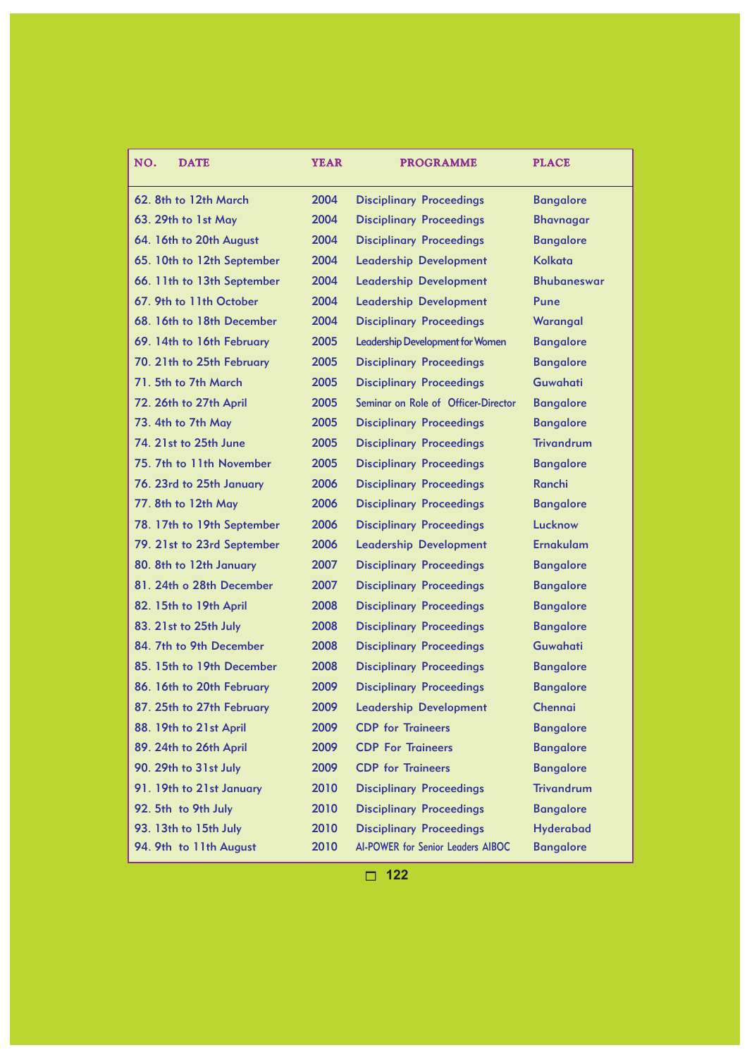| NO. DATE | YEAR | PROGRAMME | PLACE |
|---|---|---|---|
| 62. 8th to 12th March | 2004 | Disciplinary Proceedings | Bangalore |
| 63. 29th to 1st May | 2004 | Disciplinary Proceedings | Bhavnagar |
| 64. 16th to 20th August | 2004 | Disciplinary Proceedings | Bangalore |
| 65. 10th to 12th September | 2004 | Leadership Development | Kolkata |
| 66. 11th to 13th September | 2004 | Leadership Development | Bhubaneswar |
| 67. 9th to 11th October | 2004 | Leadership Development | Pune |
| 68. 16th to 18th December | 2004 | Disciplinary Proceedings | Warangal |
| 69. 14th to 16th February | 2005 | Leadership Development for Women | Bangalore |
| 70. 21th to 25th February | 2005 | Disciplinary Proceedings | Bangalore |
| 71. 5th to 7th March | 2005 | Disciplinary Proceedings | Guwahati |
| 72. 26th to 27th April | 2005 | Seminar on Role of Officer-Director | Bangalore |
| 73. 4th to 7th May | 2005 | Disciplinary Proceedings | Bangalore |
| 74. 21st to 25th June | 2005 | Disciplinary Proceedings | Trivandrum |
| 75. 7th to 11th November | 2005 | Disciplinary Proceedings | Bangalore |
| 76. 23rd to 25th January | 2006 | Disciplinary Proceedings | Ranchi |
| 77. 8th to 12th May | 2006 | Disciplinary Proceedings | Bangalore |
| 78. 17th to 19th September | 2006 | Disciplinary Proceedings | Lucknow |
| 79. 21st to 23rd September | 2006 | Leadership Development | Ernakulam |
| 80. 8th to 12th January | 2007 | Disciplinary Proceedings | Bangalore |
| 81. 24th o 28th December | 2007 | Disciplinary Proceedings | Bangalore |
| 82. 15th to 19th April | 2008 | Disciplinary Proceedings | Bangalore |
| 83. 21st to 25th July | 2008 | Disciplinary Proceedings | Bangalore |
| 84. 7th to 9th December | 2008 | Disciplinary Proceedings | Guwahati |
| 85. 15th to 19th December | 2008 | Disciplinary Proceedings | Bangalore |
| 86. 16th to 20th February | 2009 | Disciplinary Proceedings | Bangalore |
| 87. 25th to 27th February | 2009 | Leadership Development | Chennai |
| 88. 19th to 21st April | 2009 | CDP for Traineers | Bangalore |
| 89. 24th to 26th April | 2009 | CDP For Traineers | Bangalore |
| 90. 29th to 31st July | 2009 | CDP for Traineers | Bangalore |
| 91. 19th to 21st January | 2010 | Disciplinary Proceedings | Trivandrum |
| 92. 5th to 9th July | 2010 | Disciplinary Proceedings | Bangalore |
| 93. 13th to 15th July | 2010 | Disciplinary Proceedings | Hyderabad |
| 94. 9th to 11th August | 2010 | AI-POWER for Senior Leaders AIBOC | Bangalore |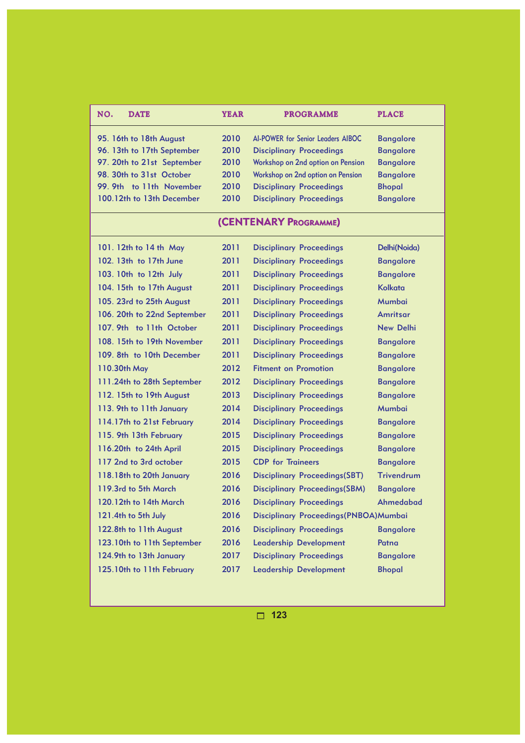| NO. DATE | YEAR | PROGRAMME | PLACE |
|---|---|---|---|
| 95. 16th to 18th August | 2010 | AI-POWER for Senior Leaders AIBOC | Bangalore |
| 96. 13th to 17th September | 2010 | Disciplinary Proceedings | Bangalore |
| 97. 20th to 21st September | 2010 | Workshop on 2nd option on Pension | Bangalore |
| 98. 30th to 31st October | 2010 | Workshop on 2nd option on Pension | Bangalore |
| 99. 9th to 11th November | 2010 | Disciplinary Proceedings | Bhopal |
| 100.12th to 13th December | 2010 | Disciplinary Proceedings | Bangalore |
| **(CENTENARY PROGRAMME)** | | | |
| 101. 12th to 14 th May | 2011 | Disciplinary Proceedings | Delhi(Noida) |
| 102. 13th to 17th June | 2011 | Disciplinary Proceedings | Bangalore |
| 103. 10th to 12th July | 2011 | Disciplinary Proceedings | Bangalore |
| 104. 15th to 17th August | 2011 | Disciplinary Proceedings | Kolkata |
| 105. 23rd to 25th August | 2011 | Disciplinary Proceedings | Mumbai |
| 106. 20th to 22nd September | 2011 | Disciplinary Proceedings | Amritsar |
| 107. 9th to 11th October | 2011 | Disciplinary Proceedings | New Delhi |
| 108. 15th to 19th November | 2011 | Disciplinary Proceedings | Bangalore |
| 109. 8th to 10th December | 2011 | Disciplinary Proceedings | Bangalore |
| 110.30th May | 2012 | Fitment on Promotion | Bangalore |
| 111.24th to 28th September | 2012 | Disciplinary Proceedings | Bangalore |
| 112. 15th to 19th August | 2013 | Disciplinary Proceedings | Bangalore |
| 113. 9th to 11th January | 2014 | Disciplinary Proceedings | Mumbai |
| 114.17th to 21st February | 2014 | Disciplinary Proceedings | Bangalore |
| 115. 9th 13th February | 2015 | Disciplinary Proceedings | Bangalore |
| 116.20th to 24th April | 2015 | Disciplinary Proceedings | Bangalore |
| 117 2nd to 3rd october | 2015 | CDP for Traineers | Bangalore |
| 118.18th to 20th January | 2016 | Disciplinary Proceedings(SBT) | Trivendrum |
| 119.3rd to 5th March | 2016 | Disciplinary Proceedings(SBM) | Bangalore |
| 120.12th to 14th March | 2016 | Disciplinary Proceedings | Ahmedabad |
| 121.4th to 5th July | 2016 | Disciplinary Proceedings(PNBOA) | Mumbai |
| 122.8th to 11th August | 2016 | Disciplinary Proceedings | Bangalore |
| 123.10th to 11th September | 2016 | Leadership Development | Patna |
| 124.9th to 13th January | 2017 | Disciplinary Proceedings | Bangalore |
| 125.10th to 11th February | 2017 | Leadership Development | Bhopal |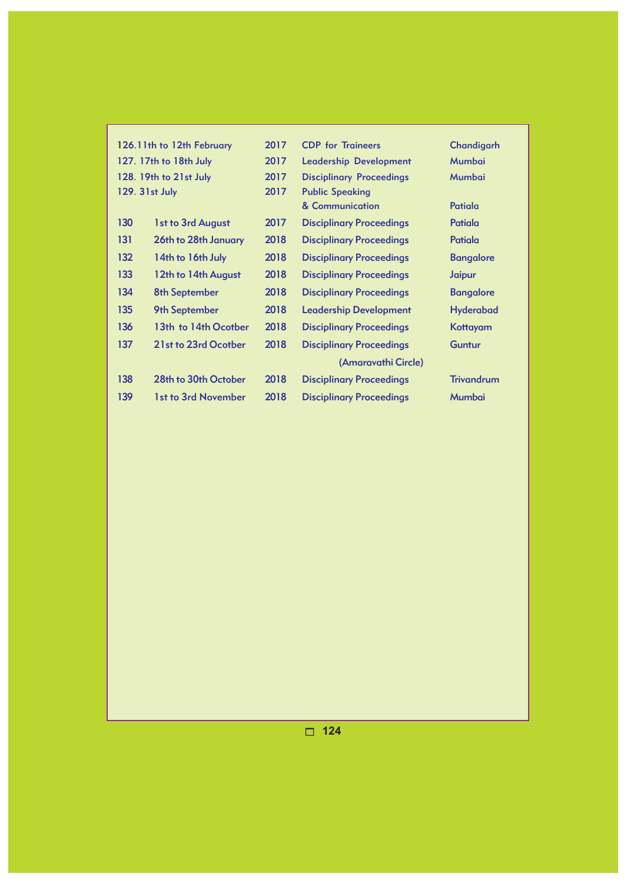| | | | | |
|---|---|---|---|---|
| 126. | 11th to 12th February | 2017 | CDP for Traineers | Chandigarh |
| 127. | 17th to 18th July | 2017 | Leadership Development | Mumbai |
| 128. | 19th to 21st July | 2017 | Disciplinary Proceedings | Mumbai |
| 129. | 31st July | 2017 | Public Speaking & Communication | Patiala |
| 130 | 1st to 3rd August | 2017 | Disciplinary Proceedings | Patiala |
| 131 | 26th to 28th January | 2018 | Disciplinary Proceedings | Patiala |
| 132 | 14th to 16th July | 2018 | Disciplinary Proceedings | Bangalore |
| 133 | 12th to 14th August | 2018 | Disciplinary Proceedings | Jaipur |
| 134 | 8th September | 2018 | Disciplinary Proceedings | Bangalore |
| 135 | 9th September | 2018 | Leadership Development | Hyderabad |
| 136 | 13th to 14th Ocotber | 2018 | Disciplinary Proceedings | Kottayam |
| 137 | 21st to 23rd Ocotber | 2018 | Disciplinary Proceedings (Amaravathi Circle) | Guntur |
| 138 | 28th to 30th October | 2018 | Disciplinary Proceedings | Trivandrum |
| 139 | 1st to 3rd November | 2018 | Disciplinary Proceedings | Mumbai |